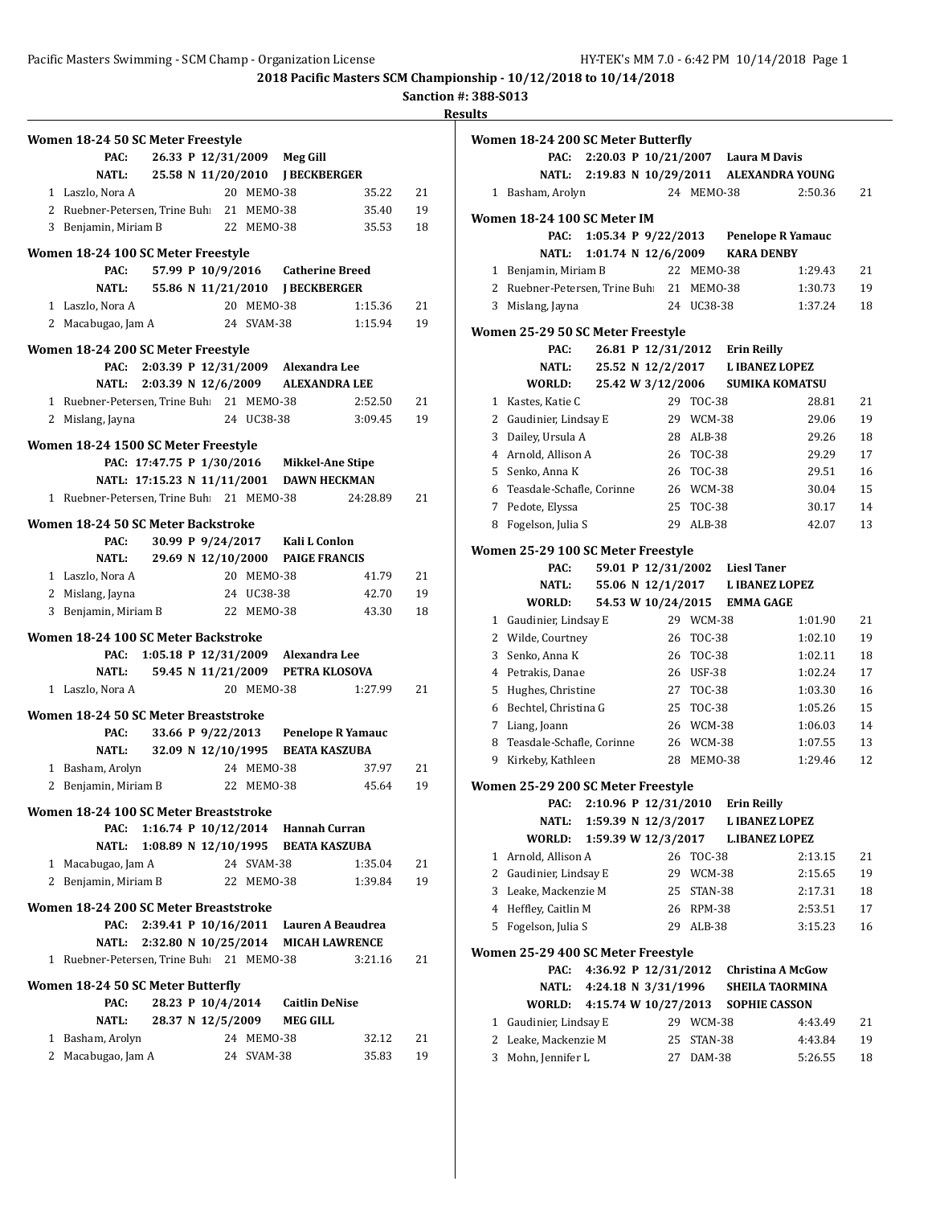# 2018 Pacific Masters SCM Championship - 10/12/2018 to 10/14/2018

**Sanction #: 388-S013**

**Results**

## Women 18-24 50 SC Meter Freestyle

PAC: 26.33 P 12/31/2009 Meg Gill
NATL: 25.58 N 11/20/2010 J BECKBERGER

| Place | Name | Age | Team | Time | Points |
|---|---|---|---|---|---|
| 1 | Laszlo, Nora A | 20 | MEMO-38 | 35.22 | 21 |
| 2 | Ruebner-Petersen, Trine Buhl | 21 | MEMO-38 | 35.40 | 19 |
| 3 | Benjamin, Miriam B | 22 | MEMO-38 | 35.53 | 18 |

## Women 18-24 100 SC Meter Freestyle

PAC: 57.99 P 10/9/2016 Catherine Breed
NATL: 55.86 N 11/21/2010 J BECKBERGER

| Place | Name | Age | Team | Time | Points |
|---|---|---|---|---|---|
| 1 | Laszlo, Nora A | 20 | MEMO-38 | 1:15.36 | 21 |
| 2 | Macabugao, Jam A | 24 | SVAM-38 | 1:15.94 | 19 |

## Women 18-24 200 SC Meter Freestyle

PAC: 2:03.39 P 12/31/2009 Alexandra Lee
NATL: 2:03.39 N 12/6/2009 ALEXANDRA LEE

| Place | Name | Age | Team | Time | Points |
|---|---|---|---|---|---|
| 1 | Ruebner-Petersen, Trine Buhl | 21 | MEMO-38 | 2:52.50 | 21 |
| 2 | Mislang, Jayna | 24 | UC38-38 | 3:09.45 | 19 |

## Women 18-24 1500 SC Meter Freestyle

PAC: 17:47.75 P 1/30/2016 Mikkel-Ane Stipe
NATL: 17:15.23 N 11/11/2001 DAWN HECKMAN

| Place | Name | Age | Team | Time | Points |
|---|---|---|---|---|---|
| 1 | Ruebner-Petersen, Trine Buhl | 21 | MEMO-38 | 24:28.89 | 21 |

## Women 18-24 50 SC Meter Backstroke

PAC: 30.99 P 9/24/2017 Kali L Conlon
NATL: 29.69 N 12/10/2000 PAIGE FRANCIS

| Place | Name | Age | Team | Time | Points |
|---|---|---|---|---|---|
| 1 | Laszlo, Nora A | 20 | MEMO-38 | 41.79 | 21 |
| 2 | Mislang, Jayna | 24 | UC38-38 | 42.70 | 19 |
| 3 | Benjamin, Miriam B | 22 | MEMO-38 | 43.30 | 18 |

## Women 18-24 100 SC Meter Backstroke

PAC: 1:05.18 P 12/31/2009 Alexandra Lee
NATL: 59.45 N 11/21/2009 PETRA KLOSOVA

| Place | Name | Age | Team | Time | Points |
|---|---|---|---|---|---|
| 1 | Laszlo, Nora A | 20 | MEMO-38 | 1:27.99 | 21 |

## Women 18-24 50 SC Meter Breaststroke

PAC: 33.66 P 9/22/2013 Penelope R Yamauc
NATL: 32.09 N 12/10/1995 BEATA KASZUBA

| Place | Name | Age | Team | Time | Points |
|---|---|---|---|---|---|
| 1 | Basham, Arolyn | 24 | MEMO-38 | 37.97 | 21 |
| 2 | Benjamin, Miriam B | 22 | MEMO-38 | 45.64 | 19 |

## Women 18-24 100 SC Meter Breaststroke

PAC: 1:16.74 P 10/12/2014 Hannah Curran
NATL: 1:08.89 N 12/10/1995 BEATA KASZUBA

| Place | Name | Age | Team | Time | Points |
|---|---|---|---|---|---|
| 1 | Macabugao, Jam A | 24 | SVAM-38 | 1:35.04 | 21 |
| 2 | Benjamin, Miriam B | 22 | MEMO-38 | 1:39.84 | 19 |

## Women 18-24 200 SC Meter Breaststroke

PAC: 2:39.41 P 10/16/2011 Lauren A Beaudrea
NATL: 2:32.80 N 10/25/2014 MICAH LAWRENCE

| Place | Name | Age | Team | Time | Points |
|---|---|---|---|---|---|
| 1 | Ruebner-Petersen, Trine Buhl | 21 | MEMO-38 | 3:21.16 | 21 |

## Women 18-24 50 SC Meter Butterfly

PAC: 28.23 P 10/4/2014 Caitlin DeNise
NATL: 28.37 N 12/5/2009 MEG GILL

| Place | Name | Age | Team | Time | Points |
|---|---|---|---|---|---|
| 1 | Basham, Arolyn | 24 | MEMO-38 | 32.12 | 21 |
| 2 | Macabugao, Jam A | 24 | SVAM-38 | 35.83 | 19 |

## Women 18-24 200 SC Meter Butterfly

PAC: 2:20.03 P 10/21/2007 Laura M Davis
NATL: 2:19.83 N 10/29/2011 ALEXANDRA YOUNG

| Place | Name | Age | Team | Time | Points |
|---|---|---|---|---|---|
| 1 | Basham, Arolyn | 24 | MEMO-38 | 2:50.36 | 21 |

## Women 18-24 100 SC Meter IM

PAC: 1:05.34 P 9/22/2013 Penelope R Yamauc
NATL: 1:01.74 N 12/6/2009 KARA DENBY

| Place | Name | Age | Team | Time | Points |
|---|---|---|---|---|---|
| 1 | Benjamin, Miriam B | 22 | MEMO-38 | 1:29.43 | 21 |
| 2 | Ruebner-Petersen, Trine Buhl | 21 | MEMO-38 | 1:30.73 | 19 |
| 3 | Mislang, Jayna | 24 | UC38-38 | 1:37.24 | 18 |

## Women 25-29 50 SC Meter Freestyle

PAC: 26.81 P 12/31/2012 Erin Reilly
NATL: 25.52 N 12/2/2017 L IBANEZ LOPEZ
WORLD: 25.42 W 3/12/2006 SUMIKA KOMATSU

| Place | Name | Age | Team | Time | Points |
|---|---|---|---|---|---|
| 1 | Kastes, Katie C | 29 | TOC-38 | 28.81 | 21 |
| 2 | Gaudinier, Lindsay E | 29 | WCM-38 | 29.06 | 19 |
| 3 | Dailey, Ursula A | 28 | ALB-38 | 29.26 | 18 |
| 4 | Arnold, Allison A | 26 | TOC-38 | 29.29 | 17 |
| 5 | Senko, Anna K | 26 | TOC-38 | 29.51 | 16 |
| 6 | Teasdale-Schafle, Corinne | 26 | WCM-38 | 30.04 | 15 |
| 7 | Pedote, Elyssa | 25 | TOC-38 | 30.17 | 14 |
| 8 | Fogelson, Julia S | 29 | ALB-38 | 42.07 | 13 |

## Women 25-29 100 SC Meter Freestyle

PAC: 59.01 P 12/31/2002 Liesl Taner
NATL: 55.06 N 12/1/2017 L IBANEZ LOPEZ
WORLD: 54.53 W 10/24/2015 EMMA GAGE

| Place | Name | Age | Team | Time | Points |
|---|---|---|---|---|---|
| 1 | Gaudinier, Lindsay E | 29 | WCM-38 | 1:01.90 | 21 |
| 2 | Wilde, Courtney | 26 | TOC-38 | 1:02.10 | 19 |
| 3 | Senko, Anna K | 26 | TOC-38 | 1:02.11 | 18 |
| 4 | Petrakis, Danae | 26 | USF-38 | 1:02.24 | 17 |
| 5 | Hughes, Christine | 27 | TOC-38 | 1:03.30 | 16 |
| 6 | Bechtel, Christina G | 25 | TOC-38 | 1:05.26 | 15 |
| 7 | Liang, Joann | 26 | WCM-38 | 1:06.03 | 14 |
| 8 | Teasdale-Schafle, Corinne | 26 | WCM-38 | 1:07.55 | 13 |
| 9 | Kirkeby, Kathleen | 28 | MEMO-38 | 1:29.46 | 12 |

## Women 25-29 200 SC Meter Freestyle

PAC: 2:10.96 P 12/31/2010 Erin Reilly
NATL: 1:59.39 N 12/3/2017 L IBANEZ LOPEZ
WORLD: 1:59.39 W 12/3/2017 L.IBANEZ LOPEZ

| Place | Name | Age | Team | Time | Points |
|---|---|---|---|---|---|
| 1 | Arnold, Allison A | 26 | TOC-38 | 2:13.15 | 21 |
| 2 | Gaudinier, Lindsay E | 29 | WCM-38 | 2:15.65 | 19 |
| 3 | Leake, Mackenzie M | 25 | STAN-38 | 2:17.31 | 18 |
| 4 | Heffley, Caitlin M | 26 | RPM-38 | 2:53.51 | 17 |
| 5 | Fogelson, Julia S | 29 | ALB-38 | 3:15.23 | 16 |

## Women 25-29 400 SC Meter Freestyle

PAC: 4:36.92 P 12/31/2012 Christina A McGow
NATL: 4:24.18 N 3/31/1996 SHEILA TAORMINA
WORLD: 4:15.74 W 10/27/2013 SOPHIE CASSON

| Place | Name | Age | Team | Time | Points |
|---|---|---|---|---|---|
| 1 | Gaudinier, Lindsay E | 29 | WCM-38 | 4:43.49 | 21 |
| 2 | Leake, Mackenzie M | 25 | STAN-38 | 4:43.84 | 19 |
| 3 | Mohn, Jennifer L | 27 | DAM-38 | 5:26.55 | 18 |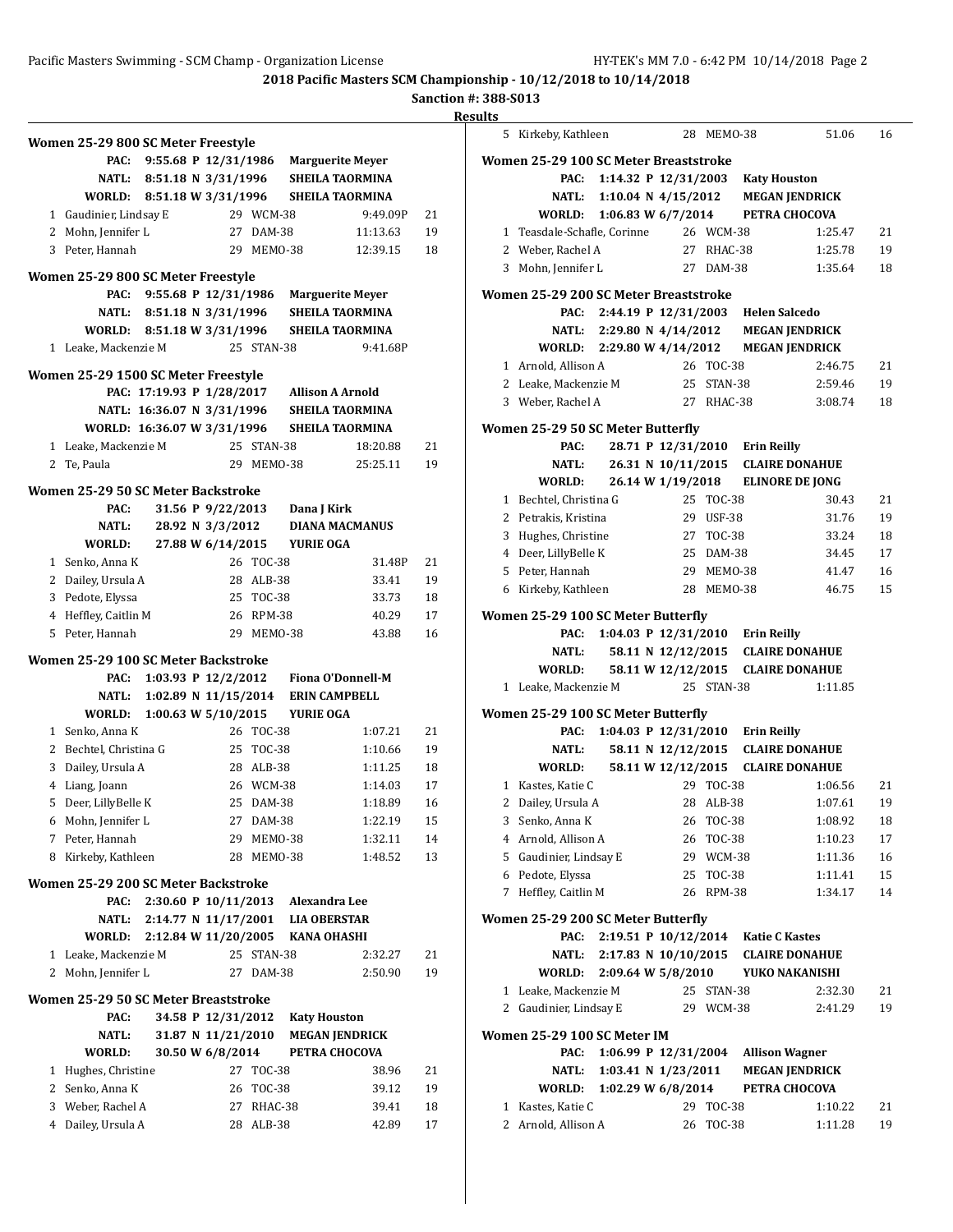## 2018 Pacific Masters SCM Championship - 10/12/2018 to 10/14/2018

**Sanction #: 388-S013**

**Results**

### Women 25-29 800 SC Meter Freestyle

PAC: 9:55.68 P 12/31/1986 Marguerite Meyer
NATL: 8:51.18 N 3/31/1996 SHEILA TAORMINA
WORLD: 8:51.18 W 3/31/1996 SHEILA TAORMINA

| | Name | Age | Team | Time | Points |
|---|---|---|---|---|---|
| 1 | Gaudinier, Lindsay E | 29 | WCM-38 | 9:49.09P | 21 |
| 2 | Mohn, Jennifer L | 27 | DAM-38 | 11:13.63 | 19 |
| 3 | Peter, Hannah | 29 | MEMO-38 | 12:39.15 | 18 |

### Women 25-29 800 SC Meter Freestyle

PAC: 9:55.68 P 12/31/1986 Marguerite Meyer
NATL: 8:51.18 N 3/31/1996 SHEILA TAORMINA
WORLD: 8:51.18 W 3/31/1996 SHEILA TAORMINA

| | Name | Age | Team | Time | Points |
|---|---|---|---|---|---|
| 1 | Leake, Mackenzie M | 25 | STAN-38 | 9:41.68P | |

### Women 25-29 1500 SC Meter Freestyle

PAC: 17:19.93 P 1/28/2017 Allison A Arnold
NATL: 16:36.07 N 3/31/1996 SHEILA TAORMINA
WORLD: 16:36.07 W 3/31/1996 SHEILA TAORMINA

| | Name | Age | Team | Time | Points |
|---|---|---|---|---|---|
| 1 | Leake, Mackenzie M | 25 | STAN-38 | 18:20.88 | 21 |
| 2 | Te, Paula | 29 | MEMO-38 | 25:25.11 | 19 |

### Women 25-29 50 SC Meter Backstroke

PAC: 31.56 P 9/22/2013 Dana J Kirk
NATL: 28.92 N 3/3/2012 DIANA MACMANUS
WORLD: 27.88 W 6/14/2015 YURIE OGA

| | Name | Age | Team | Time | Points |
|---|---|---|---|---|---|
| 1 | Senko, Anna K | 26 | TOC-38 | 31.48P | 21 |
| 2 | Dailey, Ursula A | 28 | ALB-38 | 33.41 | 19 |
| 3 | Pedote, Elyssa | 25 | TOC-38 | 33.73 | 18 |
| 4 | Heffley, Caitlin M | 26 | RPM-38 | 40.29 | 17 |
| 5 | Peter, Hannah | 29 | MEMO-38 | 43.88 | 16 |

### Women 25-29 100 SC Meter Backstroke

PAC: 1:03.93 P 12/2/2012 Fiona O'Donnell-M
NATL: 1:02.89 N 11/15/2014 ERIN CAMPBELL
WORLD: 1:00.63 W 5/10/2015 YURIE OGA

| | Name | Age | Team | Time | Points |
|---|---|---|---|---|---|
| 1 | Senko, Anna K | 26 | TOC-38 | 1:07.21 | 21 |
| 2 | Bechtel, Christina G | 25 | TOC-38 | 1:10.66 | 19 |
| 3 | Dailey, Ursula A | 28 | ALB-38 | 1:11.25 | 18 |
| 4 | Liang, Joann | 26 | WCM-38 | 1:14.03 | 17 |
| 5 | Deer, LillyBelle K | 25 | DAM-38 | 1:18.89 | 16 |
| 6 | Mohn, Jennifer L | 27 | DAM-38 | 1:22.19 | 15 |
| 7 | Peter, Hannah | 29 | MEMO-38 | 1:32.11 | 14 |
| 8 | Kirkeby, Kathleen | 28 | MEMO-38 | 1:48.52 | 13 |

### Women 25-29 200 SC Meter Backstroke

PAC: 2:30.60 P 10/11/2013 Alexandra Lee
NATL: 2:14.77 N 11/17/2001 LIA OBERSTAR
WORLD: 2:12.84 W 11/20/2005 KANA OHASHI

| | Name | Age | Team | Time | Points |
|---|---|---|---|---|---|
| 1 | Leake, Mackenzie M | 25 | STAN-38 | 2:32.27 | 21 |
| 2 | Mohn, Jennifer L | 27 | DAM-38 | 2:50.90 | 19 |

### Women 25-29 50 SC Meter Breaststroke

PAC: 34.58 P 12/31/2012 Katy Houston
NATL: 31.87 N 11/21/2010 MEGAN JENDRICK
WORLD: 30.50 W 6/8/2014 PETRA CHOCOVA

| | Name | Age | Team | Time | Points |
|---|---|---|---|---|---|
| 1 | Hughes, Christine | 27 | TOC-38 | 38.96 | 21 |
| 2 | Senko, Anna K | 26 | TOC-38 | 39.12 | 19 |
| 3 | Weber, Rachel A | 27 | RHAC-38 | 39.41 | 18 |
| 4 | Dailey, Ursula A | 28 | ALB-38 | 42.89 | 17 |
| 5 | Kirkeby, Kathleen | 28 | MEMO-38 | 51.06 | 16 |

### Women 25-29 100 SC Meter Breaststroke

PAC: 1:14.32 P 12/31/2003 Katy Houston
NATL: 1:10.04 N 4/15/2012 MEGAN JENDRICK
WORLD: 1:06.83 W 6/7/2014 PETRA CHOCOVA

| | Name | Age | Team | Time | Points |
|---|---|---|---|---|---|
| 1 | Teasdale-Schafle, Corinne | 26 | WCM-38 | 1:25.47 | 21 |
| 2 | Weber, Rachel A | 27 | RHAC-38 | 1:25.78 | 19 |
| 3 | Mohn, Jennifer L | 27 | DAM-38 | 1:35.64 | 18 |

### Women 25-29 200 SC Meter Breaststroke

PAC: 2:44.19 P 12/31/2003 Helen Salcedo
NATL: 2:29.80 N 4/14/2012 MEGAN JENDRICK
WORLD: 2:29.80 W 4/14/2012 MEGAN JENDRICK

| | Name | Age | Team | Time | Points |
|---|---|---|---|---|---|
| 1 | Arnold, Allison A | 26 | TOC-38 | 2:46.75 | 21 |
| 2 | Leake, Mackenzie M | 25 | STAN-38 | 2:59.46 | 19 |
| 3 | Weber, Rachel A | 27 | RHAC-38 | 3:08.74 | 18 |

### Women 25-29 50 SC Meter Butterfly

PAC: 28.71 P 12/31/2010 Erin Reilly
NATL: 26.31 N 10/11/2015 CLAIRE DONAHUE
WORLD: 26.14 W 1/19/2018 ELINORE DE JONG

| | Name | Age | Team | Time | Points |
|---|---|---|---|---|---|
| 1 | Bechtel, Christina G | 25 | TOC-38 | 30.43 | 21 |
| 2 | Petrakis, Kristina | 29 | USF-38 | 31.76 | 19 |
| 3 | Hughes, Christine | 27 | TOC-38 | 33.24 | 18 |
| 4 | Deer, LillyBelle K | 25 | DAM-38 | 34.45 | 17 |
| 5 | Peter, Hannah | 29 | MEMO-38 | 41.47 | 16 |
| 6 | Kirkeby, Kathleen | 28 | MEMO-38 | 46.75 | 15 |

### Women 25-29 100 SC Meter Butterfly

PAC: 1:04.03 P 12/31/2010 Erin Reilly
NATL: 58.11 N 12/12/2015 CLAIRE DONAHUE
WORLD: 58.11 W 12/12/2015 CLAIRE DONAHUE

| | Name | Age | Team | Time | Points |
|---|---|---|---|---|---|
| 1 | Leake, Mackenzie M | 25 | STAN-38 | 1:11.85 | |

### Women 25-29 100 SC Meter Butterfly

PAC: 1:04.03 P 12/31/2010 Erin Reilly
NATL: 58.11 N 12/12/2015 CLAIRE DONAHUE
WORLD: 58.11 W 12/12/2015 CLAIRE DONAHUE

| | Name | Age | Team | Time | Points |
|---|---|---|---|---|---|
| 1 | Kastes, Katie C | 29 | TOC-38 | 1:06.56 | 21 |
| 2 | Dailey, Ursula A | 28 | ALB-38 | 1:07.61 | 19 |
| 3 | Senko, Anna K | 26 | TOC-38 | 1:08.92 | 18 |
| 4 | Arnold, Allison A | 26 | TOC-38 | 1:10.23 | 17 |
| 5 | Gaudinier, Lindsay E | 29 | WCM-38 | 1:11.36 | 16 |
| 6 | Pedote, Elyssa | 25 | TOC-38 | 1:11.41 | 15 |
| 7 | Heffley, Caitlin M | 26 | RPM-38 | 1:34.17 | 14 |

### Women 25-29 200 SC Meter Butterfly

PAC: 2:19.51 P 10/12/2014 Katie C Kastes
NATL: 2:17.83 N 10/10/2015 CLAIRE DONAHUE
WORLD: 2:09.64 W 5/8/2010 YUKO NAKANISHI

| | Name | Age | Team | Time | Points |
|---|---|---|---|---|---|
| 1 | Leake, Mackenzie M | 25 | STAN-38 | 2:32.30 | 21 |
| 2 | Gaudinier, Lindsay E | 29 | WCM-38 | 2:41.29 | 19 |

### Women 25-29 100 SC Meter IM

PAC: 1:06.99 P 12/31/2004 Allison Wagner
NATL: 1:03.41 N 1/23/2011 MEGAN JENDRICK
WORLD: 1:02.29 W 6/8/2014 PETRA CHOCOVA

| | Name | Age | Team | Time | Points |
|---|---|---|---|---|---|
| 1 | Kastes, Katie C | 29 | TOC-38 | 1:10.22 | 21 |
| 2 | Arnold, Allison A | 26 | TOC-38 | 1:11.28 | 19 |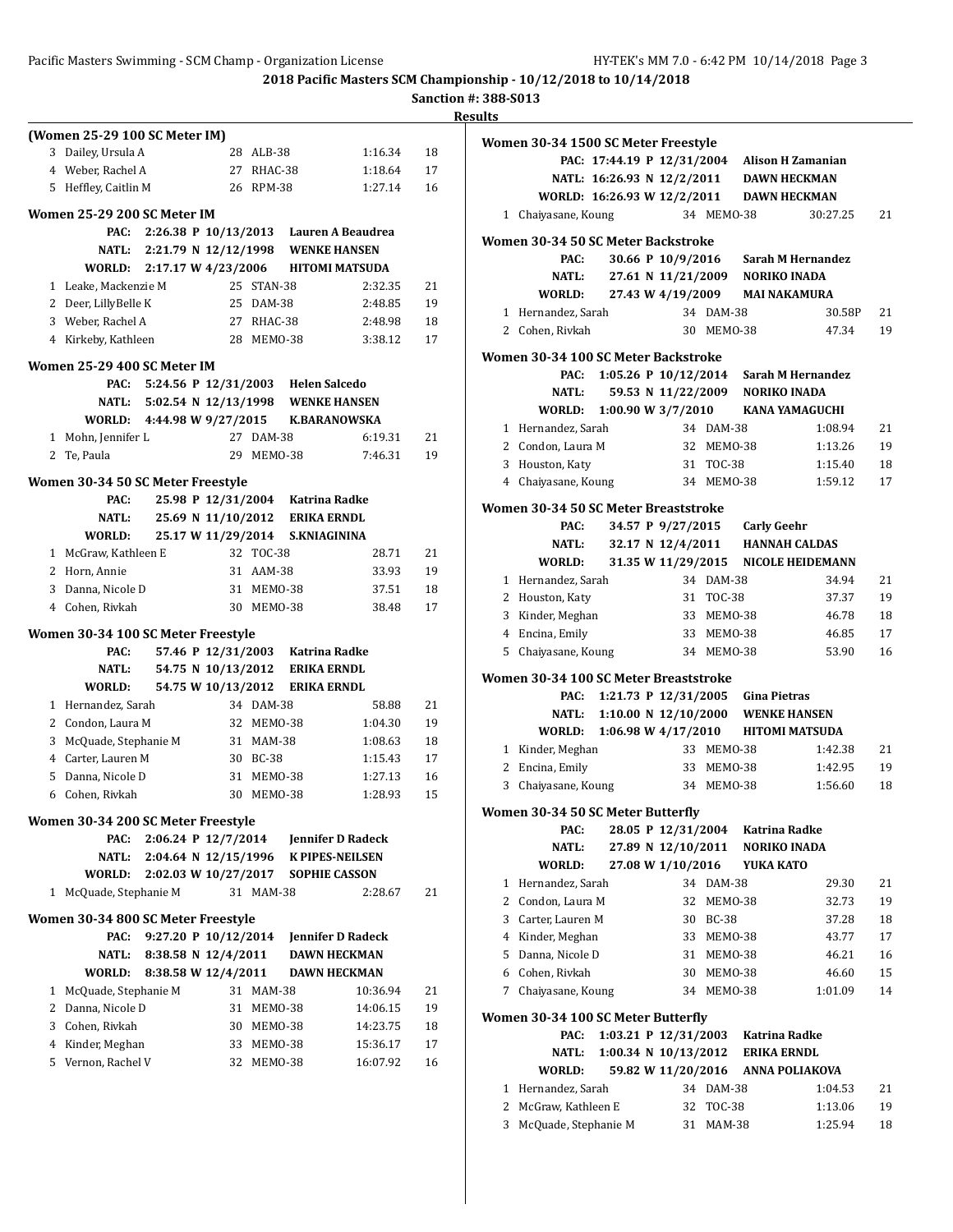**2018 Pacific Masters SCM Championship - 10/12/2018 to 10/14/2018**

**Sanction #: 388-S013**

**Results**

### (Women 25-29 100 SC Meter IM)

| | Name | Age | Team | Time | Points |
|---|---|---|---|---|---|
| 3 | Dailey, Ursula A | 28 | ALB-38 | 1:16.34 | 18 |
| 4 | Weber, Rachel A | 27 | RHAC-38 | 1:18.64 | 17 |
| 5 | Heffley, Caitlin M | 26 | RPM-38 | 1:27.14 | 16 |

### Women 25-29 200 SC Meter IM

| Record | Time | Date | Holder |
|---|---|---|---|
| PAC: | 2:26.38 P | 10/13/2013 | Lauren A Beaudrea |
| NATL: | 2:21.79 N | 12/12/1998 | WENKE HANSEN |
| WORLD: | 2:17.17 W | 4/23/2006 | HITOMI MATSUDA |

| | Name | Age | Team | Time | Points |
|---|---|---|---|---|---|
| 1 | Leake, Mackenzie M | 25 | STAN-38 | 2:32.35 | 21 |
| 2 | Deer, LillyBelle K | 25 | DAM-38 | 2:48.85 | 19 |
| 3 | Weber, Rachel A | 27 | RHAC-38 | 2:48.98 | 18 |
| 4 | Kirkeby, Kathleen | 28 | MEMO-38 | 3:38.12 | 17 |

### Women 25-29 400 SC Meter IM

| Record | Time | Date | Holder |
|---|---|---|---|
| PAC: | 5:24.56 P | 12/31/2003 | Helen Salcedo |
| NATL: | 5:02.54 N | 12/13/1998 | WENKE HANSEN |
| WORLD: | 4:44.98 W | 9/27/2015 | K.BARANOWSKA |

| | Name | Age | Team | Time | Points |
|---|---|---|---|---|---|
| 1 | Mohn, Jennifer L | 27 | DAM-38 | 6:19.31 | 21 |
| 2 | Te, Paula | 29 | MEMO-38 | 7:46.31 | 19 |

### Women 30-34 50 SC Meter Freestyle

| Record | Time | Date | Holder |
|---|---|---|---|
| PAC: | 25.98 P | 12/31/2004 | Katrina Radke |
| NATL: | 25.69 N | 11/10/2012 | ERIKA ERNDL |
| WORLD: | 25.17 W | 11/29/2014 | S.KNIAGININA |

| | Name | Age | Team | Time | Points |
|---|---|---|---|---|---|
| 1 | McGraw, Kathleen E | 32 | TOC-38 | 28.71 | 21 |
| 2 | Horn, Annie | 31 | AAM-38 | 33.93 | 19 |
| 3 | Danna, Nicole D | 31 | MEMO-38 | 37.51 | 18 |
| 4 | Cohen, Rivkah | 30 | MEMO-38 | 38.48 | 17 |

### Women 30-34 100 SC Meter Freestyle

| Record | Time | Date | Holder |
|---|---|---|---|
| PAC: | 57.46 P | 12/31/2003 | Katrina Radke |
| NATL: | 54.75 N | 10/13/2012 | ERIKA ERNDL |
| WORLD: | 54.75 W | 10/13/2012 | ERIKA ERNDL |

| | Name | Age | Team | Time | Points |
|---|---|---|---|---|---|
| 1 | Hernandez, Sarah | 34 | DAM-38 | 58.88 | 21 |
| 2 | Condon, Laura M | 32 | MEMO-38 | 1:04.30 | 19 |
| 3 | McQuade, Stephanie M | 31 | MAM-38 | 1:08.63 | 18 |
| 4 | Carter, Lauren M | 30 | BC-38 | 1:15.43 | 17 |
| 5 | Danna, Nicole D | 31 | MEMO-38 | 1:27.13 | 16 |
| 6 | Cohen, Rivkah | 30 | MEMO-38 | 1:28.93 | 15 |

### Women 30-34 200 SC Meter Freestyle

| Record | Time | Date | Holder |
|---|---|---|---|
| PAC: | 2:06.24 P | 12/7/2014 | Jennifer D Radeck |
| NATL: | 2:04.64 N | 12/15/1996 | K PIPES-NEILSEN |
| WORLD: | 2:02.03 W | 10/27/2017 | SOPHIE CASSON |

| | Name | Age | Team | Time | Points |
|---|---|---|---|---|---|
| 1 | McQuade, Stephanie M | 31 | MAM-38 | 2:28.67 | 21 |

### Women 30-34 800 SC Meter Freestyle

| Record | Time | Date | Holder |
|---|---|---|---|
| PAC: | 9:27.20 P | 10/12/2014 | Jennifer D Radeck |
| NATL: | 8:38.58 N | 12/4/2011 | DAWN HECKMAN |
| WORLD: | 8:38.58 W | 12/4/2011 | DAWN HECKMAN |

| | Name | Age | Team | Time | Points |
|---|---|---|---|---|---|
| 1 | McQuade, Stephanie M | 31 | MAM-38 | 10:36.94 | 21 |
| 2 | Danna, Nicole D | 31 | MEMO-38 | 14:06.15 | 19 |
| 3 | Cohen, Rivkah | 30 | MEMO-38 | 14:23.75 | 18 |
| 4 | Kinder, Meghan | 33 | MEMO-38 | 15:36.17 | 17 |
| 5 | Vernon, Rachel V | 32 | MEMO-38 | 16:07.92 | 16 |

### Women 30-34 1500 SC Meter Freestyle

| Record | Time | Date | Holder |
|---|---|---|---|
| PAC: | 17:44.19 P | 12/31/2004 | Alison H Zamanian |
| NATL: | 16:26.93 N | 12/2/2011 | DAWN HECKMAN |
| WORLD: | 16:26.93 W | 12/2/2011 | DAWN HECKMAN |

| | Name | Age | Team | Time | Points |
|---|---|---|---|---|---|
| 1 | Chaiyasane, Koung | 34 | MEMO-38 | 30:27.25 | 21 |

### Women 30-34 50 SC Meter Backstroke

| Record | Time | Date | Holder |
|---|---|---|---|
| PAC: | 30.66 P | 10/9/2016 | Sarah M Hernandez |
| NATL: | 27.61 N | 11/21/2009 | NORIKO INADA |
| WORLD: | 27.43 W | 4/19/2009 | MAI NAKAMURA |

| | Name | Age | Team | Time | Points |
|---|---|---|---|---|---|
| 1 | Hernandez, Sarah | 34 | DAM-38 | 30.58P | 21 |
| 2 | Cohen, Rivkah | 30 | MEMO-38 | 47.34 | 19 |

### Women 30-34 100 SC Meter Backstroke

| Record | Time | Date | Holder |
|---|---|---|---|
| PAC: | 1:05.26 P | 10/12/2014 | Sarah M Hernandez |
| NATL: | 59.53 N | 11/22/2009 | NORIKO INADA |
| WORLD: | 1:00.90 W | 3/7/2010 | KANA YAMAGUCHI |

| | Name | Age | Team | Time | Points |
|---|---|---|---|---|---|
| 1 | Hernandez, Sarah | 34 | DAM-38 | 1:08.94 | 21 |
| 2 | Condon, Laura M | 32 | MEMO-38 | 1:13.26 | 19 |
| 3 | Houston, Katy | 31 | TOC-38 | 1:15.40 | 18 |
| 4 | Chaiyasane, Koung | 34 | MEMO-38 | 1:59.12 | 17 |

### Women 30-34 50 SC Meter Breaststroke

| Record | Time | Date | Holder |
|---|---|---|---|
| PAC: | 34.57 P | 9/27/2015 | Carly Geehr |
| NATL: | 32.17 N | 12/4/2011 | HANNAH CALDAS |
| WORLD: | 31.35 W | 11/29/2015 | NICOLE HEIDEMANN |

| | Name | Age | Team | Time | Points |
|---|---|---|---|---|---|
| 1 | Hernandez, Sarah | 34 | DAM-38 | 34.94 | 21 |
| 2 | Houston, Katy | 31 | TOC-38 | 37.37 | 19 |
| 3 | Kinder, Meghan | 33 | MEMO-38 | 46.78 | 18 |
| 4 | Encina, Emily | 33 | MEMO-38 | 46.85 | 17 |
| 5 | Chaiyasane, Koung | 34 | MEMO-38 | 53.90 | 16 |

### Women 30-34 100 SC Meter Breaststroke

| Record | Time | Date | Holder |
|---|---|---|---|
| PAC: | 1:21.73 P | 12/31/2005 | Gina Pietras |
| NATL: | 1:10.00 N | 12/10/2000 | WENKE HANSEN |
| WORLD: | 1:06.98 W | 4/17/2010 | HITOMI MATSUDA |

| | Name | Age | Team | Time | Points |
|---|---|---|---|---|---|
| 1 | Kinder, Meghan | 33 | MEMO-38 | 1:42.38 | 21 |
| 2 | Encina, Emily | 33 | MEMO-38 | 1:42.95 | 19 |
| 3 | Chaiyasane, Koung | 34 | MEMO-38 | 1:56.60 | 18 |

### Women 30-34 50 SC Meter Butterfly

| Record | Time | Date | Holder |
|---|---|---|---|
| PAC: | 28.05 P | 12/31/2004 | Katrina Radke |
| NATL: | 27.89 N | 12/10/2011 | NORIKO INADA |
| WORLD: | 27.08 W | 1/10/2016 | YUKA KATO |

| | Name | Age | Team | Time | Points |
|---|---|---|---|---|---|
| 1 | Hernandez, Sarah | 34 | DAM-38 | 29.30 | 21 |
| 2 | Condon, Laura M | 32 | MEMO-38 | 32.73 | 19 |
| 3 | Carter, Lauren M | 30 | BC-38 | 37.28 | 18 |
| 4 | Kinder, Meghan | 33 | MEMO-38 | 43.77 | 17 |
| 5 | Danna, Nicole D | 31 | MEMO-38 | 46.21 | 16 |
| 6 | Cohen, Rivkah | 30 | MEMO-38 | 46.60 | 15 |
| 7 | Chaiyasane, Koung | 34 | MEMO-38 | 1:01.09 | 14 |

### Women 30-34 100 SC Meter Butterfly

| Record | Time | Date | Holder |
|---|---|---|---|
| PAC: | 1:03.21 P | 12/31/2003 | Katrina Radke |
| NATL: | 1:00.34 N | 10/13/2012 | ERIKA ERNDL |
| WORLD: | 59.82 W | 11/20/2016 | ANNA POLIAKOVA |

| | Name | Age | Team | Time | Points |
|---|---|---|---|---|---|
| 1 | Hernandez, Sarah | 34 | DAM-38 | 1:04.53 | 21 |
| 2 | McGraw, Kathleen E | 32 | TOC-38 | 1:13.06 | 19 |
| 3 | McQuade, Stephanie M | 31 | MAM-38 | 1:25.94 | 18 |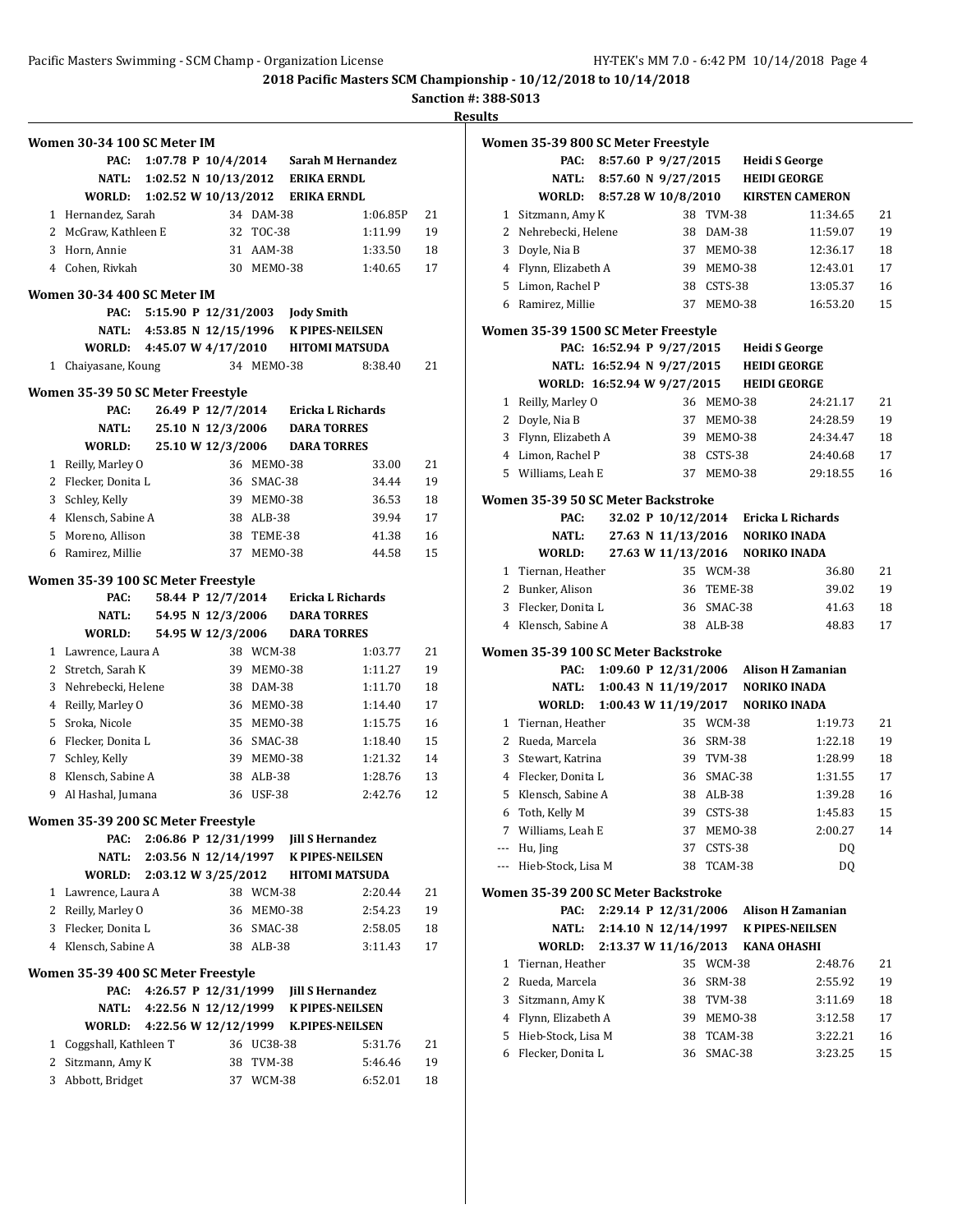**2018 Pacific Masters SCM Championship - 10/12/2018 to 10/14/2018**

**Sanction #: 388-S013**

**Results**

### Women 30-34 100 SC Meter IM

PAC: 1:07.78 P 10/4/2014 Sarah M Hernandez
NATL: 1:02.52 N 10/13/2012 ERIKA ERNDL
WORLD: 1:02.52 W 10/13/2012 ERIKA ERNDL

| | Name | Age | Team | Time | Points |
|---|---|---|---|---|---|
| 1 | Hernandez, Sarah | 34 | DAM-38 | 1:06.85P | 21 |
| 2 | McGraw, Kathleen E | 32 | TOC-38 | 1:11.99 | 19 |
| 3 | Horn, Annie | 31 | AAM-38 | 1:33.50 | 18 |
| 4 | Cohen, Rivkah | 30 | MEMO-38 | 1:40.65 | 17 |

### Women 30-34 400 SC Meter IM

PAC: 5:15.90 P 12/31/2003 Jody Smith
NATL: 4:53.85 N 12/15/1996 K PIPES-NEILSEN
WORLD: 4:45.07 W 4/17/2010 HITOMI MATSUDA

| | Name | Age | Team | Time | Points |
|---|---|---|---|---|---|
| 1 | Chaiyasane, Koung | 34 | MEMO-38 | 8:38.40 | 21 |

### Women 35-39 50 SC Meter Freestyle

PAC: 26.49 P 12/7/2014 Ericka L Richards
NATL: 25.10 N 12/3/2006 DARA TORRES
WORLD: 25.10 W 12/3/2006 DARA TORRES

| | Name | Age | Team | Time | Points |
|---|---|---|---|---|---|
| 1 | Reilly, Marley O | 36 | MEMO-38 | 33.00 | 21 |
| 2 | Flecker, Donita L | 36 | SMAC-38 | 34.44 | 19 |
| 3 | Schley, Kelly | 39 | MEMO-38 | 36.53 | 18 |
| 4 | Klensch, Sabine A | 38 | ALB-38 | 39.94 | 17 |
| 5 | Moreno, Allison | 38 | TEME-38 | 41.38 | 16 |
| 6 | Ramirez, Millie | 37 | MEMO-38 | 44.58 | 15 |

### Women 35-39 100 SC Meter Freestyle

PAC: 58.44 P 12/7/2014 Ericka L Richards
NATL: 54.95 N 12/3/2006 DARA TORRES
WORLD: 54.95 W 12/3/2006 DARA TORRES

| | Name | Age | Team | Time | Points |
|---|---|---|---|---|---|
| 1 | Lawrence, Laura A | 38 | WCM-38 | 1:03.77 | 21 |
| 2 | Stretch, Sarah K | 39 | MEMO-38 | 1:11.27 | 19 |
| 3 | Nehrebecki, Helene | 38 | DAM-38 | 1:11.70 | 18 |
| 4 | Reilly, Marley O | 36 | MEMO-38 | 1:14.40 | 17 |
| 5 | Sroka, Nicole | 35 | MEMO-38 | 1:15.75 | 16 |
| 6 | Flecker, Donita L | 36 | SMAC-38 | 1:18.40 | 15 |
| 7 | Schley, Kelly | 39 | MEMO-38 | 1:21.32 | 14 |
| 8 | Klensch, Sabine A | 38 | ALB-38 | 1:28.76 | 13 |
| 9 | Al Hashal, Jumana | 36 | USF-38 | 2:42.76 | 12 |

### Women 35-39 200 SC Meter Freestyle

PAC: 2:06.86 P 12/31/1999 Jill S Hernandez
NATL: 2:03.56 N 12/14/1997 K PIPES-NEILSEN
WORLD: 2:03.12 W 3/25/2012 HITOMI MATSUDA

| | Name | Age | Team | Time | Points |
|---|---|---|---|---|---|
| 1 | Lawrence, Laura A | 38 | WCM-38 | 2:20.44 | 21 |
| 2 | Reilly, Marley O | 36 | MEMO-38 | 2:54.23 | 19 |
| 3 | Flecker, Donita L | 36 | SMAC-38 | 2:58.05 | 18 |
| 4 | Klensch, Sabine A | 38 | ALB-38 | 3:11.43 | 17 |

### Women 35-39 400 SC Meter Freestyle

PAC: 4:26.57 P 12/31/1999 Jill S Hernandez
NATL: 4:22.56 N 12/12/1999 K PIPES-NEILSEN
WORLD: 4:22.56 W 12/12/1999 K.PIPES-NEILSEN

| | Name | Age | Team | Time | Points |
|---|---|---|---|---|---|
| 1 | Coggshall, Kathleen T | 36 | UC38-38 | 5:31.76 | 21 |
| 2 | Sitzmann, Amy K | 38 | TVM-38 | 5:46.46 | 19 |
| 3 | Abbott, Bridget | 37 | WCM-38 | 6:52.01 | 18 |

### Women 35-39 800 SC Meter Freestyle

PAC: 8:57.60 P 9/27/2015 Heidi S George
NATL: 8:57.60 N 9/27/2015 HEIDI GEORGE
WORLD: 8:57.28 W 10/8/2010 KIRSTEN CAMERON

| | Name | Age | Team | Time | Points |
|---|---|---|---|---|---|
| 1 | Sitzmann, Amy K | 38 | TVM-38 | 11:34.65 | 21 |
| 2 | Nehrebecki, Helene | 38 | DAM-38 | 11:59.07 | 19 |
| 3 | Doyle, Nia B | 37 | MEMO-38 | 12:36.17 | 18 |
| 4 | Flynn, Elizabeth A | 39 | MEMO-38 | 12:43.01 | 17 |
| 5 | Limon, Rachel P | 38 | CSTS-38 | 13:05.37 | 16 |
| 6 | Ramirez, Millie | 37 | MEMO-38 | 16:53.20 | 15 |

### Women 35-39 1500 SC Meter Freestyle

PAC: 16:52.94 P 9/27/2015 Heidi S George
NATL: 16:52.94 N 9/27/2015 HEIDI GEORGE
WORLD: 16:52.94 W 9/27/2015 HEIDI GEORGE

| | Name | Age | Team | Time | Points |
|---|---|---|---|---|---|
| 1 | Reilly, Marley O | 36 | MEMO-38 | 24:21.17 | 21 |
| 2 | Doyle, Nia B | 37 | MEMO-38 | 24:28.59 | 19 |
| 3 | Flynn, Elizabeth A | 39 | MEMO-38 | 24:34.47 | 18 |
| 4 | Limon, Rachel P | 38 | CSTS-38 | 24:40.68 | 17 |
| 5 | Williams, Leah E | 37 | MEMO-38 | 29:18.55 | 16 |

### Women 35-39 50 SC Meter Backstroke

PAC: 32.02 P 10/12/2014 Ericka L Richards
NATL: 27.63 N 11/13/2016 NORIKO INADA
WORLD: 27.63 W 11/13/2016 NORIKO INADA

| | Name | Age | Team | Time | Points |
|---|---|---|---|---|---|
| 1 | Tiernan, Heather | 35 | WCM-38 | 36.80 | 21 |
| 2 | Bunker, Alison | 36 | TEME-38 | 39.02 | 19 |
| 3 | Flecker, Donita L | 36 | SMAC-38 | 41.63 | 18 |
| 4 | Klensch, Sabine A | 38 | ALB-38 | 48.83 | 17 |

### Women 35-39 100 SC Meter Backstroke

PAC: 1:09.60 P 12/31/2006 Alison H Zamanian
NATL: 1:00.43 N 11/19/2017 NORIKO INADA
WORLD: 1:00.43 W 11/19/2017 NORIKO INADA

| | Name | Age | Team | Time | Points |
|---|---|---|---|---|---|
| 1 | Tiernan, Heather | 35 | WCM-38 | 1:19.73 | 21 |
| 2 | Rueda, Marcela | 36 | SRM-38 | 1:22.18 | 19 |
| 3 | Stewart, Katrina | 39 | TVM-38 | 1:28.99 | 18 |
| 4 | Flecker, Donita L | 36 | SMAC-38 | 1:31.55 | 17 |
| 5 | Klensch, Sabine A | 38 | ALB-38 | 1:39.28 | 16 |
| 6 | Toth, Kelly M | 39 | CSTS-38 | 1:45.83 | 15 |
| 7 | Williams, Leah E | 37 | MEMO-38 | 2:00.27 | 14 |
| --- | Hu, Jing | 37 | CSTS-38 | DQ | |
| --- | Hieb-Stock, Lisa M | 38 | TCAM-38 | DQ | |

### Women 35-39 200 SC Meter Backstroke

PAC: 2:29.14 P 12/31/2006 Alison H Zamanian
NATL: 2:14.10 N 12/14/1997 K PIPES-NEILSEN
WORLD: 2:13.37 W 11/16/2013 KANA OHASHI

| | Name | Age | Team | Time | Points |
|---|---|---|---|---|---|
| 1 | Tiernan, Heather | 35 | WCM-38 | 2:48.76 | 21 |
| 2 | Rueda, Marcela | 36 | SRM-38 | 2:55.92 | 19 |
| 3 | Sitzmann, Amy K | 38 | TVM-38 | 3:11.69 | 18 |
| 4 | Flynn, Elizabeth A | 39 | MEMO-38 | 3:12.58 | 17 |
| 5 | Hieb-Stock, Lisa M | 38 | TCAM-38 | 3:22.21 | 16 |
| 6 | Flecker, Donita L | 36 | SMAC-38 | 3:23.25 | 15 |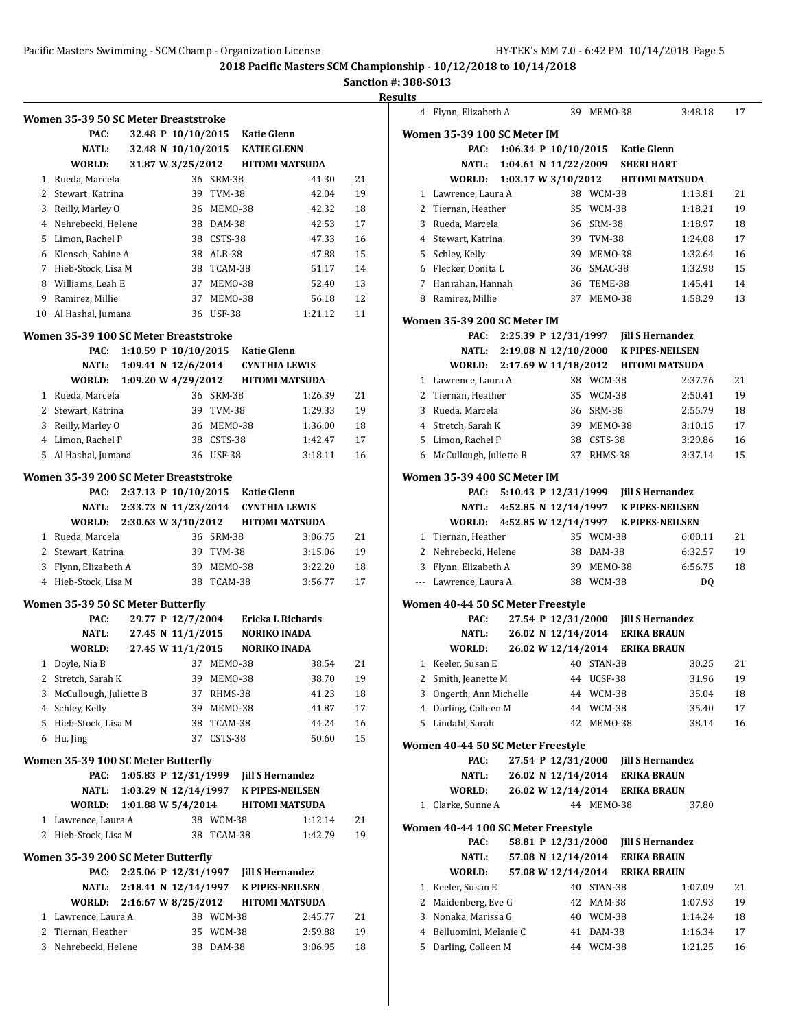**2018 Pacific Masters SCM Championship - 10/12/2018 to 10/14/2018**

**Sanction #: 388-S013**

**Results**

### Women 35-39 50 SC Meter Breaststroke

| | | | | |
|---|---|---|---|---|
| PAC: | 32.48 P 10/10/2015 | Katie Glenn | | |
| NATL: | 32.48 N 10/10/2015 | KATIE GLENN | | |
| WORLD: | 31.87 W 3/25/2012 | HITOMI MATSUDA | | |

| Place | Name | Age | Team | Time | Points |
|---|---|---|---|---|---|
| 1 | Rueda, Marcela | 36 | SRM-38 | 41.30 | 21 |
| 2 | Stewart, Katrina | 39 | TVM-38 | 42.04 | 19 |
| 3 | Reilly, Marley O | 36 | MEMO-38 | 42.32 | 18 |
| 4 | Nehrebecki, Helene | 38 | DAM-38 | 42.53 | 17 |
| 5 | Limon, Rachel P | 38 | CSTS-38 | 47.33 | 16 |
| 6 | Klensch, Sabine A | 38 | ALB-38 | 47.88 | 15 |
| 7 | Hieb-Stock, Lisa M | 38 | TCAM-38 | 51.17 | 14 |
| 8 | Williams, Leah E | 37 | MEMO-38 | 52.40 | 13 |
| 9 | Ramirez, Millie | 37 | MEMO-38 | 56.18 | 12 |
| 10 | Al Hashal, Jumana | 36 | USF-38 | 1:21.12 | 11 |

### Women 35-39 100 SC Meter Breaststroke

| | | | | |
|---|---|---|---|---|
| PAC: | 1:10.59 P 10/10/2015 | Katie Glenn | | |
| NATL: | 1:09.41 N 12/6/2014 | CYNTHIA LEWIS | | |
| WORLD: | 1:09.20 W 4/29/2012 | HITOMI MATSUDA | | |

| Place | Name | Age | Team | Time | Points |
|---|---|---|---|---|---|
| 1 | Rueda, Marcela | 36 | SRM-38 | 1:26.39 | 21 |
| 2 | Stewart, Katrina | 39 | TVM-38 | 1:29.33 | 19 |
| 3 | Reilly, Marley O | 36 | MEMO-38 | 1:36.00 | 18 |
| 4 | Limon, Rachel P | 38 | CSTS-38 | 1:42.47 | 17 |
| 5 | Al Hashal, Jumana | 36 | USF-38 | 3:18.11 | 16 |

### Women 35-39 200 SC Meter Breaststroke

| | | | | |
|---|---|---|---|---|
| PAC: | 2:37.13 P 10/10/2015 | Katie Glenn | | |
| NATL: | 2:33.73 N 11/23/2014 | CYNTHIA LEWIS | | |
| WORLD: | 2:30.63 W 3/10/2012 | HITOMI MATSUDA | | |

| Place | Name | Age | Team | Time | Points |
|---|---|---|---|---|---|
| 1 | Rueda, Marcela | 36 | SRM-38 | 3:06.75 | 21 |
| 2 | Stewart, Katrina | 39 | TVM-38 | 3:15.06 | 19 |
| 3 | Flynn, Elizabeth A | 39 | MEMO-38 | 3:22.20 | 18 |
| 4 | Hieb-Stock, Lisa M | 38 | TCAM-38 | 3:56.77 | 17 |

### Women 35-39 50 SC Meter Butterfly

| | | | | |
|---|---|---|---|---|
| PAC: | 29.77 P 12/7/2004 | Ericka L Richards | | |
| NATL: | 27.45 N 11/1/2015 | NORIKO INADA | | |
| WORLD: | 27.45 W 11/1/2015 | NORIKO INADA | | |

| Place | Name | Age | Team | Time | Points |
|---|---|---|---|---|---|
| 1 | Doyle, Nia B | 37 | MEMO-38 | 38.54 | 21 |
| 2 | Stretch, Sarah K | 39 | MEMO-38 | 38.70 | 19 |
| 3 | McCullough, Juliette B | 37 | RHMS-38 | 41.23 | 18 |
| 4 | Schley, Kelly | 39 | MEMO-38 | 41.87 | 17 |
| 5 | Hieb-Stock, Lisa M | 38 | TCAM-38 | 44.24 | 16 |
| 6 | Hu, Jing | 37 | CSTS-38 | 50.60 | 15 |

### Women 35-39 100 SC Meter Butterfly

| | | | | |
|---|---|---|---|---|
| PAC: | 1:05.83 P 12/31/1999 | Jill S Hernandez | | |
| NATL: | 1:03.29 N 12/14/1997 | K PIPES-NEILSEN | | |
| WORLD: | 1:01.88 W 5/4/2014 | HITOMI MATSUDA | | |

| Place | Name | Age | Team | Time | Points |
|---|---|---|---|---|---|
| 1 | Lawrence, Laura A | 38 | WCM-38 | 1:12.14 | 21 |
| 2 | Hieb-Stock, Lisa M | 38 | TCAM-38 | 1:42.79 | 19 |

### Women 35-39 200 SC Meter Butterfly

| | | | | |
|---|---|---|---|---|
| PAC: | 2:25.06 P 12/31/1997 | Jill S Hernandez | | |
| NATL: | 2:18.41 N 12/14/1997 | K PIPES-NEILSEN | | |
| WORLD: | 2:16.67 W 8/25/2012 | HITOMI MATSUDA | | |

| Place | Name | Age | Team | Time | Points |
|---|---|---|---|---|---|
| 1 | Lawrence, Laura A | 38 | WCM-38 | 2:45.77 | 21 |
| 2 | Tiernan, Heather | 35 | WCM-38 | 2:59.88 | 19 |
| 3 | Nehrebecki, Helene | 38 | DAM-38 | 3:06.95 | 18 |
| 4 | Flynn, Elizabeth A | 39 | MEMO-38 | 3:48.18 | 17 |

### Women 35-39 100 SC Meter IM

| | | | | |
|---|---|---|---|---|
| PAC: | 1:06.34 P 10/10/2015 | Katie Glenn | | |
| NATL: | 1:04.61 N 11/22/2009 | SHERI HART | | |
| WORLD: | 1:03.17 W 3/10/2012 | HITOMI MATSUDA | | |

| Place | Name | Age | Team | Time | Points |
|---|---|---|---|---|---|
| 1 | Lawrence, Laura A | 38 | WCM-38 | 1:13.81 | 21 |
| 2 | Tiernan, Heather | 35 | WCM-38 | 1:18.21 | 19 |
| 3 | Rueda, Marcela | 36 | SRM-38 | 1:18.97 | 18 |
| 4 | Stewart, Katrina | 39 | TVM-38 | 1:24.08 | 17 |
| 5 | Schley, Kelly | 39 | MEMO-38 | 1:32.64 | 16 |
| 6 | Flecker, Donita L | 36 | SMAC-38 | 1:32.98 | 15 |
| 7 | Hanrahan, Hannah | 36 | TEME-38 | 1:45.41 | 14 |
| 8 | Ramirez, Millie | 37 | MEMO-38 | 1:58.29 | 13 |

### Women 35-39 200 SC Meter IM

| | | | | |
|---|---|---|---|---|
| PAC: | 2:25.39 P 12/31/1997 | Jill S Hernandez | | |
| NATL: | 2:19.08 N 12/10/2000 | K PIPES-NEILSEN | | |
| WORLD: | 2:17.69 W 11/18/2012 | HITOMI MATSUDA | | |

| Place | Name | Age | Team | Time | Points |
|---|---|---|---|---|---|
| 1 | Lawrence, Laura A | 38 | WCM-38 | 2:37.76 | 21 |
| 2 | Tiernan, Heather | 35 | WCM-38 | 2:50.41 | 19 |
| 3 | Rueda, Marcela | 36 | SRM-38 | 2:55.79 | 18 |
| 4 | Stretch, Sarah K | 39 | MEMO-38 | 3:10.15 | 17 |
| 5 | Limon, Rachel P | 38 | CSTS-38 | 3:29.86 | 16 |
| 6 | McCullough, Juliette B | 37 | RHMS-38 | 3:37.14 | 15 |

### Women 35-39 400 SC Meter IM

| | | | | |
|---|---|---|---|---|
| PAC: | 5:10.43 P 12/31/1999 | Jill S Hernandez | | |
| NATL: | 4:52.85 N 12/14/1997 | K PIPES-NEILSEN | | |
| WORLD: | 4:52.85 W 12/14/1997 | K.PIPES-NEILSEN | | |

| Place | Name | Age | Team | Time | Points |
|---|---|---|---|---|---|
| 1 | Tiernan, Heather | 35 | WCM-38 | 6:00.11 | 21 |
| 2 | Nehrebecki, Helene | 38 | DAM-38 | 6:32.57 | 19 |
| 3 | Flynn, Elizabeth A | 39 | MEMO-38 | 6:56.75 | 18 |
| --- | Lawrence, Laura A | 38 | WCM-38 | DQ | |

### Women 40-44 50 SC Meter Freestyle

| | | | | |
|---|---|---|---|---|
| PAC: | 27.54 P 12/31/2000 | Jill S Hernandez | | |
| NATL: | 26.02 N 12/14/2014 | ERIKA BRAUN | | |
| WORLD: | 26.02 W 12/14/2014 | ERIKA BRAUN | | |

| Place | Name | Age | Team | Time | Points |
|---|---|---|---|---|---|
| 1 | Keeler, Susan E | 40 | STAN-38 | 30.25 | 21 |
| 2 | Smith, Jeanette M | 44 | UCSF-38 | 31.96 | 19 |
| 3 | Ongerth, Ann Michelle | 44 | WCM-38 | 35.04 | 18 |
| 4 | Darling, Colleen M | 44 | WCM-38 | 35.40 | 17 |
| 5 | Lindahl, Sarah | 42 | MEMO-38 | 38.14 | 16 |

### Women 40-44 50 SC Meter Freestyle

| | | | | |
|---|---|---|---|---|
| PAC: | 27.54 P 12/31/2000 | Jill S Hernandez | | |
| NATL: | 26.02 N 12/14/2014 | ERIKA BRAUN | | |
| WORLD: | 26.02 W 12/14/2014 | ERIKA BRAUN | | |

| Place | Name | Age | Team | Time | Points |
|---|---|---|---|---|---|
| 1 | Clarke, Sunne A | 44 | MEMO-38 | 37.80 | |

### Women 40-44 100 SC Meter Freestyle

| | | | | |
|---|---|---|---|---|
| PAC: | 58.81 P 12/31/2000 | Jill S Hernandez | | |
| NATL: | 57.08 N 12/14/2014 | ERIKA BRAUN | | |
| WORLD: | 57.08 W 12/14/2014 | ERIKA BRAUN | | |

| Place | Name | Age | Team | Time | Points |
|---|---|---|---|---|---|
| 1 | Keeler, Susan E | 40 | STAN-38 | 1:07.09 | 21 |
| 2 | Maidenberg, Eve G | 42 | MAM-38 | 1:07.93 | 19 |
| 3 | Nonaka, Marissa G | 40 | WCM-38 | 1:14.24 | 18 |
| 4 | Belluomini, Melanie C | 41 | DAM-38 | 1:16.34 | 17 |
| 5 | Darling, Colleen M | 44 | WCM-38 | 1:21.25 | 16 |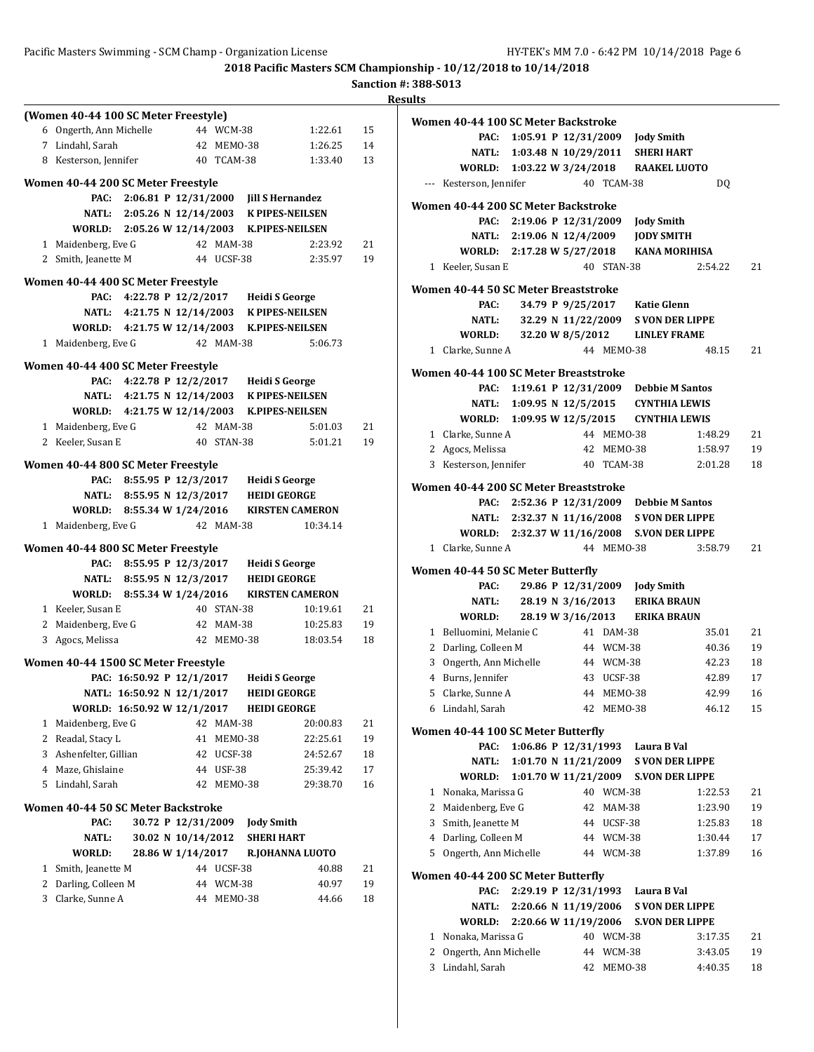## 2018 Pacific Masters SCM Championship - 10/12/2018 to 10/14/2018

**Sanction #: 388-S013**

**Results**

### (Women 40-44 100 SC Meter Freestyle)

| Place | Name | Age | Team | Time | Points |
|---|---|---|---|---|---|
| 6 | Ongerth, Ann Michelle | 44 | WCM-38 | 1:22.61 | 15 |
| 7 | Lindahl, Sarah | 42 | MEMO-38 | 1:26.25 | 14 |
| 8 | Kesterson, Jennifer | 40 | TCAM-38 | 1:33.40 | 13 |

### Women 40-44 200 SC Meter Freestyle

| Record | Time | Date | Holder |
|---|---|---|---|
| PAC: | 2:06.81 P | 12/31/2000 | Jill S Hernandez |
| NATL: | 2:05.26 N | 12/14/2003 | K PIPES-NEILSEN |
| WORLD: | 2:05.26 W | 12/14/2003 | K.PIPES-NEILSEN |

| Place | Name | Age | Team | Time | Points |
|---|---|---|---|---|---|
| 1 | Maidenberg, Eve G | 42 | MAM-38 | 2:23.92 | 21 |
| 2 | Smith, Jeanette M | 44 | UCSF-38 | 2:35.97 | 19 |

### Women 40-44 400 SC Meter Freestyle

| Record | Time | Date | Holder |
|---|---|---|---|
| PAC: | 4:22.78 P | 12/2/2017 | Heidi S George |
| NATL: | 4:21.75 N | 12/14/2003 | K PIPES-NEILSEN |
| WORLD: | 4:21.75 W | 12/14/2003 | K.PIPES-NEILSEN |

| Place | Name | Age | Team | Time | Points |
|---|---|---|---|---|---|
| 1 | Maidenberg, Eve G | 42 | MAM-38 | 5:06.73 | |

### Women 40-44 400 SC Meter Freestyle

| Record | Time | Date | Holder |
|---|---|---|---|
| PAC: | 4:22.78 P | 12/2/2017 | Heidi S George |
| NATL: | 4:21.75 N | 12/14/2003 | K PIPES-NEILSEN |
| WORLD: | 4:21.75 W | 12/14/2003 | K.PIPES-NEILSEN |

| Place | Name | Age | Team | Time | Points |
|---|---|---|---|---|---|
| 1 | Maidenberg, Eve G | 42 | MAM-38 | 5:01.03 | 21 |
| 2 | Keeler, Susan E | 40 | STAN-38 | 5:01.21 | 19 |

### Women 40-44 800 SC Meter Freestyle

| Record | Time | Date | Holder |
|---|---|---|---|
| PAC: | 8:55.95 P | 12/3/2017 | Heidi S George |
| NATL: | 8:55.95 N | 12/3/2017 | HEIDI GEORGE |
| WORLD: | 8:55.34 W | 1/24/2016 | KIRSTEN CAMERON |

| Place | Name | Age | Team | Time | Points |
|---|---|---|---|---|---|
| 1 | Maidenberg, Eve G | 42 | MAM-38 | 10:34.14 | |

### Women 40-44 800 SC Meter Freestyle

| Record | Time | Date | Holder |
|---|---|---|---|
| PAC: | 8:55.95 P | 12/3/2017 | Heidi S George |
| NATL: | 8:55.95 N | 12/3/2017 | HEIDI GEORGE |
| WORLD: | 8:55.34 W | 1/24/2016 | KIRSTEN CAMERON |

| Place | Name | Age | Team | Time | Points |
|---|---|---|---|---|---|
| 1 | Keeler, Susan E | 40 | STAN-38 | 10:19.61 | 21 |
| 2 | Maidenberg, Eve G | 42 | MAM-38 | 10:25.83 | 19 |
| 3 | Agocs, Melissa | 42 | MEMO-38 | 18:03.54 | 18 |

### Women 40-44 1500 SC Meter Freestyle

| Record | Time | Date | Holder |
|---|---|---|---|
| PAC: | 16:50.92 P | 12/1/2017 | Heidi S George |
| NATL: | 16:50.92 N | 12/1/2017 | HEIDI GEORGE |
| WORLD: | 16:50.92 W | 12/1/2017 | HEIDI GEORGE |

| Place | Name | Age | Team | Time | Points |
|---|---|---|---|---|---|
| 1 | Maidenberg, Eve G | 42 | MAM-38 | 20:00.83 | 21 |
| 2 | Readal, Stacy L | 41 | MEMO-38 | 22:25.61 | 19 |
| 3 | Ashenfelter, Gillian | 42 | UCSF-38 | 24:52.67 | 18 |
| 4 | Maze, Ghislaine | 44 | USF-38 | 25:39.42 | 17 |
| 5 | Lindahl, Sarah | 42 | MEMO-38 | 29:38.70 | 16 |

### Women 40-44 50 SC Meter Backstroke

| Record | Time | Date | Holder |
|---|---|---|---|
| PAC: | 30.72 P | 12/31/2009 | Jody Smith |
| NATL: | 30.02 N | 10/14/2012 | SHERI HART |
| WORLD: | 28.86 W | 1/14/2017 | R.JOHANNA LUOTO |

| Place | Name | Age | Team | Time | Points |
|---|---|---|---|---|---|
| 1 | Smith, Jeanette M | 44 | UCSF-38 | 40.88 | 21 |
| 2 | Darling, Colleen M | 44 | WCM-38 | 40.97 | 19 |
| 3 | Clarke, Sunne A | 44 | MEMO-38 | 44.66 | 18 |

### Women 40-44 100 SC Meter Backstroke

| Record | Time | Date | Holder |
|---|---|---|---|
| PAC: | 1:05.91 P | 12/31/2009 | Jody Smith |
| NATL: | 1:03.48 N | 10/29/2011 | SHERI HART |
| WORLD: | 1:03.22 W | 3/24/2018 | RAAKEL LUOTO |

| Place | Name | Age | Team | Time | Points |
|---|---|---|---|---|---|
| --- | Kesterson, Jennifer | 40 | TCAM-38 | DQ | |

### Women 40-44 200 SC Meter Backstroke

| Record | Time | Date | Holder |
|---|---|---|---|
| PAC: | 2:19.06 P | 12/31/2009 | Jody Smith |
| NATL: | 2:19.06 N | 12/4/2009 | JODY SMITH |
| WORLD: | 2:17.28 W | 5/27/2018 | KANA MORIHISA |

| Place | Name | Age | Team | Time | Points |
|---|---|---|---|---|---|
| 1 | Keeler, Susan E | 40 | STAN-38 | 2:54.22 | 21 |

### Women 40-44 50 SC Meter Breaststroke

| Record | Time | Date | Holder |
|---|---|---|---|
| PAC: | 34.79 P | 9/25/2017 | Katie Glenn |
| NATL: | 32.29 N | 11/22/2009 | S VON DER LIPPE |
| WORLD: | 32.20 W | 8/5/2012 | LINLEY FRAME |

| Place | Name | Age | Team | Time | Points |
|---|---|---|---|---|---|
| 1 | Clarke, Sunne A | 44 | MEMO-38 | 48.15 | 21 |

### Women 40-44 100 SC Meter Breaststroke

| Record | Time | Date | Holder |
|---|---|---|---|
| PAC: | 1:19.61 P | 12/31/2009 | Debbie M Santos |
| NATL: | 1:09.95 N | 12/5/2015 | CYNTHIA LEWIS |
| WORLD: | 1:09.95 W | 12/5/2015 | CYNTHIA LEWIS |

| Place | Name | Age | Team | Time | Points |
|---|---|---|---|---|---|
| 1 | Clarke, Sunne A | 44 | MEMO-38 | 1:48.29 | 21 |
| 2 | Agocs, Melissa | 42 | MEMO-38 | 1:58.97 | 19 |
| 3 | Kesterson, Jennifer | 40 | TCAM-38 | 2:01.28 | 18 |

### Women 40-44 200 SC Meter Breaststroke

| Record | Time | Date | Holder |
|---|---|---|---|
| PAC: | 2:52.36 P | 12/31/2009 | Debbie M Santos |
| NATL: | 2:32.37 N | 11/16/2008 | S VON DER LIPPE |
| WORLD: | 2:32.37 W | 11/16/2008 | S.VON DER LIPPE |

| Place | Name | Age | Team | Time | Points |
|---|---|---|---|---|---|
| 1 | Clarke, Sunne A | 44 | MEMO-38 | 3:58.79 | 21 |

### Women 40-44 50 SC Meter Butterfly

| Record | Time | Date | Holder |
|---|---|---|---|
| PAC: | 29.86 P | 12/31/2009 | Jody Smith |
| NATL: | 28.19 N | 3/16/2013 | ERIKA BRAUN |
| WORLD: | 28.19 W | 3/16/2013 | ERIKA BRAUN |

| Place | Name | Age | Team | Time | Points |
|---|---|---|---|---|---|
| 1 | Belluomini, Melanie C | 41 | DAM-38 | 35.01 | 21 |
| 2 | Darling, Colleen M | 44 | WCM-38 | 40.36 | 19 |
| 3 | Ongerth, Ann Michelle | 44 | WCM-38 | 42.23 | 18 |
| 4 | Burns, Jennifer | 43 | UCSF-38 | 42.89 | 17 |
| 5 | Clarke, Sunne A | 44 | MEMO-38 | 42.99 | 16 |
| 6 | Lindahl, Sarah | 42 | MEMO-38 | 46.12 | 15 |

### Women 40-44 100 SC Meter Butterfly

| Record | Time | Date | Holder |
|---|---|---|---|
| PAC: | 1:06.86 P | 12/31/1993 | Laura B Val |
| NATL: | 1:01.70 N | 11/21/2009 | S VON DER LIPPE |
| WORLD: | 1:01.70 W | 11/21/2009 | S.VON DER LIPPE |

| Place | Name | Age | Team | Time | Points |
|---|---|---|---|---|---|
| 1 | Nonaka, Marissa G | 40 | WCM-38 | 1:22.53 | 21 |
| 2 | Maidenberg, Eve G | 42 | MAM-38 | 1:23.90 | 19 |
| 3 | Smith, Jeanette M | 44 | UCSF-38 | 1:25.83 | 18 |
| 4 | Darling, Colleen M | 44 | WCM-38 | 1:30.44 | 17 |
| 5 | Ongerth, Ann Michelle | 44 | WCM-38 | 1:37.89 | 16 |

### Women 40-44 200 SC Meter Butterfly

| Record | Time | Date | Holder |
|---|---|---|---|
| PAC: | 2:29.19 P | 12/31/1993 | Laura B Val |
| NATL: | 2:20.66 N | 11/19/2006 | S VON DER LIPPE |
| WORLD: | 2:20.66 W | 11/19/2006 | S.VON DER LIPPE |

| Place | Name | Age | Team | Time | Points |
|---|---|---|---|---|---|
| 1 | Nonaka, Marissa G | 40 | WCM-38 | 3:17.35 | 21 |
| 2 | Ongerth, Ann Michelle | 44 | WCM-38 | 3:43.05 | 19 |
| 3 | Lindahl, Sarah | 42 | MEMO-38 | 4:40.35 | 18 |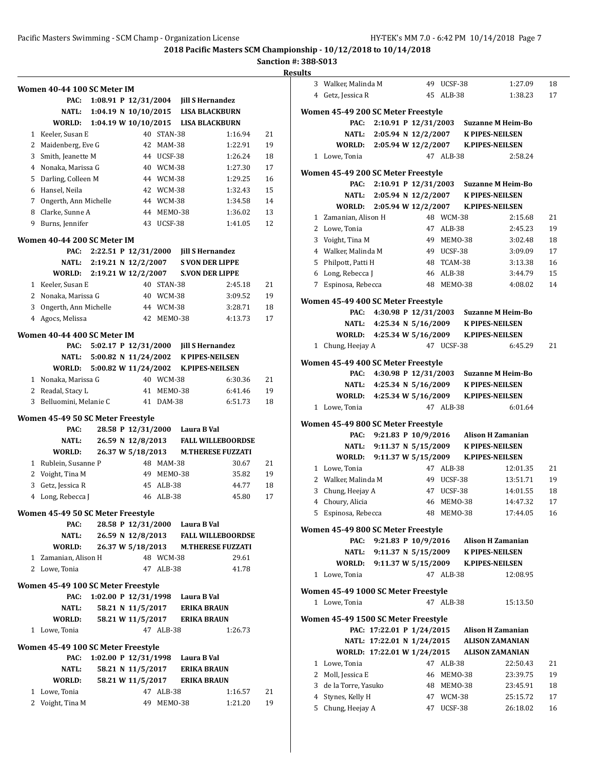**2018 Pacific Masters SCM Championship - 10/12/2018 to 10/14/2018**

**Sanction #: 388-S013**

**Results**

### Women 40-44 100 SC Meter IM

| | | | | |
|---|---|---|---|---|
| PAC: | 1:08.91 P 12/31/2004 | Jill S Hernandez | | |
| NATL: | 1:04.19 N 10/10/2015 | LISA BLACKBURN | | |
| WORLD: | 1:04.19 W 10/10/2015 | LISA BLACKBURN | | |

| Place | Name | Age | Team | Time | Points |
|---|---|---|---|---|---|
| 1 | Keeler, Susan E | 40 | STAN-38 | 1:16.94 | 21 |
| 2 | Maidenberg, Eve G | 42 | MAM-38 | 1:22.91 | 19 |
| 3 | Smith, Jeanette M | 44 | UCSF-38 | 1:26.24 | 18 |
| 4 | Nonaka, Marissa G | 40 | WCM-38 | 1:27.30 | 17 |
| 5 | Darling, Colleen M | 44 | WCM-38 | 1:29.25 | 16 |
| 6 | Hansel, Neila | 42 | WCM-38 | 1:32.43 | 15 |
| 7 | Ongerth, Ann Michelle | 44 | WCM-38 | 1:34.58 | 14 |
| 8 | Clarke, Sunne A | 44 | MEMO-38 | 1:36.02 | 13 |
| 9 | Burns, Jennifer | 43 | UCSF-38 | 1:41.05 | 12 |

### Women 40-44 200 SC Meter IM

| | | | | |
|---|---|---|---|---|
| PAC: | 2:22.51 P 12/31/2000 | Jill S Hernandez | | |
| NATL: | 2:19.21 N 12/2/2007 | S VON DER LIPPE | | |
| WORLD: | 2:19.21 W 12/2/2007 | S.VON DER LIPPE | | |

| Place | Name | Age | Team | Time | Points |
|---|---|---|---|---|---|
| 1 | Keeler, Susan E | 40 | STAN-38 | 2:45.18 | 21 |
| 2 | Nonaka, Marissa G | 40 | WCM-38 | 3:09.52 | 19 |
| 3 | Ongerth, Ann Michelle | 44 | WCM-38 | 3:28.71 | 18 |
| 4 | Agocs, Melissa | 42 | MEMO-38 | 4:13.73 | 17 |

### Women 40-44 400 SC Meter IM

| | | | | |
|---|---|---|---|---|
| PAC: | 5:02.17 P 12/31/2000 | Jill S Hernandez | | |
| NATL: | 5:00.82 N 11/24/2002 | K PIPES-NEILSEN | | |
| WORLD: | 5:00.82 W 11/24/2002 | K.PIPES-NEILSEN | | |

| Place | Name | Age | Team | Time | Points |
|---|---|---|---|---|---|
| 1 | Nonaka, Marissa G | 40 | WCM-38 | 6:30.36 | 21 |
| 2 | Readal, Stacy L | 41 | MEMO-38 | 6:41.46 | 19 |
| 3 | Belluomini, Melanie C | 41 | DAM-38 | 6:51.73 | 18 |

### Women 45-49 50 SC Meter Freestyle

| | | | | |
|---|---|---|---|---|
| PAC: | 28.58 P 12/31/2000 | Laura B Val | | |
| NATL: | 26.59 N 12/8/2013 | FALL WILLEBOORDSE | | |
| WORLD: | 26.37 W 5/18/2013 | M.THERESE FUZZATI | | |

| Place | Name | Age | Team | Time | Points |
|---|---|---|---|---|---|
| 1 | Rublein, Susanne P | 48 | MAM-38 | 30.67 | 21 |
| 2 | Voight, Tina M | 49 | MEMO-38 | 35.82 | 19 |
| 3 | Getz, Jessica R | 45 | ALB-38 | 44.77 | 18 |
| 4 | Long, Rebecca J | 46 | ALB-38 | 45.80 | 17 |

### Women 45-49 50 SC Meter Freestyle

| | | | | |
|---|---|---|---|---|
| PAC: | 28.58 P 12/31/2000 | Laura B Val | | |
| NATL: | 26.59 N 12/8/2013 | FALL WILLEBOORDSE | | |
| WORLD: | 26.37 W 5/18/2013 | M.THERESE FUZZATI | | |

| Place | Name | Age | Team | Time | Points |
|---|---|---|---|---|---|
| 1 | Zamanian, Alison H | 48 | WCM-38 | 29.61 | |
| 2 | Lowe, Tonia | 47 | ALB-38 | 41.78 | |

### Women 45-49 100 SC Meter Freestyle

| | | | | |
|---|---|---|---|---|
| PAC: | 1:02.00 P 12/31/1998 | Laura B Val | | |
| NATL: | 58.21 N 11/5/2017 | ERIKA BRAUN | | |
| WORLD: | 58.21 W 11/5/2017 | ERIKA BRAUN | | |

| Place | Name | Age | Team | Time | Points |
|---|---|---|---|---|---|
| 1 | Lowe, Tonia | 47 | ALB-38 | 1:26.73 | |

### Women 45-49 100 SC Meter Freestyle

| | | | | |
|---|---|---|---|---|
| PAC: | 1:02.00 P 12/31/1998 | Laura B Val | | |
| NATL: | 58.21 N 11/5/2017 | ERIKA BRAUN | | |
| WORLD: | 58.21 W 11/5/2017 | ERIKA BRAUN | | |

| Place | Name | Age | Team | Time | Points |
|---|---|---|---|---|---|
| 1 | Lowe, Tonia | 47 | ALB-38 | 1:16.57 | 21 |
| 2 | Voight, Tina M | 49 | MEMO-38 | 1:21.20 | 19 |
| 3 | Walker, Malinda M | 49 | UCSF-38 | 1:27.09 | 18 |
| 4 | Getz, Jessica R | 45 | ALB-38 | 1:38.23 | 17 |

### Women 45-49 200 SC Meter Freestyle

| | | | | |
|---|---|---|---|---|
| PAC: | 2:10.91 P 12/31/2003 | Suzanne M Heim-Bo | | |
| NATL: | 2:05.94 N 12/2/2007 | K PIPES-NEILSEN | | |
| WORLD: | 2:05.94 W 12/2/2007 | K.PIPES-NEILSEN | | |

| Place | Name | Age | Team | Time | Points |
|---|---|---|---|---|---|
| 1 | Lowe, Tonia | 47 | ALB-38 | 2:58.24 | |

### Women 45-49 200 SC Meter Freestyle

| | | | | |
|---|---|---|---|---|
| PAC: | 2:10.91 P 12/31/2003 | Suzanne M Heim-Bo | | |
| NATL: | 2:05.94 N 12/2/2007 | K PIPES-NEILSEN | | |
| WORLD: | 2:05.94 W 12/2/2007 | K.PIPES-NEILSEN | | |

| Place | Name | Age | Team | Time | Points |
|---|---|---|---|---|---|
| 1 | Zamanian, Alison H | 48 | WCM-38 | 2:15.68 | 21 |
| 2 | Lowe, Tonia | 47 | ALB-38 | 2:45.23 | 19 |
| 3 | Voight, Tina M | 49 | MEMO-38 | 3:02.48 | 18 |
| 4 | Walker, Malinda M | 49 | UCSF-38 | 3:09.09 | 17 |
| 5 | Philpott, Patti H | 48 | TCAM-38 | 3:13.38 | 16 |
| 6 | Long, Rebecca J | 46 | ALB-38 | 3:44.79 | 15 |
| 7 | Espinosa, Rebecca | 48 | MEMO-38 | 4:08.02 | 14 |

### Women 45-49 400 SC Meter Freestyle

| | | | | |
|---|---|---|---|---|
| PAC: | 4:30.98 P 12/31/2003 | Suzanne M Heim-Bo | | |
| NATL: | 4:25.34 N 5/16/2009 | K PIPES-NEILSEN | | |
| WORLD: | 4:25.34 W 5/16/2009 | K.PIPES-NEILSEN | | |

| Place | Name | Age | Team | Time | Points |
|---|---|---|---|---|---|
| 1 | Chung, Heejay A | 47 | UCSF-38 | 6:45.29 | 21 |

### Women 45-49 400 SC Meter Freestyle

| | | | | |
|---|---|---|---|---|
| PAC: | 4:30.98 P 12/31/2003 | Suzanne M Heim-Bo | | |
| NATL: | 4:25.34 N 5/16/2009 | K PIPES-NEILSEN | | |
| WORLD: | 4:25.34 W 5/16/2009 | K.PIPES-NEILSEN | | |

| Place | Name | Age | Team | Time | Points |
|---|---|---|---|---|---|
| 1 | Lowe, Tonia | 47 | ALB-38 | 6:01.64 | |

### Women 45-49 800 SC Meter Freestyle

| | | | | |
|---|---|---|---|---|
| PAC: | 9:21.83 P 10/9/2016 | Alison H Zamanian | | |
| NATL: | 9:11.37 N 5/15/2009 | K PIPES-NEILSEN | | |
| WORLD: | 9:11.37 W 5/15/2009 | K.PIPES-NEILSEN | | |

| Place | Name | Age | Team | Time | Points |
|---|---|---|---|---|---|
| 1 | Lowe, Tonia | 47 | ALB-38 | 12:01.35 | 21 |
| 2 | Walker, Malinda M | 49 | UCSF-38 | 13:51.71 | 19 |
| 3 | Chung, Heejay A | 47 | UCSF-38 | 14:01.55 | 18 |
| 4 | Choury, Alicia | 46 | MEMO-38 | 14:47.32 | 17 |
| 5 | Espinosa, Rebecca | 48 | MEMO-38 | 17:44.05 | 16 |

### Women 45-49 800 SC Meter Freestyle

| | | | | |
|---|---|---|---|---|
| PAC: | 9:21.83 P 10/9/2016 | Alison H Zamanian | | |
| NATL: | 9:11.37 N 5/15/2009 | K PIPES-NEILSEN | | |
| WORLD: | 9:11.37 W 5/15/2009 | K.PIPES-NEILSEN | | |

| Place | Name | Age | Team | Time | Points |
|---|---|---|---|---|---|
| 1 | Lowe, Tonia | 47 | ALB-38 | 12:08.95 | |

### Women 45-49 1000 SC Meter Freestyle

| Place | Name | Age | Team | Time | Points |
|---|---|---|---|---|---|
| 1 | Lowe, Tonia | 47 | ALB-38 | 15:13.50 | |

### Women 45-49 1500 SC Meter Freestyle

| | | | | |
|---|---|---|---|---|
| PAC: | 17:22.01 P 1/24/2015 | Alison H Zamanian | | |
| NATL: | 17:22.01 N 1/24/2015 | ALISON ZAMANIAN | | |
| WORLD: | 17:22.01 W 1/24/2015 | ALISON ZAMANIAN | | |

| Place | Name | Age | Team | Time | Points |
|---|---|---|---|---|---|
| 1 | Lowe, Tonia | 47 | ALB-38 | 22:50.43 | 21 |
| 2 | Moll, Jessica E | 46 | MEMO-38 | 23:39.75 | 19 |
| 3 | de la Torre, Yasuko | 48 | MEMO-38 | 23:45.91 | 18 |
| 4 | Stynes, Kelly H | 47 | WCM-38 | 25:15.72 | 17 |
| 5 | Chung, Heejay A | 47 | UCSF-38 | 26:18.02 | 16 |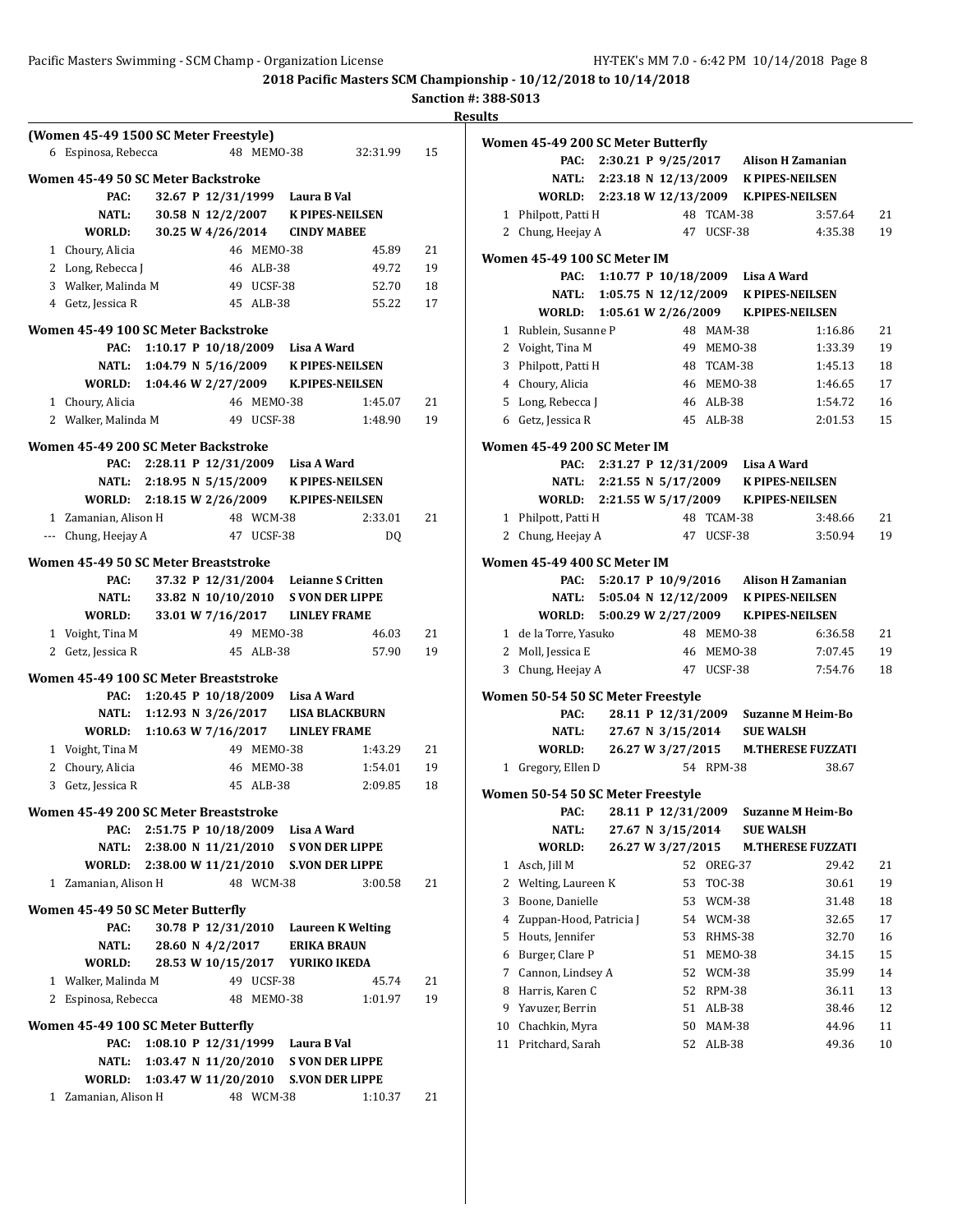## 2018 Pacific Masters SCM Championship - 10/12/2018 to 10/14/2018

**Sanction #: 388-S013**

**Results**

### (Women 45-49 1500 SC Meter Freestyle)

| Place | Name | Age | Team | Time | Points |
|---|---|---|---|---|---|
| 6 | Espinosa, Rebecca | 48 | MEMO-38 | 32:31.99 | 15 |

### Women 45-49 50 SC Meter Backstroke

| Record | Time | Date | Holder |
|---|---|---|---|
| PAC: | 32.67 P | 12/31/1999 | Laura B Val |
| NATL: | 30.58 N | 12/2/2007 | K PIPES-NEILSEN |
| WORLD: | 30.25 W | 4/26/2014 | CINDY MABEE |

| Place | Name | Age | Team | Time | Points |
|---|---|---|---|---|---|
| 1 | Choury, Alicia | 46 | MEMO-38 | 45.89 | 21 |
| 2 | Long, Rebecca J | 46 | ALB-38 | 49.72 | 19 |
| 3 | Walker, Malinda M | 49 | UCSF-38 | 52.70 | 18 |
| 4 | Getz, Jessica R | 45 | ALB-38 | 55.22 | 17 |

### Women 45-49 100 SC Meter Backstroke

| Record | Time | Date | Holder |
|---|---|---|---|
| PAC: | 1:10.17 P | 10/18/2009 | Lisa A Ward |
| NATL: | 1:04.79 N | 5/16/2009 | K PIPES-NEILSEN |
| WORLD: | 1:04.46 W | 2/27/2009 | K.PIPES-NEILSEN |

| Place | Name | Age | Team | Time | Points |
|---|---|---|---|---|---|
| 1 | Choury, Alicia | 46 | MEMO-38 | 1:45.07 | 21 |
| 2 | Walker, Malinda M | 49 | UCSF-38 | 1:48.90 | 19 |

### Women 45-49 200 SC Meter Backstroke

| Record | Time | Date | Holder |
|---|---|---|---|
| PAC: | 2:28.11 P | 12/31/2009 | Lisa A Ward |
| NATL: | 2:18.95 N | 5/15/2009 | K PIPES-NEILSEN |
| WORLD: | 2:18.15 W | 2/26/2009 | K.PIPES-NEILSEN |

| Place | Name | Age | Team | Time | Points |
|---|---|---|---|---|---|
| 1 | Zamanian, Alison H | 48 | WCM-38 | 2:33.01 | 21 |
| --- | Chung, Heejay A | 47 | UCSF-38 | DQ | |

### Women 45-49 50 SC Meter Breaststroke

| Record | Time | Date | Holder |
|---|---|---|---|
| PAC: | 37.32 P | 12/31/2004 | Leianne S Critten |
| NATL: | 33.82 N | 10/10/2010 | S VON DER LIPPE |
| WORLD: | 33.01 W | 7/16/2017 | LINLEY FRAME |

| Place | Name | Age | Team | Time | Points |
|---|---|---|---|---|---|
| 1 | Voight, Tina M | 49 | MEMO-38 | 46.03 | 21 |
| 2 | Getz, Jessica R | 45 | ALB-38 | 57.90 | 19 |

### Women 45-49 100 SC Meter Breaststroke

| Record | Time | Date | Holder |
|---|---|---|---|
| PAC: | 1:20.45 P | 10/18/2009 | Lisa A Ward |
| NATL: | 1:12.93 N | 3/26/2017 | LISA BLACKBURN |
| WORLD: | 1:10.63 W | 7/16/2017 | LINLEY FRAME |

| Place | Name | Age | Team | Time | Points |
|---|---|---|---|---|---|
| 1 | Voight, Tina M | 49 | MEMO-38 | 1:43.29 | 21 |
| 2 | Choury, Alicia | 46 | MEMO-38 | 1:54.01 | 19 |
| 3 | Getz, Jessica R | 45 | ALB-38 | 2:09.85 | 18 |

### Women 45-49 200 SC Meter Breaststroke

| Record | Time | Date | Holder |
|---|---|---|---|
| PAC: | 2:51.75 P | 10/18/2009 | Lisa A Ward |
| NATL: | 2:38.00 N | 11/21/2010 | S VON DER LIPPE |
| WORLD: | 2:38.00 W | 11/21/2010 | S.VON DER LIPPE |

| Place | Name | Age | Team | Time | Points |
|---|---|---|---|---|---|
| 1 | Zamanian, Alison H | 48 | WCM-38 | 3:00.58 | 21 |

### Women 45-49 50 SC Meter Butterfly

| Record | Time | Date | Holder |
|---|---|---|---|
| PAC: | 30.78 P | 12/31/2010 | Laureen K Welting |
| NATL: | 28.60 N | 4/2/2017 | ERIKA BRAUN |
| WORLD: | 28.53 W | 10/15/2017 | YURIKO IKEDA |

| Place | Name | Age | Team | Time | Points |
|---|---|---|---|---|---|
| 1 | Walker, Malinda M | 49 | UCSF-38 | 45.74 | 21 |
| 2 | Espinosa, Rebecca | 48 | MEMO-38 | 1:01.97 | 19 |

### Women 45-49 100 SC Meter Butterfly

| Record | Time | Date | Holder |
|---|---|---|---|
| PAC: | 1:08.10 P | 12/31/1999 | Laura B Val |
| NATL: | 1:03.47 N | 11/20/2010 | S VON DER LIPPE |
| WORLD: | 1:03.47 W | 11/20/2010 | S.VON DER LIPPE |

| Place | Name | Age | Team | Time | Points |
|---|---|---|---|---|---|
| 1 | Zamanian, Alison H | 48 | WCM-38 | 1:10.37 | 21 |

### Women 45-49 200 SC Meter Butterfly

| Record | Time | Date | Holder |
|---|---|---|---|
| PAC: | 2:30.21 P | 9/25/2017 | Alison H Zamanian |
| NATL: | 2:23.18 N | 12/13/2009 | K PIPES-NEILSEN |
| WORLD: | 2:23.18 W | 12/13/2009 | K.PIPES-NEILSEN |

| Place | Name | Age | Team | Time | Points |
|---|---|---|---|---|---|
| 1 | Philpott, Patti H | 48 | TCAM-38 | 3:57.64 | 21 |
| 2 | Chung, Heejay A | 47 | UCSF-38 | 4:35.38 | 19 |

### Women 45-49 100 SC Meter IM

| Record | Time | Date | Holder |
|---|---|---|---|
| PAC: | 1:10.77 P | 10/18/2009 | Lisa A Ward |
| NATL: | 1:05.75 N | 12/12/2009 | K PIPES-NEILSEN |
| WORLD: | 1:05.61 W | 2/26/2009 | K.PIPES-NEILSEN |

| Place | Name | Age | Team | Time | Points |
|---|---|---|---|---|---|
| 1 | Rublein, Susanne P | 48 | MAM-38 | 1:16.86 | 21 |
| 2 | Voight, Tina M | 49 | MEMO-38 | 1:33.39 | 19 |
| 3 | Philpott, Patti H | 48 | TCAM-38 | 1:45.13 | 18 |
| 4 | Choury, Alicia | 46 | MEMO-38 | 1:46.65 | 17 |
| 5 | Long, Rebecca J | 46 | ALB-38 | 1:54.72 | 16 |
| 6 | Getz, Jessica R | 45 | ALB-38 | 2:01.53 | 15 |

### Women 45-49 200 SC Meter IM

| Record | Time | Date | Holder |
|---|---|---|---|
| PAC: | 2:31.27 P | 12/31/2009 | Lisa A Ward |
| NATL: | 2:21.55 N | 5/17/2009 | K PIPES-NEILSEN |
| WORLD: | 2:21.55 W | 5/17/2009 | K.PIPES-NEILSEN |

| Place | Name | Age | Team | Time | Points |
|---|---|---|---|---|---|
| 1 | Philpott, Patti H | 48 | TCAM-38 | 3:48.66 | 21 |
| 2 | Chung, Heejay A | 47 | UCSF-38 | 3:50.94 | 19 |

### Women 45-49 400 SC Meter IM

| Record | Time | Date | Holder |
|---|---|---|---|
| PAC: | 5:20.17 P | 10/9/2016 | Alison H Zamanian |
| NATL: | 5:05.04 N | 12/12/2009 | K PIPES-NEILSEN |
| WORLD: | 5:00.29 W | 2/27/2009 | K.PIPES-NEILSEN |

| Place | Name | Age | Team | Time | Points |
|---|---|---|---|---|---|
| 1 | de la Torre, Yasuko | 48 | MEMO-38 | 6:36.58 | 21 |
| 2 | Moll, Jessica E | 46 | MEMO-38 | 7:07.45 | 19 |
| 3 | Chung, Heejay A | 47 | UCSF-38 | 7:54.76 | 18 |

### Women 50-54 50 SC Meter Freestyle

| Record | Time | Date | Holder |
|---|---|---|---|
| PAC: | 28.11 P | 12/31/2009 | Suzanne M Heim-Bo |
| NATL: | 27.67 N | 3/15/2014 | SUE WALSH |
| WORLD: | 26.27 W | 3/27/2015 | M.THERESE FUZZATI |

| Place | Name | Age | Team | Time | Points |
|---|---|---|---|---|---|
| 1 | Gregory, Ellen D | 54 | RPM-38 | 38.67 | |

### Women 50-54 50 SC Meter Freestyle

| Record | Time | Date | Holder |
|---|---|---|---|
| PAC: | 28.11 P | 12/31/2009 | Suzanne M Heim-Bo |
| NATL: | 27.67 N | 3/15/2014 | SUE WALSH |
| WORLD: | 26.27 W | 3/27/2015 | M.THERESE FUZZATI |

| Place | Name | Age | Team | Time | Points |
|---|---|---|---|---|---|
| 1 | Asch, Jill M | 52 | OREG-37 | 29.42 | 21 |
| 2 | Welting, Laureen K | 53 | TOC-38 | 30.61 | 19 |
| 3 | Boone, Danielle | 53 | WCM-38 | 31.48 | 18 |
| 4 | Zuppan-Hood, Patricia J | 54 | WCM-38 | 32.65 | 17 |
| 5 | Houts, Jennifer | 53 | RHMS-38 | 32.70 | 16 |
| 6 | Burger, Clare P | 51 | MEMO-38 | 34.15 | 15 |
| 7 | Cannon, Lindsey A | 52 | WCM-38 | 35.99 | 14 |
| 8 | Harris, Karen C | 52 | RPM-38 | 36.11 | 13 |
| 9 | Yavuzer, Berrin | 51 | ALB-38 | 38.46 | 12 |
| 10 | Chachkin, Myra | 50 | MAM-38 | 44.96 | 11 |
| 11 | Pritchard, Sarah | 52 | ALB-38 | 49.36 | 10 |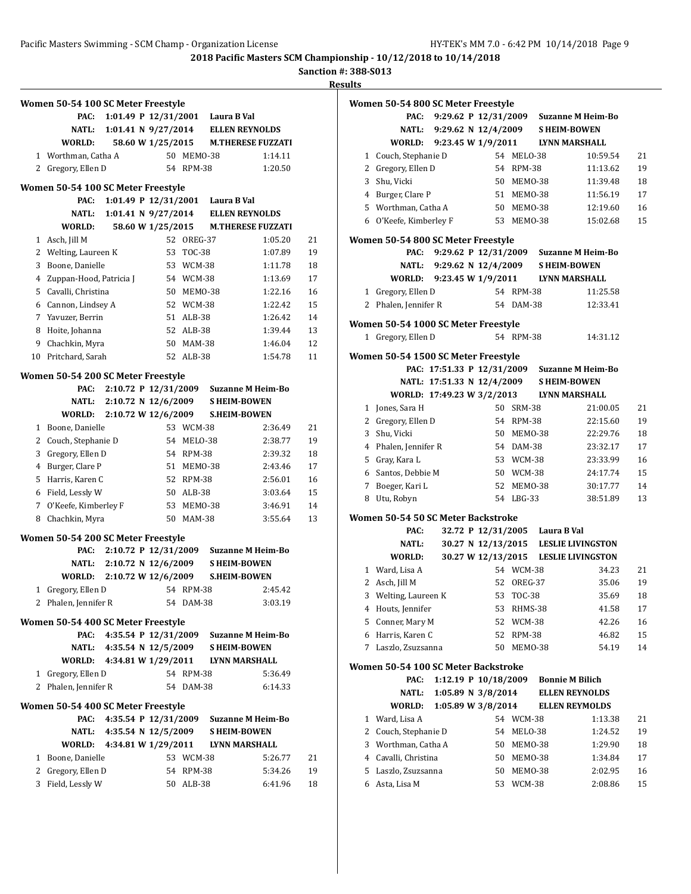**2018 Pacific Masters SCM Championship - 10/12/2018 to 10/14/2018**

**Sanction #: 388-S013**

**Results**

### Women 50-54 100 SC Meter Freestyle

PAC: 1:01.49 P 12/31/2001 Laura B Val
NATL: 1:01.41 N 9/27/2014 ELLEN REYNOLDS
WORLD: 58.60 W 1/25/2015 M.THERESE FUZZATI

| Place | Name | Age | Team | Time | Points |
|---|---|---|---|---|---|
| 1 | Worthman, Catha A | 50 | MEMO-38 | 1:14.11 | |
| 2 | Gregory, Ellen D | 54 | RPM-38 | 1:20.50 | |

### Women 50-54 100 SC Meter Freestyle

PAC: 1:01.49 P 12/31/2001 Laura B Val
NATL: 1:01.41 N 9/27/2014 ELLEN REYNOLDS
WORLD: 58.60 W 1/25/2015 M.THERESE FUZZATI

| Place | Name | Age | Team | Time | Points |
|---|---|---|---|---|---|
| 1 | Asch, Jill M | 52 | OREG-37 | 1:05.20 | 21 |
| 2 | Welting, Laureen K | 53 | TOC-38 | 1:07.89 | 19 |
| 3 | Boone, Danielle | 53 | WCM-38 | 1:11.78 | 18 |
| 4 | Zuppan-Hood, Patricia J | 54 | WCM-38 | 1:13.69 | 17 |
| 5 | Cavalli, Christina | 50 | MEMO-38 | 1:22.16 | 16 |
| 6 | Cannon, Lindsey A | 52 | WCM-38 | 1:22.42 | 15 |
| 7 | Yavuzer, Berrin | 51 | ALB-38 | 1:26.42 | 14 |
| 8 | Hoite, Johanna | 52 | ALB-38 | 1:39.44 | 13 |
| 9 | Chachkin, Myra | 50 | MAM-38 | 1:46.04 | 12 |
| 10 | Pritchard, Sarah | 52 | ALB-38 | 1:54.78 | 11 |

### Women 50-54 200 SC Meter Freestyle

PAC: 2:10.72 P 12/31/2009 Suzanne M Heim-Bo
NATL: 2:10.72 N 12/6/2009 S HEIM-BOWEN
WORLD: 2:10.72 W 12/6/2009 S.HEIM-BOWEN

| Place | Name | Age | Team | Time | Points |
|---|---|---|---|---|---|
| 1 | Boone, Danielle | 53 | WCM-38 | 2:36.49 | 21 |
| 2 | Couch, Stephanie D | 54 | MELO-38 | 2:38.77 | 19 |
| 3 | Gregory, Ellen D | 54 | RPM-38 | 2:39.32 | 18 |
| 4 | Burger, Clare P | 51 | MEMO-38 | 2:43.46 | 17 |
| 5 | Harris, Karen C | 52 | RPM-38 | 2:56.01 | 16 |
| 6 | Field, Lessly W | 50 | ALB-38 | 3:03.64 | 15 |
| 7 | O'Keefe, Kimberley F | 53 | MEMO-38 | 3:46.91 | 14 |
| 8 | Chachkin, Myra | 50 | MAM-38 | 3:55.64 | 13 |

### Women 50-54 200 SC Meter Freestyle

PAC: 2:10.72 P 12/31/2009 Suzanne M Heim-Bo
NATL: 2:10.72 N 12/6/2009 S HEIM-BOWEN
WORLD: 2:10.72 W 12/6/2009 S.HEIM-BOWEN

| Place | Name | Age | Team | Time | Points |
|---|---|---|---|---|---|
| 1 | Gregory, Ellen D | 54 | RPM-38 | 2:45.42 | |
| 2 | Phalen, Jennifer R | 54 | DAM-38 | 3:03.19 | |

### Women 50-54 400 SC Meter Freestyle

PAC: 4:35.54 P 12/31/2009 Suzanne M Heim-Bo
NATL: 4:35.54 N 12/5/2009 S HEIM-BOWEN
WORLD: 4:34.81 W 1/29/2011 LYNN MARSHALL

| Place | Name | Age | Team | Time | Points |
|---|---|---|---|---|---|
| 1 | Gregory, Ellen D | 54 | RPM-38 | 5:36.49 | |
| 2 | Phalen, Jennifer R | 54 | DAM-38 | 6:14.33 | |

### Women 50-54 400 SC Meter Freestyle

PAC: 4:35.54 P 12/31/2009 Suzanne M Heim-Bo
NATL: 4:35.54 N 12/5/2009 S HEIM-BOWEN
WORLD: 4:34.81 W 1/29/2011 LYNN MARSHALL

| Place | Name | Age | Team | Time | Points |
|---|---|---|---|---|---|
| 1 | Boone, Danielle | 53 | WCM-38 | 5:26.77 | 21 |
| 2 | Gregory, Ellen D | 54 | RPM-38 | 5:34.26 | 19 |
| 3 | Field, Lessly W | 50 | ALB-38 | 6:41.96 | 18 |

### Women 50-54 800 SC Meter Freestyle

PAC: 9:29.62 P 12/31/2009 Suzanne M Heim-Bo
NATL: 9:29.62 N 12/4/2009 S HEIM-BOWEN
WORLD: 9:23.45 W 1/9/2011 LYNN MARSHALL

| Place | Name | Age | Team | Time | Points |
|---|---|---|---|---|---|
| 1 | Couch, Stephanie D | 54 | MELO-38 | 10:59.54 | 21 |
| 2 | Gregory, Ellen D | 54 | RPM-38 | 11:13.62 | 19 |
| 3 | Shu, Vicki | 50 | MEMO-38 | 11:39.48 | 18 |
| 4 | Burger, Clare P | 51 | MEMO-38 | 11:56.19 | 17 |
| 5 | Worthman, Catha A | 50 | MEMO-38 | 12:19.60 | 16 |
| 6 | O'Keefe, Kimberley F | 53 | MEMO-38 | 15:02.68 | 15 |

### Women 50-54 800 SC Meter Freestyle

PAC: 9:29.62 P 12/31/2009 Suzanne M Heim-Bo
NATL: 9:29.62 N 12/4/2009 S HEIM-BOWEN
WORLD: 9:23.45 W 1/9/2011 LYNN MARSHALL

| Place | Name | Age | Team | Time | Points |
|---|---|---|---|---|---|
| 1 | Gregory, Ellen D | 54 | RPM-38 | 11:25.58 | |
| 2 | Phalen, Jennifer R | 54 | DAM-38 | 12:33.41 | |

### Women 50-54 1000 SC Meter Freestyle

| Place | Name | Age | Team | Time | Points |
|---|---|---|---|---|---|
| 1 | Gregory, Ellen D | 54 | RPM-38 | 14:31.12 | |

### Women 50-54 1500 SC Meter Freestyle

PAC: 17:51.33 P 12/31/2009 Suzanne M Heim-Bo
NATL: 17:51.33 N 12/4/2009 S HEIM-BOWEN
WORLD: 17:49.23 W 3/2/2013 LYNN MARSHALL

| Place | Name | Age | Team | Time | Points |
|---|---|---|---|---|---|
| 1 | Jones, Sara H | 50 | SRM-38 | 21:00.05 | 21 |
| 2 | Gregory, Ellen D | 54 | RPM-38 | 22:15.60 | 19 |
| 3 | Shu, Vicki | 50 | MEMO-38 | 22:29.76 | 18 |
| 4 | Phalen, Jennifer R | 54 | DAM-38 | 23:32.17 | 17 |
| 5 | Gray, Kara L | 53 | WCM-38 | 23:33.99 | 16 |
| 6 | Santos, Debbie M | 50 | WCM-38 | 24:17.74 | 15 |
| 7 | Boeger, Kari L | 52 | MEMO-38 | 30:17.77 | 14 |
| 8 | Utu, Robyn | 54 | LBG-33 | 38:51.89 | 13 |

### Women 50-54 50 SC Meter Backstroke

PAC: 32.72 P 12/31/2005 Laura B Val
NATL: 30.27 N 12/13/2015 LESLIE LIVINGSTON
WORLD: 30.27 W 12/13/2015 LESLIE LIVINGSTON

| Place | Name | Age | Team | Time | Points |
|---|---|---|---|---|---|
| 1 | Ward, Lisa A | 54 | WCM-38 | 34.23 | 21 |
| 2 | Asch, Jill M | 52 | OREG-37 | 35.06 | 19 |
| 3 | Welting, Laureen K | 53 | TOC-38 | 35.69 | 18 |
| 4 | Houts, Jennifer | 53 | RHMS-38 | 41.58 | 17 |
| 5 | Conner, Mary M | 52 | WCM-38 | 42.26 | 16 |
| 6 | Harris, Karen C | 52 | RPM-38 | 46.82 | 15 |
| 7 | Laszlo, Zsuzsanna | 50 | MEMO-38 | 54.19 | 14 |

### Women 50-54 100 SC Meter Backstroke

PAC: 1:12.19 P 10/18/2009 Bonnie M Bilich
NATL: 1:05.89 N 3/8/2014 ELLEN REYNOLDS
WORLD: 1:05.89 W 3/8/2014 ELLEN REYMOLDS

| Place | Name | Age | Team | Time | Points |
|---|---|---|---|---|---|
| 1 | Ward, Lisa A | 54 | WCM-38 | 1:13.38 | 21 |
| 2 | Couch, Stephanie D | 54 | MELO-38 | 1:24.52 | 19 |
| 3 | Worthman, Catha A | 50 | MEMO-38 | 1:29.90 | 18 |
| 4 | Cavalli, Christina | 50 | MEMO-38 | 1:34.84 | 17 |
| 5 | Laszlo, Zsuzsanna | 50 | MEMO-38 | 2:02.95 | 16 |
| 6 | Asta, Lisa M | 53 | WCM-38 | 2:08.86 | 15 |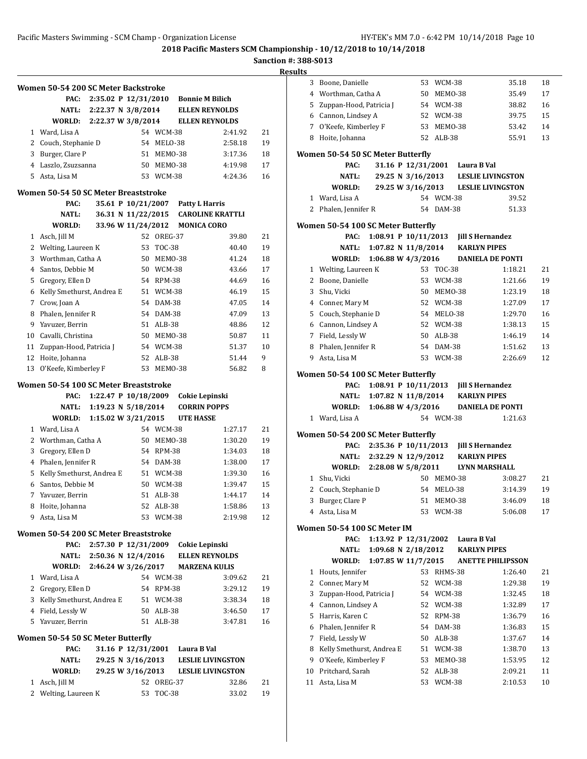## 2018 Pacific Masters SCM Championship - 10/12/2018 to 10/14/2018

**Sanction #: 388-S013**

**Results**

### Women 50-54 200 SC Meter Backstroke

| | | | |
|---|---|---|---|
| PAC: | 2:35.02 P 12/31/2010 | Bonnie M Bilich | |
| NATL: | 2:22.37 N 3/8/2014 | ELLEN REYNOLDS | |
| WORLD: | 2:22.37 W 3/8/2014 | ELLEN REYNOLDS | |

| Place | Name | Age | Team | Time | Points |
|---|---|---|---|---|---|
| 1 | Ward, Lisa A | 54 | WCM-38 | 2:41.92 | 21 |
| 2 | Couch, Stephanie D | 54 | MELO-38 | 2:58.18 | 19 |
| 3 | Burger, Clare P | 51 | MEMO-38 | 3:17.36 | 18 |
| 4 | Laszlo, Zsuzsanna | 50 | MEMO-38 | 4:19.98 | 17 |
| 5 | Asta, Lisa M | 53 | WCM-38 | 4:24.36 | 16 |

### Women 50-54 50 SC Meter Breaststroke

| | | | |
|---|---|---|---|
| PAC: | 35.61 P 10/21/2007 | Patty L Harris | |
| NATL: | 36.31 N 11/22/2015 | CAROLINE KRATTLI | |
| WORLD: | 33.96 W 11/24/2012 | MONICA CORO | |

| Place | Name | Age | Team | Time | Points |
|---|---|---|---|---|---|
| 1 | Asch, Jill M | 52 | OREG-37 | 39.80 | 21 |
| 2 | Welting, Laureen K | 53 | TOC-38 | 40.40 | 19 |
| 3 | Worthman, Catha A | 50 | MEMO-38 | 41.24 | 18 |
| 4 | Santos, Debbie M | 50 | WCM-38 | 43.66 | 17 |
| 5 | Gregory, Ellen D | 54 | RPM-38 | 44.69 | 16 |
| 6 | Kelly Smethurst, Andrea E | 51 | WCM-38 | 46.19 | 15 |
| 7 | Crow, Joan A | 54 | DAM-38 | 47.05 | 14 |
| 8 | Phalen, Jennifer R | 54 | DAM-38 | 47.09 | 13 |
| 9 | Yavuzer, Berrin | 51 | ALB-38 | 48.86 | 12 |
| 10 | Cavalli, Christina | 50 | MEMO-38 | 50.87 | 11 |
| 11 | Zuppan-Hood, Patricia J | 54 | WCM-38 | 51.37 | 10 |
| 12 | Hoite, Johanna | 52 | ALB-38 | 51.44 | 9 |
| 13 | O'Keefe, Kimberley F | 53 | MEMO-38 | 56.82 | 8 |

### Women 50-54 100 SC Meter Breaststroke

| | | | |
|---|---|---|---|
| PAC: | 1:22.47 P 10/18/2009 | Cokie Lepinski | |
| NATL: | 1:19.23 N 5/18/2014 | CORRIN POPPS | |
| WORLD: | 1:15.02 W 3/21/2015 | UTE HASSE | |

| Place | Name | Age | Team | Time | Points |
|---|---|---|---|---|---|
| 1 | Ward, Lisa A | 54 | WCM-38 | 1:27.17 | 21 |
| 2 | Worthman, Catha A | 50 | MEMO-38 | 1:30.20 | 19 |
| 3 | Gregory, Ellen D | 54 | RPM-38 | 1:34.03 | 18 |
| 4 | Phalen, Jennifer R | 54 | DAM-38 | 1:38.00 | 17 |
| 5 | Kelly Smethurst, Andrea E | 51 | WCM-38 | 1:39.30 | 16 |
| 6 | Santos, Debbie M | 50 | WCM-38 | 1:39.47 | 15 |
| 7 | Yavuzer, Berrin | 51 | ALB-38 | 1:44.17 | 14 |
| 8 | Hoite, Johanna | 52 | ALB-38 | 1:58.86 | 13 |
| 9 | Asta, Lisa M | 53 | WCM-38 | 2:19.98 | 12 |

### Women 50-54 200 SC Meter Breaststroke

| | | | |
|---|---|---|---|
| PAC: | 2:57.30 P 12/31/2009 | Cokie Lepinski | |
| NATL: | 2:50.36 N 12/4/2016 | ELLEN REYNOLDS | |
| WORLD: | 2:46.24 W 3/26/2017 | MARZENA KULIS | |

| Place | Name | Age | Team | Time | Points |
|---|---|---|---|---|---|
| 1 | Ward, Lisa A | 54 | WCM-38 | 3:09.62 | 21 |
| 2 | Gregory, Ellen D | 54 | RPM-38 | 3:29.12 | 19 |
| 3 | Kelly Smethurst, Andrea E | 51 | WCM-38 | 3:38.34 | 18 |
| 4 | Field, Lessly W | 50 | ALB-38 | 3:46.50 | 17 |
| 5 | Yavuzer, Berrin | 51 | ALB-38 | 3:47.81 | 16 |

### Women 50-54 50 SC Meter Butterfly

| | | | |
|---|---|---|---|
| PAC: | 31.16 P 12/31/2001 | Laura B Val | |
| NATL: | 29.25 N 3/16/2013 | LESLIE LIVINGSTON | |
| WORLD: | 29.25 W 3/16/2013 | LESLIE LIVINGSTON | |

| Place | Name | Age | Team | Time | Points |
|---|---|---|---|---|---|
| 1 | Asch, Jill M | 52 | OREG-37 | 32.86 | 21 |
| 2 | Welting, Laureen K | 53 | TOC-38 | 33.02 | 19 |
| 3 | Boone, Danielle | 53 | WCM-38 | 35.18 | 18 |
| 4 | Worthman, Catha A | 50 | MEMO-38 | 35.49 | 17 |
| 5 | Zuppan-Hood, Patricia J | 54 | WCM-38 | 38.82 | 16 |
| 6 | Cannon, Lindsey A | 52 | WCM-38 | 39.75 | 15 |
| 7 | O'Keefe, Kimberley F | 53 | MEMO-38 | 53.42 | 14 |
| 8 | Hoite, Johanna | 52 | ALB-38 | 55.91 | 13 |

### Women 50-54 50 SC Meter Butterfly

| | | | |
|---|---|---|---|
| PAC: | 31.16 P 12/31/2001 | Laura B Val | |
| NATL: | 29.25 N 3/16/2013 | LESLIE LIVINGSTON | |
| WORLD: | 29.25 W 3/16/2013 | LESLIE LIVINGSTON | |

| Place | Name | Age | Team | Time | Points |
|---|---|---|---|---|---|
| 1 | Ward, Lisa A | 54 | WCM-38 | 39.52 | |
| 2 | Phalen, Jennifer R | 54 | DAM-38 | 51.33 | |

### Women 50-54 100 SC Meter Butterfly

| | | | |
|---|---|---|---|
| PAC: | 1:08.91 P 10/11/2013 | Jill S Hernandez | |
| NATL: | 1:07.82 N 11/8/2014 | KARLYN PIPES | |
| WORLD: | 1:06.88 W 4/3/2016 | DANIELA DE PONTI | |

| Place | Name | Age | Team | Time | Points |
|---|---|---|---|---|---|
| 1 | Welting, Laureen K | 53 | TOC-38 | 1:18.21 | 21 |
| 2 | Boone, Danielle | 53 | WCM-38 | 1:21.66 | 19 |
| 3 | Shu, Vicki | 50 | MEMO-38 | 1:23.19 | 18 |
| 4 | Conner, Mary M | 52 | WCM-38 | 1:27.09 | 17 |
| 5 | Couch, Stephanie D | 54 | MELO-38 | 1:29.70 | 16 |
| 6 | Cannon, Lindsey A | 52 | WCM-38 | 1:38.13 | 15 |
| 7 | Field, Lessly W | 50 | ALB-38 | 1:46.19 | 14 |
| 8 | Phalen, Jennifer R | 54 | DAM-38 | 1:51.62 | 13 |
| 9 | Asta, Lisa M | 53 | WCM-38 | 2:26.69 | 12 |

### Women 50-54 100 SC Meter Butterfly

| | | | |
|---|---|---|---|
| PAC: | 1:08.91 P 10/11/2013 | Jill S Hernandez | |
| NATL: | 1:07.82 N 11/8/2014 | KARLYN PIPES | |
| WORLD: | 1:06.88 W 4/3/2016 | DANIELA DE PONTI | |

| Place | Name | Age | Team | Time | Points |
|---|---|---|---|---|---|
| 1 | Ward, Lisa A | 54 | WCM-38 | 1:21.63 | |

### Women 50-54 200 SC Meter Butterfly

| | | | |
|---|---|---|---|
| PAC: | 2:35.36 P 10/11/2013 | Jill S Hernandez | |
| NATL: | 2:32.29 N 12/9/2012 | KARLYN PIPES | |
| WORLD: | 2:28.08 W 5/8/2011 | LYNN MARSHALL | |

| Place | Name | Age | Team | Time | Points |
|---|---|---|---|---|---|
| 1 | Shu, Vicki | 50 | MEMO-38 | 3:08.27 | 21 |
| 2 | Couch, Stephanie D | 54 | MELO-38 | 3:14.39 | 19 |
| 3 | Burger, Clare P | 51 | MEMO-38 | 3:46.09 | 18 |
| 4 | Asta, Lisa M | 53 | WCM-38 | 5:06.08 | 17 |

### Women 50-54 100 SC Meter IM

| | | | |
|---|---|---|---|
| PAC: | 1:13.92 P 12/31/2002 | Laura B Val | |
| NATL: | 1:09.68 N 2/18/2012 | KARLYN PIPES | |
| WORLD: | 1:07.85 W 11/7/2015 | ANETTE PHILIPSSON | |

| Place | Name | Age | Team | Time | Points |
|---|---|---|---|---|---|
| 1 | Houts, Jennifer | 53 | RHMS-38 | 1:26.40 | 21 |
| 2 | Conner, Mary M | 52 | WCM-38 | 1:29.38 | 19 |
| 3 | Zuppan-Hood, Patricia J | 54 | WCM-38 | 1:32.45 | 18 |
| 4 | Cannon, Lindsey A | 52 | WCM-38 | 1:32.89 | 17 |
| 5 | Harris, Karen C | 52 | RPM-38 | 1:36.79 | 16 |
| 6 | Phalen, Jennifer R | 54 | DAM-38 | 1:36.83 | 15 |
| 7 | Field, Lessly W | 50 | ALB-38 | 1:37.67 | 14 |
| 8 | Kelly Smethurst, Andrea E | 51 | WCM-38 | 1:38.70 | 13 |
| 9 | O'Keefe, Kimberley F | 53 | MEMO-38 | 1:53.95 | 12 |
| 10 | Pritchard, Sarah | 52 | ALB-38 | 2:09.21 | 11 |
| 11 | Asta, Lisa M | 53 | WCM-38 | 2:10.53 | 10 |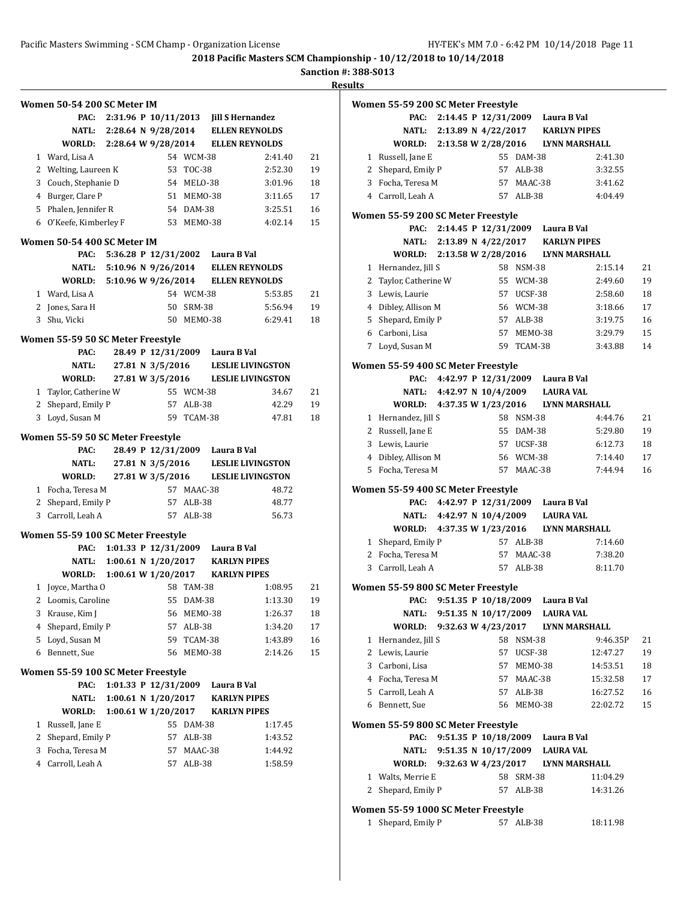## 2018 Pacific Masters SCM Championship - 10/12/2018 to 10/14/2018

**Sanction #: 388-S013**

**Results**

### Women 50-54 200 SC Meter IM

| | | | |
|---|---|---|---|
| PAC: | 2:31.96 P 10/11/2013 | Jill S Hernandez | |
| NATL: | 2:28.64 N 9/28/2014 | ELLEN REYNOLDS | |
| WORLD: | 2:28.64 W 9/28/2014 | ELLEN REYNOLDS | |

| Place | Name | Age | Team | Time | Points |
|---|---|---|---|---|---|
| 1 | Ward, Lisa A | 54 | WCM-38 | 2:41.40 | 21 |
| 2 | Welting, Laureen K | 53 | TOC-38 | 2:52.30 | 19 |
| 3 | Couch, Stephanie D | 54 | MELO-38 | 3:01.96 | 18 |
| 4 | Burger, Clare P | 51 | MEMO-38 | 3:11.65 | 17 |
| 5 | Phalen, Jennifer R | 54 | DAM-38 | 3:25.51 | 16 |
| 6 | O'Keefe, Kimberley F | 53 | MEMO-38 | 4:02.14 | 15 |

### Women 50-54 400 SC Meter IM

| | | | |
|---|---|---|---|
| PAC: | 5:36.28 P 12/31/2002 | Laura B Val | |
| NATL: | 5:10.96 N 9/26/2014 | ELLEN REYNOLDS | |
| WORLD: | 5:10.96 W 9/26/2014 | ELLEN REYNOLDS | |

| Place | Name | Age | Team | Time | Points |
|---|---|---|---|---|---|
| 1 | Ward, Lisa A | 54 | WCM-38 | 5:53.85 | 21 |
| 2 | Jones, Sara H | 50 | SRM-38 | 5:56.94 | 19 |
| 3 | Shu, Vicki | 50 | MEMO-38 | 6:29.41 | 18 |

### Women 55-59 50 SC Meter Freestyle

| | | | |
|---|---|---|---|
| PAC: | 28.49 P 12/31/2009 | Laura B Val | |
| NATL: | 27.81 N 3/5/2016 | LESLIE LIVINGSTON | |
| WORLD: | 27.81 W 3/5/2016 | LESLIE LIVINGSTON | |

| Place | Name | Age | Team | Time | Points |
|---|---|---|---|---|---|
| 1 | Taylor, Catherine W | 55 | WCM-38 | 34.67 | 21 |
| 2 | Shepard, Emily P | 57 | ALB-38 | 42.29 | 19 |
| 3 | Loyd, Susan M | 59 | TCAM-38 | 47.81 | 18 |

### Women 55-59 50 SC Meter Freestyle

| | | | |
|---|---|---|---|
| PAC: | 28.49 P 12/31/2009 | Laura B Val | |
| NATL: | 27.81 N 3/5/2016 | LESLIE LIVINGSTON | |
| WORLD: | 27.81 W 3/5/2016 | LESLIE LIVINGSTON | |

| Place | Name | Age | Team | Time |
|---|---|---|---|---|
| 1 | Focha, Teresa M | 57 | MAAC-38 | 48.72 |
| 2 | Shepard, Emily P | 57 | ALB-38 | 48.77 |
| 3 | Carroll, Leah A | 57 | ALB-38 | 56.73 |

### Women 55-59 100 SC Meter Freestyle

| | | | |
|---|---|---|---|
| PAC: | 1:01.33 P 12/31/2009 | Laura B Val | |
| NATL: | 1:00.61 N 1/20/2017 | KARLYN PIPES | |
| WORLD: | 1:00.61 W 1/20/2017 | KARLYN PIPES | |

| Place | Name | Age | Team | Time | Points |
|---|---|---|---|---|---|
| 1 | Joyce, Martha O | 58 | TAM-38 | 1:08.95 | 21 |
| 2 | Loomis, Caroline | 55 | DAM-38 | 1:13.30 | 19 |
| 3 | Krause, Kim J | 56 | MEMO-38 | 1:26.37 | 18 |
| 4 | Shepard, Emily P | 57 | ALB-38 | 1:34.20 | 17 |
| 5 | Loyd, Susan M | 59 | TCAM-38 | 1:43.89 | 16 |
| 6 | Bennett, Sue | 56 | MEMO-38 | 2:14.26 | 15 |

### Women 55-59 100 SC Meter Freestyle

| | | | |
|---|---|---|---|
| PAC: | 1:01.33 P 12/31/2009 | Laura B Val | |
| NATL: | 1:00.61 N 1/20/2017 | KARLYN PIPES | |
| WORLD: | 1:00.61 W 1/20/2017 | KARLYN PIPES | |

| Place | Name | Age | Team | Time |
|---|---|---|---|---|
| 1 | Russell, Jane E | 55 | DAM-38 | 1:17.45 |
| 2 | Shepard, Emily P | 57 | ALB-38 | 1:43.52 |
| 3 | Focha, Teresa M | 57 | MAAC-38 | 1:44.92 |
| 4 | Carroll, Leah A | 57 | ALB-38 | 1:58.59 |

### Women 55-59 200 SC Meter Freestyle

| | | | |
|---|---|---|---|
| PAC: | 2:14.45 P 12/31/2009 | Laura B Val | |
| NATL: | 2:13.89 N 4/22/2017 | KARLYN PIPES | |
| WORLD: | 2:13.58 W 2/28/2016 | LYNN MARSHALL | |

| Place | Name | Age | Team | Time |
|---|---|---|---|---|
| 1 | Russell, Jane E | 55 | DAM-38 | 2:41.30 |
| 2 | Shepard, Emily P | 57 | ALB-38 | 3:32.55 |
| 3 | Focha, Teresa M | 57 | MAAC-38 | 3:41.62 |
| 4 | Carroll, Leah A | 57 | ALB-38 | 4:04.49 |

### Women 55-59 200 SC Meter Freestyle

| | | | |
|---|---|---|---|
| PAC: | 2:14.45 P 12/31/2009 | Laura B Val | |
| NATL: | 2:13.89 N 4/22/2017 | KARLYN PIPES | |
| WORLD: | 2:13.58 W 2/28/2016 | LYNN MARSHALL | |

| Place | Name | Age | Team | Time | Points |
|---|---|---|---|---|---|
| 1 | Hernandez, Jill S | 58 | NSM-38 | 2:15.14 | 21 |
| 2 | Taylor, Catherine W | 55 | WCM-38 | 2:49.60 | 19 |
| 3 | Lewis, Laurie | 57 | UCSF-38 | 2:58.60 | 18 |
| 4 | Dibley, Allison M | 56 | WCM-38 | 3:18.66 | 17 |
| 5 | Shepard, Emily P | 57 | ALB-38 | 3:19.75 | 16 |
| 6 | Carboni, Lisa | 57 | MEMO-38 | 3:29.79 | 15 |
| 7 | Loyd, Susan M | 59 | TCAM-38 | 3:43.88 | 14 |

### Women 55-59 400 SC Meter Freestyle

| | | | |
|---|---|---|---|
| PAC: | 4:42.97 P 12/31/2009 | Laura B Val | |
| NATL: | 4:42.97 N 10/4/2009 | LAURA VAL | |
| WORLD: | 4:37.35 W 1/23/2016 | LYNN MARSHALL | |

| Place | Name | Age | Team | Time | Points |
|---|---|---|---|---|---|
| 1 | Hernandez, Jill S | 58 | NSM-38 | 4:44.76 | 21 |
| 2 | Russell, Jane E | 55 | DAM-38 | 5:29.80 | 19 |
| 3 | Lewis, Laurie | 57 | UCSF-38 | 6:12.73 | 18 |
| 4 | Dibley, Allison M | 56 | WCM-38 | 7:14.40 | 17 |
| 5 | Focha, Teresa M | 57 | MAAC-38 | 7:44.94 | 16 |

### Women 55-59 400 SC Meter Freestyle

| | | | |
|---|---|---|---|
| PAC: | 4:42.97 P 12/31/2009 | Laura B Val | |
| NATL: | 4:42.97 N 10/4/2009 | LAURA VAL | |
| WORLD: | 4:37.35 W 1/23/2016 | LYNN MARSHALL | |

| Place | Name | Age | Team | Time |
|---|---|---|---|---|
| 1 | Shepard, Emily P | 57 | ALB-38 | 7:14.60 |
| 2 | Focha, Teresa M | 57 | MAAC-38 | 7:38.20 |
| 3 | Carroll, Leah A | 57 | ALB-38 | 8:11.70 |

### Women 55-59 800 SC Meter Freestyle

| | | | |
|---|---|---|---|
| PAC: | 9:51.35 P 10/18/2009 | Laura B Val | |
| NATL: | 9:51.35 N 10/17/2009 | LAURA VAL | |
| WORLD: | 9:32.63 W 4/23/2017 | LYNN MARSHALL | |

| Place | Name | Age | Team | Time | Points |
|---|---|---|---|---|---|
| 1 | Hernandez, Jill S | 58 | NSM-38 | 9:46.35P | 21 |
| 2 | Lewis, Laurie | 57 | UCSF-38 | 12:47.27 | 19 |
| 3 | Carboni, Lisa | 57 | MEMO-38 | 14:53.51 | 18 |
| 4 | Focha, Teresa M | 57 | MAAC-38 | 15:32.58 | 17 |
| 5 | Carroll, Leah A | 57 | ALB-38 | 16:27.52 | 16 |
| 6 | Bennett, Sue | 56 | MEMO-38 | 22:02.72 | 15 |

### Women 55-59 800 SC Meter Freestyle

| | | | |
|---|---|---|---|
| PAC: | 9:51.35 P 10/18/2009 | Laura B Val | |
| NATL: | 9:51.35 N 10/17/2009 | LAURA VAL | |
| WORLD: | 9:32.63 W 4/23/2017 | LYNN MARSHALL | |

| Place | Name | Age | Team | Time |
|---|---|---|---|---|
| 1 | Walts, Merrie E | 58 | SRM-38 | 11:04.29 |
| 2 | Shepard, Emily P | 57 | ALB-38 | 14:31.26 |

### Women 55-59 1000 SC Meter Freestyle

| Place | Name | Age | Team | Time |
|---|---|---|---|---|
| 1 | Shepard, Emily P | 57 | ALB-38 | 18:11.98 |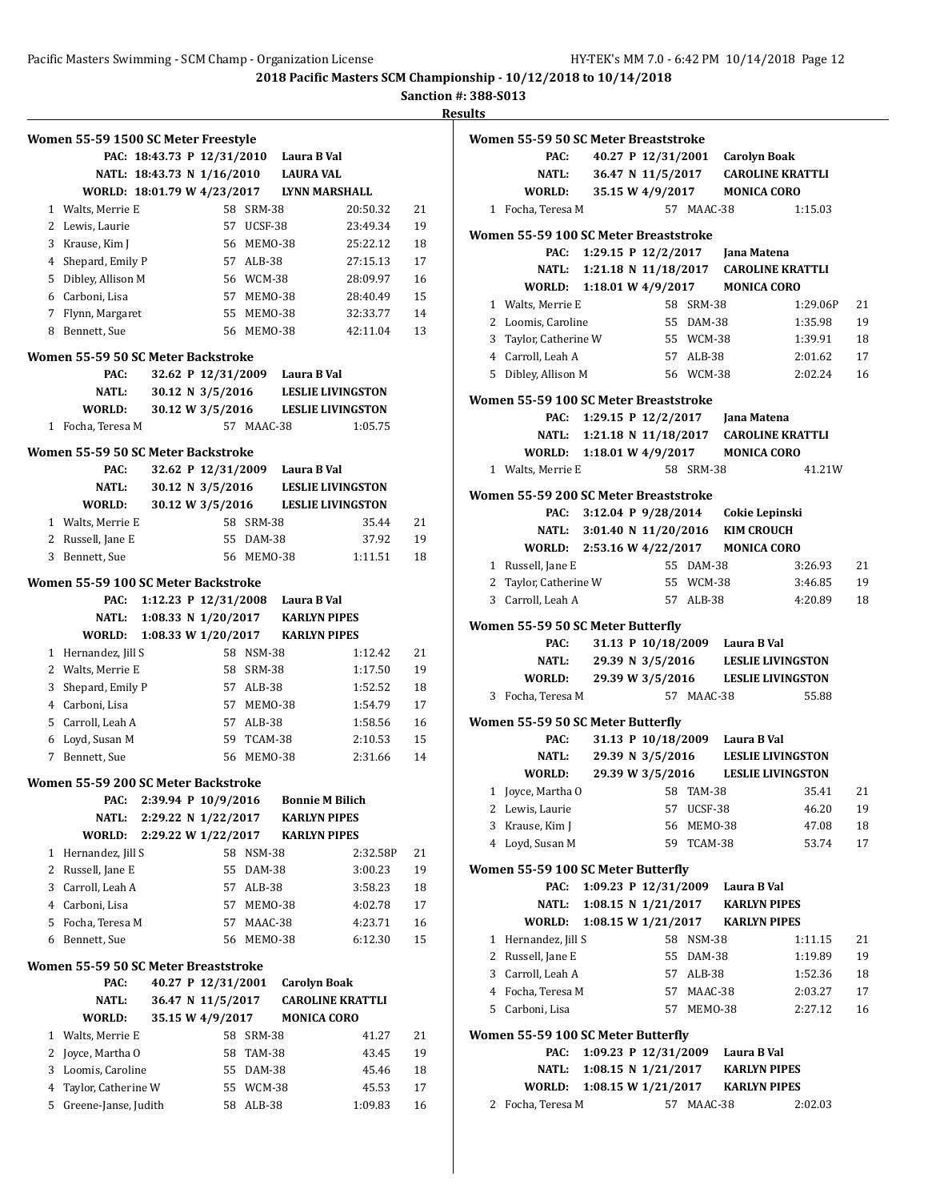# 2018 Pacific Masters SCM Championship - 10/12/2018 to 10/14/2018

**Sanction #: 388-S013**

**Results**

### Women 55-59 1500 SC Meter Freestyle

PAC: 18:43.73 P 12/31/2010 Laura B Val
NATL: 18:43.73 N 1/16/2010 LAURA VAL
WORLD: 18:01.79 W 4/23/2017 LYNN MARSHALL

| Place | Name | Age | Team | Time | Points |
|---|---|---|---|---|---|
| 1 | Walts, Merrie E | 58 | SRM-38 | 20:50.32 | 21 |
| 2 | Lewis, Laurie | 57 | UCSF-38 | 23:49.34 | 19 |
| 3 | Krause, Kim J | 56 | MEMO-38 | 25:22.12 | 18 |
| 4 | Shepard, Emily P | 57 | ALB-38 | 27:15.13 | 17 |
| 5 | Dibley, Allison M | 56 | WCM-38 | 28:09.97 | 16 |
| 6 | Carboni, Lisa | 57 | MEMO-38 | 28:40.49 | 15 |
| 7 | Flynn, Margaret | 55 | MEMO-38 | 32:33.77 | 14 |
| 8 | Bennett, Sue | 56 | MEMO-38 | 42:11.04 | 13 |

### Women 55-59 50 SC Meter Backstroke

PAC: 32.62 P 12/31/2009 Laura B Val
NATL: 30.12 N 3/5/2016 LESLIE LIVINGSTON
WORLD: 30.12 W 3/5/2016 LESLIE LIVINGSTON

| Place | Name | Age | Team | Time | Points |
|---|---|---|---|---|---|
| 1 | Focha, Teresa M | 57 | MAAC-38 | 1:05.75 | |

### Women 55-59 50 SC Meter Backstroke

PAC: 32.62 P 12/31/2009 Laura B Val
NATL: 30.12 N 3/5/2016 LESLIE LIVINGSTON
WORLD: 30.12 W 3/5/2016 LESLIE LIVINGSTON

| Place | Name | Age | Team | Time | Points |
|---|---|---|---|---|---|
| 1 | Walts, Merrie E | 58 | SRM-38 | 35.44 | 21 |
| 2 | Russell, Jane E | 55 | DAM-38 | 37.92 | 19 |
| 3 | Bennett, Sue | 56 | MEMO-38 | 1:11.51 | 18 |

### Women 55-59 100 SC Meter Backstroke

PAC: 1:12.23 P 12/31/2008 Laura B Val
NATL: 1:08.33 N 1/20/2017 KARLYN PIPES
WORLD: 1:08.33 W 1/20/2017 KARLYN PIPES

| Place | Name | Age | Team | Time | Points |
|---|---|---|---|---|---|
| 1 | Hernandez, Jill S | 58 | NSM-38 | 1:12.42 | 21 |
| 2 | Walts, Merrie E | 58 | SRM-38 | 1:17.50 | 19 |
| 3 | Shepard, Emily P | 57 | ALB-38 | 1:52.52 | 18 |
| 4 | Carboni, Lisa | 57 | MEMO-38 | 1:54.79 | 17 |
| 5 | Carroll, Leah A | 57 | ALB-38 | 1:58.56 | 16 |
| 6 | Loyd, Susan M | 59 | TCAM-38 | 2:10.53 | 15 |
| 7 | Bennett, Sue | 56 | MEMO-38 | 2:31.66 | 14 |

### Women 55-59 200 SC Meter Backstroke

PAC: 2:39.94 P 10/9/2016 Bonnie M Bilich
NATL: 2:29.22 N 1/22/2017 KARLYN PIPES
WORLD: 2:29.22 W 1/22/2017 KARLYN PIPES

| Place | Name | Age | Team | Time | Points |
|---|---|---|---|---|---|
| 1 | Hernandez, Jill S | 58 | NSM-38 | 2:32.58P | 21 |
| 2 | Russell, Jane E | 55 | DAM-38 | 3:00.23 | 19 |
| 3 | Carroll, Leah A | 57 | ALB-38 | 3:58.23 | 18 |
| 4 | Carboni, Lisa | 57 | MEMO-38 | 4:02.78 | 17 |
| 5 | Focha, Teresa M | 57 | MAAC-38 | 4:23.71 | 16 |
| 6 | Bennett, Sue | 56 | MEMO-38 | 6:12.30 | 15 |

### Women 55-59 50 SC Meter Breaststroke

PAC: 40.27 P 12/31/2001 Carolyn Boak
NATL: 36.47 N 11/5/2017 CAROLINE KRATTLI
WORLD: 35.15 W 4/9/2017 MONICA CORO

| Place | Name | Age | Team | Time | Points |
|---|---|---|---|---|---|
| 1 | Walts, Merrie E | 58 | SRM-38 | 41.27 | 21 |
| 2 | Joyce, Martha O | 58 | TAM-38 | 43.45 | 19 |
| 3 | Loomis, Caroline | 55 | DAM-38 | 45.46 | 18 |
| 4 | Taylor, Catherine W | 55 | WCM-38 | 45.53 | 17 |
| 5 | Greene-Janse, Judith | 58 | ALB-38 | 1:09.83 | 16 |

### Women 55-59 50 SC Meter Breaststroke

PAC: 40.27 P 12/31/2001 Carolyn Boak
NATL: 36.47 N 11/5/2017 CAROLINE KRATTLI
WORLD: 35.15 W 4/9/2017 MONICA CORO

| Place | Name | Age | Team | Time | Points |
|---|---|---|---|---|---|
| 1 | Focha, Teresa M | 57 | MAAC-38 | 1:15.03 | |

### Women 55-59 100 SC Meter Breaststroke

PAC: 1:29.15 P 12/2/2017 Jana Matena
NATL: 1:21.18 N 11/18/2017 CAROLINE KRATTLI
WORLD: 1:18.01 W 4/9/2017 MONICA CORO

| Place | Name | Age | Team | Time | Points |
|---|---|---|---|---|---|
| 1 | Walts, Merrie E | 58 | SRM-38 | 1:29.06P | 21 |
| 2 | Loomis, Caroline | 55 | DAM-38 | 1:35.98 | 19 |
| 3 | Taylor, Catherine W | 55 | WCM-38 | 1:39.91 | 18 |
| 4 | Carroll, Leah A | 57 | ALB-38 | 2:01.62 | 17 |
| 5 | Dibley, Allison M | 56 | WCM-38 | 2:02.24 | 16 |

### Women 55-59 100 SC Meter Breaststroke

PAC: 1:29.15 P 12/2/2017 Jana Matena
NATL: 1:21.18 N 11/18/2017 CAROLINE KRATTLI
WORLD: 1:18.01 W 4/9/2017 MONICA CORO

| Place | Name | Age | Team | Time | Points |
|---|---|---|---|---|---|
| 1 | Walts, Merrie E | 58 | SRM-38 | 41.21W | |

### Women 55-59 200 SC Meter Breaststroke

PAC: 3:12.04 P 9/28/2014 Cokie Lepinski
NATL: 3:01.40 N 11/20/2016 KIM CROUCH
WORLD: 2:53.16 W 4/22/2017 MONICA CORO

| Place | Name | Age | Team | Time | Points |
|---|---|---|---|---|---|
| 1 | Russell, Jane E | 55 | DAM-38 | 3:26.93 | 21 |
| 2 | Taylor, Catherine W | 55 | WCM-38 | 3:46.85 | 19 |
| 3 | Carroll, Leah A | 57 | ALB-38 | 4:20.89 | 18 |

### Women 55-59 50 SC Meter Butterfly

PAC: 31.13 P 10/18/2009 Laura B Val
NATL: 29.39 N 3/5/2016 LESLIE LIVINGSTON
WORLD: 29.39 W 3/5/2016 LESLIE LIVINGSTON

| Place | Name | Age | Team | Time | Points |
|---|---|---|---|---|---|
| 3 | Focha, Teresa M | 57 | MAAC-38 | 55.88 | |

### Women 55-59 50 SC Meter Butterfly

PAC: 31.13 P 10/18/2009 Laura B Val
NATL: 29.39 N 3/5/2016 LESLIE LIVINGSTON
WORLD: 29.39 W 3/5/2016 LESLIE LIVINGSTON

| Place | Name | Age | Team | Time | Points |
|---|---|---|---|---|---|
| 1 | Joyce, Martha O | 58 | TAM-38 | 35.41 | 21 |
| 2 | Lewis, Laurie | 57 | UCSF-38 | 46.20 | 19 |
| 3 | Krause, Kim J | 56 | MEMO-38 | 47.08 | 18 |
| 4 | Loyd, Susan M | 59 | TCAM-38 | 53.74 | 17 |

### Women 55-59 100 SC Meter Butterfly

PAC: 1:09.23 P 12/31/2009 Laura B Val
NATL: 1:08.15 N 1/21/2017 KARLYN PIPES
WORLD: 1:08.15 W 1/21/2017 KARLYN PIPES

| Place | Name | Age | Team | Time | Points |
|---|---|---|---|---|---|
| 1 | Hernandez, Jill S | 58 | NSM-38 | 1:11.15 | 21 |
| 2 | Russell, Jane E | 55 | DAM-38 | 1:19.89 | 19 |
| 3 | Carroll, Leah A | 57 | ALB-38 | 1:52.36 | 18 |
| 4 | Focha, Teresa M | 57 | MAAC-38 | 2:03.27 | 17 |
| 5 | Carboni, Lisa | 57 | MEMO-38 | 2:27.12 | 16 |

### Women 55-59 100 SC Meter Butterfly

PAC: 1:09.23 P 12/31/2009 Laura B Val
NATL: 1:08.15 N 1/21/2017 KARLYN PIPES
WORLD: 1:08.15 W 1/21/2017 KARLYN PIPES

| Place | Name | Age | Team | Time | Points |
|---|---|---|---|---|---|
| 2 | Focha, Teresa M | 57 | MAAC-38 | 2:02.03 | |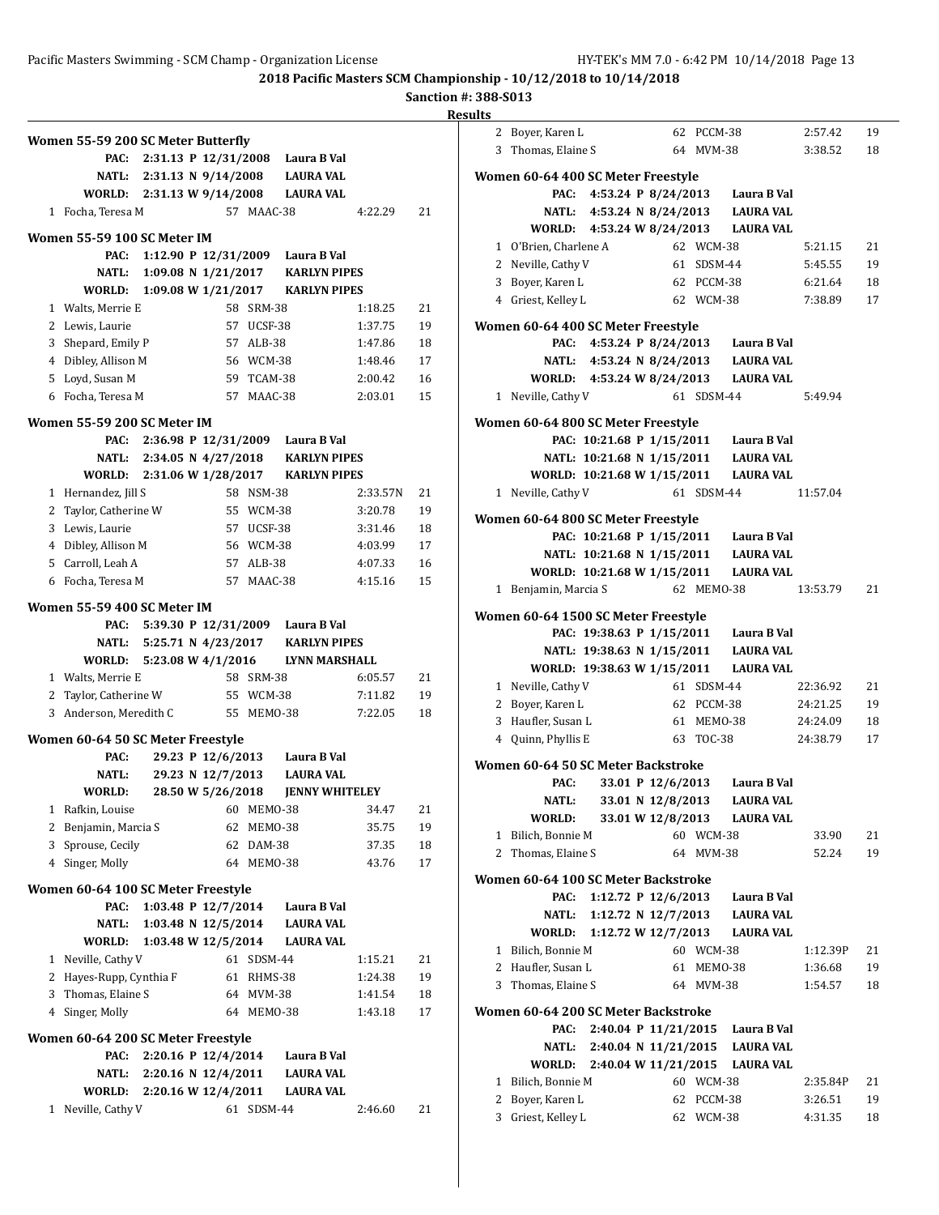# 2018 Pacific Masters SCM Championship - 10/12/2018 to 10/14/2018

**Sanction #: 388-S013**

## Results

### Women 55-59 200 SC Meter Butterfly

| | | | | |
|---|---|---|---|---|
| PAC: | 2:31.13 P 12/31/2008 | Laura B Val | | |
| NATL: | 2:31.13 N 9/14/2008 | LAURA VAL | | |
| WORLD: | 2:31.13 W 9/14/2008 | LAURA VAL | | |

| Place | Name | Age | Team | Time | Points |
|---|---|---|---|---|---|
| 1 | Focha, Teresa M | 57 | MAAC-38 | 4:22.29 | 21 |

### Women 55-59 100 SC Meter IM

| | | | | |
|---|---|---|---|---|
| PAC: | 1:12.90 P 12/31/2009 | Laura B Val | | |
| NATL: | 1:09.08 N 1/21/2017 | KARLYN PIPES | | |
| WORLD: | 1:09.08 W 1/21/2017 | KARLYN PIPES | | |

| Place | Name | Age | Team | Time | Points |
|---|---|---|---|---|---|
| 1 | Walts, Merrie E | 58 | SRM-38 | 1:18.25 | 21 |
| 2 | Lewis, Laurie | 57 | UCSF-38 | 1:37.75 | 19 |
| 3 | Shepard, Emily P | 57 | ALB-38 | 1:47.86 | 18 |
| 4 | Dibley, Allison M | 56 | WCM-38 | 1:48.46 | 17 |
| 5 | Loyd, Susan M | 59 | TCAM-38 | 2:00.42 | 16 |
| 6 | Focha, Teresa M | 57 | MAAC-38 | 2:03.01 | 15 |

### Women 55-59 200 SC Meter IM

| | | | | |
|---|---|---|---|---|
| PAC: | 2:36.98 P 12/31/2009 | Laura B Val | | |
| NATL: | 2:34.05 N 4/27/2018 | KARLYN PIPES | | |
| WORLD: | 2:31.06 W 1/28/2017 | KARLYN PIPES | | |

| Place | Name | Age | Team | Time | Points |
|---|---|---|---|---|---|
| 1 | Hernandez, Jill S | 58 | NSM-38 | 2:33.57N | 21 |
| 2 | Taylor, Catherine W | 55 | WCM-38 | 3:20.78 | 19 |
| 3 | Lewis, Laurie | 57 | UCSF-38 | 3:31.46 | 18 |
| 4 | Dibley, Allison M | 56 | WCM-38 | 4:03.99 | 17 |
| 5 | Carroll, Leah A | 57 | ALB-38 | 4:07.33 | 16 |
| 6 | Focha, Teresa M | 57 | MAAC-38 | 4:15.16 | 15 |

### Women 55-59 400 SC Meter IM

| | | | | |
|---|---|---|---|---|
| PAC: | 5:39.30 P 12/31/2009 | Laura B Val | | |
| NATL: | 5:25.71 N 4/23/2017 | KARLYN PIPES | | |
| WORLD: | 5:23.08 W 4/1/2016 | LYNN MARSHALL | | |

| Place | Name | Age | Team | Time | Points |
|---|---|---|---|---|---|
| 1 | Walts, Merrie E | 58 | SRM-38 | 6:05.57 | 21 |
| 2 | Taylor, Catherine W | 55 | WCM-38 | 7:11.82 | 19 |
| 3 | Anderson, Meredith C | 55 | MEMO-38 | 7:22.05 | 18 |

### Women 60-64 50 SC Meter Freestyle

| | | | | |
|---|---|---|---|---|
| PAC: | 29.23 P 12/6/2013 | Laura B Val | | |
| NATL: | 29.23 N 12/7/2013 | LAURA VAL | | |
| WORLD: | 28.50 W 5/26/2018 | JENNY WHITELEY | | |

| Place | Name | Age | Team | Time | Points |
|---|---|---|---|---|---|
| 1 | Rafkin, Louise | 60 | MEMO-38 | 34.47 | 21 |
| 2 | Benjamin, Marcia S | 62 | MEMO-38 | 35.75 | 19 |
| 3 | Sprouse, Cecily | 62 | DAM-38 | 37.35 | 18 |
| 4 | Singer, Molly | 64 | MEMO-38 | 43.76 | 17 |

### Women 60-64 100 SC Meter Freestyle

| | | | | |
|---|---|---|---|---|
| PAC: | 1:03.48 P 12/7/2014 | Laura B Val | | |
| NATL: | 1:03.48 N 12/5/2014 | LAURA VAL | | |
| WORLD: | 1:03.48 W 12/5/2014 | LAURA VAL | | |

| Place | Name | Age | Team | Time | Points |
|---|---|---|---|---|---|
| 1 | Neville, Cathy V | 61 | SDSM-44 | 1:15.21 | 21 |
| 2 | Hayes-Rupp, Cynthia F | 61 | RHMS-38 | 1:24.38 | 19 |
| 3 | Thomas, Elaine S | 64 | MVM-38 | 1:41.54 | 18 |
| 4 | Singer, Molly | 64 | MEMO-38 | 1:43.18 | 17 |

### Women 60-64 200 SC Meter Freestyle

| | | | | |
|---|---|---|---|---|
| PAC: | 2:20.16 P 12/4/2014 | Laura B Val | | |
| NATL: | 2:20.16 N 12/4/2011 | LAURA VAL | | |
| WORLD: | 2:20.16 W 12/4/2011 | LAURA VAL | | |

| Place | Name | Age | Team | Time | Points |
|---|---|---|---|---|---|
| 1 | Neville, Cathy V | 61 | SDSM-44 | 2:46.60 | 21 |
| 2 | Boyer, Karen L | 62 | PCCM-38 | 2:57.42 | 19 |
| 3 | Thomas, Elaine S | 64 | MVM-38 | 3:38.52 | 18 |

### Women 60-64 400 SC Meter Freestyle

| | | | | |
|---|---|---|---|---|
| PAC: | 4:53.24 P 8/24/2013 | Laura B Val | | |
| NATL: | 4:53.24 N 8/24/2013 | LAURA VAL | | |
| WORLD: | 4:53.24 W 8/24/2013 | LAURA VAL | | |

| Place | Name | Age | Team | Time | Points |
|---|---|---|---|---|---|
| 1 | O'Brien, Charlene A | 62 | WCM-38 | 5:21.15 | 21 |
| 2 | Neville, Cathy V | 61 | SDSM-44 | 5:45.55 | 19 |
| 3 | Boyer, Karen L | 62 | PCCM-38 | 6:21.64 | 18 |
| 4 | Griest, Kelley L | 62 | WCM-38 | 7:38.89 | 17 |

### Women 60-64 400 SC Meter Freestyle

| | | | | |
|---|---|---|---|---|
| PAC: | 4:53.24 P 8/24/2013 | Laura B Val | | |
| NATL: | 4:53.24 N 8/24/2013 | LAURA VAL | | |
| WORLD: | 4:53.24 W 8/24/2013 | LAURA VAL | | |

| Place | Name | Age | Team | Time | Points |
|---|---|---|---|---|---|
| 1 | Neville, Cathy V | 61 | SDSM-44 | 5:49.94 | |

### Women 60-64 800 SC Meter Freestyle

| | | | | |
|---|---|---|---|---|
| PAC: | 10:21.68 P 1/15/2011 | Laura B Val | | |
| NATL: | 10:21.68 N 1/15/2011 | LAURA VAL | | |
| WORLD: | 10:21.68 W 1/15/2011 | LAURA VAL | | |

| Place | Name | Age | Team | Time | Points |
|---|---|---|---|---|---|
| 1 | Neville, Cathy V | 61 | SDSM-44 | 11:57.04 | |

### Women 60-64 800 SC Meter Freestyle

| | | | | |
|---|---|---|---|---|
| PAC: | 10:21.68 P 1/15/2011 | Laura B Val | | |
| NATL: | 10:21.68 N 1/15/2011 | LAURA VAL | | |
| WORLD: | 10:21.68 W 1/15/2011 | LAURA VAL | | |

| Place | Name | Age | Team | Time | Points |
|---|---|---|---|---|---|
| 1 | Benjamin, Marcia S | 62 | MEMO-38 | 13:53.79 | 21 |

### Women 60-64 1500 SC Meter Freestyle

| | | | | |
|---|---|---|---|---|
| PAC: | 19:38.63 P 1/15/2011 | Laura B Val | | |
| NATL: | 19:38.63 N 1/15/2011 | LAURA VAL | | |
| WORLD: | 19:38.63 W 1/15/2011 | LAURA VAL | | |

| Place | Name | Age | Team | Time | Points |
|---|---|---|---|---|---|
| 1 | Neville, Cathy V | 61 | SDSM-44 | 22:36.92 | 21 |
| 2 | Boyer, Karen L | 62 | PCCM-38 | 24:21.25 | 19 |
| 3 | Haufler, Susan L | 61 | MEMO-38 | 24:24.09 | 18 |
| 4 | Quinn, Phyllis E | 63 | TOC-38 | 24:38.79 | 17 |

### Women 60-64 50 SC Meter Backstroke

| | | | | |
|---|---|---|---|---|
| PAC: | 33.01 P 12/6/2013 | Laura B Val | | |
| NATL: | 33.01 N 12/8/2013 | LAURA VAL | | |
| WORLD: | 33.01 W 12/8/2013 | LAURA VAL | | |

| Place | Name | Age | Team | Time | Points |
|---|---|---|---|---|---|
| 1 | Bilich, Bonnie M | 60 | WCM-38 | 33.90 | 21 |
| 2 | Thomas, Elaine S | 64 | MVM-38 | 52.24 | 19 |

### Women 60-64 100 SC Meter Backstroke

| | | | | |
|---|---|---|---|---|
| PAC: | 1:12.72 P 12/6/2013 | Laura B Val | | |
| NATL: | 1:12.72 N 12/7/2013 | LAURA VAL | | |
| WORLD: | 1:12.72 W 12/7/2013 | LAURA VAL | | |

| Place | Name | Age | Team | Time | Points |
|---|---|---|---|---|---|
| 1 | Bilich, Bonnie M | 60 | WCM-38 | 1:12.39P | 21 |
| 2 | Haufler, Susan L | 61 | MEMO-38 | 1:36.68 | 19 |
| 3 | Thomas, Elaine S | 64 | MVM-38 | 1:54.57 | 18 |

### Women 60-64 200 SC Meter Backstroke

| | | | | |
|---|---|---|---|---|
| PAC: | 2:40.04 P 11/21/2015 | Laura B Val | | |
| NATL: | 2:40.04 N 11/21/2015 | LAURA VAL | | |
| WORLD: | 2:40.04 W 11/21/2015 | LAURA VAL | | |

| Place | Name | Age | Team | Time | Points |
|---|---|---|---|---|---|
| 1 | Bilich, Bonnie M | 60 | WCM-38 | 2:35.84P | 21 |
| 2 | Boyer, Karen L | 62 | PCCM-38 | 3:26.51 | 19 |
| 3 | Griest, Kelley L | 62 | WCM-38 | 4:31.35 | 18 |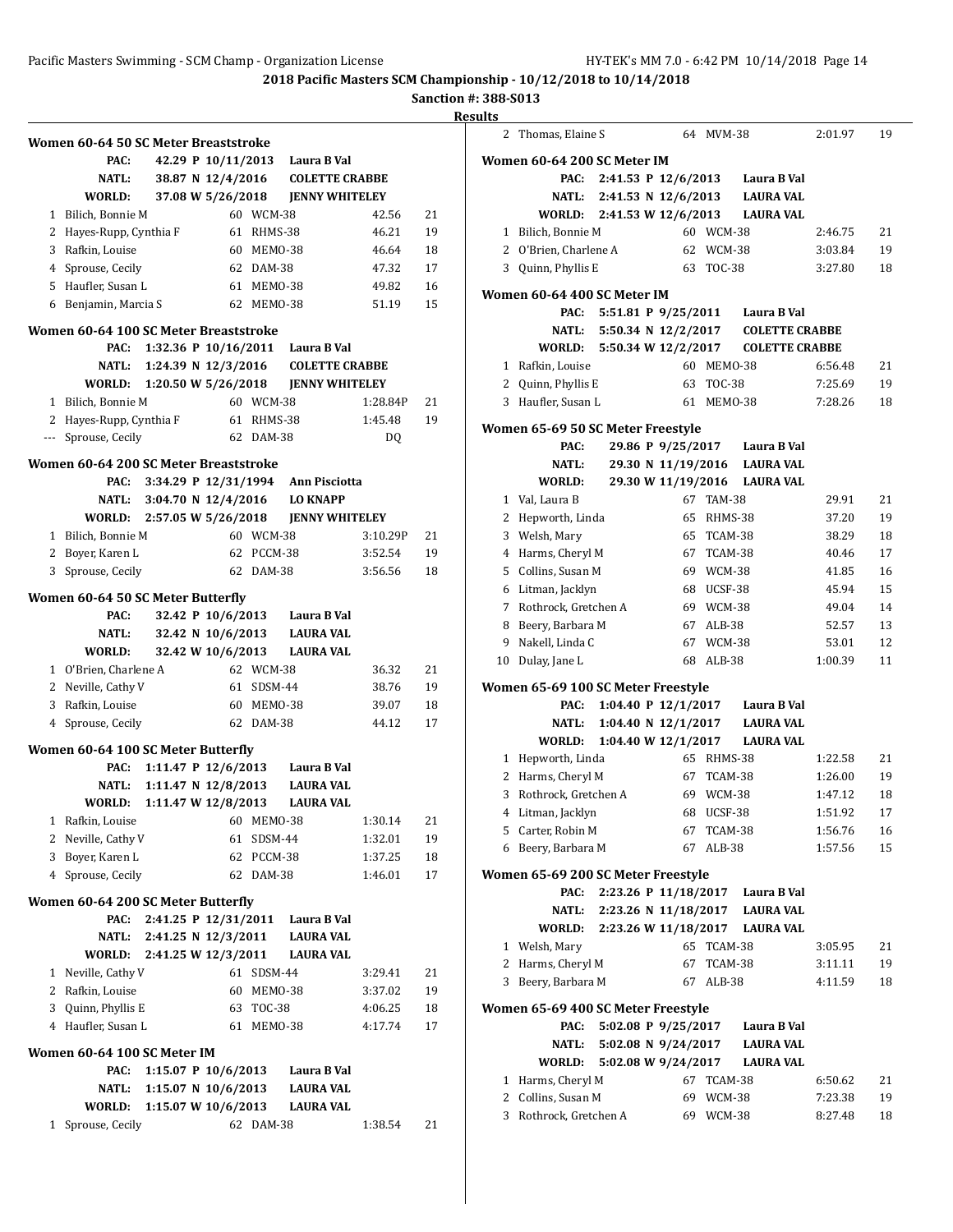**2018 Pacific Masters SCM Championship - 10/12/2018 to 10/14/2018**

**Sanction #: 388-S013**

**Results**

### Women 60-64 50 SC Meter Breaststroke

| | | | | | |
|---|---|---|---|---|---|
| PAC: | 42.29 P 10/11/2013 | Laura B Val | | | |
| NATL: | 38.87 N 12/4/2016 | COLETTE CRABBE | | | |
| WORLD: | 37.08 W 5/26/2018 | JENNY WHITELEY | | | |
| 1 | Bilich, Bonnie M | 60 | WCM-38 | 42.56 | 21 |
| 2 | Hayes-Rupp, Cynthia F | 61 | RHMS-38 | 46.21 | 19 |
| 3 | Rafkin, Louise | 60 | MEMO-38 | 46.64 | 18 |
| 4 | Sprouse, Cecily | 62 | DAM-38 | 47.32 | 17 |
| 5 | Haufler, Susan L | 61 | MEMO-38 | 49.82 | 16 |
| 6 | Benjamin, Marcia S | 62 | MEMO-38 | 51.19 | 15 |

### Women 60-64 100 SC Meter Breaststroke

| | | | | | |
|---|---|---|---|---|---|
| PAC: | 1:32.36 P 10/16/2011 | Laura B Val | | | |
| NATL: | 1:24.39 N 12/3/2016 | COLETTE CRABBE | | | |
| WORLD: | 1:20.50 W 5/26/2018 | JENNY WHITELEY | | | |
| 1 | Bilich, Bonnie M | 60 | WCM-38 | 1:28.84P | 21 |
| 2 | Hayes-Rupp, Cynthia F | 61 | RHMS-38 | 1:45.48 | 19 |
| --- | Sprouse, Cecily | 62 | DAM-38 | DQ | |

### Women 60-64 200 SC Meter Breaststroke

| | | | | | |
|---|---|---|---|---|---|
| PAC: | 3:34.29 P 12/31/1994 | Ann Pisciotta | | | |
| NATL: | 3:04.70 N 12/4/2016 | LO KNAPP | | | |
| WORLD: | 2:57.05 W 5/26/2018 | JENNY WHITELEY | | | |
| 1 | Bilich, Bonnie M | 60 | WCM-38 | 3:10.29P | 21 |
| 2 | Boyer, Karen L | 62 | PCCM-38 | 3:52.54 | 19 |
| 3 | Sprouse, Cecily | 62 | DAM-38 | 3:56.56 | 18 |

### Women 60-64 50 SC Meter Butterfly

| | | | | | |
|---|---|---|---|---|---|
| PAC: | 32.42 P 10/6/2013 | Laura B Val | | | |
| NATL: | 32.42 N 10/6/2013 | LAURA VAL | | | |
| WORLD: | 32.42 W 10/6/2013 | LAURA VAL | | | |
| 1 | O'Brien, Charlene A | 62 | WCM-38 | 36.32 | 21 |
| 2 | Neville, Cathy V | 61 | SDSM-44 | 38.76 | 19 |
| 3 | Rafkin, Louise | 60 | MEMO-38 | 39.07 | 18 |
| 4 | Sprouse, Cecily | 62 | DAM-38 | 44.12 | 17 |

### Women 60-64 100 SC Meter Butterfly

| | | | | | |
|---|---|---|---|---|---|
| PAC: | 1:11.47 P 12/6/2013 | Laura B Val | | | |
| NATL: | 1:11.47 N 12/8/2013 | LAURA VAL | | | |
| WORLD: | 1:11.47 W 12/8/2013 | LAURA VAL | | | |
| 1 | Rafkin, Louise | 60 | MEMO-38 | 1:30.14 | 21 |
| 2 | Neville, Cathy V | 61 | SDSM-44 | 1:32.01 | 19 |
| 3 | Boyer, Karen L | 62 | PCCM-38 | 1:37.25 | 18 |
| 4 | Sprouse, Cecily | 62 | DAM-38 | 1:46.01 | 17 |

### Women 60-64 200 SC Meter Butterfly

| | | | | | |
|---|---|---|---|---|---|
| PAC: | 2:41.25 P 12/31/2011 | Laura B Val | | | |
| NATL: | 2:41.25 N 12/3/2011 | LAURA VAL | | | |
| WORLD: | 2:41.25 W 12/3/2011 | LAURA VAL | | | |
| 1 | Neville, Cathy V | 61 | SDSM-44 | 3:29.41 | 21 |
| 2 | Rafkin, Louise | 60 | MEMO-38 | 3:37.02 | 19 |
| 3 | Quinn, Phyllis E | 63 | TOC-38 | 4:06.25 | 18 |
| 4 | Haufler, Susan L | 61 | MEMO-38 | 4:17.74 | 17 |

### Women 60-64 100 SC Meter IM

| | | | | | |
|---|---|---|---|---|---|
| PAC: | 1:15.07 P 10/6/2013 | Laura B Val | | | |
| NATL: | 1:15.07 N 10/6/2013 | LAURA VAL | | | |
| WORLD: | 1:15.07 W 10/6/2013 | LAURA VAL | | | |
| 1 | Sprouse, Cecily | 62 | DAM-38 | 1:38.54 | 21 |
| 2 | Thomas, Elaine S | 64 | MVM-38 | 2:01.97 | 19 |

### Women 60-64 200 SC Meter IM

| | | | | | |
|---|---|---|---|---|---|
| PAC: | 2:41.53 P 12/6/2013 | Laura B Val | | | |
| NATL: | 2:41.53 N 12/6/2013 | LAURA VAL | | | |
| WORLD: | 2:41.53 W 12/6/2013 | LAURA VAL | | | |
| 1 | Bilich, Bonnie M | 60 | WCM-38 | 2:46.75 | 21 |
| 2 | O'Brien, Charlene A | 62 | WCM-38 | 3:03.84 | 19 |
| 3 | Quinn, Phyllis E | 63 | TOC-38 | 3:27.80 | 18 |

### Women 60-64 400 SC Meter IM

| | | | | | |
|---|---|---|---|---|---|
| PAC: | 5:51.81 P 9/25/2011 | Laura B Val | | | |
| NATL: | 5:50.34 N 12/2/2017 | COLETTE CRABBE | | | |
| WORLD: | 5:50.34 W 12/2/2017 | COLETTE CRABBE | | | |
| 1 | Rafkin, Louise | 60 | MEMO-38 | 6:56.48 | 21 |
| 2 | Quinn, Phyllis E | 63 | TOC-38 | 7:25.69 | 19 |
| 3 | Haufler, Susan L | 61 | MEMO-38 | 7:28.26 | 18 |

### Women 65-69 50 SC Meter Freestyle

| | | | | | |
|---|---|---|---|---|---|
| PAC: | 29.86 P 9/25/2017 | Laura B Val | | | |
| NATL: | 29.30 N 11/19/2016 | LAURA VAL | | | |
| WORLD: | 29.30 W 11/19/2016 | LAURA VAL | | | |
| 1 | Val, Laura B | 67 | TAM-38 | 29.91 | 21 |
| 2 | Hepworth, Linda | 65 | RHMS-38 | 37.20 | 19 |
| 3 | Welsh, Mary | 65 | TCAM-38 | 38.29 | 18 |
| 4 | Harms, Cheryl M | 67 | TCAM-38 | 40.46 | 17 |
| 5 | Collins, Susan M | 69 | WCM-38 | 41.85 | 16 |
| 6 | Litman, Jacklyn | 68 | UCSF-38 | 45.94 | 15 |
| 7 | Rothrock, Gretchen A | 69 | WCM-38 | 49.04 | 14 |
| 8 | Beery, Barbara M | 67 | ALB-38 | 52.57 | 13 |
| 9 | Nakell, Linda C | 67 | WCM-38 | 53.01 | 12 |
| 10 | Dulay, Jane L | 68 | ALB-38 | 1:00.39 | 11 |

### Women 65-69 100 SC Meter Freestyle

| | | | | | |
|---|---|---|---|---|---|
| PAC: | 1:04.40 P 12/1/2017 | Laura B Val | | | |
| NATL: | 1:04.40 N 12/1/2017 | LAURA VAL | | | |
| WORLD: | 1:04.40 W 12/1/2017 | LAURA VAL | | | |
| 1 | Hepworth, Linda | 65 | RHMS-38 | 1:22.58 | 21 |
| 2 | Harms, Cheryl M | 67 | TCAM-38 | 1:26.00 | 19 |
| 3 | Rothrock, Gretchen A | 69 | WCM-38 | 1:47.12 | 18 |
| 4 | Litman, Jacklyn | 68 | UCSF-38 | 1:51.92 | 17 |
| 5 | Carter, Robin M | 67 | TCAM-38 | 1:56.76 | 16 |
| 6 | Beery, Barbara M | 67 | ALB-38 | 1:57.56 | 15 |

### Women 65-69 200 SC Meter Freestyle

| | | | | | |
|---|---|---|---|---|---|
| PAC: | 2:23.26 P 11/18/2017 | Laura B Val | | | |
| NATL: | 2:23.26 N 11/18/2017 | LAURA VAL | | | |
| WORLD: | 2:23.26 W 11/18/2017 | LAURA VAL | | | |
| 1 | Welsh, Mary | 65 | TCAM-38 | 3:05.95 | 21 |
| 2 | Harms, Cheryl M | 67 | TCAM-38 | 3:11.11 | 19 |
| 3 | Beery, Barbara M | 67 | ALB-38 | 4:11.59 | 18 |

### Women 65-69 400 SC Meter Freestyle

| | | | | | |
|---|---|---|---|---|---|
| PAC: | 5:02.08 P 9/25/2017 | Laura B Val | | | |
| NATL: | 5:02.08 N 9/24/2017 | LAURA VAL | | | |
| WORLD: | 5:02.08 W 9/24/2017 | LAURA VAL | | | |
| 1 | Harms, Cheryl M | 67 | TCAM-38 | 6:50.62 | 21 |
| 2 | Collins, Susan M | 69 | WCM-38 | 7:23.38 | 19 |
| 3 | Rothrock, Gretchen A | 69 | WCM-38 | 8:27.48 | 18 |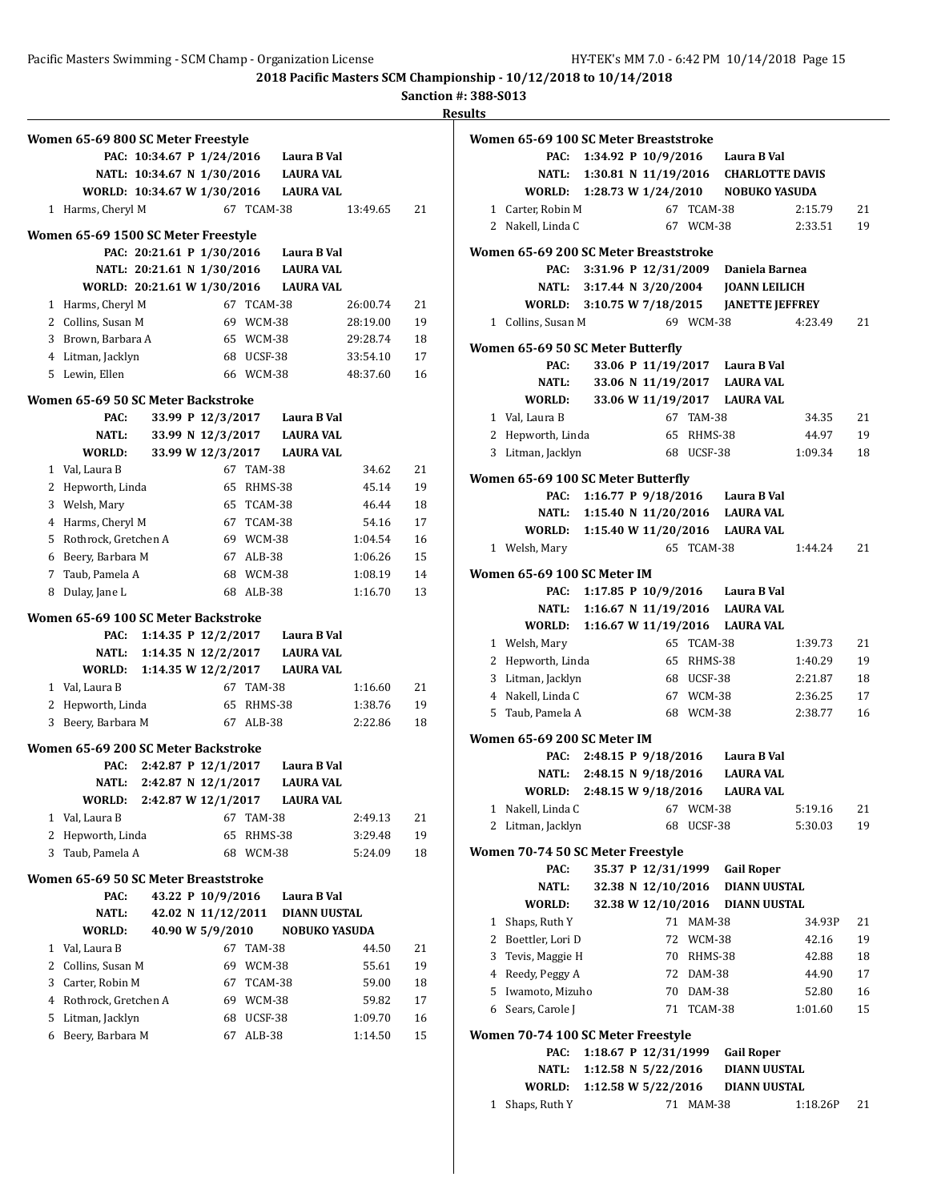# 2018 Pacific Masters SCM Championship - 10/12/2018 to 10/14/2018

**Sanction #: 388-S013**

**Results**

### Women 65-69 800 SC Meter Freestyle

PAC: 10:34.67 P 1/24/2016 Laura B Val
NATL: 10:34.67 N 1/30/2016 LAURA VAL
WORLD: 10:34.67 W 1/30/2016 LAURA VAL

| Place | Name | Age | Team | Time | Points |
|---|---|---|---|---|---|
| 1 | Harms, Cheryl M | 67 | TCAM-38 | 13:49.65 | 21 |

### Women 65-69 1500 SC Meter Freestyle

PAC: 20:21.61 P 1/30/2016 Laura B Val
NATL: 20:21.61 N 1/30/2016 LAURA VAL
WORLD: 20:21.61 W 1/30/2016 LAURA VAL

| Place | Name | Age | Team | Time | Points |
|---|---|---|---|---|---|
| 1 | Harms, Cheryl M | 67 | TCAM-38 | 26:00.74 | 21 |
| 2 | Collins, Susan M | 69 | WCM-38 | 28:19.00 | 19 |
| 3 | Brown, Barbara A | 65 | WCM-38 | 29:28.74 | 18 |
| 4 | Litman, Jacklyn | 68 | UCSF-38 | 33:54.10 | 17 |
| 5 | Lewin, Ellen | 66 | WCM-38 | 48:37.60 | 16 |

### Women 65-69 50 SC Meter Backstroke

PAC: 33.99 P 12/3/2017 Laura B Val
NATL: 33.99 N 12/3/2017 LAURA VAL
WORLD: 33.99 W 12/3/2017 LAURA VAL

| Place | Name | Age | Team | Time | Points |
|---|---|---|---|---|---|
| 1 | Val, Laura B | 67 | TAM-38 | 34.62 | 21 |
| 2 | Hepworth, Linda | 65 | RHMS-38 | 45.14 | 19 |
| 3 | Welsh, Mary | 65 | TCAM-38 | 46.44 | 18 |
| 4 | Harms, Cheryl M | 67 | TCAM-38 | 54.16 | 17 |
| 5 | Rothrock, Gretchen A | 69 | WCM-38 | 1:04.54 | 16 |
| 6 | Beery, Barbara M | 67 | ALB-38 | 1:06.26 | 15 |
| 7 | Taub, Pamela A | 68 | WCM-38 | 1:08.19 | 14 |
| 8 | Dulay, Jane L | 68 | ALB-38 | 1:16.70 | 13 |

### Women 65-69 100 SC Meter Backstroke

PAC: 1:14.35 P 12/2/2017 Laura B Val
NATL: 1:14.35 N 12/2/2017 LAURA VAL
WORLD: 1:14.35 W 12/2/2017 LAURA VAL

| Place | Name | Age | Team | Time | Points |
|---|---|---|---|---|---|
| 1 | Val, Laura B | 67 | TAM-38 | 1:16.60 | 21 |
| 2 | Hepworth, Linda | 65 | RHMS-38 | 1:38.76 | 19 |
| 3 | Beery, Barbara M | 67 | ALB-38 | 2:22.86 | 18 |

### Women 65-69 200 SC Meter Backstroke

PAC: 2:42.87 P 12/1/2017 Laura B Val
NATL: 2:42.87 N 12/1/2017 LAURA VAL
WORLD: 2:42.87 W 12/1/2017 LAURA VAL

| Place | Name | Age | Team | Time | Points |
|---|---|---|---|---|---|
| 1 | Val, Laura B | 67 | TAM-38 | 2:49.13 | 21 |
| 2 | Hepworth, Linda | 65 | RHMS-38 | 3:29.48 | 19 |
| 3 | Taub, Pamela A | 68 | WCM-38 | 5:24.09 | 18 |

### Women 65-69 50 SC Meter Breaststroke

PAC: 43.22 P 10/9/2016 Laura B Val
NATL: 42.02 N 11/12/2011 DIANN UUSTAL
WORLD: 40.90 W 5/9/2010 NOBUKO YASUDA

| Place | Name | Age | Team | Time | Points |
|---|---|---|---|---|---|
| 1 | Val, Laura B | 67 | TAM-38 | 44.50 | 21 |
| 2 | Collins, Susan M | 69 | WCM-38 | 55.61 | 19 |
| 3 | Carter, Robin M | 67 | TCAM-38 | 59.00 | 18 |
| 4 | Rothrock, Gretchen A | 69 | WCM-38 | 59.82 | 17 |
| 5 | Litman, Jacklyn | 68 | UCSF-38 | 1:09.70 | 16 |
| 6 | Beery, Barbara M | 67 | ALB-38 | 1:14.50 | 15 |

### Women 65-69 100 SC Meter Breaststroke

PAC: 1:34.92 P 10/9/2016 Laura B Val
NATL: 1:30.81 N 11/19/2016 CHARLOTTE DAVIS
WORLD: 1:28.73 W 1/24/2010 NOBUKO YASUDA

| Place | Name | Age | Team | Time | Points |
|---|---|---|---|---|---|
| 1 | Carter, Robin M | 67 | TCAM-38 | 2:15.79 | 21 |
| 2 | Nakell, Linda C | 67 | WCM-38 | 2:33.51 | 19 |

### Women 65-69 200 SC Meter Breaststroke

PAC: 3:31.96 P 12/31/2009 Daniela Barnea
NATL: 3:17.44 N 3/20/2004 JOANN LEILICH
WORLD: 3:10.75 W 7/18/2015 JANETTE JEFFREY

| Place | Name | Age | Team | Time | Points |
|---|---|---|---|---|---|
| 1 | Collins, Susan M | 69 | WCM-38 | 4:23.49 | 21 |

### Women 65-69 50 SC Meter Butterfly

PAC: 33.06 P 11/19/2017 Laura B Val
NATL: 33.06 N 11/19/2017 LAURA VAL
WORLD: 33.06 W 11/19/2017 LAURA VAL

| Place | Name | Age | Team | Time | Points |
|---|---|---|---|---|---|
| 1 | Val, Laura B | 67 | TAM-38 | 34.35 | 21 |
| 2 | Hepworth, Linda | 65 | RHMS-38 | 44.97 | 19 |
| 3 | Litman, Jacklyn | 68 | UCSF-38 | 1:09.34 | 18 |

### Women 65-69 100 SC Meter Butterfly

PAC: 1:16.77 P 9/18/2016 Laura B Val
NATL: 1:15.40 N 11/20/2016 LAURA VAL
WORLD: 1:15.40 W 11/20/2016 LAURA VAL

| Place | Name | Age | Team | Time | Points |
|---|---|---|---|---|---|
| 1 | Welsh, Mary | 65 | TCAM-38 | 1:44.24 | 21 |

### Women 65-69 100 SC Meter IM

PAC: 1:17.85 P 10/9/2016 Laura B Val
NATL: 1:16.67 N 11/19/2016 LAURA VAL
WORLD: 1:16.67 W 11/19/2016 LAURA VAL

| Place | Name | Age | Team | Time | Points |
|---|---|---|---|---|---|
| 1 | Welsh, Mary | 65 | TCAM-38 | 1:39.73 | 21 |
| 2 | Hepworth, Linda | 65 | RHMS-38 | 1:40.29 | 19 |
| 3 | Litman, Jacklyn | 68 | UCSF-38 | 2:21.87 | 18 |
| 4 | Nakell, Linda C | 67 | WCM-38 | 2:36.25 | 17 |
| 5 | Taub, Pamela A | 68 | WCM-38 | 2:38.77 | 16 |

### Women 65-69 200 SC Meter IM

PAC: 2:48.15 P 9/18/2016 Laura B Val
NATL: 2:48.15 N 9/18/2016 LAURA VAL
WORLD: 2:48.15 W 9/18/2016 LAURA VAL

| Place | Name | Age | Team | Time | Points |
|---|---|---|---|---|---|
| 1 | Nakell, Linda C | 67 | WCM-38 | 5:19.16 | 21 |
| 2 | Litman, Jacklyn | 68 | UCSF-38 | 5:30.03 | 19 |

### Women 70-74 50 SC Meter Freestyle

PAC: 35.37 P 12/31/1999 Gail Roper
NATL: 32.38 N 12/10/2016 DIANN UUSTAL
WORLD: 32.38 W 12/10/2016 DIANN UUSTAL

| Place | Name | Age | Team | Time | Points |
|---|---|---|---|---|---|
| 1 | Shaps, Ruth Y | 71 | MAM-38 | 34.93P | 21 |
| 2 | Boettler, Lori D | 72 | WCM-38 | 42.16 | 19 |
| 3 | Tevis, Maggie H | 70 | RHMS-38 | 42.88 | 18 |
| 4 | Reedy, Peggy A | 72 | DAM-38 | 44.90 | 17 |
| 5 | Iwamoto, Mizuho | 70 | DAM-38 | 52.80 | 16 |
| 6 | Sears, Carole J | 71 | TCAM-38 | 1:01.60 | 15 |

### Women 70-74 100 SC Meter Freestyle

PAC: 1:18.67 P 12/31/1999 Gail Roper
NATL: 1:12.58 N 5/22/2016 DIANN UUSTAL
WORLD: 1:12.58 W 5/22/2016 DIANN UUSTAL

| Place | Name | Age | Team | Time | Points |
|---|---|---|---|---|---|
| 1 | Shaps, Ruth Y | 71 | MAM-38 | 1:18.26P | 21 |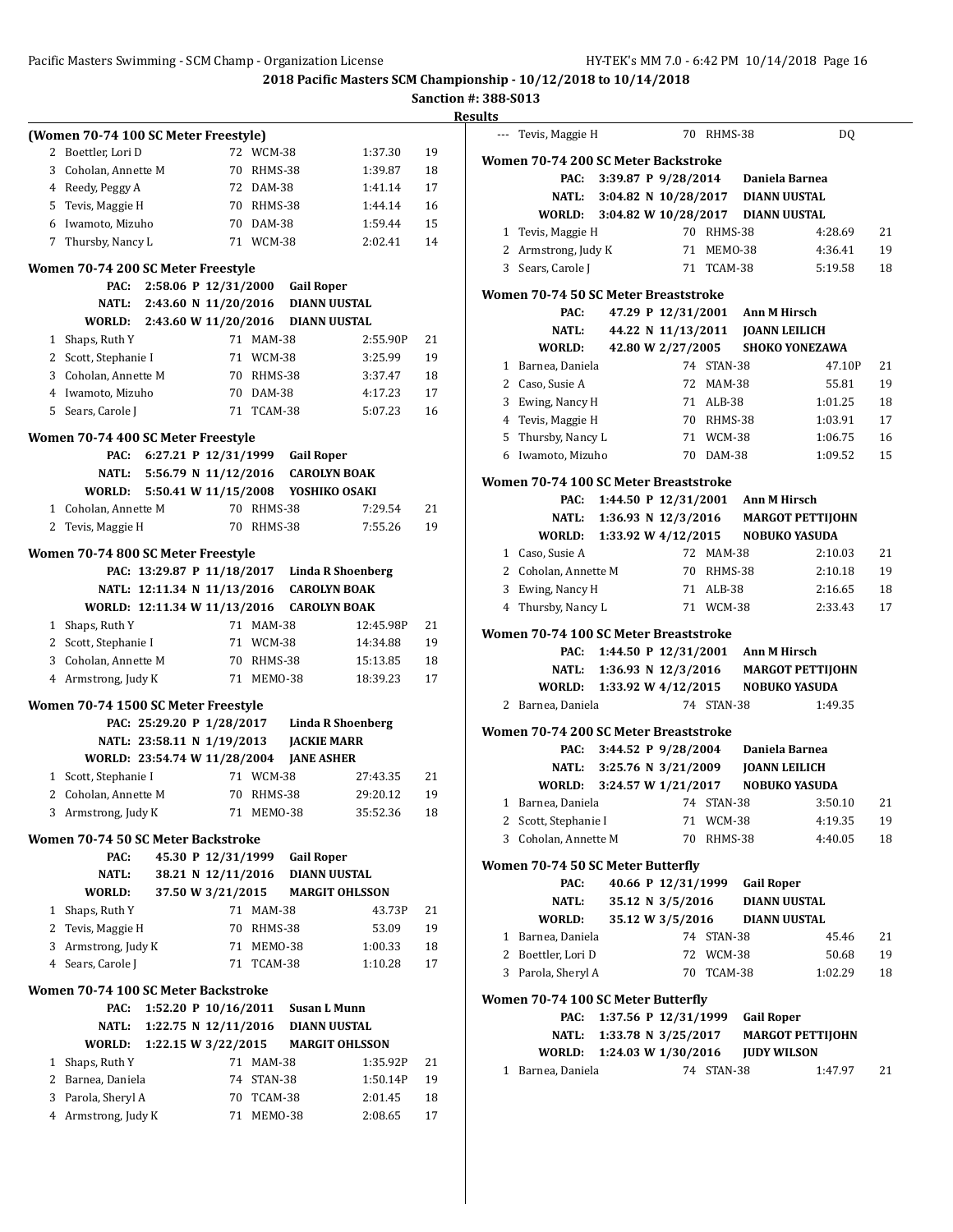**2018 Pacific Masters SCM Championship - 10/12/2018 to 10/14/2018**

**Sanction #: 388-S013**

**Results**

### (Women 70-74 100 SC Meter Freestyle)

| | Name | Age | Team | Time | Points |
|---|---|---|---|---|---|
| 2 | Boettler, Lori D | 72 | WCM-38 | 1:37.30 | 19 |
| 3 | Coholan, Annette M | 70 | RHMS-38 | 1:39.87 | 18 |
| 4 | Reedy, Peggy A | 72 | DAM-38 | 1:41.14 | 17 |
| 5 | Tevis, Maggie H | 70 | RHMS-38 | 1:44.14 | 16 |
| 6 | Iwamoto, Mizuho | 70 | DAM-38 | 1:59.44 | 15 |
| 7 | Thursby, Nancy L | 71 | WCM-38 | 2:02.41 | 14 |

### Women 70-74 200 SC Meter Freestyle

PAC: 2:58.06 P 12/31/2000 Gail Roper
NATL: 2:43.60 N 11/20/2016 DIANN UUSTAL
WORLD: 2:43.60 W 11/20/2016 DIANN UUSTAL

| | Name | Age | Team | Time | Points |
|---|---|---|---|---|---|
| 1 | Shaps, Ruth Y | 71 | MAM-38 | 2:55.90P | 21 |
| 2 | Scott, Stephanie I | 71 | WCM-38 | 3:25.99 | 19 |
| 3 | Coholan, Annette M | 70 | RHMS-38 | 3:37.47 | 18 |
| 4 | Iwamoto, Mizuho | 70 | DAM-38 | 4:17.23 | 17 |
| 5 | Sears, Carole J | 71 | TCAM-38 | 5:07.23 | 16 |

### Women 70-74 400 SC Meter Freestyle

PAC: 6:27.21 P 12/31/1999 Gail Roper
NATL: 5:56.79 N 11/12/2016 CAROLYN BOAK
WORLD: 5:50.41 W 11/15/2008 YOSHIKO OSAKI

| | Name | Age | Team | Time | Points |
|---|---|---|---|---|---|
| 1 | Coholan, Annette M | 70 | RHMS-38 | 7:29.54 | 21 |
| 2 | Tevis, Maggie H | 70 | RHMS-38 | 7:55.26 | 19 |

### Women 70-74 800 SC Meter Freestyle

PAC: 13:29.87 P 11/18/2017 Linda R Shoenberg
NATL: 12:11.34 N 11/13/2016 CAROLYN BOAK
WORLD: 12:11.34 W 11/13/2016 CAROLYN BOAK

| | Name | Age | Team | Time | Points |
|---|---|---|---|---|---|
| 1 | Shaps, Ruth Y | 71 | MAM-38 | 12:45.98P | 21 |
| 2 | Scott, Stephanie I | 71 | WCM-38 | 14:34.88 | 19 |
| 3 | Coholan, Annette M | 70 | RHMS-38 | 15:13.85 | 18 |
| 4 | Armstrong, Judy K | 71 | MEMO-38 | 18:39.23 | 17 |

### Women 70-74 1500 SC Meter Freestyle

PAC: 25:29.20 P 1/28/2017 Linda R Shoenberg
NATL: 23:58.11 N 1/19/2013 JACKIE MARR
WORLD: 23:54.74 W 11/28/2004 JANE ASHER

| | Name | Age | Team | Time | Points |
|---|---|---|---|---|---|
| 1 | Scott, Stephanie I | 71 | WCM-38 | 27:43.35 | 21 |
| 2 | Coholan, Annette M | 70 | RHMS-38 | 29:20.12 | 19 |
| 3 | Armstrong, Judy K | 71 | MEMO-38 | 35:52.36 | 18 |

### Women 70-74 50 SC Meter Backstroke

PAC: 45.30 P 12/31/1999 Gail Roper
NATL: 38.21 N 12/11/2016 DIANN UUSTAL
WORLD: 37.50 W 3/21/2015 MARGIT OHLSSON

| | Name | Age | Team | Time | Points |
|---|---|---|---|---|---|
| 1 | Shaps, Ruth Y | 71 | MAM-38 | 43.73P | 21 |
| 2 | Tevis, Maggie H | 70 | RHMS-38 | 53.09 | 19 |
| 3 | Armstrong, Judy K | 71 | MEMO-38 | 1:00.33 | 18 |
| 4 | Sears, Carole J | 71 | TCAM-38 | 1:10.28 | 17 |

### Women 70-74 100 SC Meter Backstroke

PAC: 1:52.20 P 10/16/2011 Susan L Munn
NATL: 1:22.75 N 12/11/2016 DIANN UUSTAL
WORLD: 1:22.15 W 3/22/2015 MARGIT OHLSSON

| | Name | Age | Team | Time | Points |
|---|---|---|---|---|---|
| 1 | Shaps, Ruth Y | 71 | MAM-38 | 1:35.92P | 21 |
| 2 | Barnea, Daniela | 74 | STAN-38 | 1:50.14P | 19 |
| 3 | Parola, Sheryl A | 70 | TCAM-38 | 2:01.45 | 18 |
| 4 | Armstrong, Judy K | 71 | MEMO-38 | 2:08.65 | 17 |
| --- | Tevis, Maggie H | 70 | RHMS-38 | DQ | |

### Women 70-74 200 SC Meter Backstroke

PAC: 3:39.87 P 9/28/2014 Daniela Barnea
NATL: 3:04.82 N 10/28/2017 DIANN UUSTAL
WORLD: 3:04.82 W 10/28/2017 DIANN UUSTAL

| | Name | Age | Team | Time | Points |
|---|---|---|---|---|---|
| 1 | Tevis, Maggie H | 70 | RHMS-38 | 4:28.69 | 21 |
| 2 | Armstrong, Judy K | 71 | MEMO-38 | 4:36.41 | 19 |
| 3 | Sears, Carole J | 71 | TCAM-38 | 5:19.58 | 18 |

### Women 70-74 50 SC Meter Breaststroke

PAC: 47.29 P 12/31/2001 Ann M Hirsch
NATL: 44.22 N 11/13/2011 JOANN LEILICH
WORLD: 42.80 W 2/27/2005 SHOKO YONEZAWA

| | Name | Age | Team | Time | Points |
|---|---|---|---|---|---|
| 1 | Barnea, Daniela | 74 | STAN-38 | 47.10P | 21 |
| 2 | Caso, Susie A | 72 | MAM-38 | 55.81 | 19 |
| 3 | Ewing, Nancy H | 71 | ALB-38 | 1:01.25 | 18 |
| 4 | Tevis, Maggie H | 70 | RHMS-38 | 1:03.91 | 17 |
| 5 | Thursby, Nancy L | 71 | WCM-38 | 1:06.75 | 16 |
| 6 | Iwamoto, Mizuho | 70 | DAM-38 | 1:09.52 | 15 |

### Women 70-74 100 SC Meter Breaststroke

PAC: 1:44.50 P 12/31/2001 Ann M Hirsch
NATL: 1:36.93 N 12/3/2016 MARGOT PETTIJOHN
WORLD: 1:33.92 W 4/12/2015 NOBUKO YASUDA

| | Name | Age | Team | Time | Points |
|---|---|---|---|---|---|
| 1 | Caso, Susie A | 72 | MAM-38 | 2:10.03 | 21 |
| 2 | Coholan, Annette M | 70 | RHMS-38 | 2:10.18 | 19 |
| 3 | Ewing, Nancy H | 71 | ALB-38 | 2:16.65 | 18 |
| 4 | Thursby, Nancy L | 71 | WCM-38 | 2:33.43 | 17 |

### Women 70-74 100 SC Meter Breaststroke

PAC: 1:44.50 P 12/31/2001 Ann M Hirsch
NATL: 1:36.93 N 12/3/2016 MARGOT PETTIJOHN
WORLD: 1:33.92 W 4/12/2015 NOBUKO YASUDA

| | Name | Age | Team | Time | Points |
|---|---|---|---|---|---|
| 2 | Barnea, Daniela | 74 | STAN-38 | 1:49.35 | |

### Women 70-74 200 SC Meter Breaststroke

PAC: 3:44.52 P 9/28/2004 Daniela Barnea
NATL: 3:25.76 N 3/21/2009 JOANN LEILICH
WORLD: 3:24.57 W 1/21/2017 NOBUKO YASUDA

| | Name | Age | Team | Time | Points |
|---|---|---|---|---|---|
| 1 | Barnea, Daniela | 74 | STAN-38 | 3:50.10 | 21 |
| 2 | Scott, Stephanie I | 71 | WCM-38 | 4:19.35 | 19 |
| 3 | Coholan, Annette M | 70 | RHMS-38 | 4:40.05 | 18 |

### Women 70-74 50 SC Meter Butterfly

PAC: 40.66 P 12/31/1999 Gail Roper
NATL: 35.12 N 3/5/2016 DIANN UUSTAL
WORLD: 35.12 W 3/5/2016 DIANN UUSTAL

| | Name | Age | Team | Time | Points |
|---|---|---|---|---|---|
| 1 | Barnea, Daniela | 74 | STAN-38 | 45.46 | 21 |
| 2 | Boettler, Lori D | 72 | WCM-38 | 50.68 | 19 |
| 3 | Parola, Sheryl A | 70 | TCAM-38 | 1:02.29 | 18 |

### Women 70-74 100 SC Meter Butterfly

PAC: 1:37.56 P 12/31/1999 Gail Roper
NATL: 1:33.78 N 3/25/2017 MARGOT PETTIJOHN
WORLD: 1:24.03 W 1/30/2016 JUDY WILSON

| | Name | Age | Team | Time | Points |
|---|---|---|---|---|---|
| 1 | Barnea, Daniela | 74 | STAN-38 | 1:47.97 | 21 |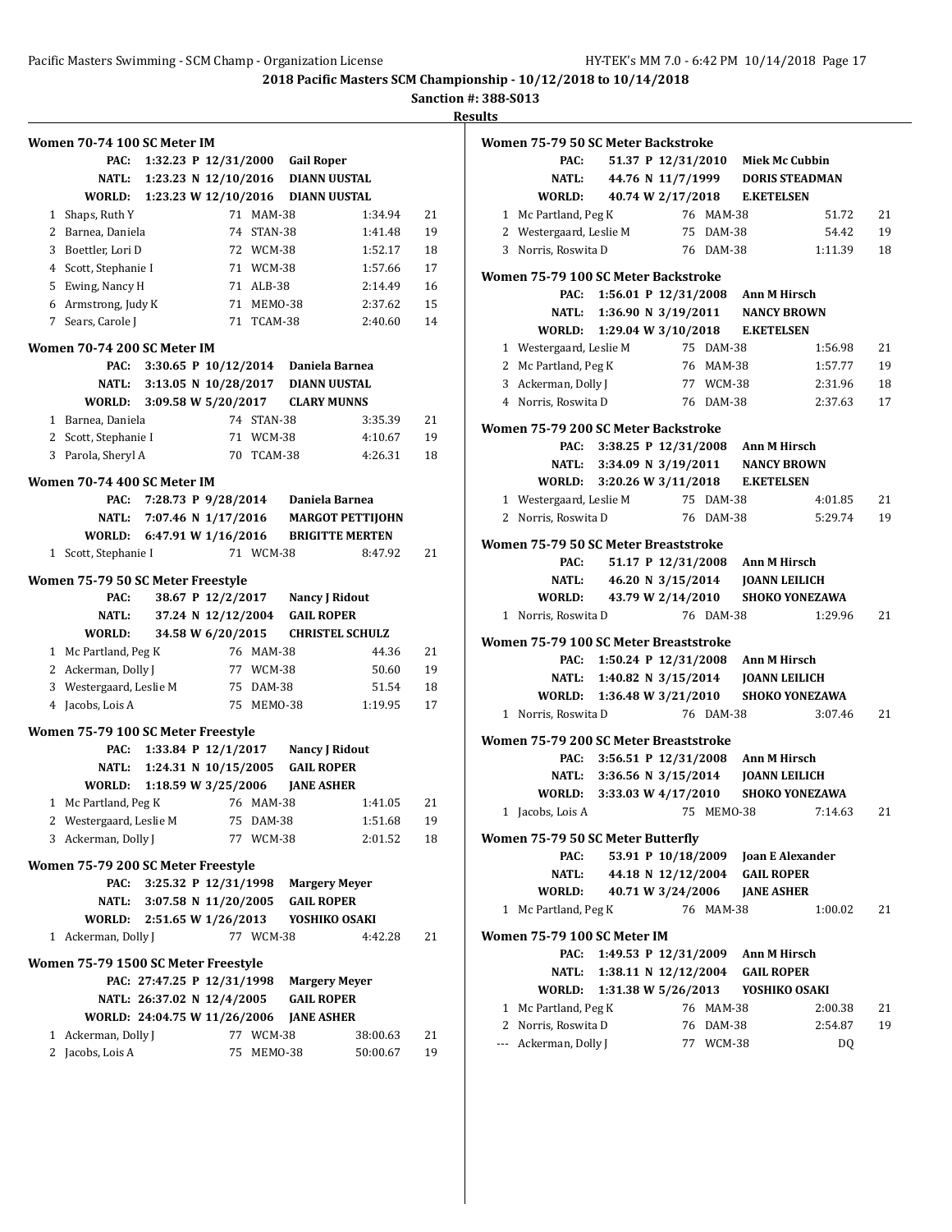2018 Pacific Masters SCM Championship - 10/12/2018 to 10/14/2018

Sanction #: 388-S013

**Results**

### Women 70-74 100 SC Meter IM

PAC: 1:32.23 P 12/31/2000 Gail Roper
NATL: 1:23.23 N 12/10/2016 DIANN UUSTAL
WORLD: 1:23.23 W 12/10/2016 DIANN UUSTAL

| Place | Name | Age | Team | Time | Points |
|---|---|---|---|---|---|
| 1 | Shaps, Ruth Y | 71 | MAM-38 | 1:34.94 | 21 |
| 2 | Barnea, Daniela | 74 | STAN-38 | 1:41.48 | 19 |
| 3 | Boettler, Lori D | 72 | WCM-38 | 1:52.17 | 18 |
| 4 | Scott, Stephanie I | 71 | WCM-38 | 1:57.66 | 17 |
| 5 | Ewing, Nancy H | 71 | ALB-38 | 2:14.49 | 16 |
| 6 | Armstrong, Judy K | 71 | MEMO-38 | 2:37.62 | 15 |
| 7 | Sears, Carole J | 71 | TCAM-38 | 2:40.60 | 14 |

### Women 70-74 200 SC Meter IM

PAC: 3:30.65 P 10/12/2014 Daniela Barnea
NATL: 3:13.05 N 10/28/2017 DIANN UUSTAL
WORLD: 3:09.58 W 5/20/2017 CLARY MUNNS

| Place | Name | Age | Team | Time | Points |
|---|---|---|---|---|---|
| 1 | Barnea, Daniela | 74 | STAN-38 | 3:35.39 | 21 |
| 2 | Scott, Stephanie I | 71 | WCM-38 | 4:10.67 | 19 |
| 3 | Parola, Sheryl A | 70 | TCAM-38 | 4:26.31 | 18 |

### Women 70-74 400 SC Meter IM

PAC: 7:28.73 P 9/28/2014 Daniela Barnea
NATL: 7:07.46 N 1/17/2016 MARGOT PETTIJOHN
WORLD: 6:47.91 W 1/16/2016 BRIGITTE MERTEN

| Place | Name | Age | Team | Time | Points |
|---|---|---|---|---|---|
| 1 | Scott, Stephanie I | 71 | WCM-38 | 8:47.92 | 21 |

### Women 75-79 50 SC Meter Freestyle

PAC: 38.67 P 12/2/2017 Nancy J Ridout
NATL: 37.24 N 12/12/2004 GAIL ROPER
WORLD: 34.58 W 6/20/2015 CHRISTEL SCHULZ

| Place | Name | Age | Team | Time | Points |
|---|---|---|---|---|---|
| 1 | Mc Partland, Peg K | 76 | MAM-38 | 44.36 | 21 |
| 2 | Ackerman, Dolly J | 77 | WCM-38 | 50.60 | 19 |
| 3 | Westergaard, Leslie M | 75 | DAM-38 | 51.54 | 18 |
| 4 | Jacobs, Lois A | 75 | MEMO-38 | 1:19.95 | 17 |

### Women 75-79 100 SC Meter Freestyle

PAC: 1:33.84 P 12/1/2017 Nancy J Ridout
NATL: 1:24.31 N 10/15/2005 GAIL ROPER
WORLD: 1:18.59 W 3/25/2006 JANE ASHER

| Place | Name | Age | Team | Time | Points |
|---|---|---|---|---|---|
| 1 | Mc Partland, Peg K | 76 | MAM-38 | 1:41.05 | 21 |
| 2 | Westergaard, Leslie M | 75 | DAM-38 | 1:51.68 | 19 |
| 3 | Ackerman, Dolly J | 77 | WCM-38 | 2:01.52 | 18 |

### Women 75-79 200 SC Meter Freestyle

PAC: 3:25.32 P 12/31/1998 Margery Meyer
NATL: 3:07.58 N 11/20/2005 GAIL ROPER
WORLD: 2:51.65 W 1/26/2013 YOSHIKO OSAKI

| Place | Name | Age | Team | Time | Points |
|---|---|---|---|---|---|
| 1 | Ackerman, Dolly J | 77 | WCM-38 | 4:42.28 | 21 |

### Women 75-79 1500 SC Meter Freestyle

PAC: 27:47.25 P 12/31/1998 Margery Meyer
NATL: 26:37.02 N 12/4/2005 GAIL ROPER
WORLD: 24:04.75 W 11/26/2006 JANE ASHER

| Place | Name | Age | Team | Time | Points |
|---|---|---|---|---|---|
| 1 | Ackerman, Dolly J | 77 | WCM-38 | 38:00.63 | 21 |
| 2 | Jacobs, Lois A | 75 | MEMO-38 | 50:00.67 | 19 |

### Women 75-79 50 SC Meter Backstroke

PAC: 51.37 P 12/31/2010 Miek Mc Cubbin
NATL: 44.76 N 11/7/1999 DORIS STEADMAN
WORLD: 40.74 W 2/17/2018 E.KETELSEN

| Place | Name | Age | Team | Time | Points |
|---|---|---|---|---|---|
| 1 | Mc Partland, Peg K | 76 | MAM-38 | 51.72 | 21 |
| 2 | Westergaard, Leslie M | 75 | DAM-38 | 54.42 | 19 |
| 3 | Norris, Roswita D | 76 | DAM-38 | 1:11.39 | 18 |

### Women 75-79 100 SC Meter Backstroke

PAC: 1:56.01 P 12/31/2008 Ann M Hirsch
NATL: 1:36.90 N 3/19/2011 NANCY BROWN
WORLD: 1:29.04 W 3/10/2018 E.KETELSEN

| Place | Name | Age | Team | Time | Points |
|---|---|---|---|---|---|
| 1 | Westergaard, Leslie M | 75 | DAM-38 | 1:56.98 | 21 |
| 2 | Mc Partland, Peg K | 76 | MAM-38 | 1:57.77 | 19 |
| 3 | Ackerman, Dolly J | 77 | WCM-38 | 2:31.96 | 18 |
| 4 | Norris, Roswita D | 76 | DAM-38 | 2:37.63 | 17 |

### Women 75-79 200 SC Meter Backstroke

PAC: 3:38.25 P 12/31/2008 Ann M Hirsch
NATL: 3:34.09 N 3/19/2011 NANCY BROWN
WORLD: 3:20.26 W 3/11/2018 E.KETELSEN

| Place | Name | Age | Team | Time | Points |
|---|---|---|---|---|---|
| 1 | Westergaard, Leslie M | 75 | DAM-38 | 4:01.85 | 21 |
| 2 | Norris, Roswita D | 76 | DAM-38 | 5:29.74 | 19 |

### Women 75-79 50 SC Meter Breaststroke

PAC: 51.17 P 12/31/2008 Ann M Hirsch
NATL: 46.20 N 3/15/2014 JOANN LEILICH
WORLD: 43.79 W 2/14/2010 SHOKO YONEZAWA

| Place | Name | Age | Team | Time | Points |
|---|---|---|---|---|---|
| 1 | Norris, Roswita D | 76 | DAM-38 | 1:29.96 | 21 |

### Women 75-79 100 SC Meter Breaststroke

PAC: 1:50.24 P 12/31/2008 Ann M Hirsch
NATL: 1:40.82 N 3/15/2014 JOANN LEILICH
WORLD: 1:36.48 W 3/21/2010 SHOKO YONEZAWA

| Place | Name | Age | Team | Time | Points |
|---|---|---|---|---|---|
| 1 | Norris, Roswita D | 76 | DAM-38 | 3:07.46 | 21 |

### Women 75-79 200 SC Meter Breaststroke

PAC: 3:56.51 P 12/31/2008 Ann M Hirsch
NATL: 3:36.56 N 3/15/2014 JOANN LEILICH
WORLD: 3:33.03 W 4/17/2010 SHOKO YONEZAWA

| Place | Name | Age | Team | Time | Points |
|---|---|---|---|---|---|
| 1 | Jacobs, Lois A | 75 | MEMO-38 | 7:14.63 | 21 |

### Women 75-79 50 SC Meter Butterfly

PAC: 53.91 P 10/18/2009 Joan E Alexander
NATL: 44.18 N 12/12/2004 GAIL ROPER
WORLD: 40.71 W 3/24/2006 JANE ASHER

| Place | Name | Age | Team | Time | Points |
|---|---|---|---|---|---|
| 1 | Mc Partland, Peg K | 76 | MAM-38 | 1:00.02 | 21 |

### Women 75-79 100 SC Meter IM

PAC: 1:49.53 P 12/31/2009 Ann M Hirsch
NATL: 1:38.11 N 12/12/2004 GAIL ROPER
WORLD: 1:31.38 W 5/26/2013 YOSHIKO OSAKI

| Place | Name | Age | Team | Time | Points |
|---|---|---|---|---|---|
| 1 | Mc Partland, Peg K | 76 | MAM-38 | 2:00.38 | 21 |
| 2 | Norris, Roswita D | 76 | DAM-38 | 2:54.87 | 19 |
| --- | Ackerman, Dolly J | 77 | WCM-38 | DQ | |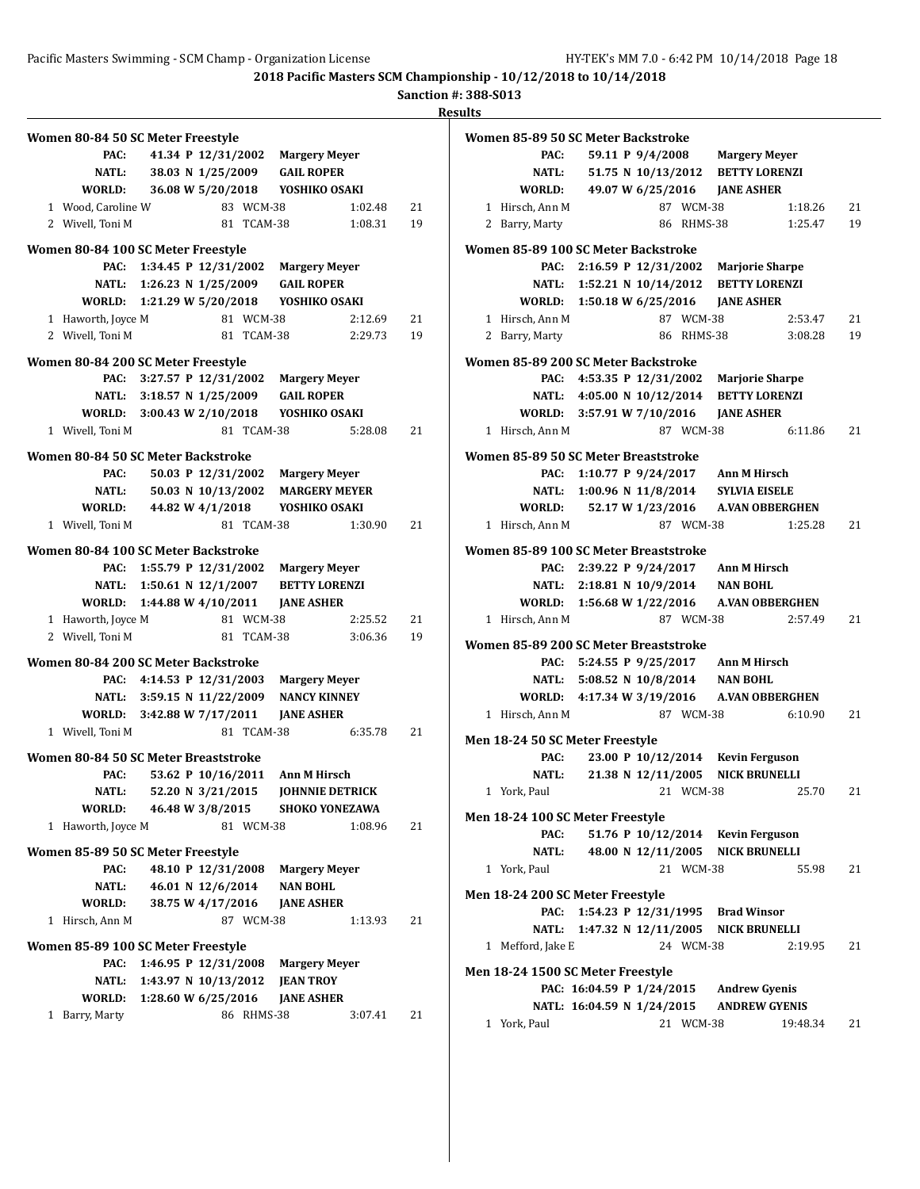**2018 Pacific Masters SCM Championship - 10/12/2018 to 10/14/2018**

**Sanction #: 388-S013**

**Results**

### Women 80-84 50 SC Meter Freestyle

PAC: 41.34 P 12/31/2002 Margery Meyer
NATL: 38.03 N 1/25/2009 GAIL ROPER
WORLD: 36.08 W 5/20/2018 YOSHIKO OSAKI

| | Name | Age | Team | Time | Points |
|---|---|---|---|---|---|
| 1 | Wood, Caroline W | 83 | WCM-38 | 1:02.48 | 21 |
| 2 | Wivell, Toni M | 81 | TCAM-38 | 1:08.31 | 19 |

### Women 80-84 100 SC Meter Freestyle

PAC: 1:34.45 P 12/31/2002 Margery Meyer
NATL: 1:26.23 N 1/25/2009 GAIL ROPER
WORLD: 1:21.29 W 5/20/2018 YOSHIKO OSAKI

| | Name | Age | Team | Time | Points |
|---|---|---|---|---|---|
| 1 | Haworth, Joyce M | 81 | WCM-38 | 2:12.69 | 21 |
| 2 | Wivell, Toni M | 81 | TCAM-38 | 2:29.73 | 19 |

### Women 80-84 200 SC Meter Freestyle

PAC: 3:27.57 P 12/31/2002 Margery Meyer
NATL: 3:18.57 N 1/25/2009 GAIL ROPER
WORLD: 3:00.43 W 2/10/2018 YOSHIKO OSAKI

| | Name | Age | Team | Time | Points |
|---|---|---|---|---|---|
| 1 | Wivell, Toni M | 81 | TCAM-38 | 5:28.08 | 21 |

### Women 80-84 50 SC Meter Backstroke

PAC: 50.03 P 12/31/2002 Margery Meyer
NATL: 50.03 N 10/13/2002 MARGERY MEYER
WORLD: 44.82 W 4/1/2018 YOSHIKO OSAKI

| | Name | Age | Team | Time | Points |
|---|---|---|---|---|---|
| 1 | Wivell, Toni M | 81 | TCAM-38 | 1:30.90 | 21 |

### Women 80-84 100 SC Meter Backstroke

PAC: 1:55.79 P 12/31/2002 Margery Meyer
NATL: 1:50.61 N 12/1/2007 BETTY LORENZI
WORLD: 1:44.88 W 4/10/2011 JANE ASHER

| | Name | Age | Team | Time | Points |
|---|---|---|---|---|---|
| 1 | Haworth, Joyce M | 81 | WCM-38 | 2:25.52 | 21 |
| 2 | Wivell, Toni M | 81 | TCAM-38 | 3:06.36 | 19 |

### Women 80-84 200 SC Meter Backstroke

PAC: 4:14.53 P 12/31/2003 Margery Meyer
NATL: 3:59.15 N 11/22/2009 NANCY KINNEY
WORLD: 3:42.88 W 7/17/2011 JANE ASHER

| | Name | Age | Team | Time | Points |
|---|---|---|---|---|---|
| 1 | Wivell, Toni M | 81 | TCAM-38 | 6:35.78 | 21 |

### Women 80-84 50 SC Meter Breaststroke

PAC: 53.62 P 10/16/2011 Ann M Hirsch
NATL: 52.20 N 3/21/2015 JOHNNIE DETRICK
WORLD: 46.48 W 3/8/2015 SHOKO YONEZAWA

| | Name | Age | Team | Time | Points |
|---|---|---|---|---|---|
| 1 | Haworth, Joyce M | 81 | WCM-38 | 1:08.96 | 21 |

### Women 85-89 50 SC Meter Freestyle

PAC: 48.10 P 12/31/2008 Margery Meyer
NATL: 46.01 N 12/6/2014 NAN BOHL
WORLD: 38.75 W 4/17/2016 JANE ASHER

| | Name | Age | Team | Time | Points |
|---|---|---|---|---|---|
| 1 | Hirsch, Ann M | 87 | WCM-38 | 1:13.93 | 21 |

### Women 85-89 100 SC Meter Freestyle

PAC: 1:46.95 P 12/31/2008 Margery Meyer
NATL: 1:43.97 N 10/13/2012 JEAN TROY
WORLD: 1:28.60 W 6/25/2016 JANE ASHER

| | Name | Age | Team | Time | Points |
|---|---|---|---|---|---|
| 1 | Barry, Marty | 86 | RHMS-38 | 3:07.41 | 21 |

### Women 85-89 50 SC Meter Backstroke

PAC: 59.11 P 9/4/2008 Margery Meyer
NATL: 51.75 N 10/13/2012 BETTY LORENZI
WORLD: 49.07 W 6/25/2016 JANE ASHER

| | Name | Age | Team | Time | Points |
|---|---|---|---|---|---|
| 1 | Hirsch, Ann M | 87 | WCM-38 | 1:18.26 | 21 |
| 2 | Barry, Marty | 86 | RHMS-38 | 1:25.47 | 19 |

### Women 85-89 100 SC Meter Backstroke

PAC: 2:16.59 P 12/31/2002 Marjorie Sharpe
NATL: 1:52.21 N 10/14/2012 BETTY LORENZI
WORLD: 1:50.18 W 6/25/2016 JANE ASHER

| | Name | Age | Team | Time | Points |
|---|---|---|---|---|---|
| 1 | Hirsch, Ann M | 87 | WCM-38 | 2:53.47 | 21 |
| 2 | Barry, Marty | 86 | RHMS-38 | 3:08.28 | 19 |

### Women 85-89 200 SC Meter Backstroke

PAC: 4:53.35 P 12/31/2002 Marjorie Sharpe
NATL: 4:05.00 N 10/12/2014 BETTY LORENZI
WORLD: 3:57.91 W 7/10/2016 JANE ASHER

| | Name | Age | Team | Time | Points |
|---|---|---|---|---|---|
| 1 | Hirsch, Ann M | 87 | WCM-38 | 6:11.86 | 21 |

### Women 85-89 50 SC Meter Breaststroke

PAC: 1:10.77 P 9/24/2017 Ann M Hirsch
NATL: 1:00.96 N 11/8/2014 SYLVIA EISELE
WORLD: 52.17 W 1/23/2016 A.VAN OBBERGHEN

| | Name | Age | Team | Time | Points |
|---|---|---|---|---|---|
| 1 | Hirsch, Ann M | 87 | WCM-38 | 1:25.28 | 21 |

### Women 85-89 100 SC Meter Breaststroke

PAC: 2:39.22 P 9/24/2017 Ann M Hirsch
NATL: 2:18.81 N 10/9/2014 NAN BOHL
WORLD: 1:56.68 W 1/22/2016 A.VAN OBBERGHEN

| | Name | Age | Team | Time | Points |
|---|---|---|---|---|---|
| 1 | Hirsch, Ann M | 87 | WCM-38 | 2:57.49 | 21 |

### Women 85-89 200 SC Meter Breaststroke

PAC: 5:24.55 P 9/25/2017 Ann M Hirsch
NATL: 5:08.52 N 10/8/2014 NAN BOHL
WORLD: 4:17.34 W 3/19/2016 A.VAN OBBERGHEN

| | Name | Age | Team | Time | Points |
|---|---|---|---|---|---|
| 1 | Hirsch, Ann M | 87 | WCM-38 | 6:10.90 | 21 |

### Men 18-24 50 SC Meter Freestyle

PAC: 23.00 P 10/12/2014 Kevin Ferguson
NATL: 21.38 N 12/11/2005 NICK BRUNELLI

| | Name | Age | Team | Time | Points |
|---|---|---|---|---|---|
| 1 | York, Paul | 21 | WCM-38 | 25.70 | 21 |

### Men 18-24 100 SC Meter Freestyle

PAC: 51.76 P 10/12/2014 Kevin Ferguson
NATL: 48.00 N 12/11/2005 NICK BRUNELLI

| | Name | Age | Team | Time | Points |
|---|---|---|---|---|---|
| 1 | York, Paul | 21 | WCM-38 | 55.98 | 21 |

### Men 18-24 200 SC Meter Freestyle

PAC: 1:54.23 P 12/31/1995 Brad Winsor
NATL: 1:47.32 N 12/11/2005 NICK BRUNELLI

| | Name | Age | Team | Time | Points |
|---|---|---|---|---|---|
| 1 | Mefford, Jake E | 24 | WCM-38 | 2:19.95 | 21 |

### Men 18-24 1500 SC Meter Freestyle

PAC: 16:04.59 P 1/24/2015 Andrew Gyenis
NATL: 16:04.59 N 1/24/2015 ANDREW GYENIS

| | Name | Age | Team | Time | Points |
|---|---|---|---|---|---|
| 1 | York, Paul | 21 | WCM-38 | 19:48.34 | 21 |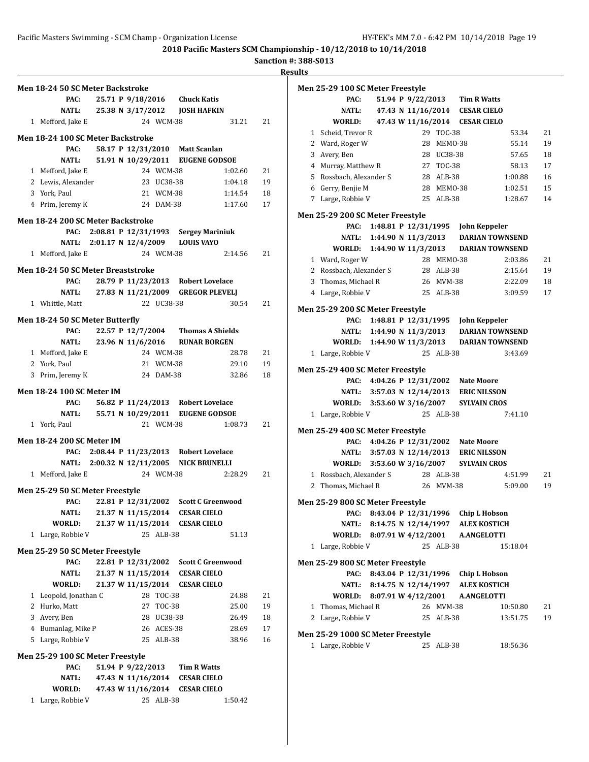## 2018 Pacific Masters SCM Championship - 10/12/2018 to 10/14/2018

**Sanction #: 388-S013**

**Results**

### Men 18-24 50 SC Meter Backstroke

PAC: 25.71 P 9/18/2016 Chuck Katis
NATL: 25.38 N 3/17/2012 JOSH HAFKIN

| Place | Name | Age | Team | Time | Points |
|---|---|---|---|---|---|
| 1 | Mefford, Jake E | 24 | WCM-38 | 31.21 | 21 |

### Men 18-24 100 SC Meter Backstroke

PAC: 58.17 P 12/31/2010 Matt Scanlan
NATL: 51.91 N 10/29/2011 EUGENE GODSOE

| Place | Name | Age | Team | Time | Points |
|---|---|---|---|---|---|
| 1 | Mefford, Jake E | 24 | WCM-38 | 1:02.60 | 21 |
| 2 | Lewis, Alexander | 23 | UC38-38 | 1:04.18 | 19 |
| 3 | York, Paul | 21 | WCM-38 | 1:14.54 | 18 |
| 4 | Prim, Jeremy K | 24 | DAM-38 | 1:17.60 | 17 |

### Men 18-24 200 SC Meter Backstroke

PAC: 2:08.81 P 12/31/1993 Sergey Mariniuk
NATL: 2:01.17 N 12/4/2009 LOUIS VAYO

| Place | Name | Age | Team | Time | Points |
|---|---|---|---|---|---|
| 1 | Mefford, Jake E | 24 | WCM-38 | 2:14.56 | 21 |

### Men 18-24 50 SC Meter Breaststroke

PAC: 28.79 P 11/23/2013 Robert Lovelace
NATL: 27.83 N 11/21/2009 GREGOR PLEVELJ

| Place | Name | Age | Team | Time | Points |
|---|---|---|---|---|---|
| 1 | Whittle, Matt | 22 | UC38-38 | 30.54 | 21 |

### Men 18-24 50 SC Meter Butterfly

PAC: 22.57 P 12/7/2004 Thomas A Shields
NATL: 23.96 N 11/6/2016 RUNAR BORGEN

| Place | Name | Age | Team | Time | Points |
|---|---|---|---|---|---|
| 1 | Mefford, Jake E | 24 | WCM-38 | 28.78 | 21 |
| 2 | York, Paul | 21 | WCM-38 | 29.10 | 19 |
| 3 | Prim, Jeremy K | 24 | DAM-38 | 32.86 | 18 |

### Men 18-24 100 SC Meter IM

PAC: 56.82 P 11/24/2013 Robert Lovelace
NATL: 55.71 N 10/29/2011 EUGENE GODSOE

| Place | Name | Age | Team | Time | Points |
|---|---|---|---|---|---|
| 1 | York, Paul | 21 | WCM-38 | 1:08.73 | 21 |

### Men 18-24 200 SC Meter IM

PAC: 2:08.44 P 11/23/2013 Robert Lovelace
NATL: 2:00.32 N 12/11/2005 NICK BRUNELLI

| Place | Name | Age | Team | Time | Points |
|---|---|---|---|---|---|
| 1 | Mefford, Jake E | 24 | WCM-38 | 2:28.29 | 21 |

### Men 25-29 50 SC Meter Freestyle

PAC: 22.81 P 12/31/2002 Scott C Greenwood
NATL: 21.37 N 11/15/2014 CESAR CIELO
WORLD: 21.37 W 11/15/2014 CESAR CIELO

| Place | Name | Age | Team | Time | Points |
|---|---|---|---|---|---|
| 1 | Large, Robbie V | 25 | ALB-38 | 51.13 | |

### Men 25-29 50 SC Meter Freestyle

PAC: 22.81 P 12/31/2002 Scott C Greenwood
NATL: 21.37 N 11/15/2014 CESAR CIELO
WORLD: 21.37 W 11/15/2014 CESAR CIELO

| Place | Name | Age | Team | Time | Points |
|---|---|---|---|---|---|
| 1 | Leopold, Jonathan C | 28 | TOC-38 | 24.88 | 21 |
| 2 | Hurko, Matt | 27 | TOC-38 | 25.00 | 19 |
| 3 | Avery, Ben | 28 | UC38-38 | 26.49 | 18 |
| 4 | Bumanlag, Mike P | 26 | ACES-38 | 28.69 | 17 |
| 5 | Large, Robbie V | 25 | ALB-38 | 38.96 | 16 |

### Men 25-29 100 SC Meter Freestyle

PAC: 51.94 P 9/22/2013 Tim R Watts
NATL: 47.43 N 11/16/2014 CESAR CIELO
WORLD: 47.43 W 11/16/2014 CESAR CIELO

| Place | Name | Age | Team | Time | Points |
|---|---|---|---|---|---|
| 1 | Large, Robbie V | 25 | ALB-38 | 1:50.42 | |

### Men 25-29 100 SC Meter Freestyle

PAC: 51.94 P 9/22/2013 Tim R Watts
NATL: 47.43 N 11/16/2014 CESAR CIELO
WORLD: 47.43 W 11/16/2014 CESAR CIELO

| Place | Name | Age | Team | Time | Points |
|---|---|---|---|---|---|
| 1 | Scheid, Trevor R | 29 | TOC-38 | 53.34 | 21 |
| 2 | Ward, Roger W | 28 | MEMO-38 | 55.14 | 19 |
| 3 | Avery, Ben | 28 | UC38-38 | 57.65 | 18 |
| 4 | Murray, Matthew R | 27 | TOC-38 | 58.13 | 17 |
| 5 | Rossbach, Alexander S | 28 | ALB-38 | 1:00.88 | 16 |
| 6 | Gerry, Benjie M | 28 | MEMO-38 | 1:02.51 | 15 |
| 7 | Large, Robbie V | 25 | ALB-38 | 1:28.67 | 14 |

### Men 25-29 200 SC Meter Freestyle

PAC: 1:48.81 P 12/31/1995 John Keppeler
NATL: 1:44.90 N 11/3/2013 DARIAN TOWNSEND
WORLD: 1:44.90 W 11/3/2013 DARIAN TOWNSEND

| Place | Name | Age | Team | Time | Points |
|---|---|---|---|---|---|
| 1 | Ward, Roger W | 28 | MEMO-38 | 2:03.86 | 21 |
| 2 | Rossbach, Alexander S | 28 | ALB-38 | 2:15.64 | 19 |
| 3 | Thomas, Michael R | 26 | MVM-38 | 2:22.09 | 18 |
| 4 | Large, Robbie V | 25 | ALB-38 | 3:09.59 | 17 |

### Men 25-29 200 SC Meter Freestyle

PAC: 1:48.81 P 12/31/1995 John Keppeler
NATL: 1:44.90 N 11/3/2013 DARIAN TOWNSEND
WORLD: 1:44.90 W 11/3/2013 DARIAN TOWNSEND

| Place | Name | Age | Team | Time | Points |
|---|---|---|---|---|---|
| 1 | Large, Robbie V | 25 | ALB-38 | 3:43.69 | |

### Men 25-29 400 SC Meter Freestyle

PAC: 4:04.26 P 12/31/2002 Nate Moore
NATL: 3:57.03 N 12/14/2013 ERIC NILSSON
WORLD: 3:53.60 W 3/16/2007 SYLVAIN CROS

| Place | Name | Age | Team | Time | Points |
|---|---|---|---|---|---|
| 1 | Large, Robbie V | 25 | ALB-38 | 7:41.10 | |

### Men 25-29 400 SC Meter Freestyle

PAC: 4:04.26 P 12/31/2002 Nate Moore
NATL: 3:57.03 N 12/14/2013 ERIC NILSSON
WORLD: 3:53.60 W 3/16/2007 SYLVAIN CROS

| Place | Name | Age | Team | Time | Points |
|---|---|---|---|---|---|
| 1 | Rossbach, Alexander S | 28 | ALB-38 | 4:51.99 | 21 |
| 2 | Thomas, Michael R | 26 | MVM-38 | 5:09.00 | 19 |

### Men 25-29 800 SC Meter Freestyle

PAC: 8:43.04 P 12/31/1996 Chip L Hobson
NATL: 8:14.75 N 12/14/1997 ALEX KOSTICH
WORLD: 8:07.91 W 4/12/2001 A.ANGELOTTI

| Place | Name | Age | Team | Time | Points |
|---|---|---|---|---|---|
| 1 | Large, Robbie V | 25 | ALB-38 | 15:18.04 | |

### Men 25-29 800 SC Meter Freestyle

PAC: 8:43.04 P 12/31/1996 Chip L Hobson
NATL: 8:14.75 N 12/14/1997 ALEX KOSTICH
WORLD: 8:07.91 W 4/12/2001 A.ANGELOTTI

| Place | Name | Age | Team | Time | Points |
|---|---|---|---|---|---|
| 1 | Thomas, Michael R | 26 | MVM-38 | 10:50.80 | 21 |
| 2 | Large, Robbie V | 25 | ALB-38 | 13:51.75 | 19 |

### Men 25-29 1000 SC Meter Freestyle

| Place | Name | Age | Team | Time | Points |
|---|---|---|---|---|---|
| 1 | Large, Robbie V | 25 | ALB-38 | 18:56.36 | |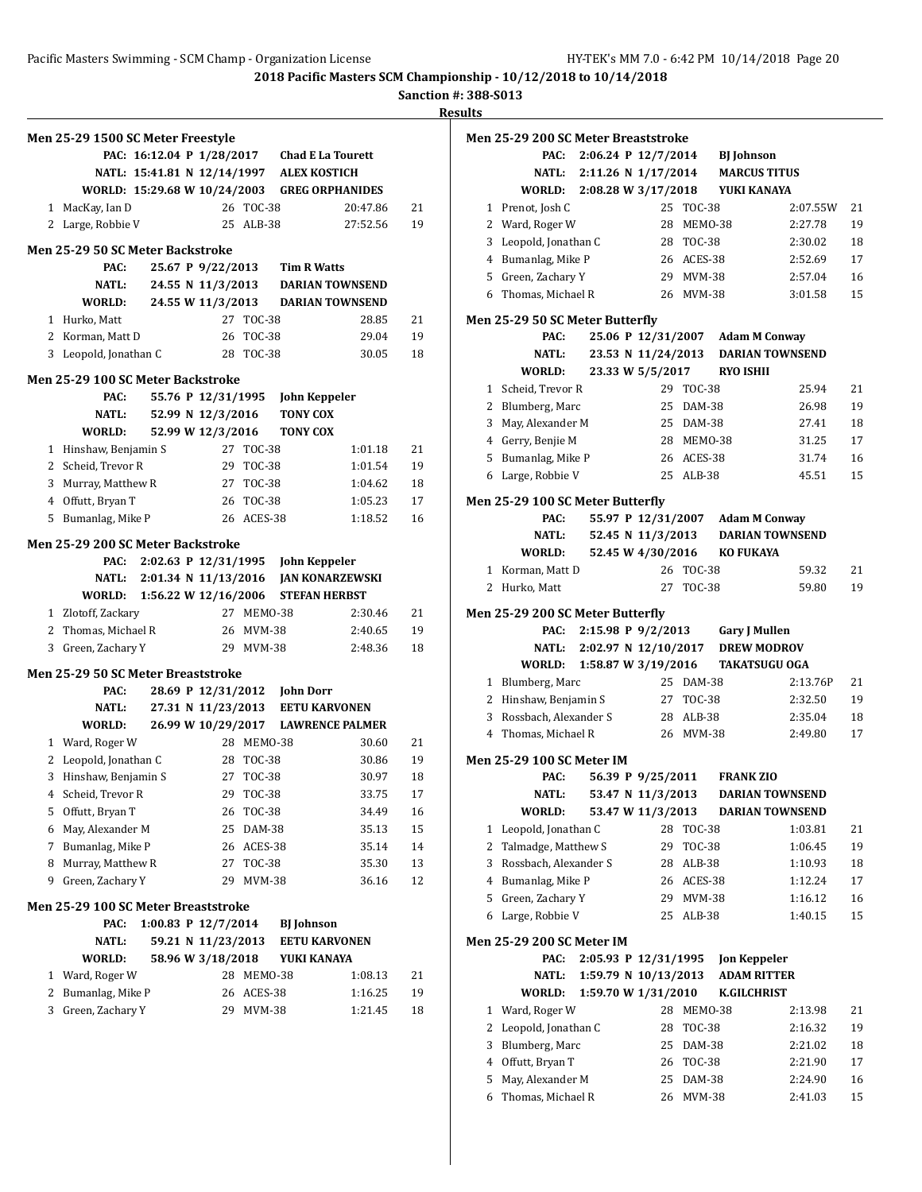**2018 Pacific Masters SCM Championship - 10/12/2018 to 10/14/2018**

**Sanction #: 388-S013**

**Results**

### Men 25-29 1500 SC Meter Freestyle

| | | | | | |
|---|---|---|---|---|---|
| | PAC: | 16:12.04 P 1/28/2017 | Chad E La Tourett | | |
| | NATL: | 15:41.81 N 12/14/1997 | ALEX KOSTICH | | |
| | WORLD: | 15:29.68 W 10/24/2003 | GREG ORPHANIDES | | |
| 1 | MacKay, Ian D | 26 | TOC-38 | 20:47.86 | 21 |
| 2 | Large, Robbie V | 25 | ALB-38 | 27:52.56 | 19 |

### Men 25-29 50 SC Meter Backstroke

| | | | | | |
|---|---|---|---|---|---|
| | PAC: | 25.67 P 9/22/2013 | Tim R Watts | | |
| | NATL: | 24.55 N 11/3/2013 | DARIAN TOWNSEND | | |
| | WORLD: | 24.55 W 11/3/2013 | DARIAN TOWNSEND | | |
| 1 | Hurko, Matt | 27 | TOC-38 | 28.85 | 21 |
| 2 | Korman, Matt D | 26 | TOC-38 | 29.04 | 19 |
| 3 | Leopold, Jonathan C | 28 | TOC-38 | 30.05 | 18 |

### Men 25-29 100 SC Meter Backstroke

| | | | | | |
|---|---|---|---|---|---|
| | PAC: | 55.76 P 12/31/1995 | John Keppeler | | |
| | NATL: | 52.99 N 12/3/2016 | TONY COX | | |
| | WORLD: | 52.99 W 12/3/2016 | TONY COX | | |
| 1 | Hinshaw, Benjamin S | 27 | TOC-38 | 1:01.18 | 21 |
| 2 | Scheid, Trevor R | 29 | TOC-38 | 1:01.54 | 19 |
| 3 | Murray, Matthew R | 27 | TOC-38 | 1:04.62 | 18 |
| 4 | Offutt, Bryan T | 26 | TOC-38 | 1:05.23 | 17 |
| 5 | Bumanlag, Mike P | 26 | ACES-38 | 1:18.52 | 16 |

### Men 25-29 200 SC Meter Backstroke

| | | | | | |
|---|---|---|---|---|---|
| | PAC: | 2:02.63 P 12/31/1995 | John Keppeler | | |
| | NATL: | 2:01.34 N 11/13/2016 | JAN KONARZEWSKI | | |
| | WORLD: | 1:56.22 W 12/16/2006 | STEFAN HERBST | | |
| 1 | Zlotoff, Zackary | 27 | MEMO-38 | 2:30.46 | 21 |
| 2 | Thomas, Michael R | 26 | MVM-38 | 2:40.65 | 19 |
| 3 | Green, Zachary Y | 29 | MVM-38 | 2:48.36 | 18 |

### Men 25-29 50 SC Meter Breaststroke

| | | | | | |
|---|---|---|---|---|---|
| | PAC: | 28.69 P 12/31/2012 | John Dorr | | |
| | NATL: | 27.31 N 11/23/2013 | EETU KARVONEN | | |
| | WORLD: | 26.99 W 10/29/2017 | LAWRENCE PALMER | | |
| 1 | Ward, Roger W | 28 | MEMO-38 | 30.60 | 21 |
| 2 | Leopold, Jonathan C | 28 | TOC-38 | 30.86 | 19 |
| 3 | Hinshaw, Benjamin S | 27 | TOC-38 | 30.97 | 18 |
| 4 | Scheid, Trevor R | 29 | TOC-38 | 33.75 | 17 |
| 5 | Offutt, Bryan T | 26 | TOC-38 | 34.49 | 16 |
| 6 | May, Alexander M | 25 | DAM-38 | 35.13 | 15 |
| 7 | Bumanlag, Mike P | 26 | ACES-38 | 35.14 | 14 |
| 8 | Murray, Matthew R | 27 | TOC-38 | 35.30 | 13 |
| 9 | Green, Zachary Y | 29 | MVM-38 | 36.16 | 12 |

### Men 25-29 100 SC Meter Breaststroke

| | | | | | |
|---|---|---|---|---|---|
| | PAC: | 1:00.83 P 12/7/2014 | BJ Johnson | | |
| | NATL: | 59.21 N 11/23/2013 | EETU KARVONEN | | |
| | WORLD: | 58.96 W 3/18/2018 | YUKI KANAYA | | |
| 1 | Ward, Roger W | 28 | MEMO-38 | 1:08.13 | 21 |
| 2 | Bumanlag, Mike P | 26 | ACES-38 | 1:16.25 | 19 |
| 3 | Green, Zachary Y | 29 | MVM-38 | 1:21.45 | 18 |

### Men 25-29 200 SC Meter Breaststroke

| | | | | | |
|---|---|---|---|---|---|
| | PAC: | 2:06.24 P 12/7/2014 | BJ Johnson | | |
| | NATL: | 2:11.26 N 1/17/2014 | MARCUS TITUS | | |
| | WORLD: | 2:08.28 W 3/17/2018 | YUKI KANAYA | | |
| 1 | Prenot, Josh C | 25 | TOC-38 | 2:07.55W | 21 |
| 2 | Ward, Roger W | 28 | MEMO-38 | 2:27.78 | 19 |
| 3 | Leopold, Jonathan C | 28 | TOC-38 | 2:30.02 | 18 |
| 4 | Bumanlag, Mike P | 26 | ACES-38 | 2:52.69 | 17 |
| 5 | Green, Zachary Y | 29 | MVM-38 | 2:57.04 | 16 |
| 6 | Thomas, Michael R | 26 | MVM-38 | 3:01.58 | 15 |

### Men 25-29 50 SC Meter Butterfly

| | | | | | |
|---|---|---|---|---|---|
| | PAC: | 25.06 P 12/31/2007 | Adam M Conway | | |
| | NATL: | 23.53 N 11/24/2013 | DARIAN TOWNSEND | | |
| | WORLD: | 23.33 W 5/5/2017 | RYO ISHII | | |
| 1 | Scheid, Trevor R | 29 | TOC-38 | 25.94 | 21 |
| 2 | Blumberg, Marc | 25 | DAM-38 | 26.98 | 19 |
| 3 | May, Alexander M | 25 | DAM-38 | 27.41 | 18 |
| 4 | Gerry, Benjie M | 28 | MEMO-38 | 31.25 | 17 |
| 5 | Bumanlag, Mike P | 26 | ACES-38 | 31.74 | 16 |
| 6 | Large, Robbie V | 25 | ALB-38 | 45.51 | 15 |

### Men 25-29 100 SC Meter Butterfly

| | | | | | |
|---|---|---|---|---|---|
| | PAC: | 55.97 P 12/31/2007 | Adam M Conway | | |
| | NATL: | 52.45 N 11/3/2013 | DARIAN TOWNSEND | | |
| | WORLD: | 52.45 W 4/30/2016 | KO FUKAYA | | |
| 1 | Korman, Matt D | 26 | TOC-38 | 59.32 | 21 |
| 2 | Hurko, Matt | 27 | TOC-38 | 59.80 | 19 |

### Men 25-29 200 SC Meter Butterfly

| | | | | | |
|---|---|---|---|---|---|
| | PAC: | 2:15.98 P 9/2/2013 | Gary J Mullen | | |
| | NATL: | 2:02.97 N 12/10/2017 | DREW MODROV | | |
| | WORLD: | 1:58.87 W 3/19/2016 | TAKATSUGU OGA | | |
| 1 | Blumberg, Marc | 25 | DAM-38 | 2:13.76P | 21 |
| 2 | Hinshaw, Benjamin S | 27 | TOC-38 | 2:32.50 | 19 |
| 3 | Rossbach, Alexander S | 28 | ALB-38 | 2:35.04 | 18 |
| 4 | Thomas, Michael R | 26 | MVM-38 | 2:49.80 | 17 |

### Men 25-29 100 SC Meter IM

| | | | | | |
|---|---|---|---|---|---|
| | PAC: | 56.39 P 9/25/2011 | FRANK ZIO | | |
| | NATL: | 53.47 N 11/3/2013 | DARIAN TOWNSEND | | |
| | WORLD: | 53.47 W 11/3/2013 | DARIAN TOWNSEND | | |
| 1 | Leopold, Jonathan C | 28 | TOC-38 | 1:03.81 | 21 |
| 2 | Talmadge, Matthew S | 29 | TOC-38 | 1:06.45 | 19 |
| 3 | Rossbach, Alexander S | 28 | ALB-38 | 1:10.93 | 18 |
| 4 | Bumanlag, Mike P | 26 | ACES-38 | 1:12.24 | 17 |
| 5 | Green, Zachary Y | 29 | MVM-38 | 1:16.12 | 16 |
| 6 | Large, Robbie V | 25 | ALB-38 | 1:40.15 | 15 |

### Men 25-29 200 SC Meter IM

| | | | | | |
|---|---|---|---|---|---|
| | PAC: | 2:05.93 P 12/31/1995 | Jon Keppeler | | |
| | NATL: | 1:59.79 N 10/13/2013 | ADAM RITTER | | |
| | WORLD: | 1:59.70 W 1/31/2010 | K.GILCHRIST | | |
| 1 | Ward, Roger W | 28 | MEMO-38 | 2:13.98 | 21 |
| 2 | Leopold, Jonathan C | 28 | TOC-38 | 2:16.32 | 19 |
| 3 | Blumberg, Marc | 25 | DAM-38 | 2:21.02 | 18 |
| 4 | Offutt, Bryan T | 26 | TOC-38 | 2:21.90 | 17 |
| 5 | May, Alexander M | 25 | DAM-38 | 2:24.90 | 16 |
| 6 | Thomas, Michael R | 26 | MVM-38 | 2:41.03 | 15 |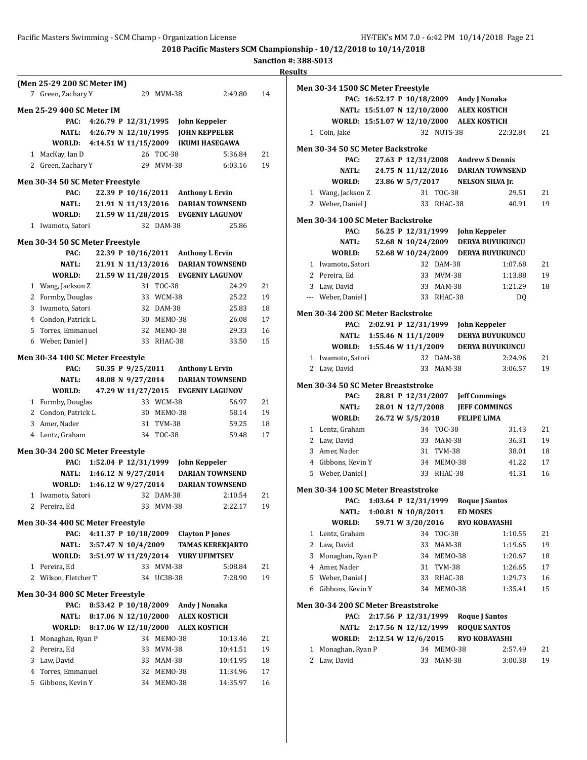2018 Pacific Masters SCM Championship - 10/12/2018 to 10/14/2018

Sanction #: 388-S013

Results

### (Men 25-29 200 SC Meter IM)

| Place | Name | Age | Team | Time | Points |
|---|---|---|---|---|---|
| 7 | Green, Zachary Y | 29 | MVM-38 | 2:49.80 | 14 |

### Men 25-29 400 SC Meter IM

PAC: 4:26.79 P 12/31/1995 John Keppeler
NATL: 4:26.79 N 12/10/1995 JOHN KEPPELER
WORLD: 4:14.51 W 11/15/2009 IKUMI HASEGAWA

| Place | Name | Age | Team | Time | Points |
|---|---|---|---|---|---|
| 1 | MacKay, Ian D | 26 | TOC-38 | 5:36.84 | 21 |
| 2 | Green, Zachary Y | 29 | MVM-38 | 6:03.16 | 19 |

### Men 30-34 50 SC Meter Freestyle

PAC: 22.39 P 10/16/2011 Anthony L Ervin
NATL: 21.91 N 11/13/2016 DARIAN TOWNSEND
WORLD: 21.59 W 11/28/2015 EVGENIY LAGUNOV

| Place | Name | Age | Team | Time | Points |
|---|---|---|---|---|---|
| 1 | Iwamoto, Satori | 32 | DAM-38 | 25.86 | |

### Men 30-34 50 SC Meter Freestyle

PAC: 22.39 P 10/16/2011 Anthony L Ervin
NATL: 21.91 N 11/13/2016 DARIAN TOWNSEND
WORLD: 21.59 W 11/28/2015 EVGENIY LAGUNOV

| Place | Name | Age | Team | Time | Points |
|---|---|---|---|---|---|
| 1 | Wang, Jackson Z | 31 | TOC-38 | 24.29 | 21 |
| 2 | Formby, Douglas | 33 | WCM-38 | 25.22 | 19 |
| 3 | Iwamoto, Satori | 32 | DAM-38 | 25.83 | 18 |
| 4 | Condon, Patrick L | 30 | MEMO-38 | 26.08 | 17 |
| 5 | Torres, Emmanuel | 32 | MEMO-38 | 29.33 | 16 |
| 6 | Weber, Daniel J | 33 | RHAC-38 | 33.50 | 15 |

### Men 30-34 100 SC Meter Freestyle

PAC: 50.35 P 9/25/2011 Anthony L Ervin
NATL: 48.08 N 9/27/2014 DARIAN TOWNSEND
WORLD: 47.29 W 11/27/2015 EVGENIY LAGUNOV

| Place | Name | Age | Team | Time | Points |
|---|---|---|---|---|---|
| 1 | Formby, Douglas | 33 | WCM-38 | 56.97 | 21 |
| 2 | Condon, Patrick L | 30 | MEMO-38 | 58.14 | 19 |
| 3 | Amer, Nader | 31 | TVM-38 | 59.25 | 18 |
| 4 | Lentz, Graham | 34 | TOC-38 | 59.48 | 17 |

### Men 30-34 200 SC Meter Freestyle

PAC: 1:52.04 P 12/31/1999 John Keppeler
NATL: 1:46.12 N 9/27/2014 DARIAN TOWNSEND
WORLD: 1:46.12 W 9/27/2014 DARIAN TOWNSEND

| Place | Name | Age | Team | Time | Points |
|---|---|---|---|---|---|
| 1 | Iwamoto, Satori | 32 | DAM-38 | 2:10.54 | 21 |
| 2 | Pereira, Ed | 33 | MVM-38 | 2:22.17 | 19 |

### Men 30-34 400 SC Meter Freestyle

PAC: 4:11.37 P 10/18/2009 Clayton P Jones
NATL: 3:57.47 N 10/4/2009 TAMAS KEREKJARTO
WORLD: 3:51.97 W 11/29/2014 YURY UFIMTSEV

| Place | Name | Age | Team | Time | Points |
|---|---|---|---|---|---|
| 1 | Pereira, Ed | 33 | MVM-38 | 5:08.84 | 21 |
| 2 | Wilson, Fletcher T | 34 | UC38-38 | 7:28.90 | 19 |

### Men 30-34 800 SC Meter Freestyle

PAC: 8:53.42 P 10/18/2009 Andy J Nonaka
NATL: 8:17.06 N 12/10/2000 ALEX KOSTICH
WORLD: 8:17.06 W 12/10/2000 ALEX KOSTICH

| Place | Name | Age | Team | Time | Points |
|---|---|---|---|---|---|
| 1 | Monaghan, Ryan P | 34 | MEMO-38 | 10:13.46 | 21 |
| 2 | Pereira, Ed | 33 | MVM-38 | 10:41.51 | 19 |
| 3 | Law, David | 33 | MAM-38 | 10:41.95 | 18 |
| 4 | Torres, Emmanuel | 32 | MEMO-38 | 11:34.96 | 17 |
| 5 | Gibbons, Kevin Y | 34 | MEMO-38 | 14:35.97 | 16 |

### Men 30-34 1500 SC Meter Freestyle

PAC: 16:52.17 P 10/18/2009 Andy J Nonaka
NATL: 15:51.07 N 12/10/2000 ALEX KOSTICH
WORLD: 15:51.07 W 12/10/2000 ALEX KOSTICH

| Place | Name | Age | Team | Time | Points |
|---|---|---|---|---|---|
| 1 | Coin, Jake | 32 | NUTS-38 | 22:32.84 | 21 |

### Men 30-34 50 SC Meter Backstroke

PAC: 27.63 P 12/31/2008 Andrew S Dennis
NATL: 24.75 N 11/12/2016 DARIAN TOWNSEND
WORLD: 23.86 W 5/7/2017 NELSON SILVA Jr.

| Place | Name | Age | Team | Time | Points |
|---|---|---|---|---|---|
| 1 | Wang, Jackson Z | 31 | TOC-38 | 29.51 | 21 |
| 2 | Weber, Daniel J | 33 | RHAC-38 | 40.91 | 19 |

### Men 30-34 100 SC Meter Backstroke

PAC: 56.25 P 12/31/1999 John Keppeler
NATL: 52.68 N 10/24/2009 DERYA BUYUKUNCU
WORLD: 52.68 W 10/24/2009 DERYA BUYUKUNCU

| Place | Name | Age | Team | Time | Points |
|---|---|---|---|---|---|
| 1 | Iwamoto, Satori | 32 | DAM-38 | 1:07.68 | 21 |
| 2 | Pereira, Ed | 33 | MVM-38 | 1:13.88 | 19 |
| 3 | Law, David | 33 | MAM-38 | 1:21.29 | 18 |
| --- | Weber, Daniel J | 33 | RHAC-38 | DQ | |

### Men 30-34 200 SC Meter Backstroke

PAC: 2:02.91 P 12/31/1999 John Keppeler
NATL: 1:55.46 N 11/1/2009 DERYA BUYUKUNCU
WORLD: 1:55.46 W 11/1/2009 DERYA BUYUKUNCU

| Place | Name | Age | Team | Time | Points |
|---|---|---|---|---|---|
| 1 | Iwamoto, Satori | 32 | DAM-38 | 2:24.96 | 21 |
| 2 | Law, David | 33 | MAM-38 | 3:06.57 | 19 |

### Men 30-34 50 SC Meter Breaststroke

PAC: 28.81 P 12/31/2007 Jeff Commings
NATL: 28.01 N 12/7/2008 JEFF COMMINGS
WORLD: 26.72 W 5/5/2018 FELIPE LIMA

| Place | Name | Age | Team | Time | Points |
|---|---|---|---|---|---|
| 1 | Lentz, Graham | 34 | TOC-38 | 31.43 | 21 |
| 2 | Law, David | 33 | MAM-38 | 36.31 | 19 |
| 3 | Amer, Nader | 31 | TVM-38 | 38.01 | 18 |
| 4 | Gibbons, Kevin Y | 34 | MEMO-38 | 41.22 | 17 |
| 5 | Weber, Daniel J | 33 | RHAC-38 | 41.31 | 16 |

### Men 30-34 100 SC Meter Breaststroke

PAC: 1:03.64 P 12/31/1999 Roque J Santos
NATL: 1:00.81 N 10/8/2011 ED MOSES
WORLD: 59.71 W 3/20/2016 RYO KOBAYASHI

| Place | Name | Age | Team | Time | Points |
|---|---|---|---|---|---|
| 1 | Lentz, Graham | 34 | TOC-38 | 1:10.55 | 21 |
| 2 | Law, David | 33 | MAM-38 | 1:19.65 | 19 |
| 3 | Monaghan, Ryan P | 34 | MEMO-38 | 1:20.67 | 18 |
| 4 | Amer, Nader | 31 | TVM-38 | 1:26.65 | 17 |
| 5 | Weber, Daniel J | 33 | RHAC-38 | 1:29.73 | 16 |
| 6 | Gibbons, Kevin Y | 34 | MEMO-38 | 1:35.41 | 15 |

### Men 30-34 200 SC Meter Breaststroke

PAC: 2:17.56 P 12/31/1999 Roque J Santos
NATL: 2:17.56 N 12/12/1999 ROQUE SANTOS
WORLD: 2:12.54 W 12/6/2015 RYO KOBAYASHI

| Place | Name | Age | Team | Time | Points |
|---|---|---|---|---|---|
| 1 | Monaghan, Ryan P | 34 | MEMO-38 | 2:57.49 | 21 |
| 2 | Law, David | 33 | MAM-38 | 3:00.38 | 19 |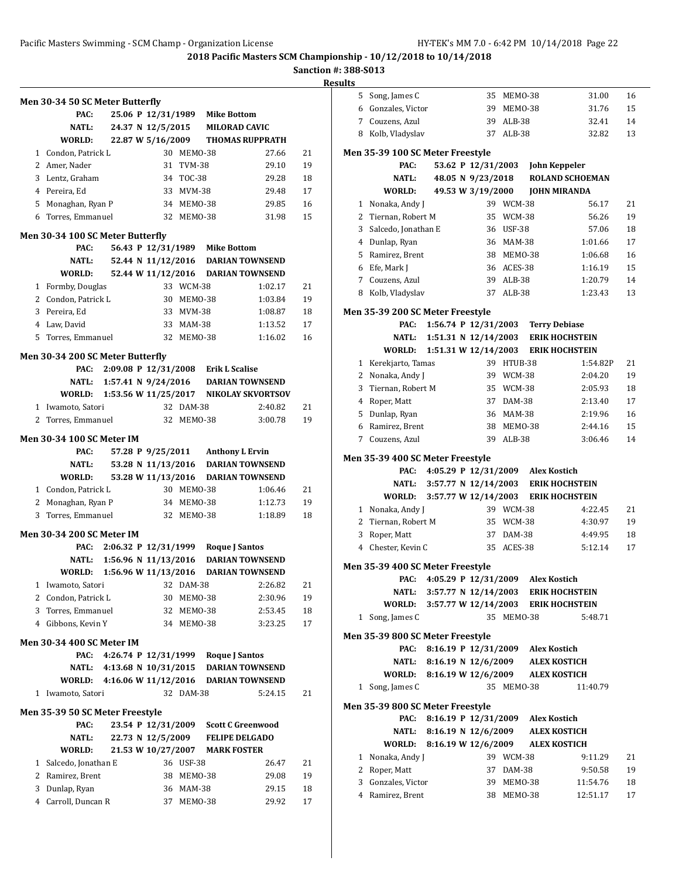2018 Pacific Masters SCM Championship - 10/12/2018 to 10/14/2018

Sanction #: 388-S013

Results

### Men 30-34 50 SC Meter Butterfly

| | | | | |
|---|---|---|---|---|
| PAC: | 25.06 P 12/31/1989 | Mike Bottom | | |
| NATL: | 24.37 N 12/5/2015 | MILORAD CAVIC | | |
| WORLD: | 22.87 W 5/16/2009 | THOMAS RUPPRATH | | |

| Place | Name | Age | Team | Time | Points |
|---|---|---|---|---|---|
| 1 | Condon, Patrick L | 30 | MEMO-38 | 27.66 | 21 |
| 2 | Amer, Nader | 31 | TVM-38 | 29.10 | 19 |
| 3 | Lentz, Graham | 34 | TOC-38 | 29.28 | 18 |
| 4 | Pereira, Ed | 33 | MVM-38 | 29.48 | 17 |
| 5 | Monaghan, Ryan P | 34 | MEMO-38 | 29.85 | 16 |
| 6 | Torres, Emmanuel | 32 | MEMO-38 | 31.98 | 15 |

### Men 30-34 100 SC Meter Butterfly

| | | |
|---|---|---|
| PAC: | 56.43 P 12/31/1989 | Mike Bottom |
| NATL: | 52.44 N 11/12/2016 | DARIAN TOWNSEND |
| WORLD: | 52.44 W 11/12/2016 | DARIAN TOWNSEND |

| Place | Name | Age | Team | Time | Points |
|---|---|---|---|---|---|
| 1 | Formby, Douglas | 33 | WCM-38 | 1:02.17 | 21 |
| 2 | Condon, Patrick L | 30 | MEMO-38 | 1:03.84 | 19 |
| 3 | Pereira, Ed | 33 | MVM-38 | 1:08.87 | 18 |
| 4 | Law, David | 33 | MAM-38 | 1:13.52 | 17 |
| 5 | Torres, Emmanuel | 32 | MEMO-38 | 1:16.02 | 16 |

### Men 30-34 200 SC Meter Butterfly

| | | |
|---|---|---|
| PAC: | 2:09.08 P 12/31/2008 | Erik L Scalise |
| NATL: | 1:57.41 N 9/24/2016 | DARIAN TOWNSEND |
| WORLD: | 1:53.56 W 11/25/2017 | NIKOLAY SKVORTSOV |

| Place | Name | Age | Team | Time | Points |
|---|---|---|---|---|---|
| 1 | Iwamoto, Satori | 32 | DAM-38 | 2:40.82 | 21 |
| 2 | Torres, Emmanuel | 32 | MEMO-38 | 3:00.78 | 19 |

### Men 30-34 100 SC Meter IM

| | | |
|---|---|---|
| PAC: | 57.28 P 9/25/2011 | Anthony L Ervin |
| NATL: | 53.28 N 11/13/2016 | DARIAN TOWNSEND |
| WORLD: | 53.28 W 11/13/2016 | DARIAN TOWNSEND |

| Place | Name | Age | Team | Time | Points |
|---|---|---|---|---|---|
| 1 | Condon, Patrick L | 30 | MEMO-38 | 1:06.46 | 21 |
| 2 | Monaghan, Ryan P | 34 | MEMO-38 | 1:12.73 | 19 |
| 3 | Torres, Emmanuel | 32 | MEMO-38 | 1:18.89 | 18 |

### Men 30-34 200 SC Meter IM

| | | |
|---|---|---|
| PAC: | 2:06.32 P 12/31/1999 | Roque J Santos |
| NATL: | 1:56.96 N 11/13/2016 | DARIAN TOWNSEND |
| WORLD: | 1:56.96 W 11/13/2016 | DARIAN TOWNSEND |

| Place | Name | Age | Team | Time | Points |
|---|---|---|---|---|---|
| 1 | Iwamoto, Satori | 32 | DAM-38 | 2:26.82 | 21 |
| 2 | Condon, Patrick L | 30 | MEMO-38 | 2:30.96 | 19 |
| 3 | Torres, Emmanuel | 32 | MEMO-38 | 2:53.45 | 18 |
| 4 | Gibbons, Kevin Y | 34 | MEMO-38 | 3:23.25 | 17 |

### Men 30-34 400 SC Meter IM

| | | |
|---|---|---|
| PAC: | 4:26.74 P 12/31/1999 | Roque J Santos |
| NATL: | 4:13.68 N 10/31/2015 | DARIAN TOWNSEND |
| WORLD: | 4:16.06 W 11/12/2016 | DARIAN TOWNSEND |

| Place | Name | Age | Team | Time | Points |
|---|---|---|---|---|---|
| 1 | Iwamoto, Satori | 32 | DAM-38 | 5:24.15 | 21 |

### Men 35-39 50 SC Meter Freestyle

| | | |
|---|---|---|
| PAC: | 23.54 P 12/31/2009 | Scott C Greenwood |
| NATL: | 22.73 N 12/5/2009 | FELIPE DELGADO |
| WORLD: | 21.53 W 10/27/2007 | MARK FOSTER |

| Place | Name | Age | Team | Time | Points |
|---|---|---|---|---|---|
| 1 | Salcedo, Jonathan E | 36 | USF-38 | 26.47 | 21 |
| 2 | Ramirez, Brent | 38 | MEMO-38 | 29.08 | 19 |
| 3 | Dunlap, Ryan | 36 | MAM-38 | 29.15 | 18 |
| 4 | Carroll, Duncan R | 37 | MEMO-38 | 29.92 | 17 |
| 5 | Song, James C | 35 | MEMO-38 | 31.00 | 16 |
| 6 | Gonzales, Victor | 39 | MEMO-38 | 31.76 | 15 |
| 7 | Couzens, Azul | 39 | ALB-38 | 32.41 | 14 |
| 8 | Kolb, Vladyslav | 37 | ALB-38 | 32.82 | 13 |

### Men 35-39 100 SC Meter Freestyle

| | | |
|---|---|---|
| PAC: | 53.62 P 12/31/2003 | John Keppeler |
| NATL: | 48.05 N 9/23/2018 | ROLAND SCHOEMAN |
| WORLD: | 49.53 W 3/19/2000 | JOHN MIRANDA |

| Place | Name | Age | Team | Time | Points |
|---|---|---|---|---|---|
| 1 | Nonaka, Andy J | 39 | WCM-38 | 56.17 | 21 |
| 2 | Tiernan, Robert M | 35 | WCM-38 | 56.26 | 19 |
| 3 | Salcedo, Jonathan E | 36 | USF-38 | 57.06 | 18 |
| 4 | Dunlap, Ryan | 36 | MAM-38 | 1:01.66 | 17 |
| 5 | Ramirez, Brent | 38 | MEMO-38 | 1:06.68 | 16 |
| 6 | Efe, Mark J | 36 | ACES-38 | 1:16.19 | 15 |
| 7 | Couzens, Azul | 39 | ALB-38 | 1:20.79 | 14 |
| 8 | Kolb, Vladyslav | 37 | ALB-38 | 1:23.43 | 13 |

### Men 35-39 200 SC Meter Freestyle

| | | |
|---|---|---|
| PAC: | 1:56.74 P 12/31/2003 | Terry Debiase |
| NATL: | 1:51.31 N 12/14/2003 | ERIK HOCHSTEIN |
| WORLD: | 1:51.31 W 12/14/2003 | ERIK HOCHSTEIN |

| Place | Name | Age | Team | Time | Points |
|---|---|---|---|---|---|
| 1 | Kerekjarto, Tamas | 39 | HTUB-38 | 1:54.82P | 21 |
| 2 | Nonaka, Andy J | 39 | WCM-38 | 2:04.20 | 19 |
| 3 | Tiernan, Robert M | 35 | WCM-38 | 2:05.93 | 18 |
| 4 | Roper, Matt | 37 | DAM-38 | 2:13.40 | 17 |
| 5 | Dunlap, Ryan | 36 | MAM-38 | 2:19.96 | 16 |
| 6 | Ramirez, Brent | 38 | MEMO-38 | 2:44.16 | 15 |
| 7 | Couzens, Azul | 39 | ALB-38 | 3:06.46 | 14 |

### Men 35-39 400 SC Meter Freestyle

| | | |
|---|---|---|
| PAC: | 4:05.29 P 12/31/2009 | Alex Kostich |
| NATL: | 3:57.77 N 12/14/2003 | ERIK HOCHSTEIN |
| WORLD: | 3:57.77 W 12/14/2003 | ERIK HOCHSTEIN |

| Place | Name | Age | Team | Time | Points |
|---|---|---|---|---|---|
| 1 | Nonaka, Andy J | 39 | WCM-38 | 4:22.45 | 21 |
| 2 | Tiernan, Robert M | 35 | WCM-38 | 4:30.97 | 19 |
| 3 | Roper, Matt | 37 | DAM-38 | 4:49.95 | 18 |
| 4 | Chester, Kevin C | 35 | ACES-38 | 5:12.14 | 17 |

### Men 35-39 400 SC Meter Freestyle

| | | |
|---|---|---|
| PAC: | 4:05.29 P 12/31/2009 | Alex Kostich |
| NATL: | 3:57.77 N 12/14/2003 | ERIK HOCHSTEIN |
| WORLD: | 3:57.77 W 12/14/2003 | ERIK HOCHSTEIN |

| Place | Name | Age | Team | Time | Points |
|---|---|---|---|---|---|
| 1 | Song, James C | 35 | MEMO-38 | 5:48.71 | |

### Men 35-39 800 SC Meter Freestyle

| | | |
|---|---|---|
| PAC: | 8:16.19 P 12/31/2009 | Alex Kostich |
| NATL: | 8:16.19 N 12/6/2009 | ALEX KOSTICH |
| WORLD: | 8:16.19 W 12/6/2009 | ALEX KOSTICH |

| Place | Name | Age | Team | Time | Points |
|---|---|---|---|---|---|
| 1 | Song, James C | 35 | MEMO-38 | 11:40.79 | |

### Men 35-39 800 SC Meter Freestyle

| | | |
|---|---|---|
| PAC: | 8:16.19 P 12/31/2009 | Alex Kostich |
| NATL: | 8:16.19 N 12/6/2009 | ALEX KOSTICH |
| WORLD: | 8:16.19 W 12/6/2009 | ALEX KOSTICH |

| Place | Name | Age | Team | Time | Points |
|---|---|---|---|---|---|
| 1 | Nonaka, Andy J | 39 | WCM-38 | 9:11.29 | 21 |
| 2 | Roper, Matt | 37 | DAM-38 | 9:50.58 | 19 |
| 3 | Gonzales, Victor | 39 | MEMO-38 | 11:54.76 | 18 |
| 4 | Ramirez, Brent | 38 | MEMO-38 | 12:51.17 | 17 |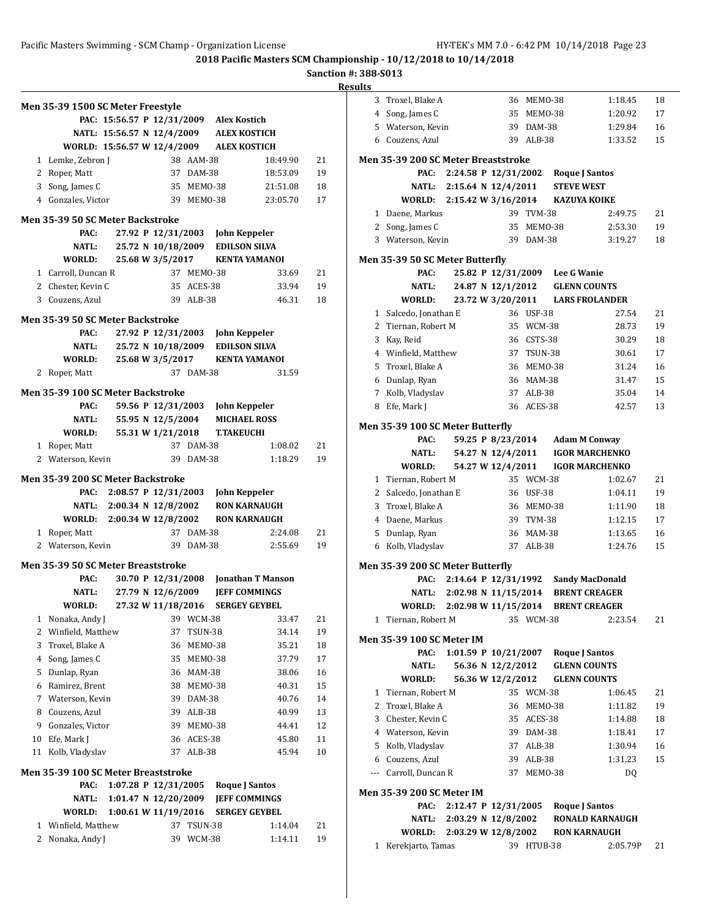**2018 Pacific Masters SCM Championship - 10/12/2018 to 10/14/2018**

**Sanction #: 388-S013**

**Results**

### Men 35-39 1500 SC Meter Freestyle

PAC: 15:56.57 P 12/31/2009 Alex Kostich
NATL: 15:56.57 N 12/4/2009 ALEX KOSTICH
WORLD: 15:56.57 W 12/4/2009 ALEX KOSTICH

| | Name | Age | Team | Time | Points |
|---|---|---|---|---|---|
| 1 | Lemke, Zebron J | 38 | AAM-38 | 18:49.90 | 21 |
| 2 | Roper, Matt | 37 | DAM-38 | 18:53.09 | 19 |
| 3 | Song, James C | 35 | MEMO-38 | 21:51.08 | 18 |
| 4 | Gonzales, Victor | 39 | MEMO-38 | 23:05.70 | 17 |

### Men 35-39 50 SC Meter Backstroke

PAC: 27.92 P 12/31/2003 John Keppeler
NATL: 25.72 N 10/18/2009 EDILSON SILVA
WORLD: 25.68 W 3/5/2017 KENTA YAMANOI

| | Name | Age | Team | Time | Points |
|---|---|---|---|---|---|
| 1 | Carroll, Duncan R | 37 | MEMO-38 | 33.69 | 21 |
| 2 | Chester, Kevin C | 35 | ACES-38 | 33.94 | 19 |
| 3 | Couzens, Azul | 39 | ALB-38 | 46.31 | 18 |

### Men 35-39 50 SC Meter Backstroke

PAC: 27.92 P 12/31/2003 John Keppeler
NATL: 25.72 N 10/18/2009 EDILSON SILVA
WORLD: 25.68 W 3/5/2017 KENTA YAMANOI

| | Name | Age | Team | Time | Points |
|---|---|---|---|---|---|
| 2 | Roper, Matt | 37 | DAM-38 | 31.59 | |

### Men 35-39 100 SC Meter Backstroke

PAC: 59.56 P 12/31/2003 John Keppeler
NATL: 55.95 N 12/5/2004 MICHAEL ROSS
WORLD: 55.31 W 1/21/2018 T.TAKEUCHI

| | Name | Age | Team | Time | Points |
|---|---|---|---|---|---|
| 1 | Roper, Matt | 37 | DAM-38 | 1:08.02 | 21 |
| 2 | Waterson, Kevin | 39 | DAM-38 | 1:18.29 | 19 |

### Men 35-39 200 SC Meter Backstroke

PAC: 2:08.57 P 12/31/2003 John Keppeler
NATL: 2:00.34 N 12/8/2002 RON KARNAUGH
WORLD: 2:00.34 W 12/8/2002 RON KARNAUGH

| | Name | Age | Team | Time | Points |
|---|---|---|---|---|---|
| 1 | Roper, Matt | 37 | DAM-38 | 2:24.08 | 21 |
| 2 | Waterson, Kevin | 39 | DAM-38 | 2:55.69 | 19 |

### Men 35-39 50 SC Meter Breaststroke

PAC: 30.70 P 12/31/2008 Jonathan T Manson
NATL: 27.79 N 12/6/2009 JEFF COMMINGS
WORLD: 27.32 W 11/18/2016 SERGEY GEYBEL

| | Name | Age | Team | Time | Points |
|---|---|---|---|---|---|
| 1 | Nonaka, Andy J | 39 | WCM-38 | 33.47 | 21 |
| 2 | Winfield, Matthew | 37 | TSUN-38 | 34.14 | 19 |
| 3 | Troxel, Blake A | 36 | MEMO-38 | 35.21 | 18 |
| 4 | Song, James C | 35 | MEMO-38 | 37.79 | 17 |
| 5 | Dunlap, Ryan | 36 | MAM-38 | 38.06 | 16 |
| 6 | Ramirez, Brent | 38 | MEMO-38 | 40.31 | 15 |
| 7 | Waterson, Kevin | 39 | DAM-38 | 40.76 | 14 |
| 8 | Couzens, Azul | 39 | ALB-38 | 40.99 | 13 |
| 9 | Gonzales, Victor | 39 | MEMO-38 | 44.41 | 12 |
| 10 | Efe, Mark J | 36 | ACES-38 | 45.80 | 11 |
| 11 | Kolb, Vladyslav | 37 | ALB-38 | 45.94 | 10 |

### Men 35-39 100 SC Meter Breaststroke

PAC: 1:07.28 P 12/31/2005 Roque J Santos
NATL: 1:01.47 N 12/20/2009 JEFF COMMINGS
WORLD: 1:00.61 W 11/19/2016 SERGEY GEYBEL

| | Name | Age | Team | Time | Points |
|---|---|---|---|---|---|
| 1 | Winfield, Matthew | 37 | TSUN-38 | 1:14.04 | 21 |
| 2 | Nonaka, Andy J | 39 | WCM-38 | 1:14.11 | 19 |
| 3 | Troxel, Blake A | 36 | MEMO-38 | 1:18.45 | 18 |
| 4 | Song, James C | 35 | MEMO-38 | 1:20.92 | 17 |
| 5 | Waterson, Kevin | 39 | DAM-38 | 1:29.84 | 16 |
| 6 | Couzens, Azul | 39 | ALB-38 | 1:33.52 | 15 |

### Men 35-39 200 SC Meter Breaststroke

PAC: 2:24.58 P 12/31/2002 Roque J Santos
NATL: 2:15.64 N 12/4/2011 STEVE WEST
WORLD: 2:15.42 W 3/16/2014 KAZUYA KOIKE

| | Name | Age | Team | Time | Points |
|---|---|---|---|---|---|
| 1 | Daene, Markus | 39 | TVM-38 | 2:49.75 | 21 |
| 2 | Song, James C | 35 | MEMO-38 | 2:53.30 | 19 |
| 3 | Waterson, Kevin | 39 | DAM-38 | 3:19.27 | 18 |

### Men 35-39 50 SC Meter Butterfly

PAC: 25.82 P 12/31/2009 Lee G Wanie
NATL: 24.87 N 12/1/2012 GLENN COUNTS
WORLD: 23.72 W 3/20/2011 LARS FROLANDER

| | Name | Age | Team | Time | Points |
|---|---|---|---|---|---|
| 1 | Salcedo, Jonathan E | 36 | USF-38 | 27.54 | 21 |
| 2 | Tiernan, Robert M | 35 | WCM-38 | 28.73 | 19 |
| 3 | Kay, Reid | 36 | CSTS-38 | 30.29 | 18 |
| 4 | Winfield, Matthew | 37 | TSUN-38 | 30.61 | 17 |
| 5 | Troxel, Blake A | 36 | MEMO-38 | 31.24 | 16 |
| 6 | Dunlap, Ryan | 36 | MAM-38 | 31.47 | 15 |
| 7 | Kolb, Vladyslav | 37 | ALB-38 | 35.04 | 14 |
| 8 | Efe, Mark J | 36 | ACES-38 | 42.57 | 13 |

### Men 35-39 100 SC Meter Butterfly

PAC: 59.25 P 8/23/2014 Adam M Conway
NATL: 54.27 N 12/4/2011 IGOR MARCHENKO
WORLD: 54.27 W 12/4/2011 IGOR MARCHENKO

| | Name | Age | Team | Time | Points |
|---|---|---|---|---|---|
| 1 | Tiernan, Robert M | 35 | WCM-38 | 1:02.67 | 21 |
| 2 | Salcedo, Jonathan E | 36 | USF-38 | 1:04.11 | 19 |
| 3 | Troxel, Blake A | 36 | MEMO-38 | 1:11.90 | 18 |
| 4 | Daene, Markus | 39 | TVM-38 | 1:12.15 | 17 |
| 5 | Dunlap, Ryan | 36 | MAM-38 | 1:13.65 | 16 |
| 6 | Kolb, Vladyslav | 37 | ALB-38 | 1:24.76 | 15 |

### Men 35-39 200 SC Meter Butterfly

PAC: 2:14.64 P 12/31/1992 Sandy MacDonald
NATL: 2:02.98 N 11/15/2014 BRENT CREAGER
WORLD: 2:02.98 W 11/15/2014 BRENT CREAGER

| | Name | Age | Team | Time | Points |
|---|---|---|---|---|---|
| 1 | Tiernan, Robert M | 35 | WCM-38 | 2:23.54 | 21 |

### Men 35-39 100 SC Meter IM

PAC: 1:01.59 P 10/21/2007 Roque J Santos
NATL: 56.36 N 12/2/2012 GLENN COUNTS
WORLD: 56.36 W 12/2/2012 GLENN COUNTS

| | Name | Age | Team | Time | Points |
|---|---|---|---|---|---|
| 1 | Tiernan, Robert M | 35 | WCM-38 | 1:06.45 | 21 |
| 2 | Troxel, Blake A | 36 | MEMO-38 | 1:11.82 | 19 |
| 3 | Chester, Kevin C | 35 | ACES-38 | 1:14.88 | 18 |
| 4 | Waterson, Kevin | 39 | DAM-38 | 1:18.41 | 17 |
| 5 | Kolb, Vladyslav | 37 | ALB-38 | 1:30.94 | 16 |
| 6 | Couzens, Azul | 39 | ALB-38 | 1:31.23 | 15 |
| --- | Carroll, Duncan R | 37 | MEMO-38 | DQ | |

### Men 35-39 200 SC Meter IM

PAC: 2:12.47 P 12/31/2005 Roque J Santos
NATL: 2:03.29 N 12/8/2002 RONALD KARNAUGH
WORLD: 2:03.29 W 12/8/2002 RON KARNAUGH

| | Name | Age | Team | Time | Points |
|---|---|---|---|---|---|
| 1 | Kerekjarto, Tamas | 39 | HTUB-38 | 2:05.79P | 21 |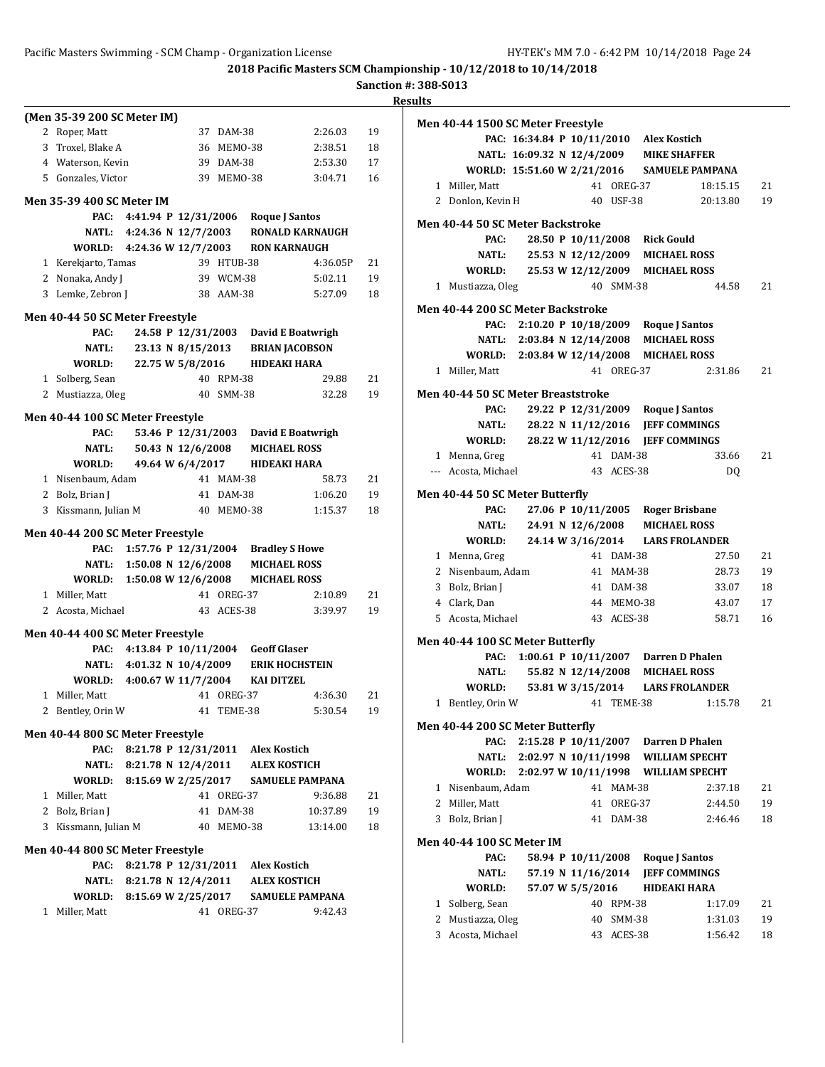2018 Pacific Masters SCM Championship - 10/12/2018 to 10/14/2018

Sanction #: 388-S013

Results

**(Men 35-39 200 SC Meter IM)**

| | Name | Age | Team | Time | Points |
|---|---|---|---|---|---|
| 2 | Roper, Matt | 37 | DAM-38 | 2:26.03 | 19 |
| 3 | Troxel, Blake A | 36 | MEMO-38 | 2:38.51 | 18 |
| 4 | Waterson, Kevin | 39 | DAM-38 | 2:53.30 | 17 |
| 5 | Gonzales, Victor | 39 | MEMO-38 | 3:04.71 | 16 |

**Men 35-39 400 SC Meter IM**

PAC: 4:41.94 P 12/31/2006 Roque J Santos
NATL: 4:24.36 N 12/7/2003 RONALD KARNAUGH
WORLD: 4:24.36 W 12/7/2003 RON KARNAUGH

| | Name | Age | Team | Time | Points |
|---|---|---|---|---|---|
| 1 | Kerekjarto, Tamas | 39 | HTUB-38 | 4:36.05P | 21 |
| 2 | Nonaka, Andy J | 39 | WCM-38 | 5:02.11 | 19 |
| 3 | Lemke, Zebron J | 38 | AAM-38 | 5:27.09 | 18 |

**Men 40-44 50 SC Meter Freestyle**

PAC: 24.58 P 12/31/2003 David E Boatwrigh
NATL: 23.13 N 8/15/2013 BRIAN JACOBSON
WORLD: 22.75 W 5/8/2016 HIDEAKI HARA

| | Name | Age | Team | Time | Points |
|---|---|---|---|---|---|
| 1 | Solberg, Sean | 40 | RPM-38 | 29.88 | 21 |
| 2 | Mustiazza, Oleg | 40 | SMM-38 | 32.28 | 19 |

**Men 40-44 100 SC Meter Freestyle**

PAC: 53.46 P 12/31/2003 David E Boatwrigh
NATL: 50.43 N 12/6/2008 MICHAEL ROSS
WORLD: 49.64 W 6/4/2017 HIDEAKI HARA

| | Name | Age | Team | Time | Points |
|---|---|---|---|---|---|
| 1 | Nisenbaum, Adam | 41 | MAM-38 | 58.73 | 21 |
| 2 | Bolz, Brian J | 41 | DAM-38 | 1:06.20 | 19 |
| 3 | Kissmann, Julian M | 40 | MEMO-38 | 1:15.37 | 18 |

**Men 40-44 200 SC Meter Freestyle**

PAC: 1:57.76 P 12/31/2004 Bradley S Howe
NATL: 1:50.08 N 12/6/2008 MICHAEL ROSS
WORLD: 1:50.08 W 12/6/2008 MICHAEL ROSS

| | Name | Age | Team | Time | Points |
|---|---|---|---|---|---|
| 1 | Miller, Matt | 41 | OREG-37 | 2:10.89 | 21 |
| 2 | Acosta, Michael | 43 | ACES-38 | 3:39.97 | 19 |

**Men 40-44 400 SC Meter Freestyle**

PAC: 4:13.84 P 10/11/2004 Geoff Glaser
NATL: 4:01.32 N 10/4/2009 ERIK HOCHSTEIN
WORLD: 4:00.67 W 11/7/2004 KAI DITZEL

| | Name | Age | Team | Time | Points |
|---|---|---|---|---|---|
| 1 | Miller, Matt | 41 | OREG-37 | 4:36.30 | 21 |
| 2 | Bentley, Orin W | 41 | TEME-38 | 5:30.54 | 19 |

**Men 40-44 800 SC Meter Freestyle**

PAC: 8:21.78 P 12/31/2011 Alex Kostich
NATL: 8:21.78 N 12/4/2011 ALEX KOSTICH
WORLD: 8:15.69 W 2/25/2017 SAMUELE PAMPANA

| | Name | Age | Team | Time | Points |
|---|---|---|---|---|---|
| 1 | Miller, Matt | 41 | OREG-37 | 9:36.88 | 21 |
| 2 | Bolz, Brian J | 41 | DAM-38 | 10:37.89 | 19 |
| 3 | Kissmann, Julian M | 40 | MEMO-38 | 13:14.00 | 18 |

**Men 40-44 800 SC Meter Freestyle**

PAC: 8:21.78 P 12/31/2011 Alex Kostich
NATL: 8:21.78 N 12/4/2011 ALEX KOSTICH
WORLD: 8:15.69 W 2/25/2017 SAMUELE PAMPANA

| | Name | Age | Team | Time | Points |
|---|---|---|---|---|---|
| 1 | Miller, Matt | 41 | OREG-37 | 9:42.43 | |

**Men 40-44 1500 SC Meter Freestyle**

PAC: 16:34.84 P 10/11/2010 Alex Kostich
NATL: 16:09.32 N 12/4/2009 MIKE SHAFFER
WORLD: 15:51.60 W 2/21/2016 SAMUELE PAMPANA

| | Name | Age | Team | Time | Points |
|---|---|---|---|---|---|
| 1 | Miller, Matt | 41 | OREG-37 | 18:15.15 | 21 |
| 2 | Donlon, Kevin H | 40 | USF-38 | 20:13.80 | 19 |

**Men 40-44 50 SC Meter Backstroke**

PAC: 28.50 P 10/11/2008 Rick Gould
NATL: 25.53 N 12/12/2009 MICHAEL ROSS
WORLD: 25.53 W 12/12/2009 MICHAEL ROSS

| | Name | Age | Team | Time | Points |
|---|---|---|---|---|---|
| 1 | Mustiazza, Oleg | 40 | SMM-38 | 44.58 | 21 |

**Men 40-44 200 SC Meter Backstroke**

PAC: 2:10.20 P 10/18/2009 Roque J Santos
NATL: 2:03.84 N 12/14/2008 MICHAEL ROSS
WORLD: 2:03.84 W 12/14/2008 MICHAEL ROSS

| | Name | Age | Team | Time | Points |
|---|---|---|---|---|---|
| 1 | Miller, Matt | 41 | OREG-37 | 2:31.86 | 21 |

**Men 40-44 50 SC Meter Breaststroke**

PAC: 29.22 P 12/31/2009 Roque J Santos
NATL: 28.22 N 11/12/2016 JEFF COMMINGS
WORLD: 28.22 W 11/12/2016 JEFF COMMINGS

| | Name | Age | Team | Time | Points |
|---|---|---|---|---|---|
| 1 | Menna, Greg | 41 | DAM-38 | 33.66 | 21 |
| --- | Acosta, Michael | 43 | ACES-38 | DQ | |

**Men 40-44 50 SC Meter Butterfly**

PAC: 27.06 P 10/11/2005 Roger Brisbane
NATL: 24.91 N 12/6/2008 MICHAEL ROSS
WORLD: 24.14 W 3/16/2014 LARS FROLANDER

| | Name | Age | Team | Time | Points |
|---|---|---|---|---|---|
| 1 | Menna, Greg | 41 | DAM-38 | 27.50 | 21 |
| 2 | Nisenbaum, Adam | 41 | MAM-38 | 28.73 | 19 |
| 3 | Bolz, Brian J | 41 | DAM-38 | 33.07 | 18 |
| 4 | Clark, Dan | 44 | MEMO-38 | 43.07 | 17 |
| 5 | Acosta, Michael | 43 | ACES-38 | 58.71 | 16 |

**Men 40-44 100 SC Meter Butterfly**

PAC: 1:00.61 P 10/11/2007 Darren D Phalen
NATL: 55.82 N 12/14/2008 MICHAEL ROSS
WORLD: 53.81 W 3/15/2014 LARS FROLANDER

| | Name | Age | Team | Time | Points |
|---|---|---|---|---|---|
| 1 | Bentley, Orin W | 41 | TEME-38 | 1:15.78 | 21 |

**Men 40-44 200 SC Meter Butterfly**

PAC: 2:15.28 P 10/11/2007 Darren D Phalen
NATL: 2:02.97 N 10/11/1998 WILLIAM SPECHT
WORLD: 2:02.97 W 10/11/1998 WILLIAM SPECHT

| | Name | Age | Team | Time | Points |
|---|---|---|---|---|---|
| 1 | Nisenbaum, Adam | 41 | MAM-38 | 2:37.18 | 21 |
| 2 | Miller, Matt | 41 | OREG-37 | 2:44.50 | 19 |
| 3 | Bolz, Brian J | 41 | DAM-38 | 2:46.46 | 18 |

**Men 40-44 100 SC Meter IM**

PAC: 58.94 P 10/11/2008 Roque J Santos
NATL: 57.19 N 11/16/2014 JEFF COMMINGS
WORLD: 57.07 W 5/5/2016 HIDEAKI HARA

| | Name | Age | Team | Time | Points |
|---|---|---|---|---|---|
| 1 | Solberg, Sean | 40 | RPM-38 | 1:17.09 | 21 |
| 2 | Mustiazza, Oleg | 40 | SMM-38 | 1:31.03 | 19 |
| 3 | Acosta, Michael | 43 | ACES-38 | 1:56.42 | 18 |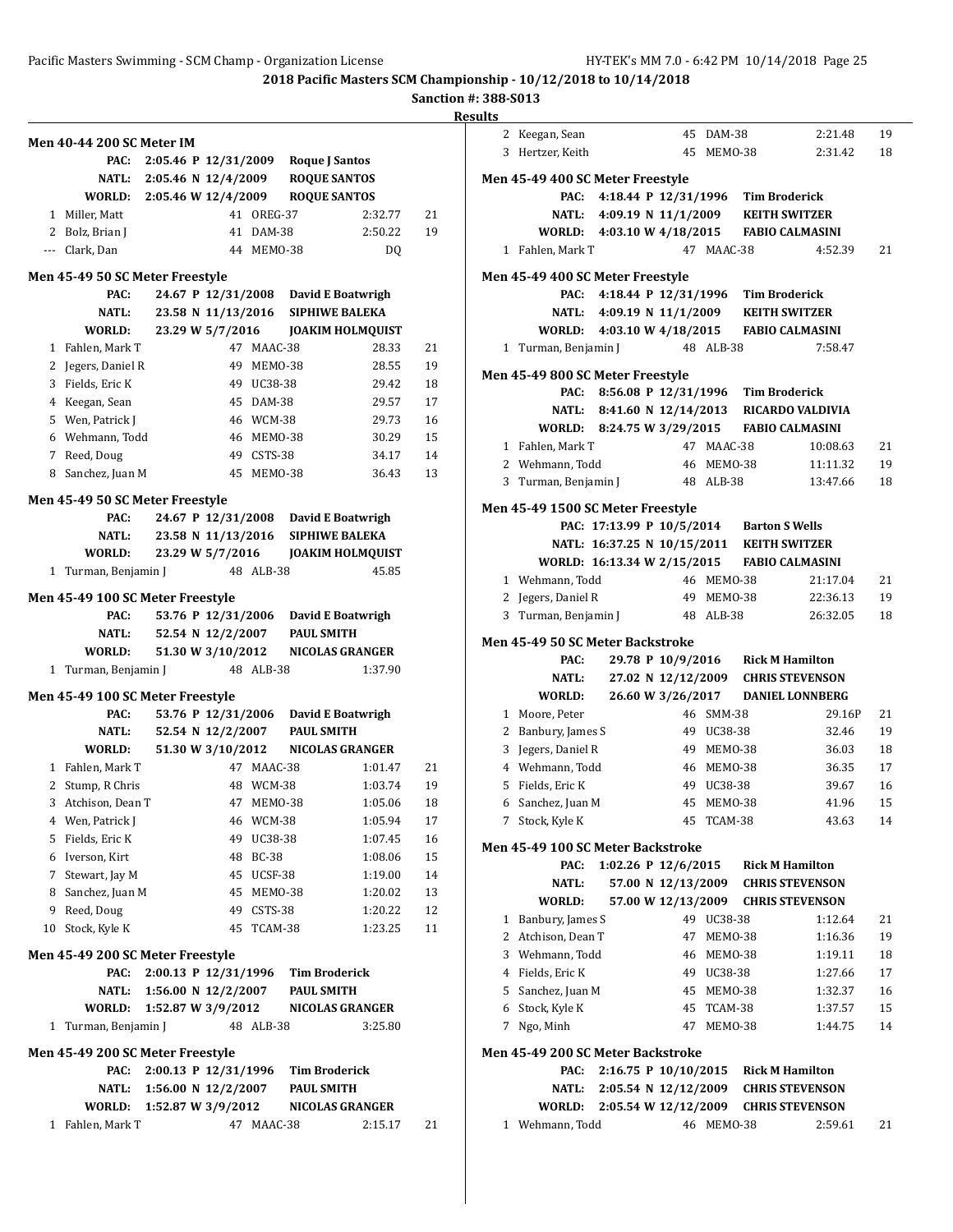**2018 Pacific Masters SCM Championship - 10/12/2018 to 10/14/2018**

**Sanction #: 388-S013**

**Results**

### Men 40-44 200 SC Meter IM

PAC: 2:05.46 P 12/31/2009 Roque J Santos
NATL: 2:05.46 N 12/4/2009 ROQUE SANTOS
WORLD: 2:05.46 W 12/4/2009 ROQUE SANTOS

| Place | Name | Age | Team | Time | Points |
|---|---|---|---|---|---|
| 1 | Miller, Matt | 41 | OREG-37 | 2:32.77 | 21 |
| 2 | Bolz, Brian J | 41 | DAM-38 | 2:50.22 | 19 |
| --- | Clark, Dan | 44 | MEMO-38 | DQ | |

### Men 45-49 50 SC Meter Freestyle

PAC: 24.67 P 12/31/2008 David E Boatwrigh
NATL: 23.58 N 11/13/2016 SIPHIWE BALEKA
WORLD: 23.29 W 5/7/2016 JOAKIM HOLMQUIST

| Place | Name | Age | Team | Time | Points |
|---|---|---|---|---|---|
| 1 | Fahlen, Mark T | 47 | MAAC-38 | 28.33 | 21 |
| 2 | Jegers, Daniel R | 49 | MEMO-38 | 28.55 | 19 |
| 3 | Fields, Eric K | 49 | UC38-38 | 29.42 | 18 |
| 4 | Keegan, Sean | 45 | DAM-38 | 29.57 | 17 |
| 5 | Wen, Patrick J | 46 | WCM-38 | 29.73 | 16 |
| 6 | Wehmann, Todd | 46 | MEMO-38 | 30.29 | 15 |
| 7 | Reed, Doug | 49 | CSTS-38 | 34.17 | 14 |
| 8 | Sanchez, Juan M | 45 | MEMO-38 | 36.43 | 13 |

### Men 45-49 50 SC Meter Freestyle

PAC: 24.67 P 12/31/2008 David E Boatwrigh
NATL: 23.58 N 11/13/2016 SIPHIWE BALEKA
WORLD: 23.29 W 5/7/2016 JOAKIM HOLMQUIST

| Place | Name | Age | Team | Time | Points |
|---|---|---|---|---|---|
| 1 | Turman, Benjamin J | 48 | ALB-38 | 45.85 | |

### Men 45-49 100 SC Meter Freestyle

PAC: 53.76 P 12/31/2006 David E Boatwrigh
NATL: 52.54 N 12/2/2007 PAUL SMITH
WORLD: 51.30 W 3/10/2012 NICOLAS GRANGER

| Place | Name | Age | Team | Time | Points |
|---|---|---|---|---|---|
| 1 | Turman, Benjamin J | 48 | ALB-38 | 1:37.90 | |

### Men 45-49 100 SC Meter Freestyle

PAC: 53.76 P 12/31/2006 David E Boatwrigh
NATL: 52.54 N 12/2/2007 PAUL SMITH
WORLD: 51.30 W 3/10/2012 NICOLAS GRANGER

| Place | Name | Age | Team | Time | Points |
|---|---|---|---|---|---|
| 1 | Fahlen, Mark T | 47 | MAAC-38 | 1:01.47 | 21 |
| 2 | Stump, R Chris | 48 | WCM-38 | 1:03.74 | 19 |
| 3 | Atchison, Dean T | 47 | MEMO-38 | 1:05.06 | 18 |
| 4 | Wen, Patrick J | 46 | WCM-38 | 1:05.94 | 17 |
| 5 | Fields, Eric K | 49 | UC38-38 | 1:07.45 | 16 |
| 6 | Iverson, Kirt | 48 | BC-38 | 1:08.06 | 15 |
| 7 | Stewart, Jay M | 45 | UCSF-38 | 1:19.00 | 14 |
| 8 | Sanchez, Juan M | 45 | MEMO-38 | 1:20.02 | 13 |
| 9 | Reed, Doug | 49 | CSTS-38 | 1:20.22 | 12 |
| 10 | Stock, Kyle K | 45 | TCAM-38 | 1:23.25 | 11 |

### Men 45-49 200 SC Meter Freestyle

PAC: 2:00.13 P 12/31/1996 Tim Broderick
NATL: 1:56.00 N 12/2/2007 PAUL SMITH
WORLD: 1:52.87 W 3/9/2012 NICOLAS GRANGER

| Place | Name | Age | Team | Time | Points |
|---|---|---|---|---|---|
| 1 | Turman, Benjamin J | 48 | ALB-38 | 3:25.80 | |

### Men 45-49 200 SC Meter Freestyle

PAC: 2:00.13 P 12/31/1996 Tim Broderick
NATL: 1:56.00 N 12/2/2007 PAUL SMITH
WORLD: 1:52.87 W 3/9/2012 NICOLAS GRANGER

| Place | Name | Age | Team | Time | Points |
|---|---|---|---|---|---|
| 1 | Fahlen, Mark T | 47 | MAAC-38 | 2:15.17 | 21 |
| 2 | Keegan, Sean | 45 | DAM-38 | 2:21.48 | 19 |
| 3 | Hertzer, Keith | 45 | MEMO-38 | 2:31.42 | 18 |

### Men 45-49 400 SC Meter Freestyle

PAC: 4:18.44 P 12/31/1996 Tim Broderick
NATL: 4:09.19 N 11/1/2009 KEITH SWITZER
WORLD: 4:03.10 W 4/18/2015 FABIO CALMASINI

| Place | Name | Age | Team | Time | Points |
|---|---|---|---|---|---|
| 1 | Fahlen, Mark T | 47 | MAAC-38 | 4:52.39 | 21 |

### Men 45-49 400 SC Meter Freestyle

PAC: 4:18.44 P 12/31/1996 Tim Broderick
NATL: 4:09.19 N 11/1/2009 KEITH SWITZER
WORLD: 4:03.10 W 4/18/2015 FABIO CALMASINI

| Place | Name | Age | Team | Time | Points |
|---|---|---|---|---|---|
| 1 | Turman, Benjamin J | 48 | ALB-38 | 7:58.47 | |

### Men 45-49 800 SC Meter Freestyle

PAC: 8:56.08 P 12/31/1996 Tim Broderick
NATL: 8:41.60 N 12/14/2013 RICARDO VALDIVIA
WORLD: 8:24.75 W 3/29/2015 FABIO CALMASINI

| Place | Name | Age | Team | Time | Points |
|---|---|---|---|---|---|
| 1 | Fahlen, Mark T | 47 | MAAC-38 | 10:08.63 | 21 |
| 2 | Wehmann, Todd | 46 | MEMO-38 | 11:11.32 | 19 |
| 3 | Turman, Benjamin J | 48 | ALB-38 | 13:47.66 | 18 |

### Men 45-49 1500 SC Meter Freestyle

PAC: 17:13.99 P 10/5/2014 Barton S Wells
NATL: 16:37.25 N 10/15/2011 KEITH SWITZER
WORLD: 16:13.34 W 2/15/2015 FABIO CALMASINI

| Place | Name | Age | Team | Time | Points |
|---|---|---|---|---|---|
| 1 | Wehmann, Todd | 46 | MEMO-38 | 21:17.04 | 21 |
| 2 | Jegers, Daniel R | 49 | MEMO-38 | 22:36.13 | 19 |
| 3 | Turman, Benjamin J | 48 | ALB-38 | 26:32.05 | 18 |

### Men 45-49 50 SC Meter Backstroke

PAC: 29.78 P 10/9/2016 Rick M Hamilton
NATL: 27.02 N 12/12/2009 CHRIS STEVENSON
WORLD: 26.60 W 3/26/2017 DANIEL LONNBERG

| Place | Name | Age | Team | Time | Points |
|---|---|---|---|---|---|
| 1 | Moore, Peter | 46 | SMM-38 | 29.16P | 21 |
| 2 | Banbury, James S | 49 | UC38-38 | 32.46 | 19 |
| 3 | Jegers, Daniel R | 49 | MEMO-38 | 36.03 | 18 |
| 4 | Wehmann, Todd | 46 | MEMO-38 | 36.35 | 17 |
| 5 | Fields, Eric K | 49 | UC38-38 | 39.67 | 16 |
| 6 | Sanchez, Juan M | 45 | MEMO-38 | 41.96 | 15 |
| 7 | Stock, Kyle K | 45 | TCAM-38 | 43.63 | 14 |

### Men 45-49 100 SC Meter Backstroke

PAC: 1:02.26 P 12/6/2015 Rick M Hamilton
NATL: 57.00 N 12/13/2009 CHRIS STEVENSON
WORLD: 57.00 W 12/13/2009 CHRIS STEVENSON

| Place | Name | Age | Team | Time | Points |
|---|---|---|---|---|---|
| 1 | Banbury, James S | 49 | UC38-38 | 1:12.64 | 21 |
| 2 | Atchison, Dean T | 47 | MEMO-38 | 1:16.36 | 19 |
| 3 | Wehmann, Todd | 46 | MEMO-38 | 1:19.11 | 18 |
| 4 | Fields, Eric K | 49 | UC38-38 | 1:27.66 | 17 |
| 5 | Sanchez, Juan M | 45 | MEMO-38 | 1:32.37 | 16 |
| 6 | Stock, Kyle K | 45 | TCAM-38 | 1:37.57 | 15 |
| 7 | Ngo, Minh | 47 | MEMO-38 | 1:44.75 | 14 |

### Men 45-49 200 SC Meter Backstroke

PAC: 2:16.75 P 10/10/2015 Rick M Hamilton
NATL: 2:05.54 N 12/12/2009 CHRIS STEVENSON
WORLD: 2:05.54 W 12/12/2009 CHRIS STEVENSON

| Place | Name | Age | Team | Time | Points |
|---|---|---|---|---|---|
| 1 | Wehmann, Todd | 46 | MEMO-38 | 2:59.61 | 21 |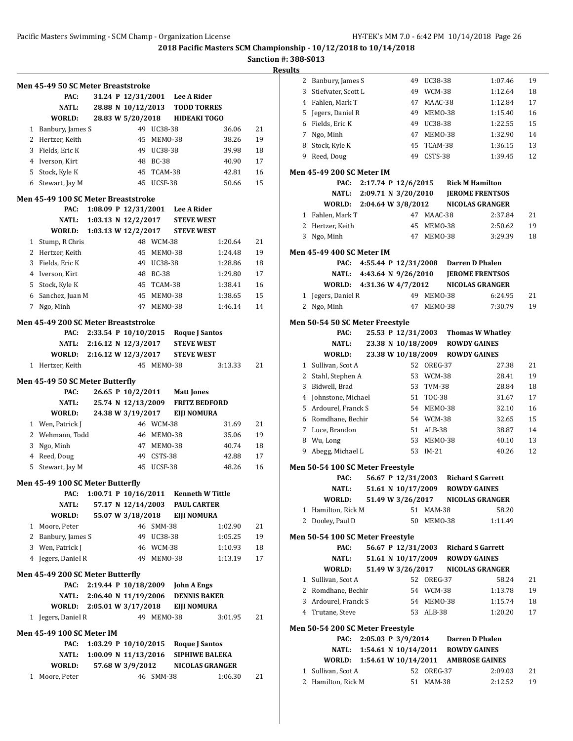**2018 Pacific Masters SCM Championship - 10/12/2018 to 10/14/2018**

**Sanction #: 388-S013**

**Results**

### Men 45-49 50 SC Meter Breaststroke

| | | | |
|---|---|---|---|
| PAC: | 31.24 P 12/31/2001 | Lee A Rider | |
| NATL: | 28.88 N 10/12/2013 | TODD TORRES | |
| WORLD: | 28.83 W 5/20/2018 | HIDEAKI TOGO | |

| Place | Name | Age | Team | Time | Points |
|---|---|---|---|---|---|
| 1 | Banbury, James S | 49 | UC38-38 | 36.06 | 21 |
| 2 | Hertzer, Keith | 45 | MEMO-38 | 38.26 | 19 |
| 3 | Fields, Eric K | 49 | UC38-38 | 39.98 | 18 |
| 4 | Iverson, Kirt | 48 | BC-38 | 40.90 | 17 |
| 5 | Stock, Kyle K | 45 | TCAM-38 | 42.81 | 16 |
| 6 | Stewart, Jay M | 45 | UCSF-38 | 50.66 | 15 |

### Men 45-49 100 SC Meter Breaststroke

| | | | |
|---|---|---|---|
| PAC: | 1:08.09 P 12/31/2001 | Lee A Rider | |
| NATL: | 1:03.13 N 12/2/2017 | STEVE WEST | |
| WORLD: | 1:03.13 W 12/2/2017 | STEVE WEST | |

| Place | Name | Age | Team | Time | Points |
|---|---|---|---|---|---|
| 1 | Stump, R Chris | 48 | WCM-38 | 1:20.64 | 21 |
| 2 | Hertzer, Keith | 45 | MEMO-38 | 1:24.48 | 19 |
| 3 | Fields, Eric K | 49 | UC38-38 | 1:28.86 | 18 |
| 4 | Iverson, Kirt | 48 | BC-38 | 1:29.80 | 17 |
| 5 | Stock, Kyle K | 45 | TCAM-38 | 1:38.41 | 16 |
| 6 | Sanchez, Juan M | 45 | MEMO-38 | 1:38.65 | 15 |
| 7 | Ngo, Minh | 47 | MEMO-38 | 1:46.14 | 14 |

### Men 45-49 200 SC Meter Breaststroke

| | | | |
|---|---|---|---|
| PAC: | 2:33.54 P 10/10/2015 | Roque J Santos | |
| NATL: | 2:16.12 N 12/3/2017 | STEVE WEST | |
| WORLD: | 2:16.12 W 12/3/2017 | STEVE WEST | |

| Place | Name | Age | Team | Time | Points |
|---|---|---|---|---|---|
| 1 | Hertzer, Keith | 45 | MEMO-38 | 3:13.33 | 21 |

### Men 45-49 50 SC Meter Butterfly

| | | | |
|---|---|---|---|
| PAC: | 26.65 P 10/2/2011 | Matt Jones | |
| NATL: | 25.74 N 12/13/2009 | FRITZ BEDFORD | |
| WORLD: | 24.38 W 3/19/2017 | EIJI NOMURA | |

| Place | Name | Age | Team | Time | Points |
|---|---|---|---|---|---|
| 1 | Wen, Patrick J | 46 | WCM-38 | 31.69 | 21 |
| 2 | Wehmann, Todd | 46 | MEMO-38 | 35.06 | 19 |
| 3 | Ngo, Minh | 47 | MEMO-38 | 40.74 | 18 |
| 4 | Reed, Doug | 49 | CSTS-38 | 42.88 | 17 |
| 5 | Stewart, Jay M | 45 | UCSF-38 | 48.26 | 16 |

### Men 45-49 100 SC Meter Butterfly

| | | | |
|---|---|---|---|
| PAC: | 1:00.71 P 10/16/2011 | Kenneth W Tittle | |
| NATL: | 57.17 N 12/14/2003 | PAUL CARTER | |
| WORLD: | 55.07 W 3/18/2018 | EIJI NOMURA | |

| Place | Name | Age | Team | Time | Points |
|---|---|---|---|---|---|
| 1 | Moore, Peter | 46 | SMM-38 | 1:02.90 | 21 |
| 2 | Banbury, James S | 49 | UC38-38 | 1:05.25 | 19 |
| 3 | Wen, Patrick J | 46 | WCM-38 | 1:10.93 | 18 |
| 4 | Jegers, Daniel R | 49 | MEMO-38 | 1:13.19 | 17 |

### Men 45-49 200 SC Meter Butterfly

| | | | |
|---|---|---|---|
| PAC: | 2:19.44 P 10/18/2009 | John A Engs | |
| NATL: | 2:06.40 N 11/19/2006 | DENNIS BAKER | |
| WORLD: | 2:05.01 W 3/17/2018 | EIJI NOMURA | |

| Place | Name | Age | Team | Time | Points |
|---|---|---|---|---|---|
| 1 | Jegers, Daniel R | 49 | MEMO-38 | 3:01.95 | 21 |

### Men 45-49 100 SC Meter IM

| | | | |
|---|---|---|---|
| PAC: | 1:03.29 P 10/10/2015 | Roque J Santos | |
| NATL: | 1:00.09 N 11/13/2016 | SIPHIWE BALEKA | |
| WORLD: | 57.68 W 3/9/2012 | NICOLAS GRANGER | |

| Place | Name | Age | Team | Time | Points |
|---|---|---|---|---|---|
| 1 | Moore, Peter | 46 | SMM-38 | 1:06.30 | 21 |
| 2 | Banbury, James S | 49 | UC38-38 | 1:07.46 | 19 |
| 3 | Stiefvater, Scott L | 49 | WCM-38 | 1:12.64 | 18 |
| 4 | Fahlen, Mark T | 47 | MAAC-38 | 1:12.84 | 17 |
| 5 | Jegers, Daniel R | 49 | MEMO-38 | 1:15.40 | 16 |
| 6 | Fields, Eric K | 49 | UC38-38 | 1:22.55 | 15 |
| 7 | Ngo, Minh | 47 | MEMO-38 | 1:32.90 | 14 |
| 8 | Stock, Kyle K | 45 | TCAM-38 | 1:36.15 | 13 |
| 9 | Reed, Doug | 49 | CSTS-38 | 1:39.45 | 12 |

### Men 45-49 200 SC Meter IM

| | | | |
|---|---|---|---|
| PAC: | 2:17.74 P 12/6/2015 | Rick M Hamilton | |
| NATL: | 2:09.71 N 3/20/2010 | JEROME FRENTSOS | |
| WORLD: | 2:04.64 W 3/8/2012 | NICOLAS GRANGER | |

| Place | Name | Age | Team | Time | Points |
|---|---|---|---|---|---|
| 1 | Fahlen, Mark T | 47 | MAAC-38 | 2:37.84 | 21 |
| 2 | Hertzer, Keith | 45 | MEMO-38 | 2:50.62 | 19 |
| 3 | Ngo, Minh | 47 | MEMO-38 | 3:29.39 | 18 |

### Men 45-49 400 SC Meter IM

| | | | |
|---|---|---|---|
| PAC: | 4:55.44 P 12/31/2008 | Darren D Phalen | |
| NATL: | 4:43.64 N 9/26/2010 | JEROME FRENTSOS | |
| WORLD: | 4:31.36 W 4/7/2012 | NICOLAS GRANGER | |

| Place | Name | Age | Team | Time | Points |
|---|---|---|---|---|---|
| 1 | Jegers, Daniel R | 49 | MEMO-38 | 6:24.95 | 21 |
| 2 | Ngo, Minh | 47 | MEMO-38 | 7:30.79 | 19 |

### Men 50-54 50 SC Meter Freestyle

| | | | |
|---|---|---|---|
| PAC: | 25.53 P 12/31/2003 | Thomas W Whatley | |
| NATL: | 23.38 N 10/18/2009 | ROWDY GAINES | |
| WORLD: | 23.38 W 10/18/2009 | ROWDY GAINES | |

| Place | Name | Age | Team | Time | Points |
|---|---|---|---|---|---|
| 1 | Sullivan, Scot A | 52 | OREG-37 | 27.38 | 21 |
| 2 | Stahl, Stephen A | 53 | WCM-38 | 28.41 | 19 |
| 3 | Bidwell, Brad | 53 | TVM-38 | 28.84 | 18 |
| 4 | Johnstone, Michael | 51 | TOC-38 | 31.67 | 17 |
| 5 | Ardourel, Franck S | 54 | MEMO-38 | 32.10 | 16 |
| 6 | Romdhane, Bechir | 54 | WCM-38 | 32.65 | 15 |
| 7 | Luce, Brandon | 51 | ALB-38 | 38.87 | 14 |
| 8 | Wu, Long | 53 | MEMO-38 | 40.10 | 13 |
| 9 | Abegg, Michael L | 53 | IM-21 | 40.26 | 12 |

### Men 50-54 100 SC Meter Freestyle

| | | | |
|---|---|---|---|
| PAC: | 56.67 P 12/31/2003 | Richard S Garrett | |
| NATL: | 51.61 N 10/17/2009 | ROWDY GAINES | |
| WORLD: | 51.49 W 3/26/2017 | NICOLAS GRANGER | |

| Place | Name | Age | Team | Time | Points |
|---|---|---|---|---|---|
| 1 | Hamilton, Rick M | 51 | MAM-38 | 58.20 | |
| 2 | Dooley, Paul D | 50 | MEMO-38 | 1:11.49 | |

### Men 50-54 100 SC Meter Freestyle

| | | | |
|---|---|---|---|
| PAC: | 56.67 P 12/31/2003 | Richard S Garrett | |
| NATL: | 51.61 N 10/17/2009 | ROWDY GAINES | |
| WORLD: | 51.49 W 3/26/2017 | NICOLAS GRANGER | |

| Place | Name | Age | Team | Time | Points |
|---|---|---|---|---|---|
| 1 | Sullivan, Scot A | 52 | OREG-37 | 58.24 | 21 |
| 2 | Romdhane, Bechir | 54 | WCM-38 | 1:13.78 | 19 |
| 3 | Ardourel, Franck S | 54 | MEMO-38 | 1:15.74 | 18 |
| 4 | Trutane, Steve | 53 | ALB-38 | 1:20.20 | 17 |

### Men 50-54 200 SC Meter Freestyle

| | | | |
|---|---|---|---|
| PAC: | 2:05.03 P 3/9/2014 | Darren D Phalen | |
| NATL: | 1:54.61 N 10/14/2011 | ROWDY GAINES | |
| WORLD: | 1:54.61 W 10/14/2011 | AMBROSE GAINES | |

| Place | Name | Age | Team | Time | Points |
|---|---|---|---|---|---|
| 1 | Sullivan, Scot A | 52 | OREG-37 | 2:09.03 | 21 |
| 2 | Hamilton, Rick M | 51 | MAM-38 | 2:12.52 | 19 |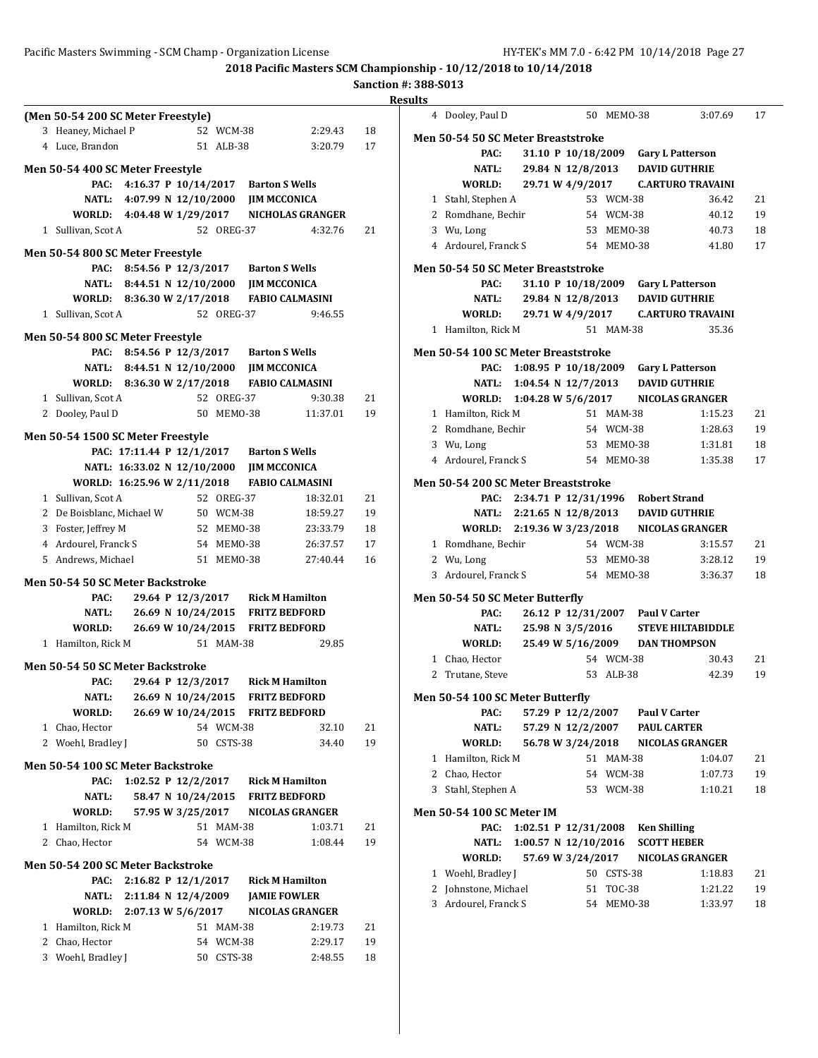**2018 Pacific Masters SCM Championship - 10/12/2018 to 10/14/2018**

**Sanction #: 388-S013**

**Results**

### (Men 50-54 200 SC Meter Freestyle)

| Place | Name | Age | Team | Time | Points |
|---|---|---|---|---|---|
| 3 | Heaney, Michael P | 52 | WCM-38 | 2:29.43 | 18 |
| 4 | Luce, Brandon | 51 | ALB-38 | 3:20.79 | 17 |

### Men 50-54 400 SC Meter Freestyle

**PAC:** 4:16.37 P 10/14/2017 **Barton S Wells**
**NATL:** 4:07.99 N 12/10/2000 **JIM MCCONICA**
**WORLD:** 4:04.48 W 1/29/2017 **NICHOLAS GRANGER**

| Place | Name | Age | Team | Time | Points |
|---|---|---|---|---|---|
| 1 | Sullivan, Scot A | 52 | OREG-37 | 4:32.76 | 21 |

### Men 50-54 800 SC Meter Freestyle

**PAC:** 8:54.56 P 12/3/2017 **Barton S Wells**
**NATL:** 8:44.51 N 12/10/2000 **JIM MCCONICA**
**WORLD:** 8:36.30 W 2/17/2018 **FABIO CALMASINI**

| Place | Name | Age | Team | Time | Points |
|---|---|---|---|---|---|
| 1 | Sullivan, Scot A | 52 | OREG-37 | 9:46.55 | |

### Men 50-54 800 SC Meter Freestyle

**PAC:** 8:54.56 P 12/3/2017 **Barton S Wells**
**NATL:** 8:44.51 N 12/10/2000 **JIM MCCONICA**
**WORLD:** 8:36.30 W 2/17/2018 **FABIO CALMASINI**

| Place | Name | Age | Team | Time | Points |
|---|---|---|---|---|---|
| 1 | Sullivan, Scot A | 52 | OREG-37 | 9:30.38 | 21 |
| 2 | Dooley, Paul D | 50 | MEMO-38 | 11:37.01 | 19 |

### Men 50-54 1500 SC Meter Freestyle

**PAC:** 17:11.44 P 12/1/2017 **Barton S Wells**
**NATL:** 16:33.02 N 12/10/2000 **JIM MCCONICA**
**WORLD:** 16:25.96 W 2/11/2018 **FABIO CALMASINI**

| Place | Name | Age | Team | Time | Points |
|---|---|---|---|---|---|
| 1 | Sullivan, Scot A | 52 | OREG-37 | 18:32.01 | 21 |
| 2 | De Boisblanc, Michael W | 50 | WCM-38 | 18:59.27 | 19 |
| 3 | Foster, Jeffrey M | 52 | MEMO-38 | 23:33.79 | 18 |
| 4 | Ardourel, Franck S | 54 | MEMO-38 | 26:37.57 | 17 |
| 5 | Andrews, Michael | 51 | MEMO-38 | 27:40.44 | 16 |

### Men 50-54 50 SC Meter Backstroke

**PAC:** 29.64 P 12/3/2017 **Rick M Hamilton**
**NATL:** 26.69 N 10/24/2015 **FRITZ BEDFORD**
**WORLD:** 26.69 W 10/24/2015 **FRITZ BEDFORD**

| Place | Name | Age | Team | Time | Points |
|---|---|---|---|---|---|
| 1 | Hamilton, Rick M | 51 | MAM-38 | 29.85 | |

### Men 50-54 50 SC Meter Backstroke

**PAC:** 29.64 P 12/3/2017 **Rick M Hamilton**
**NATL:** 26.69 N 10/24/2015 **FRITZ BEDFORD**
**WORLD:** 26.69 W 10/24/2015 **FRITZ BEDFORD**

| Place | Name | Age | Team | Time | Points |
|---|---|---|---|---|---|
| 1 | Chao, Hector | 54 | WCM-38 | 32.10 | 21 |
| 2 | Woehl, Bradley J | 50 | CSTS-38 | 34.40 | 19 |

### Men 50-54 100 SC Meter Backstroke

**PAC:** 1:02.52 P 12/2/2017 **Rick M Hamilton**
**NATL:** 58.47 N 10/24/2015 **FRITZ BEDFORD**
**WORLD:** 57.95 W 3/25/2017 **NICOLAS GRANGER**

| Place | Name | Age | Team | Time | Points |
|---|---|---|---|---|---|
| 1 | Hamilton, Rick M | 51 | MAM-38 | 1:03.71 | 21 |
| 2 | Chao, Hector | 54 | WCM-38 | 1:08.44 | 19 |

### Men 50-54 200 SC Meter Backstroke

**PAC:** 2:16.82 P 12/1/2017 **Rick M Hamilton**
**NATL:** 2:11.84 N 12/4/2009 **JAMIE FOWLER**
**WORLD:** 2:07.13 W 5/6/2017 **NICOLAS GRANGER**

| Place | Name | Age | Team | Time | Points |
|---|---|---|---|---|---|
| 1 | Hamilton, Rick M | 51 | MAM-38 | 2:19.73 | 21 |
| 2 | Chao, Hector | 54 | WCM-38 | 2:29.17 | 19 |
| 3 | Woehl, Bradley J | 50 | CSTS-38 | 2:48.55 | 18 |
| 4 | Dooley, Paul D | 50 | MEMO-38 | 3:07.69 | 17 |

### Men 50-54 50 SC Meter Breaststroke

**PAC:** 31.10 P 10/18/2009 **Gary L Patterson**
**NATL:** 29.84 N 12/8/2013 **DAVID GUTHRIE**
**WORLD:** 29.71 W 4/9/2017 **C.ARTURO TRAVAINI**

| Place | Name | Age | Team | Time | Points |
|---|---|---|---|---|---|
| 1 | Stahl, Stephen A | 53 | WCM-38 | 36.42 | 21 |
| 2 | Romdhane, Bechir | 54 | WCM-38 | 40.12 | 19 |
| 3 | Wu, Long | 53 | MEMO-38 | 40.73 | 18 |
| 4 | Ardourel, Franck S | 54 | MEMO-38 | 41.80 | 17 |

### Men 50-54 50 SC Meter Breaststroke

**PAC:** 31.10 P 10/18/2009 **Gary L Patterson**
**NATL:** 29.84 N 12/8/2013 **DAVID GUTHRIE**
**WORLD:** 29.71 W 4/9/2017 **C.ARTURO TRAVAINI**

| Place | Name | Age | Team | Time | Points |
|---|---|---|---|---|---|
| 1 | Hamilton, Rick M | 51 | MAM-38 | 35.36 | |

### Men 50-54 100 SC Meter Breaststroke

**PAC:** 1:08.95 P 10/18/2009 **Gary L Patterson**
**NATL:** 1:04.54 N 12/7/2013 **DAVID GUTHRIE**
**WORLD:** 1:04.28 W 5/6/2017 **NICOLAS GRANGER**

| Place | Name | Age | Team | Time | Points |
|---|---|---|---|---|---|
| 1 | Hamilton, Rick M | 51 | MAM-38 | 1:15.23 | 21 |
| 2 | Romdhane, Bechir | 54 | WCM-38 | 1:28.63 | 19 |
| 3 | Wu, Long | 53 | MEMO-38 | 1:31.81 | 18 |
| 4 | Ardourel, Franck S | 54 | MEMO-38 | 1:35.38 | 17 |

### Men 50-54 200 SC Meter Breaststroke

**PAC:** 2:34.71 P 12/31/1996 **Robert Strand**
**NATL:** 2:21.65 N 12/8/2013 **DAVID GUTHRIE**
**WORLD:** 2:19.36 W 3/23/2018 **NICOLAS GRANGER**

| Place | Name | Age | Team | Time | Points |
|---|---|---|---|---|---|
| 1 | Romdhane, Bechir | 54 | WCM-38 | 3:15.57 | 21 |
| 2 | Wu, Long | 53 | MEMO-38 | 3:28.12 | 19 |
| 3 | Ardourel, Franck S | 54 | MEMO-38 | 3:36.37 | 18 |

### Men 50-54 50 SC Meter Butterfly

**PAC:** 26.12 P 12/31/2007 **Paul V Carter**
**NATL:** 25.98 N 3/5/2016 **STEVE HILTABIDDLE**
**WORLD:** 25.49 W 5/16/2009 **DAN THOMPSON**

| Place | Name | Age | Team | Time | Points |
|---|---|---|---|---|---|
| 1 | Chao, Hector | 54 | WCM-38 | 30.43 | 21 |
| 2 | Trutane, Steve | 53 | ALB-38 | 42.39 | 19 |

### Men 50-54 100 SC Meter Butterfly

**PAC:** 57.29 P 12/2/2007 **Paul V Carter**
**NATL:** 57.29 N 12/2/2007 **PAUL CARTER**
**WORLD:** 56.78 W 3/24/2018 **NICOLAS GRANGER**

| Place | Name | Age | Team | Time | Points |
|---|---|---|---|---|---|
| 1 | Hamilton, Rick M | 51 | MAM-38 | 1:04.07 | 21 |
| 2 | Chao, Hector | 54 | WCM-38 | 1:07.73 | 19 |
| 3 | Stahl, Stephen A | 53 | WCM-38 | 1:10.21 | 18 |

### Men 50-54 100 SC Meter IM

**PAC:** 1:02.51 P 12/31/2008 **Ken Shilling**
**NATL:** 1:00.57 N 12/10/2016 **SCOTT HEBER**
**WORLD:** 57.69 W 3/24/2017 **NICOLAS GRANGER**

| Place | Name | Age | Team | Time | Points |
|---|---|---|---|---|---|
| 1 | Woehl, Bradley J | 50 | CSTS-38 | 1:18.83 | 21 |
| 2 | Johnstone, Michael | 51 | TOC-38 | 1:21.22 | 19 |
| 3 | Ardourel, Franck S | 54 | MEMO-38 | 1:33.97 | 18 |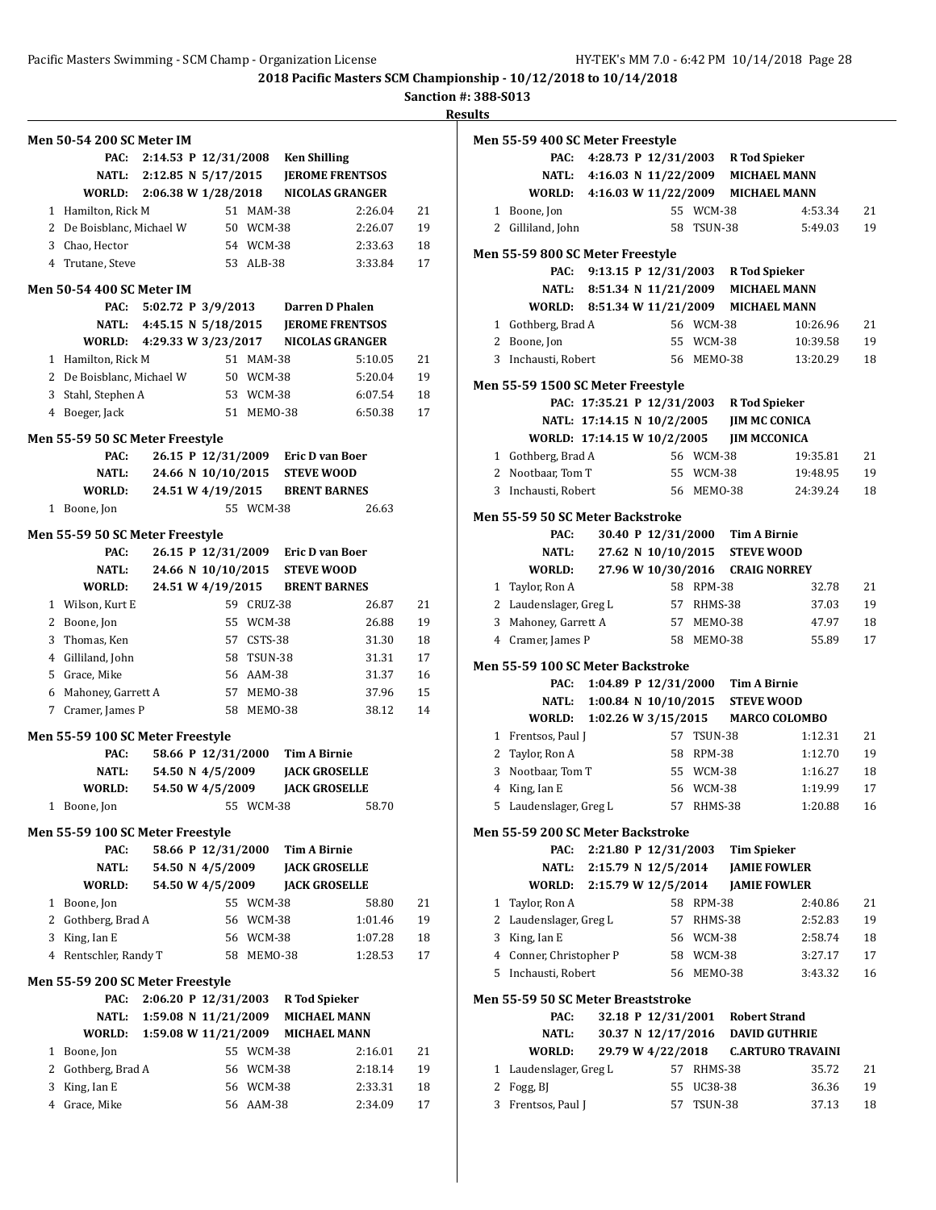2018 Pacific Masters SCM Championship - 10/12/2018 to 10/14/2018

Sanction #: 388-S013

Results

### Men 50-54 200 SC Meter IM

| | | | | |
|---|---|---|---|---|
| PAC: | 2:14.53 P 12/31/2008 | Ken Shilling | | |
| NATL: | 2:12.85 N 5/17/2015 | JEROME FRENTSOS | | |
| WORLD: | 2:06.38 W 1/28/2018 | NICOLAS GRANGER | | |

| Place | Name | Age | Team | Time | Points |
|---|---|---|---|---|---|
| 1 | Hamilton, Rick M | 51 | MAM-38 | 2:26.04 | 21 |
| 2 | De Boisblanc, Michael W | 50 | WCM-38 | 2:26.07 | 19 |
| 3 | Chao, Hector | 54 | WCM-38 | 2:33.63 | 18 |
| 4 | Trutane, Steve | 53 | ALB-38 | 3:33.84 | 17 |

### Men 50-54 400 SC Meter IM

| | | | | |
|---|---|---|---|---|
| PAC: | 5:02.72 P 3/9/2013 | Darren D Phalen | | |
| NATL: | 4:45.15 N 5/18/2015 | JEROME FRENTSOS | | |
| WORLD: | 4:29.33 W 3/23/2017 | NICOLAS GRANGER | | |

| Place | Name | Age | Team | Time | Points |
|---|---|---|---|---|---|
| 1 | Hamilton, Rick M | 51 | MAM-38 | 5:10.05 | 21 |
| 2 | De Boisblanc, Michael W | 50 | WCM-38 | 5:20.04 | 19 |
| 3 | Stahl, Stephen A | 53 | WCM-38 | 6:07.54 | 18 |
| 4 | Boeger, Jack | 51 | MEMO-38 | 6:50.38 | 17 |

### Men 55-59 50 SC Meter Freestyle

| | | | | |
|---|---|---|---|---|
| PAC: | 26.15 P 12/31/2009 | Eric D van Boer | | |
| NATL: | 24.66 N 10/10/2015 | STEVE WOOD | | |
| WORLD: | 24.51 W 4/19/2015 | BRENT BARNES | | |

| Place | Name | Age | Team | Time | Points |
|---|---|---|---|---|---|
| 1 | Boone, Jon | 55 | WCM-38 | 26.63 | |

### Men 55-59 50 SC Meter Freestyle

| | | | | |
|---|---|---|---|---|
| PAC: | 26.15 P 12/31/2009 | Eric D van Boer | | |
| NATL: | 24.66 N 10/10/2015 | STEVE WOOD | | |
| WORLD: | 24.51 W 4/19/2015 | BRENT BARNES | | |

| Place | Name | Age | Team | Time | Points |
|---|---|---|---|---|---|
| 1 | Wilson, Kurt E | 59 | CRUZ-38 | 26.87 | 21 |
| 2 | Boone, Jon | 55 | WCM-38 | 26.88 | 19 |
| 3 | Thomas, Ken | 57 | CSTS-38 | 31.30 | 18 |
| 4 | Gilliland, John | 58 | TSUN-38 | 31.31 | 17 |
| 5 | Grace, Mike | 56 | AAM-38 | 31.37 | 16 |
| 6 | Mahoney, Garrett A | 57 | MEMO-38 | 37.96 | 15 |
| 7 | Cramer, James P | 58 | MEMO-38 | 38.12 | 14 |

### Men 55-59 100 SC Meter Freestyle

| | | | | |
|---|---|---|---|---|
| PAC: | 58.66 P 12/31/2000 | Tim A Birnie | | |
| NATL: | 54.50 N 4/5/2009 | JACK GROSELLE | | |
| WORLD: | 54.50 W 4/5/2009 | JACK GROSELLE | | |

| Place | Name | Age | Team | Time | Points |
|---|---|---|---|---|---|
| 1 | Boone, Jon | 55 | WCM-38 | 58.70 | |

### Men 55-59 100 SC Meter Freestyle

| | | | | |
|---|---|---|---|---|
| PAC: | 58.66 P 12/31/2000 | Tim A Birnie | | |
| NATL: | 54.50 N 4/5/2009 | JACK GROSELLE | | |
| WORLD: | 54.50 W 4/5/2009 | JACK GROSELLE | | |

| Place | Name | Age | Team | Time | Points |
|---|---|---|---|---|---|
| 1 | Boone, Jon | 55 | WCM-38 | 58.80 | 21 |
| 2 | Gothberg, Brad A | 56 | WCM-38 | 1:01.46 | 19 |
| 3 | King, Ian E | 56 | WCM-38 | 1:07.28 | 18 |
| 4 | Rentschler, Randy T | 58 | MEMO-38 | 1:28.53 | 17 |

### Men 55-59 200 SC Meter Freestyle

| | | | | |
|---|---|---|---|---|
| PAC: | 2:06.20 P 12/31/2003 | R Tod Spieker | | |
| NATL: | 1:59.08 N 11/21/2009 | MICHAEL MANN | | |
| WORLD: | 1:59.08 W 11/21/2009 | MICHAEL MANN | | |

| Place | Name | Age | Team | Time | Points |
|---|---|---|---|---|---|
| 1 | Boone, Jon | 55 | WCM-38 | 2:16.01 | 21 |
| 2 | Gothberg, Brad A | 56 | WCM-38 | 2:18.14 | 19 |
| 3 | King, Ian E | 56 | WCM-38 | 2:33.31 | 18 |
| 4 | Grace, Mike | 56 | AAM-38 | 2:34.09 | 17 |

### Men 55-59 400 SC Meter Freestyle

| | | | | |
|---|---|---|---|---|
| PAC: | 4:28.73 P 12/31/2003 | R Tod Spieker | | |
| NATL: | 4:16.03 N 11/22/2009 | MICHAEL MANN | | |
| WORLD: | 4:16.03 W 11/22/2009 | MICHAEL MANN | | |

| Place | Name | Age | Team | Time | Points |
|---|---|---|---|---|---|
| 1 | Boone, Jon | 55 | WCM-38 | 4:53.34 | 21 |
| 2 | Gilliland, John | 58 | TSUN-38 | 5:49.03 | 19 |

### Men 55-59 800 SC Meter Freestyle

| | | | | |
|---|---|---|---|---|
| PAC: | 9:13.15 P 12/31/2003 | R Tod Spieker | | |
| NATL: | 8:51.34 N 11/21/2009 | MICHAEL MANN | | |
| WORLD: | 8:51.34 W 11/21/2009 | MICHAEL MANN | | |

| Place | Name | Age | Team | Time | Points |
|---|---|---|---|---|---|
| 1 | Gothberg, Brad A | 56 | WCM-38 | 10:26.96 | 21 |
| 2 | Boone, Jon | 55 | WCM-38 | 10:39.58 | 19 |
| 3 | Inchausti, Robert | 56 | MEMO-38 | 13:20.29 | 18 |

### Men 55-59 1500 SC Meter Freestyle

| | | | | |
|---|---|---|---|---|
| PAC: | 17:35.21 P 12/31/2003 | R Tod Spieker | | |
| NATL: | 17:14.15 N 10/2/2005 | JIM MC CONICA | | |
| WORLD: | 17:14.15 W 10/2/2005 | JIM MCCONICA | | |

| Place | Name | Age | Team | Time | Points |
|---|---|---|---|---|---|
| 1 | Gothberg, Brad A | 56 | WCM-38 | 19:35.81 | 21 |
| 2 | Nootbaar, Tom T | 55 | WCM-38 | 19:48.95 | 19 |
| 3 | Inchausti, Robert | 56 | MEMO-38 | 24:39.24 | 18 |

### Men 55-59 50 SC Meter Backstroke

| | | | | |
|---|---|---|---|---|
| PAC: | 30.40 P 12/31/2000 | Tim A Birnie | | |
| NATL: | 27.62 N 10/10/2015 | STEVE WOOD | | |
| WORLD: | 27.96 W 10/30/2016 | CRAIG NORREY | | |

| Place | Name | Age | Team | Time | Points |
|---|---|---|---|---|---|
| 1 | Taylor, Ron A | 58 | RPM-38 | 32.78 | 21 |
| 2 | Laudenslager, Greg L | 57 | RHMS-38 | 37.03 | 19 |
| 3 | Mahoney, Garrett A | 57 | MEMO-38 | 47.97 | 18 |
| 4 | Cramer, James P | 58 | MEMO-38 | 55.89 | 17 |

### Men 55-59 100 SC Meter Backstroke

| | | | | |
|---|---|---|---|---|
| PAC: | 1:04.89 P 12/31/2000 | Tim A Birnie | | |
| NATL: | 1:00.84 N 10/10/2015 | STEVE WOOD | | |
| WORLD: | 1:02.26 W 3/15/2015 | MARCO COLOMBO | | |

| Place | Name | Age | Team | Time | Points |
|---|---|---|---|---|---|
| 1 | Frentsos, Paul J | 57 | TSUN-38 | 1:12.31 | 21 |
| 2 | Taylor, Ron A | 58 | RPM-38 | 1:12.70 | 19 |
| 3 | Nootbaar, Tom T | 55 | WCM-38 | 1:16.27 | 18 |
| 4 | King, Ian E | 56 | WCM-38 | 1:19.99 | 17 |
| 5 | Laudenslager, Greg L | 57 | RHMS-38 | 1:20.88 | 16 |

### Men 55-59 200 SC Meter Backstroke

| | | | | |
|---|---|---|---|---|
| PAC: | 2:21.80 P 12/31/2003 | Tim Spieker | | |
| NATL: | 2:15.79 N 12/5/2014 | JAMIE FOWLER | | |
| WORLD: | 2:15.79 W 12/5/2014 | JAMIE FOWLER | | |

| Place | Name | Age | Team | Time | Points |
|---|---|---|---|---|---|
| 1 | Taylor, Ron A | 58 | RPM-38 | 2:40.86 | 21 |
| 2 | Laudenslager, Greg L | 57 | RHMS-38 | 2:52.83 | 19 |
| 3 | King, Ian E | 56 | WCM-38 | 2:58.74 | 18 |
| 4 | Conner, Christopher P | 58 | WCM-38 | 3:27.17 | 17 |
| 5 | Inchausti, Robert | 56 | MEMO-38 | 3:43.32 | 16 |

### Men 55-59 50 SC Meter Breaststroke

| | | | | |
|---|---|---|---|---|
| PAC: | 32.18 P 12/31/2001 | Robert Strand | | |
| NATL: | 30.37 N 12/17/2016 | DAVID GUTHRIE | | |
| WORLD: | 29.79 W 4/22/2018 | C.ARTURO TRAVAINI | | |

| Place | Name | Age | Team | Time | Points |
|---|---|---|---|---|---|
| 1 | Laudenslager, Greg L | 57 | RHMS-38 | 35.72 | 21 |
| 2 | Fogg, BJ | 55 | UC38-38 | 36.36 | 19 |
| 3 | Frentsos, Paul J | 57 | TSUN-38 | 37.13 | 18 |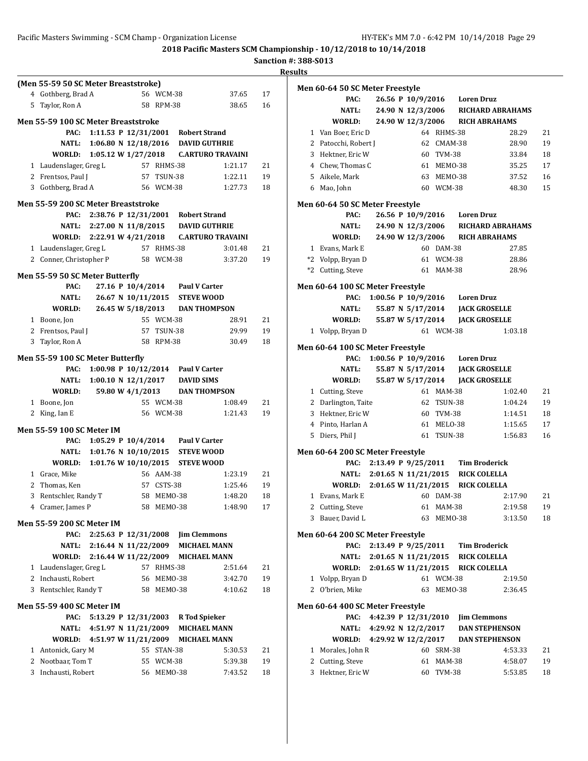## 2018 Pacific Masters SCM Championship - 10/12/2018 to 10/14/2018

**Sanction #: 388-S013**

**Results**

### (Men 55-59 50 SC Meter Breaststroke)

| Place | Name | Age | Team | Time | Points |
|---|---|---|---|---|---|
| 4 | Gothberg, Brad A | 56 | WCM-38 | 37.65 | 17 |
| 5 | Taylor, Ron A | 58 | RPM-38 | 38.65 | 16 |

### Men 55-59 100 SC Meter Breaststroke

| Record | Time | Date | Holder |
|---|---|---|---|
| PAC: | 1:11.53 P | 12/31/2001 | Robert Strand |
| NATL: | 1:06.80 N | 12/18/2016 | DAVID GUTHRIE |
| WORLD: | 1:05.12 W | 1/27/2018 | C.ARTURO TRAVAINI |

| Place | Name | Age | Team | Time | Points |
|---|---|---|---|---|---|
| 1 | Laudenslager, Greg L | 57 | RHMS-38 | 1:21.17 | 21 |
| 2 | Frentsos, Paul J | 57 | TSUN-38 | 1:22.11 | 19 |
| 3 | Gothberg, Brad A | 56 | WCM-38 | 1:27.73 | 18 |

### Men 55-59 200 SC Meter Breaststroke

| Record | Time | Date | Holder |
|---|---|---|---|
| PAC: | 2:38.76 P | 12/31/2001 | Robert Strand |
| NATL: | 2:27.00 N | 11/8/2015 | DAVID GUTHRIE |
| WORLD: | 2:22.91 W | 4/21/2018 | C.ARTURO TRAVAINI |

| Place | Name | Age | Team | Time | Points |
|---|---|---|---|---|---|
| 1 | Laudenslager, Greg L | 57 | RHMS-38 | 3:01.48 | 21 |
| 2 | Conner, Christopher P | 58 | WCM-38 | 3:37.20 | 19 |

### Men 55-59 50 SC Meter Butterfly

| Record | Time | Date | Holder |
|---|---|---|---|
| PAC: | 27.16 P | 10/4/2014 | Paul V Carter |
| NATL: | 26.67 N | 10/11/2015 | STEVE WOOD |
| WORLD: | 26.45 W | 5/18/2013 | DAN THOMPSON |

| Place | Name | Age | Team | Time | Points |
|---|---|---|---|---|---|
| 1 | Boone, Jon | 55 | WCM-38 | 28.91 | 21 |
| 2 | Frentsos, Paul J | 57 | TSUN-38 | 29.99 | 19 |
| 3 | Taylor, Ron A | 58 | RPM-38 | 30.49 | 18 |

### Men 55-59 100 SC Meter Butterfly

| Record | Time | Date | Holder |
|---|---|---|---|
| PAC: | 1:00.98 P | 10/12/2014 | Paul V Carter |
| NATL: | 1:00.10 N | 12/1/2017 | DAVID SIMS |
| WORLD: | 59.80 W | 4/1/2013 | DAN THOMPSON |

| Place | Name | Age | Team | Time | Points |
|---|---|---|---|---|---|
| 1 | Boone, Jon | 55 | WCM-38 | 1:08.49 | 21 |
| 2 | King, Ian E | 56 | WCM-38 | 1:21.43 | 19 |

### Men 55-59 100 SC Meter IM

| Record | Time | Date | Holder |
|---|---|---|---|
| PAC: | 1:05.29 P | 10/4/2014 | Paul V Carter |
| NATL: | 1:01.76 N | 10/10/2015 | STEVE WOOD |
| WORLD: | 1:01.76 W | 10/10/2015 | STEVE WOOD |

| Place | Name | Age | Team | Time | Points |
|---|---|---|---|---|---|
| 1 | Grace, Mike | 56 | AAM-38 | 1:23.19 | 21 |
| 2 | Thomas, Ken | 57 | CSTS-38 | 1:25.46 | 19 |
| 3 | Rentschler, Randy T | 58 | MEMO-38 | 1:48.20 | 18 |
| 4 | Cramer, James P | 58 | MEMO-38 | 1:48.90 | 17 |

### Men 55-59 200 SC Meter IM

| Record | Time | Date | Holder |
|---|---|---|---|
| PAC: | 2:25.63 P | 12/31/2008 | Jim Clemmons |
| NATL: | 2:16.44 N | 11/22/2009 | MICHAEL MANN |
| WORLD: | 2:16.44 W | 11/22/2009 | MICHAEL MANN |

| Place | Name | Age | Team | Time | Points |
|---|---|---|---|---|---|
| 1 | Laudenslager, Greg L | 57 | RHMS-38 | 2:51.64 | 21 |
| 2 | Inchausti, Robert | 56 | MEMO-38 | 3:42.70 | 19 |
| 3 | Rentschler, Randy T | 58 | MEMO-38 | 4:10.62 | 18 |

### Men 55-59 400 SC Meter IM

| Record | Time | Date | Holder |
|---|---|---|---|
| PAC: | 5:13.29 P | 12/31/2003 | R Tod Spieker |
| NATL: | 4:51.97 N | 11/21/2009 | MICHAEL MANN |
| WORLD: | 4:51.97 W | 11/21/2009 | MICHAEL MANN |

| Place | Name | Age | Team | Time | Points |
|---|---|---|---|---|---|
| 1 | Antonick, Gary M | 55 | STAN-38 | 5:30.53 | 21 |
| 2 | Nootbaar, Tom T | 55 | WCM-38 | 5:39.38 | 19 |
| 3 | Inchausti, Robert | 56 | MEMO-38 | 7:43.52 | 18 |

### Men 60-64 50 SC Meter Freestyle

| Record | Time | Date | Holder |
|---|---|---|---|
| PAC: | 26.56 P | 10/9/2016 | Loren Druz |
| NATL: | 24.90 N | 12/3/2006 | RICHARD ABRAHAMS |
| WORLD: | 24.90 W | 12/3/2006 | RICH ABRAHAMS |

| Place | Name | Age | Team | Time | Points |
|---|---|---|---|---|---|
| 1 | Van Boer, Eric D | 64 | RHMS-38 | 28.29 | 21 |
| 2 | Patocchi, Robert J | 62 | CMAM-38 | 28.90 | 19 |
| 3 | Hektner, Eric W | 60 | TVM-38 | 33.84 | 18 |
| 4 | Chew, Thomas C | 61 | MEMO-38 | 35.25 | 17 |
| 5 | Aikele, Mark | 63 | MEMO-38 | 37.52 | 16 |
| 6 | Mao, John | 60 | WCM-38 | 48.30 | 15 |

### Men 60-64 50 SC Meter Freestyle

| Record | Time | Date | Holder |
|---|---|---|---|
| PAC: | 26.56 P | 10/9/2016 | Loren Druz |
| NATL: | 24.90 N | 12/3/2006 | RICHARD ABRAHAMS |
| WORLD: | 24.90 W | 12/3/2006 | RICH ABRAHAMS |

| Place | Name | Age | Team | Time |
|---|---|---|---|---|
| 1 | Evans, Mark E | 60 | DAM-38 | 27.85 |
| *2 | Volpp, Bryan D | 61 | WCM-38 | 28.86 |
| *2 | Cutting, Steve | 61 | MAM-38 | 28.96 |

### Men 60-64 100 SC Meter Freestyle

| Record | Time | Date | Holder |
|---|---|---|---|
| PAC: | 1:00.56 P | 10/9/2016 | Loren Druz |
| NATL: | 55.87 N | 5/17/2014 | JACK GROSELLE |
| WORLD: | 55.87 W | 5/17/2014 | JACK GROSELLE |

| Place | Name | Age | Team | Time |
|---|---|---|---|---|
| 1 | Volpp, Bryan D | 61 | WCM-38 | 1:03.18 |

### Men 60-64 100 SC Meter Freestyle

| Record | Time | Date | Holder |
|---|---|---|---|
| PAC: | 1:00.56 P | 10/9/2016 | Loren Druz |
| NATL: | 55.87 N | 5/17/2014 | JACK GROSELLE |
| WORLD: | 55.87 W | 5/17/2014 | JACK GROSELLE |

| Place | Name | Age | Team | Time | Points |
|---|---|---|---|---|---|
| 1 | Cutting, Steve | 61 | MAM-38 | 1:02.40 | 21 |
| 2 | Darlington, Taite | 62 | TSUN-38 | 1:04.24 | 19 |
| 3 | Hektner, Eric W | 60 | TVM-38 | 1:14.51 | 18 |
| 4 | Pinto, Harlan A | 61 | MELO-38 | 1:15.65 | 17 |
| 5 | Diers, Phil J | 61 | TSUN-38 | 1:56.83 | 16 |

### Men 60-64 200 SC Meter Freestyle

| Record | Time | Date | Holder |
|---|---|---|---|
| PAC: | 2:13.49 P | 9/25/2011 | Tim Broderick |
| NATL: | 2:01.65 N | 11/21/2015 | RICK COLELLA |
| WORLD: | 2:01.65 W | 11/21/2015 | RICK COLELLA |

| Place | Name | Age | Team | Time | Points |
|---|---|---|---|---|---|
| 1 | Evans, Mark E | 60 | DAM-38 | 2:17.90 | 21 |
| 2 | Cutting, Steve | 61 | MAM-38 | 2:19.58 | 19 |
| 3 | Bauer, David L | 63 | MEMO-38 | 3:13.50 | 18 |

### Men 60-64 200 SC Meter Freestyle

| Record | Time | Date | Holder |
|---|---|---|---|
| PAC: | 2:13.49 P | 9/25/2011 | Tim Broderick |
| NATL: | 2:01.65 N | 11/21/2015 | RICK COLELLA |
| WORLD: | 2:01.65 W | 11/21/2015 | RICK COLELLA |

| Place | Name | Age | Team | Time |
|---|---|---|---|---|
| 1 | Volpp, Bryan D | 61 | WCM-38 | 2:19.50 |
| 2 | O'brien, Mike | 63 | MEMO-38 | 2:36.45 |

### Men 60-64 400 SC Meter Freestyle

| Record | Time | Date | Holder |
|---|---|---|---|
| PAC: | 4:42.39 P | 12/31/2010 | Jim Clemmons |
| NATL: | 4:29.92 N | 12/2/2017 | DAN STEPHENSON |
| WORLD: | 4:29.92 W | 12/2/2017 | DAN STEPHENSON |

| Place | Name | Age | Team | Time | Points |
|---|---|---|---|---|---|
| 1 | Morales, John R | 60 | SRM-38 | 4:53.33 | 21 |
| 2 | Cutting, Steve | 61 | MAM-38 | 4:58.07 | 19 |
| 3 | Hektner, Eric W | 60 | TVM-38 | 5:53.85 | 18 |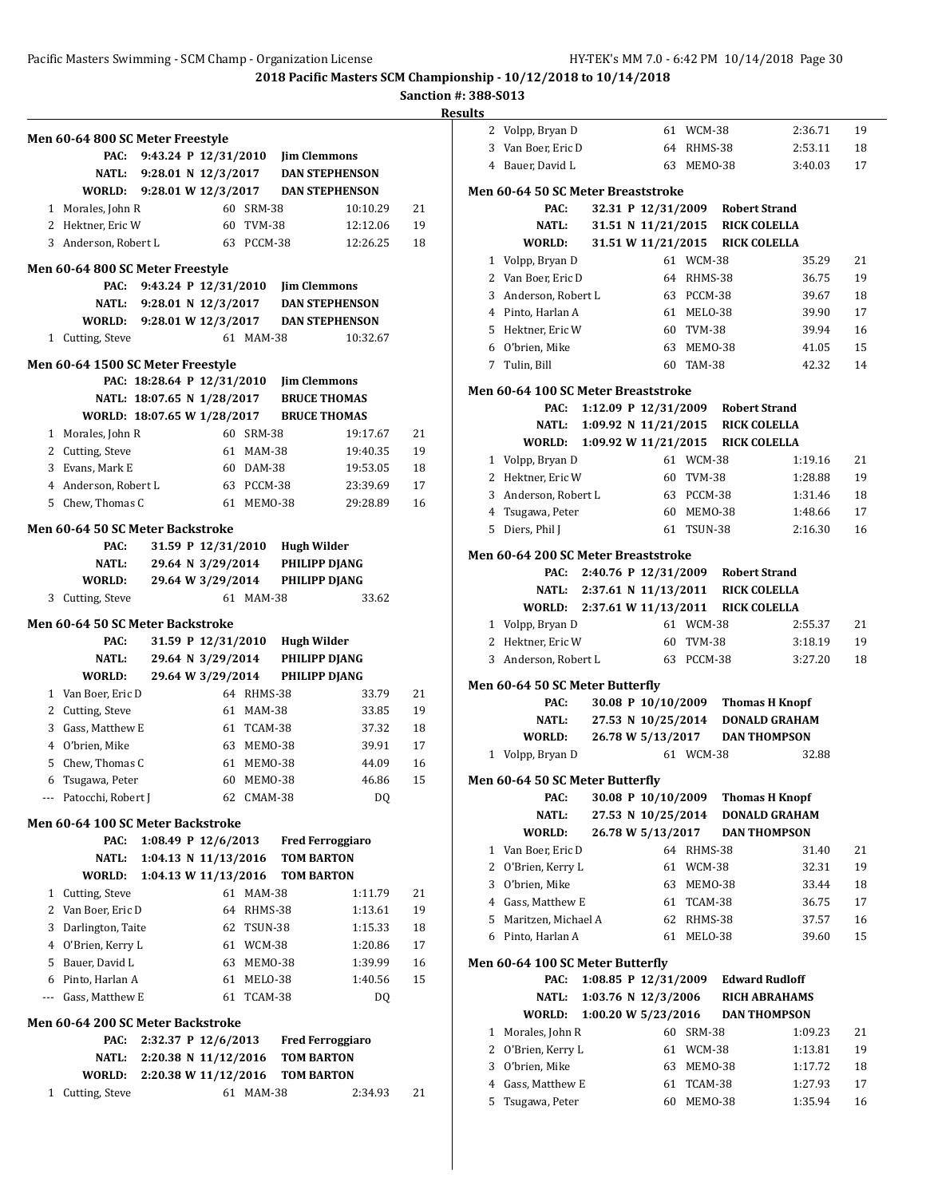**2018 Pacific Masters SCM Championship - 10/12/2018 to 10/14/2018**

**Sanction #: 388-S013**

**Results**

### Men 60-64 800 SC Meter Freestyle

PAC: 9:43.24 P 12/31/2010 Jim Clemmons
NATL: 9:28.01 N 12/3/2017 DAN STEPHENSON
WORLD: 9:28.01 W 12/3/2017 DAN STEPHENSON

| Place | Name | Age | Team | Time | Points |
|---|---|---|---|---|---|
| 1 | Morales, John R | 60 | SRM-38 | 10:10.29 | 21 |
| 2 | Hektner, Eric W | 60 | TVM-38 | 12:12.06 | 19 |
| 3 | Anderson, Robert L | 63 | PCCM-38 | 12:26.25 | 18 |

### Men 60-64 800 SC Meter Freestyle

PAC: 9:43.24 P 12/31/2010 Jim Clemmons
NATL: 9:28.01 N 12/3/2017 DAN STEPHENSON
WORLD: 9:28.01 W 12/3/2017 DAN STEPHENSON

| Place | Name | Age | Team | Time | Points |
|---|---|---|---|---|---|
| 1 | Cutting, Steve | 61 | MAM-38 | 10:32.67 | |

### Men 60-64 1500 SC Meter Freestyle

PAC: 18:28.64 P 12/31/2010 Jim Clemmons
NATL: 18:07.65 N 1/28/2017 BRUCE THOMAS
WORLD: 18:07.65 W 1/28/2017 BRUCE THOMAS

| Place | Name | Age | Team | Time | Points |
|---|---|---|---|---|---|
| 1 | Morales, John R | 60 | SRM-38 | 19:17.67 | 21 |
| 2 | Cutting, Steve | 61 | MAM-38 | 19:40.35 | 19 |
| 3 | Evans, Mark E | 60 | DAM-38 | 19:53.05 | 18 |
| 4 | Anderson, Robert L | 63 | PCCM-38 | 23:39.69 | 17 |
| 5 | Chew, Thomas C | 61 | MEMO-38 | 29:28.89 | 16 |

### Men 60-64 50 SC Meter Backstroke

PAC: 31.59 P 12/31/2010 Hugh Wilder
NATL: 29.64 N 3/29/2014 PHILIPP DJANG
WORLD: 29.64 W 3/29/2014 PHILIPP DJANG

| Place | Name | Age | Team | Time | Points |
|---|---|---|---|---|---|
| 3 | Cutting, Steve | 61 | MAM-38 | 33.62 | |

### Men 60-64 50 SC Meter Backstroke

PAC: 31.59 P 12/31/2010 Hugh Wilder
NATL: 29.64 N 3/29/2014 PHILIPP DJANG
WORLD: 29.64 W 3/29/2014 PHILIPP DJANG

| Place | Name | Age | Team | Time | Points |
|---|---|---|---|---|---|
| 1 | Van Boer, Eric D | 64 | RHMS-38 | 33.79 | 21 |
| 2 | Cutting, Steve | 61 | MAM-38 | 33.85 | 19 |
| 3 | Gass, Matthew E | 61 | TCAM-38 | 37.32 | 18 |
| 4 | O'brien, Mike | 63 | MEMO-38 | 39.91 | 17 |
| 5 | Chew, Thomas C | 61 | MEMO-38 | 44.09 | 16 |
| 6 | Tsugawa, Peter | 60 | MEMO-38 | 46.86 | 15 |
| --- | Patocchi, Robert J | 62 | CMAM-38 | DQ | |

### Men 60-64 100 SC Meter Backstroke

PAC: 1:08.49 P 12/6/2013 Fred Ferroggiaro
NATL: 1:04.13 N 11/13/2016 TOM BARTON
WORLD: 1:04.13 W 11/13/2016 TOM BARTON

| Place | Name | Age | Team | Time | Points |
|---|---|---|---|---|---|
| 1 | Cutting, Steve | 61 | MAM-38 | 1:11.79 | 21 |
| 2 | Van Boer, Eric D | 64 | RHMS-38 | 1:13.61 | 19 |
| 3 | Darlington, Taite | 62 | TSUN-38 | 1:15.33 | 18 |
| 4 | O'Brien, Kerry L | 61 | WCM-38 | 1:20.86 | 17 |
| 5 | Bauer, David L | 63 | MEMO-38 | 1:39.99 | 16 |
| 6 | Pinto, Harlan A | 61 | MELO-38 | 1:40.56 | 15 |
| --- | Gass, Matthew E | 61 | TCAM-38 | DQ | |

### Men 60-64 200 SC Meter Backstroke

PAC: 2:32.37 P 12/6/2013 Fred Ferroggiaro
NATL: 2:20.38 N 11/12/2016 TOM BARTON
WORLD: 2:20.38 W 11/12/2016 TOM BARTON

| Place | Name | Age | Team | Time | Points |
|---|---|---|---|---|---|
| 1 | Cutting, Steve | 61 | MAM-38 | 2:34.93 | 21 |
| 2 | Volpp, Bryan D | 61 | WCM-38 | 2:36.71 | 19 |
| 3 | Van Boer, Eric D | 64 | RHMS-38 | 2:53.11 | 18 |
| 4 | Bauer, David L | 63 | MEMO-38 | 3:40.03 | 17 |

### Men 60-64 50 SC Meter Breaststroke

PAC: 32.31 P 12/31/2009 Robert Strand
NATL: 31.51 N 11/21/2015 RICK COLELLA
WORLD: 31.51 W 11/21/2015 RICK COLELLA

| Place | Name | Age | Team | Time | Points |
|---|---|---|---|---|---|
| 1 | Volpp, Bryan D | 61 | WCM-38 | 35.29 | 21 |
| 2 | Van Boer, Eric D | 64 | RHMS-38 | 36.75 | 19 |
| 3 | Anderson, Robert L | 63 | PCCM-38 | 39.67 | 18 |
| 4 | Pinto, Harlan A | 61 | MELO-38 | 39.90 | 17 |
| 5 | Hektner, Eric W | 60 | TVM-38 | 39.94 | 16 |
| 6 | O'brien, Mike | 63 | MEMO-38 | 41.05 | 15 |
| 7 | Tulin, Bill | 60 | TAM-38 | 42.32 | 14 |

### Men 60-64 100 SC Meter Breaststroke

PAC: 1:12.09 P 12/31/2009 Robert Strand
NATL: 1:09.92 N 11/21/2015 RICK COLELLA
WORLD: 1:09.92 W 11/21/2015 RICK COLELLA

| Place | Name | Age | Team | Time | Points |
|---|---|---|---|---|---|
| 1 | Volpp, Bryan D | 61 | WCM-38 | 1:19.16 | 21 |
| 2 | Hektner, Eric W | 60 | TVM-38 | 1:28.88 | 19 |
| 3 | Anderson, Robert L | 63 | PCCM-38 | 1:31.46 | 18 |
| 4 | Tsugawa, Peter | 60 | MEMO-38 | 1:48.66 | 17 |
| 5 | Diers, Phil J | 61 | TSUN-38 | 2:16.30 | 16 |

### Men 60-64 200 SC Meter Breaststroke

PAC: 2:40.76 P 12/31/2009 Robert Strand
NATL: 2:37.61 N 11/13/2011 RICK COLELLA
WORLD: 2:37.61 W 11/13/2011 RICK COLELLA

| Place | Name | Age | Team | Time | Points |
|---|---|---|---|---|---|
| 1 | Volpp, Bryan D | 61 | WCM-38 | 2:55.37 | 21 |
| 2 | Hektner, Eric W | 60 | TVM-38 | 3:18.19 | 19 |
| 3 | Anderson, Robert L | 63 | PCCM-38 | 3:27.20 | 18 |

### Men 60-64 50 SC Meter Butterfly

PAC: 30.08 P 10/10/2009 Thomas H Knopf
NATL: 27.53 N 10/25/2014 DONALD GRAHAM
WORLD: 26.78 W 5/13/2017 DAN THOMPSON

| Place | Name | Age | Team | Time | Points |
|---|---|---|---|---|---|
| 1 | Volpp, Bryan D | 61 | WCM-38 | 32.88 | |

### Men 60-64 50 SC Meter Butterfly

PAC: 30.08 P 10/10/2009 Thomas H Knopf
NATL: 27.53 N 10/25/2014 DONALD GRAHAM
WORLD: 26.78 W 5/13/2017 DAN THOMPSON

| Place | Name | Age | Team | Time | Points |
|---|---|---|---|---|---|
| 1 | Van Boer, Eric D | 64 | RHMS-38 | 31.40 | 21 |
| 2 | O'Brien, Kerry L | 61 | WCM-38 | 32.31 | 19 |
| 3 | O'brien, Mike | 63 | MEMO-38 | 33.44 | 18 |
| 4 | Gass, Matthew E | 61 | TCAM-38 | 36.75 | 17 |
| 5 | Maritzen, Michael A | 62 | RHMS-38 | 37.57 | 16 |
| 6 | Pinto, Harlan A | 61 | MELO-38 | 39.60 | 15 |

### Men 60-64 100 SC Meter Butterfly

PAC: 1:08.85 P 12/31/2009 Edward Rudloff
NATL: 1:03.76 N 12/3/2006 RICH ABRAHAMS
WORLD: 1:00.20 W 5/23/2016 DAN THOMPSON

| Place | Name | Age | Team | Time | Points |
|---|---|---|---|---|---|
| 1 | Morales, John R | 60 | SRM-38 | 1:09.23 | 21 |
| 2 | O'Brien, Kerry L | 61 | WCM-38 | 1:13.81 | 19 |
| 3 | O'brien, Mike | 63 | MEMO-38 | 1:17.72 | 18 |
| 4 | Gass, Matthew E | 61 | TCAM-38 | 1:27.93 | 17 |
| 5 | Tsugawa, Peter | 60 | MEMO-38 | 1:35.94 | 16 |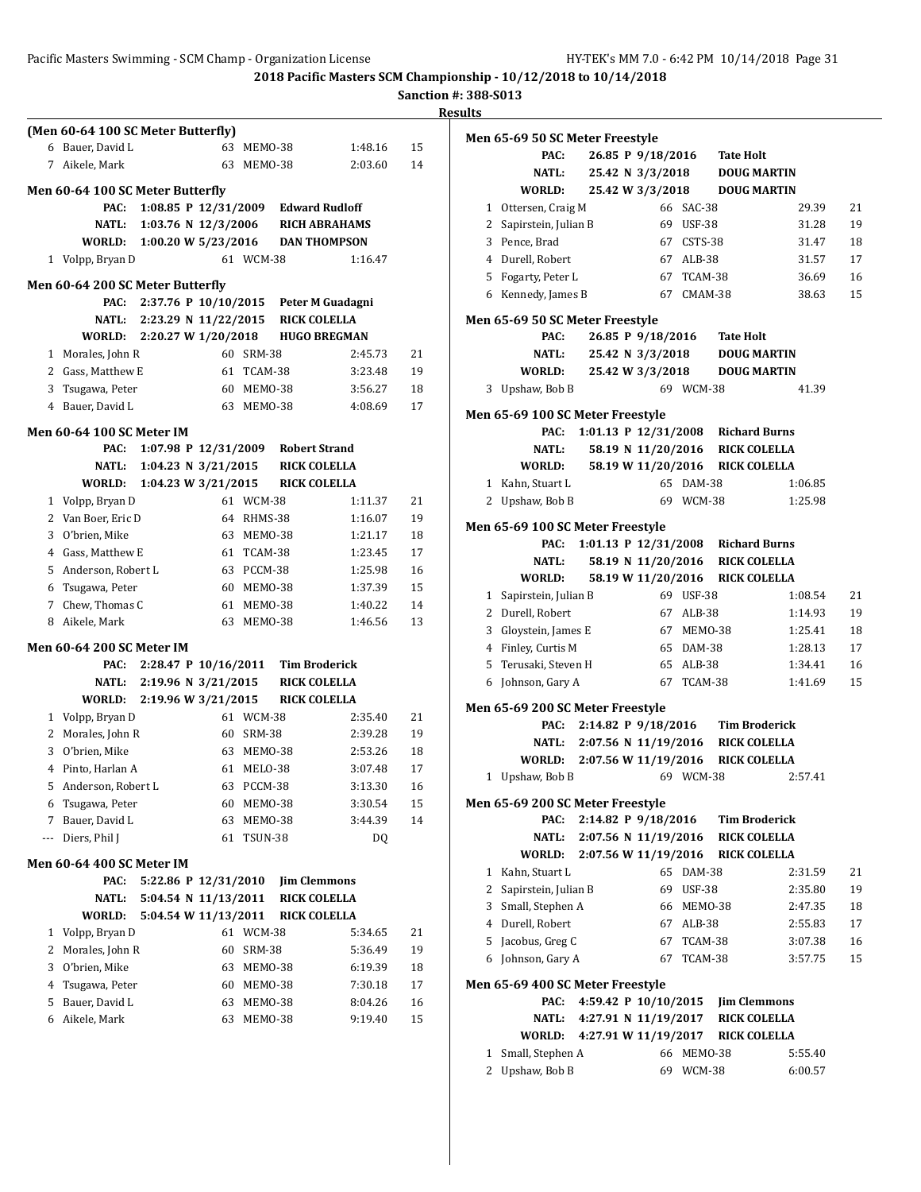# 2018 Pacific Masters SCM Championship - 10/12/2018 to 10/14/2018

**Sanction #: 388-S013**

## Results

### (Men 60-64 100 SC Meter Butterfly)

| | Name | Age | Team | Time | Points |
|---|---|---|---|---|---|
| 6 | Bauer, David L | 63 | MEMO-38 | 1:48.16 | 15 |
| 7 | Aikele, Mark | 63 | MEMO-38 | 2:03.60 | 14 |

### Men 60-64 100 SC Meter Butterfly

| | | | |
|---|---|---|---|
| PAC: | 1:08.85 P 12/31/2009 | Edward Rudloff | |
| NATL: | 1:03.76 N 12/3/2006 | RICH ABRAHAMS | |
| WORLD: | 1:00.20 W 5/23/2016 | DAN THOMPSON | |

| | Name | Age | Team | Time | Points |
|---|---|---|---|---|---|
| 1 | Volpp, Bryan D | 61 | WCM-38 | 1:16.47 | |

### Men 60-64 200 SC Meter Butterfly

| | | |
|---|---|---|
| PAC: | 2:37.76 P 10/10/2015 | Peter M Guadagni |
| NATL: | 2:23.29 N 11/22/2015 | RICK COLELLA |
| WORLD: | 2:20.27 W 1/20/2018 | HUGO BREGMAN |

| | Name | Age | Team | Time | Points |
|---|---|---|---|---|---|
| 1 | Morales, John R | 60 | SRM-38 | 2:45.73 | 21 |
| 2 | Gass, Matthew E | 61 | TCAM-38 | 3:23.48 | 19 |
| 3 | Tsugawa, Peter | 60 | MEMO-38 | 3:56.27 | 18 |
| 4 | Bauer, David L | 63 | MEMO-38 | 4:08.69 | 17 |

### Men 60-64 100 SC Meter IM

| | | |
|---|---|---|
| PAC: | 1:07.98 P 12/31/2009 | Robert Strand |
| NATL: | 1:04.23 N 3/21/2015 | RICK COLELLA |
| WORLD: | 1:04.23 W 3/21/2015 | RICK COLELLA |

| | Name | Age | Team | Time | Points |
|---|---|---|---|---|---|
| 1 | Volpp, Bryan D | 61 | WCM-38 | 1:11.37 | 21 |
| 2 | Van Boer, Eric D | 64 | RHMS-38 | 1:16.07 | 19 |
| 3 | O'brien, Mike | 63 | MEMO-38 | 1:21.17 | 18 |
| 4 | Gass, Matthew E | 61 | TCAM-38 | 1:23.45 | 17 |
| 5 | Anderson, Robert L | 63 | PCCM-38 | 1:25.98 | 16 |
| 6 | Tsugawa, Peter | 60 | MEMO-38 | 1:37.39 | 15 |
| 7 | Chew, Thomas C | 61 | MEMO-38 | 1:40.22 | 14 |
| 8 | Aikele, Mark | 63 | MEMO-38 | 1:46.56 | 13 |

### Men 60-64 200 SC Meter IM

| | | |
|---|---|---|
| PAC: | 2:28.47 P 10/16/2011 | Tim Broderick |
| NATL: | 2:19.96 N 3/21/2015 | RICK COLELLA |
| WORLD: | 2:19.96 W 3/21/2015 | RICK COLELLA |

| | Name | Age | Team | Time | Points |
|---|---|---|---|---|---|
| 1 | Volpp, Bryan D | 61 | WCM-38 | 2:35.40 | 21 |
| 2 | Morales, John R | 60 | SRM-38 | 2:39.28 | 19 |
| 3 | O'brien, Mike | 63 | MEMO-38 | 2:53.26 | 18 |
| 4 | Pinto, Harlan A | 61 | MELO-38 | 3:07.48 | 17 |
| 5 | Anderson, Robert L | 63 | PCCM-38 | 3:13.30 | 16 |
| 6 | Tsugawa, Peter | 60 | MEMO-38 | 3:30.54 | 15 |
| 7 | Bauer, David L | 63 | MEMO-38 | 3:44.39 | 14 |
| --- | Diers, Phil J | 61 | TSUN-38 | DQ | |

### Men 60-64 400 SC Meter IM

| | | |
|---|---|---|
| PAC: | 5:22.86 P 12/31/2010 | Jim Clemmons |
| NATL: | 5:04.54 N 11/13/2011 | RICK COLELLA |
| WORLD: | 5:04.54 W 11/13/2011 | RICK COLELLA |

| | Name | Age | Team | Time | Points |
|---|---|---|---|---|---|
| 1 | Volpp, Bryan D | 61 | WCM-38 | 5:34.65 | 21 |
| 2 | Morales, John R | 60 | SRM-38 | 5:36.49 | 19 |
| 3 | O'brien, Mike | 63 | MEMO-38 | 6:19.39 | 18 |
| 4 | Tsugawa, Peter | 60 | MEMO-38 | 7:30.18 | 17 |
| 5 | Bauer, David L | 63 | MEMO-38 | 8:04.26 | 16 |
| 6 | Aikele, Mark | 63 | MEMO-38 | 9:19.40 | 15 |

### Men 65-69 50 SC Meter Freestyle

| | | |
|---|---|---|
| PAC: | 26.85 P 9/18/2016 | Tate Holt |
| NATL: | 25.42 N 3/3/2018 | DOUG MARTIN |
| WORLD: | 25.42 W 3/3/2018 | DOUG MARTIN |

| | Name | Age | Team | Time | Points |
|---|---|---|---|---|---|
| 1 | Ottersen, Craig M | 66 | SAC-38 | 29.39 | 21 |
| 2 | Sapirstein, Julian B | 69 | USF-38 | 31.28 | 19 |
| 3 | Pence, Brad | 67 | CSTS-38 | 31.47 | 18 |
| 4 | Durell, Robert | 67 | ALB-38 | 31.57 | 17 |
| 5 | Fogarty, Peter L | 67 | TCAM-38 | 36.69 | 16 |
| 6 | Kennedy, James B | 67 | CMAM-38 | 38.63 | 15 |

### Men 65-69 50 SC Meter Freestyle

| | | |
|---|---|---|
| PAC: | 26.85 P 9/18/2016 | Tate Holt |
| NATL: | 25.42 N 3/3/2018 | DOUG MARTIN |
| WORLD: | 25.42 W 3/3/2018 | DOUG MARTIN |

| | Name | Age | Team | Time | Points |
|---|---|---|---|---|---|
| 3 | Upshaw, Bob B | 69 | WCM-38 | 41.39 | |

### Men 65-69 100 SC Meter Freestyle

| | | |
|---|---|---|
| PAC: | 1:01.13 P 12/31/2008 | Richard Burns |
| NATL: | 58.19 N 11/20/2016 | RICK COLELLA |
| WORLD: | 58.19 W 11/20/2016 | RICK COLELLA |

| | Name | Age | Team | Time | Points |
|---|---|---|---|---|---|
| 1 | Kahn, Stuart L | 65 | DAM-38 | 1:06.85 | |
| 2 | Upshaw, Bob B | 69 | WCM-38 | 1:25.98 | |

### Men 65-69 100 SC Meter Freestyle

| | | |
|---|---|---|
| PAC: | 1:01.13 P 12/31/2008 | Richard Burns |
| NATL: | 58.19 N 11/20/2016 | RICK COLELLA |
| WORLD: | 58.19 W 11/20/2016 | RICK COLELLA |

| | Name | Age | Team | Time | Points |
|---|---|---|---|---|---|
| 1 | Sapirstein, Julian B | 69 | USF-38 | 1:08.54 | 21 |
| 2 | Durell, Robert | 67 | ALB-38 | 1:14.93 | 19 |
| 3 | Gloystein, James E | 67 | MEMO-38 | 1:25.41 | 18 |
| 4 | Finley, Curtis M | 65 | DAM-38 | 1:28.13 | 17 |
| 5 | Terusaki, Steven H | 65 | ALB-38 | 1:34.41 | 16 |
| 6 | Johnson, Gary A | 67 | TCAM-38 | 1:41.69 | 15 |

### Men 65-69 200 SC Meter Freestyle

| | | |
|---|---|---|
| PAC: | 2:14.82 P 9/18/2016 | Tim Broderick |
| NATL: | 2:07.56 N 11/19/2016 | RICK COLELLA |
| WORLD: | 2:07.56 W 11/19/2016 | RICK COLELLA |

| | Name | Age | Team | Time | Points |
|---|---|---|---|---|---|
| 1 | Upshaw, Bob B | 69 | WCM-38 | 2:57.41 | |

### Men 65-69 200 SC Meter Freestyle

| | | |
|---|---|---|
| PAC: | 2:14.82 P 9/18/2016 | Tim Broderick |
| NATL: | 2:07.56 N 11/19/2016 | RICK COLELLA |
| WORLD: | 2:07.56 W 11/19/2016 | RICK COLELLA |

| | Name | Age | Team | Time | Points |
|---|---|---|---|---|---|
| 1 | Kahn, Stuart L | 65 | DAM-38 | 2:31.59 | 21 |
| 2 | Sapirstein, Julian B | 69 | USF-38 | 2:35.80 | 19 |
| 3 | Small, Stephen A | 66 | MEMO-38 | 2:47.35 | 18 |
| 4 | Durell, Robert | 67 | ALB-38 | 2:55.83 | 17 |
| 5 | Jacobus, Greg C | 67 | TCAM-38 | 3:07.38 | 16 |
| 6 | Johnson, Gary A | 67 | TCAM-38 | 3:57.75 | 15 |

### Men 65-69 400 SC Meter Freestyle

| | | |
|---|---|---|
| PAC: | 4:59.42 P 10/10/2015 | Jim Clemmons |
| NATL: | 4:27.91 N 11/19/2017 | RICK COLELLA |
| WORLD: | 4:27.91 W 11/19/2017 | RICK COLELLA |

| | Name | Age | Team | Time | Points |
|---|---|---|---|---|---|
| 1 | Small, Stephen A | 66 | MEMO-38 | 5:55.40 | |
| 2 | Upshaw, Bob B | 69 | WCM-38 | 6:00.57 | |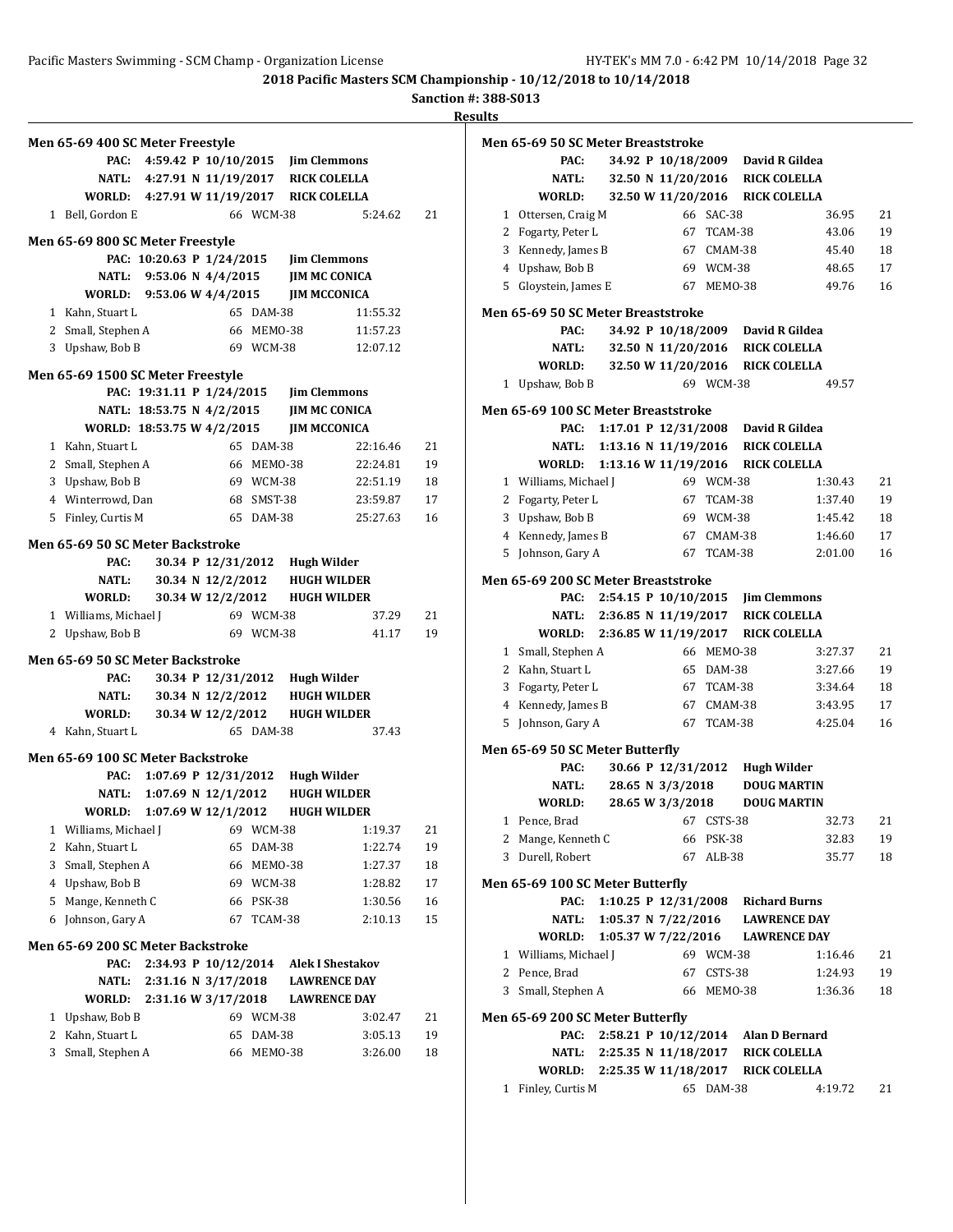**2018 Pacific Masters SCM Championship - 10/12/2018 to 10/14/2018**

**Sanction #: 388-S013**

**Results**

### Men 65-69 400 SC Meter Freestyle

| | Record | | | |
|---|---|---|---|---|
| PAC: | 4:59.42 P 10/10/2015 | Jim Clemmons | | |
| NATL: | 4:27.91 N 11/19/2017 | RICK COLELLA | | |
| WORLD: | 4:27.91 W 11/19/2017 | RICK COLELLA | | |

| Place | Name | Age | Team | Time | Points |
|---|---|---|---|---|---|
| 1 | Bell, Gordon E | 66 | WCM-38 | 5:24.62 | 21 |

### Men 65-69 800 SC Meter Freestyle

| | Record | |
|---|---|---|
| PAC: | 10:20.63 P 1/24/2015 | Jim Clemmons |
| NATL: | 9:53.06 N 4/4/2015 | JIM MC CONICA |
| WORLD: | 9:53.06 W 4/4/2015 | JIM MCCONICA |

| Place | Name | Age | Team | Time | Points |
|---|---|---|---|---|---|
| 1 | Kahn, Stuart L | 65 | DAM-38 | 11:55.32 | |
| 2 | Small, Stephen A | 66 | MEMO-38 | 11:57.23 | |
| 3 | Upshaw, Bob B | 69 | WCM-38 | 12:07.12 | |

### Men 65-69 1500 SC Meter Freestyle

| | Record | |
|---|---|---|
| PAC: | 19:31.11 P 1/24/2015 | Jim Clemmons |
| NATL: | 18:53.75 N 4/2/2015 | JIM MC CONICA |
| WORLD: | 18:53.75 W 4/2/2015 | JIM MCCONICA |

| Place | Name | Age | Team | Time | Points |
|---|---|---|---|---|---|
| 1 | Kahn, Stuart L | 65 | DAM-38 | 22:16.46 | 21 |
| 2 | Small, Stephen A | 66 | MEMO-38 | 22:24.81 | 19 |
| 3 | Upshaw, Bob B | 69 | WCM-38 | 22:51.19 | 18 |
| 4 | Winterrowd, Dan | 68 | SMST-38 | 23:59.87 | 17 |
| 5 | Finley, Curtis M | 65 | DAM-38 | 25:27.63 | 16 |

### Men 65-69 50 SC Meter Backstroke

| | Record | |
|---|---|---|
| PAC: | 30.34 P 12/31/2012 | Hugh Wilder |
| NATL: | 30.34 N 12/2/2012 | HUGH WILDER |
| WORLD: | 30.34 W 12/2/2012 | HUGH WILDER |

| Place | Name | Age | Team | Time | Points |
|---|---|---|---|---|---|
| 1 | Williams, Michael J | 69 | WCM-38 | 37.29 | 21 |
| 2 | Upshaw, Bob B | 69 | WCM-38 | 41.17 | 19 |

### Men 65-69 50 SC Meter Backstroke

| | Record | |
|---|---|---|
| PAC: | 30.34 P 12/31/2012 | Hugh Wilder |
| NATL: | 30.34 N 12/2/2012 | HUGH WILDER |
| WORLD: | 30.34 W 12/2/2012 | HUGH WILDER |

| Place | Name | Age | Team | Time | Points |
|---|---|---|---|---|---|
| 4 | Kahn, Stuart L | 65 | DAM-38 | 37.43 | |

### Men 65-69 100 SC Meter Backstroke

| | Record | |
|---|---|---|
| PAC: | 1:07.69 P 12/31/2012 | Hugh Wilder |
| NATL: | 1:07.69 N 12/1/2012 | HUGH WILDER |
| WORLD: | 1:07.69 W 12/1/2012 | HUGH WILDER |

| Place | Name | Age | Team | Time | Points |
|---|---|---|---|---|---|
| 1 | Williams, Michael J | 69 | WCM-38 | 1:19.37 | 21 |
| 2 | Kahn, Stuart L | 65 | DAM-38 | 1:22.74 | 19 |
| 3 | Small, Stephen A | 66 | MEMO-38 | 1:27.37 | 18 |
| 4 | Upshaw, Bob B | 69 | WCM-38 | 1:28.82 | 17 |
| 5 | Mange, Kenneth C | 66 | PSK-38 | 1:30.56 | 16 |
| 6 | Johnson, Gary A | 67 | TCAM-38 | 2:10.13 | 15 |

### Men 65-69 200 SC Meter Backstroke

| | Record | |
|---|---|---|
| PAC: | 2:34.93 P 10/12/2014 | Alek I Shestakov |
| NATL: | 2:31.16 N 3/17/2018 | LAWRENCE DAY |
| WORLD: | 2:31.16 W 3/17/2018 | LAWRENCE DAY |

| Place | Name | Age | Team | Time | Points |
|---|---|---|---|---|---|
| 1 | Upshaw, Bob B | 69 | WCM-38 | 3:02.47 | 21 |
| 2 | Kahn, Stuart L | 65 | DAM-38 | 3:05.13 | 19 |
| 3 | Small, Stephen A | 66 | MEMO-38 | 3:26.00 | 18 |

### Men 65-69 50 SC Meter Breaststroke

| | Record | |
|---|---|---|
| PAC: | 34.92 P 10/18/2009 | David R Gildea |
| NATL: | 32.50 N 11/20/2016 | RICK COLELLA |
| WORLD: | 32.50 W 11/20/2016 | RICK COLELLA |

| Place | Name | Age | Team | Time | Points |
|---|---|---|---|---|---|
| 1 | Ottersen, Craig M | 66 | SAC-38 | 36.95 | 21 |
| 2 | Fogarty, Peter L | 67 | TCAM-38 | 43.06 | 19 |
| 3 | Kennedy, James B | 67 | CMAM-38 | 45.40 | 18 |
| 4 | Upshaw, Bob B | 69 | WCM-38 | 48.65 | 17 |
| 5 | Gloystein, James E | 67 | MEMO-38 | 49.76 | 16 |

### Men 65-69 50 SC Meter Breaststroke

| | Record | |
|---|---|---|
| PAC: | 34.92 P 10/18/2009 | David R Gildea |
| NATL: | 32.50 N 11/20/2016 | RICK COLELLA |
| WORLD: | 32.50 W 11/20/2016 | RICK COLELLA |

| Place | Name | Age | Team | Time | Points |
|---|---|---|---|---|---|
| 1 | Upshaw, Bob B | 69 | WCM-38 | 49.57 | |

### Men 65-69 100 SC Meter Breaststroke

| | Record | |
|---|---|---|
| PAC: | 1:17.01 P 12/31/2008 | David R Gildea |
| NATL: | 1:13.16 N 11/19/2016 | RICK COLELLA |
| WORLD: | 1:13.16 W 11/19/2016 | RICK COLELLA |

| Place | Name | Age | Team | Time | Points |
|---|---|---|---|---|---|
| 1 | Williams, Michael J | 69 | WCM-38 | 1:30.43 | 21 |
| 2 | Fogarty, Peter L | 67 | TCAM-38 | 1:37.40 | 19 |
| 3 | Upshaw, Bob B | 69 | WCM-38 | 1:45.42 | 18 |
| 4 | Kennedy, James B | 67 | CMAM-38 | 1:46.60 | 17 |
| 5 | Johnson, Gary A | 67 | TCAM-38 | 2:01.00 | 16 |

### Men 65-69 200 SC Meter Breaststroke

| | Record | |
|---|---|---|
| PAC: | 2:54.15 P 10/10/2015 | Jim Clemmons |
| NATL: | 2:36.85 N 11/19/2017 | RICK COLELLA |
| WORLD: | 2:36.85 W 11/19/2017 | RICK COLELLA |

| Place | Name | Age | Team | Time | Points |
|---|---|---|---|---|---|
| 1 | Small, Stephen A | 66 | MEMO-38 | 3:27.37 | 21 |
| 2 | Kahn, Stuart L | 65 | DAM-38 | 3:27.66 | 19 |
| 3 | Fogarty, Peter L | 67 | TCAM-38 | 3:34.64 | 18 |
| 4 | Kennedy, James B | 67 | CMAM-38 | 3:43.95 | 17 |
| 5 | Johnson, Gary A | 67 | TCAM-38 | 4:25.04 | 16 |

### Men 65-69 50 SC Meter Butterfly

| | Record | |
|---|---|---|
| PAC: | 30.66 P 12/31/2012 | Hugh Wilder |
| NATL: | 28.65 N 3/3/2018 | DOUG MARTIN |
| WORLD: | 28.65 W 3/3/2018 | DOUG MARTIN |

| Place | Name | Age | Team | Time | Points |
|---|---|---|---|---|---|
| 1 | Pence, Brad | 67 | CSTS-38 | 32.73 | 21 |
| 2 | Mange, Kenneth C | 66 | PSK-38 | 32.83 | 19 |
| 3 | Durell, Robert | 67 | ALB-38 | 35.77 | 18 |

### Men 65-69 100 SC Meter Butterfly

| | Record | |
|---|---|---|
| PAC: | 1:10.25 P 12/31/2008 | Richard Burns |
| NATL: | 1:05.37 N 7/22/2016 | LAWRENCE DAY |
| WORLD: | 1:05.37 W 7/22/2016 | LAWRENCE DAY |

| Place | Name | Age | Team | Time | Points |
|---|---|---|---|---|---|
| 1 | Williams, Michael J | 69 | WCM-38 | 1:16.46 | 21 |
| 2 | Pence, Brad | 67 | CSTS-38 | 1:24.93 | 19 |
| 3 | Small, Stephen A | 66 | MEMO-38 | 1:36.36 | 18 |

### Men 65-69 200 SC Meter Butterfly

| | Record | |
|---|---|---|
| PAC: | 2:58.21 P 10/12/2014 | Alan D Bernard |
| NATL: | 2:25.35 N 11/18/2017 | RICK COLELLA |
| WORLD: | 2:25.35 W 11/18/2017 | RICK COLELLA |

| Place | Name | Age | Team | Time | Points |
|---|---|---|---|---|---|
| 1 | Finley, Curtis M | 65 | DAM-38 | 4:19.72 | 21 |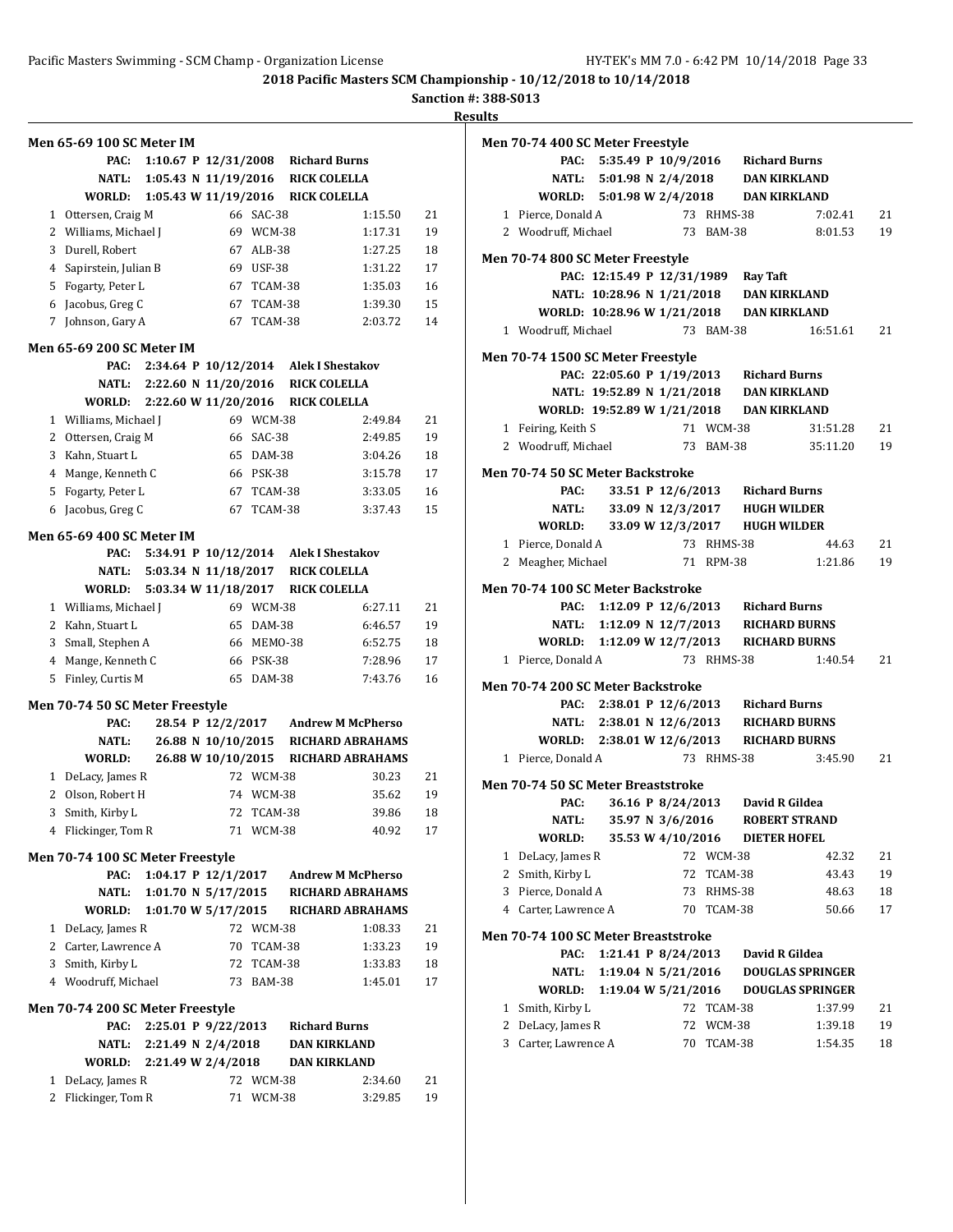2018 Pacific Masters SCM Championship - 10/12/2018 to 10/14/2018

Sanction #: 388-S013

Results

### Men 65-69 100 SC Meter IM

| | | | | |
|---|---|---|---|---|
| PAC: | 1:10.67 P 12/31/2008 | Richard Burns | | |
| NATL: | 1:05.43 N 11/19/2016 | RICK COLELLA | | |
| WORLD: | 1:05.43 W 11/19/2016 | RICK COLELLA | | |

| Place | Name | Age | Team | Time | Points |
|---|---|---|---|---|---|
| 1 | Ottersen, Craig M | 66 | SAC-38 | 1:15.50 | 21 |
| 2 | Williams, Michael J | 69 | WCM-38 | 1:17.31 | 19 |
| 3 | Durell, Robert | 67 | ALB-38 | 1:27.25 | 18 |
| 4 | Sapirstein, Julian B | 69 | USF-38 | 1:31.22 | 17 |
| 5 | Fogarty, Peter L | 67 | TCAM-38 | 1:35.03 | 16 |
| 6 | Jacobus, Greg C | 67 | TCAM-38 | 1:39.30 | 15 |
| 7 | Johnson, Gary A | 67 | TCAM-38 | 2:03.72 | 14 |

### Men 65-69 200 SC Meter IM

| | | | | |
|---|---|---|---|---|
| PAC: | 2:34.64 P 10/12/2014 | Alek I Shestakov | | |
| NATL: | 2:22.60 N 11/20/2016 | RICK COLELLA | | |
| WORLD: | 2:22.60 W 11/20/2016 | RICK COLELLA | | |

| Place | Name | Age | Team | Time | Points |
|---|---|---|---|---|---|
| 1 | Williams, Michael J | 69 | WCM-38 | 2:49.84 | 21 |
| 2 | Ottersen, Craig M | 66 | SAC-38 | 2:49.85 | 19 |
| 3 | Kahn, Stuart L | 65 | DAM-38 | 3:04.26 | 18 |
| 4 | Mange, Kenneth C | 66 | PSK-38 | 3:15.78 | 17 |
| 5 | Fogarty, Peter L | 67 | TCAM-38 | 3:33.05 | 16 |
| 6 | Jacobus, Greg C | 67 | TCAM-38 | 3:37.43 | 15 |

### Men 65-69 400 SC Meter IM

| | | | | |
|---|---|---|---|---|
| PAC: | 5:34.91 P 10/12/2014 | Alek I Shestakov | | |
| NATL: | 5:03.34 N 11/18/2017 | RICK COLELLA | | |
| WORLD: | 5:03.34 W 11/18/2017 | RICK COLELLA | | |

| Place | Name | Age | Team | Time | Points |
|---|---|---|---|---|---|
| 1 | Williams, Michael J | 69 | WCM-38 | 6:27.11 | 21 |
| 2 | Kahn, Stuart L | 65 | DAM-38 | 6:46.57 | 19 |
| 3 | Small, Stephen A | 66 | MEMO-38 | 6:52.75 | 18 |
| 4 | Mange, Kenneth C | 66 | PSK-38 | 7:28.96 | 17 |
| 5 | Finley, Curtis M | 65 | DAM-38 | 7:43.76 | 16 |

### Men 70-74 50 SC Meter Freestyle

| | | | | |
|---|---|---|---|---|
| PAC: | 28.54 P 12/2/2017 | Andrew M McPherso | | |
| NATL: | 26.88 N 10/10/2015 | RICHARD ABRAHAMS | | |
| WORLD: | 26.88 W 10/10/2015 | RICHARD ABRAHAMS | | |

| Place | Name | Age | Team | Time | Points |
|---|---|---|---|---|---|
| 1 | DeLacy, James R | 72 | WCM-38 | 30.23 | 21 |
| 2 | Olson, Robert H | 74 | WCM-38 | 35.62 | 19 |
| 3 | Smith, Kirby L | 72 | TCAM-38 | 39.86 | 18 |
| 4 | Flickinger, Tom R | 71 | WCM-38 | 40.92 | 17 |

### Men 70-74 100 SC Meter Freestyle

| | | | | |
|---|---|---|---|---|
| PAC: | 1:04.17 P 12/1/2017 | Andrew M McPherso | | |
| NATL: | 1:01.70 N 5/17/2015 | RICHARD ABRAHAMS | | |
| WORLD: | 1:01.70 W 5/17/2015 | RICHARD ABRAHAMS | | |

| Place | Name | Age | Team | Time | Points |
|---|---|---|---|---|---|
| 1 | DeLacy, James R | 72 | WCM-38 | 1:08.33 | 21 |
| 2 | Carter, Lawrence A | 70 | TCAM-38 | 1:33.23 | 19 |
| 3 | Smith, Kirby L | 72 | TCAM-38 | 1:33.83 | 18 |
| 4 | Woodruff, Michael | 73 | BAM-38 | 1:45.01 | 17 |

### Men 70-74 200 SC Meter Freestyle

| | | | | |
|---|---|---|---|---|
| PAC: | 2:25.01 P 9/22/2013 | Richard Burns | | |
| NATL: | 2:21.49 N 2/4/2018 | DAN KIRKLAND | | |
| WORLD: | 2:21.49 W 2/4/2018 | DAN KIRKLAND | | |

| Place | Name | Age | Team | Time | Points |
|---|---|---|---|---|---|
| 1 | DeLacy, James R | 72 | WCM-38 | 2:34.60 | 21 |
| 2 | Flickinger, Tom R | 71 | WCM-38 | 3:29.85 | 19 |

### Men 70-74 400 SC Meter Freestyle

| | | | | |
|---|---|---|---|---|
| PAC: | 5:35.49 P 10/9/2016 | Richard Burns | | |
| NATL: | 5:01.98 N 2/4/2018 | DAN KIRKLAND | | |
| WORLD: | 5:01.98 W 2/4/2018 | DAN KIRKLAND | | |

| Place | Name | Age | Team | Time | Points |
|---|---|---|---|---|---|
| 1 | Pierce, Donald A | 73 | RHMS-38 | 7:02.41 | 21 |
| 2 | Woodruff, Michael | 73 | BAM-38 | 8:01.53 | 19 |

### Men 70-74 800 SC Meter Freestyle

| | | | | |
|---|---|---|---|---|
| PAC: | 12:15.49 P 12/31/1989 | Ray Taft | | |
| NATL: | 10:28.96 N 1/21/2018 | DAN KIRKLAND | | |
| WORLD: | 10:28.96 W 1/21/2018 | DAN KIRKLAND | | |

| Place | Name | Age | Team | Time | Points |
|---|---|---|---|---|---|
| 1 | Woodruff, Michael | 73 | BAM-38 | 16:51.61 | 21 |

### Men 70-74 1500 SC Meter Freestyle

| | | | | |
|---|---|---|---|---|
| PAC: | 22:05.60 P 1/19/2013 | Richard Burns | | |
| NATL: | 19:52.89 N 1/21/2018 | DAN KIRKLAND | | |
| WORLD: | 19:52.89 W 1/21/2018 | DAN KIRKLAND | | |

| Place | Name | Age | Team | Time | Points |
|---|---|---|---|---|---|
| 1 | Feiring, Keith S | 71 | WCM-38 | 31:51.28 | 21 |
| 2 | Woodruff, Michael | 73 | BAM-38 | 35:11.20 | 19 |

### Men 70-74 50 SC Meter Backstroke

| | | | | |
|---|---|---|---|---|
| PAC: | 33.51 P 12/6/2013 | Richard Burns | | |
| NATL: | 33.09 N 12/3/2017 | HUGH WILDER | | |
| WORLD: | 33.09 W 12/3/2017 | HUGH WILDER | | |

| Place | Name | Age | Team | Time | Points |
|---|---|---|---|---|---|
| 1 | Pierce, Donald A | 73 | RHMS-38 | 44.63 | 21 |
| 2 | Meagher, Michael | 71 | RPM-38 | 1:21.86 | 19 |

### Men 70-74 100 SC Meter Backstroke

| | | | | |
|---|---|---|---|---|
| PAC: | 1:12.09 P 12/6/2013 | Richard Burns | | |
| NATL: | 1:12.09 N 12/7/2013 | RICHARD BURNS | | |
| WORLD: | 1:12.09 W 12/7/2013 | RICHARD BURNS | | |

| Place | Name | Age | Team | Time | Points |
|---|---|---|---|---|---|
| 1 | Pierce, Donald A | 73 | RHMS-38 | 1:40.54 | 21 |

### Men 70-74 200 SC Meter Backstroke

| | | | | |
|---|---|---|---|---|
| PAC: | 2:38.01 P 12/6/2013 | Richard Burns | | |
| NATL: | 2:38.01 N 12/6/2013 | RICHARD BURNS | | |
| WORLD: | 2:38.01 W 12/6/2013 | RICHARD BURNS | | |

| Place | Name | Age | Team | Time | Points |
|---|---|---|---|---|---|
| 1 | Pierce, Donald A | 73 | RHMS-38 | 3:45.90 | 21 |

### Men 70-74 50 SC Meter Breaststroke

| | | | | |
|---|---|---|---|---|
| PAC: | 36.16 P 8/24/2013 | David R Gildea | | |
| NATL: | 35.97 N 3/6/2016 | ROBERT STRAND | | |
| WORLD: | 35.53 W 4/10/2016 | DIETER HOFEL | | |

| Place | Name | Age | Team | Time | Points |
|---|---|---|---|---|---|
| 1 | DeLacy, James R | 72 | WCM-38 | 42.32 | 21 |
| 2 | Smith, Kirby L | 72 | TCAM-38 | 43.43 | 19 |
| 3 | Pierce, Donald A | 73 | RHMS-38 | 48.63 | 18 |
| 4 | Carter, Lawrence A | 70 | TCAM-38 | 50.66 | 17 |

### Men 70-74 100 SC Meter Breaststroke

| | | | | |
|---|---|---|---|---|
| PAC: | 1:21.41 P 8/24/2013 | David R Gildea | | |
| NATL: | 1:19.04 N 5/21/2016 | DOUGLAS SPRINGER | | |
| WORLD: | 1:19.04 W 5/21/2016 | DOUGLAS SPRINGER | | |

| Place | Name | Age | Team | Time | Points |
|---|---|---|---|---|---|
| 1 | Smith, Kirby L | 72 | TCAM-38 | 1:37.99 | 21 |
| 2 | DeLacy, James R | 72 | WCM-38 | 1:39.18 | 19 |
| 3 | Carter, Lawrence A | 70 | TCAM-38 | 1:54.35 | 18 |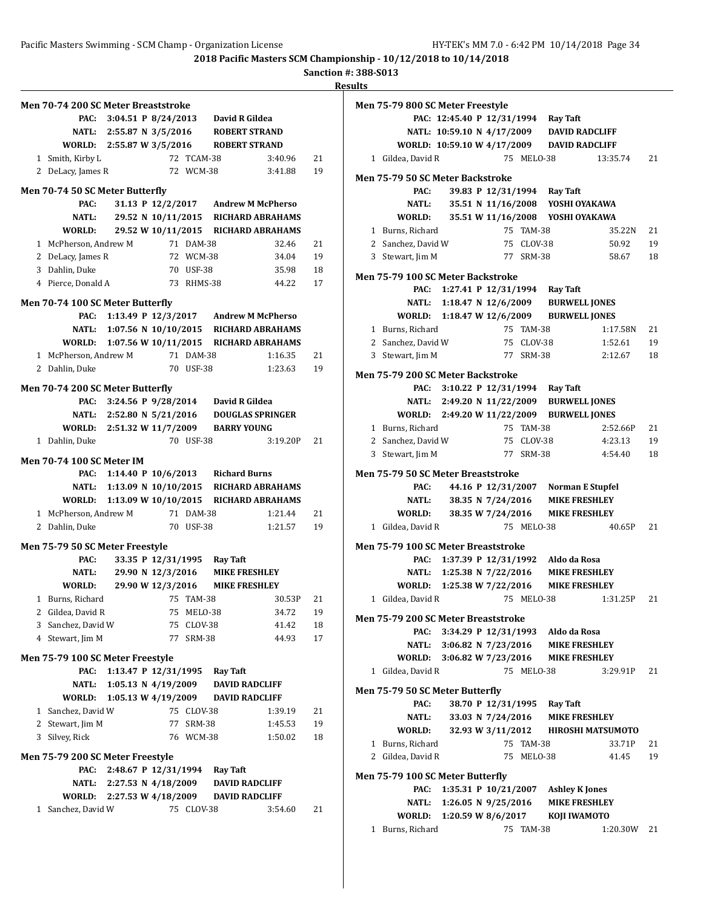**2018 Pacific Masters SCM Championship - 10/12/2018 to 10/14/2018**

**Sanction #: 388-S013**

**Results**

### Men 70-74 200 SC Meter Breaststroke

| | | | | | |
|---|---|---|---|---|---|
| PAC: | 3:04.51 P 8/24/2013 | David R Gildea | | | |
| NATL: | 2:55.87 N 3/5/2016 | ROBERT STRAND | | | |
| WORLD: | 2:55.87 W 3/5/2016 | ROBERT STRAND | | | |
| 1 | Smith, Kirby L | 72 | TCAM-38 | 3:40.96 | 21 |
| 2 | DeLacy, James R | 72 | WCM-38 | 3:41.88 | 19 |

### Men 70-74 50 SC Meter Butterfly

| | | | | | |
|---|---|---|---|---|---|
| PAC: | 31.13 P 12/2/2017 | Andrew M McPherso | | | |
| NATL: | 29.52 N 10/11/2015 | RICHARD ABRAHAMS | | | |
| WORLD: | 29.52 W 10/11/2015 | RICHARD ABRAHAMS | | | |
| 1 | McPherson, Andrew M | 71 | DAM-38 | 32.46 | 21 |
| 2 | DeLacy, James R | 72 | WCM-38 | 34.04 | 19 |
| 3 | Dahlin, Duke | 70 | USF-38 | 35.98 | 18 |
| 4 | Pierce, Donald A | 73 | RHMS-38 | 44.22 | 17 |

### Men 70-74 100 SC Meter Butterfly

| | | | | | |
|---|---|---|---|---|---|
| PAC: | 1:13.49 P 12/3/2017 | Andrew M McPherso | | | |
| NATL: | 1:07.56 N 10/10/2015 | RICHARD ABRAHAMS | | | |
| WORLD: | 1:07.56 W 10/10/2015 | RICHARD ABRAHAMS | | | |
| 1 | McPherson, Andrew M | 71 | DAM-38 | 1:16.35 | 21 |
| 2 | Dahlin, Duke | 70 | USF-38 | 1:23.63 | 19 |

### Men 70-74 200 SC Meter Butterfly

| | | | | | |
|---|---|---|---|---|---|
| PAC: | 3:24.56 P 9/28/2014 | David R Gildea | | | |
| NATL: | 2:52.80 N 5/21/2016 | DOUGLAS SPRINGER | | | |
| WORLD: | 2:51.32 W 11/7/2009 | BARRY YOUNG | | | |
| 1 | Dahlin, Duke | 70 | USF-38 | 3:19.20P | 21 |

### Men 70-74 100 SC Meter IM

| | | | | | |
|---|---|---|---|---|---|
| PAC: | 1:14.40 P 10/6/2013 | Richard Burns | | | |
| NATL: | 1:13.09 N 10/10/2015 | RICHARD ABRAHAMS | | | |
| WORLD: | 1:13.09 W 10/10/2015 | RICHARD ABRAHAMS | | | |
| 1 | McPherson, Andrew M | 71 | DAM-38 | 1:21.44 | 21 |
| 2 | Dahlin, Duke | 70 | USF-38 | 1:21.57 | 19 |

### Men 75-79 50 SC Meter Freestyle

| | | | | | |
|---|---|---|---|---|---|
| PAC: | 33.35 P 12/31/1995 | Ray Taft | | | |
| NATL: | 29.90 N 12/3/2016 | MIKE FRESHLEY | | | |
| WORLD: | 29.90 W 12/3/2016 | MIKE FRESHLEY | | | |
| 1 | Burns, Richard | 75 | TAM-38 | 30.53P | 21 |
| 2 | Gildea, David R | 75 | MELO-38 | 34.72 | 19 |
| 3 | Sanchez, David W | 75 | CLOV-38 | 41.42 | 18 |
| 4 | Stewart, Jim M | 77 | SRM-38 | 44.93 | 17 |

### Men 75-79 100 SC Meter Freestyle

| | | | | | |
|---|---|---|---|---|---|
| PAC: | 1:13.47 P 12/31/1995 | Ray Taft | | | |
| NATL: | 1:05.13 N 4/19/2009 | DAVID RADCLIFF | | | |
| WORLD: | 1:05.13 W 4/19/2009 | DAVID RADCLIFF | | | |
| 1 | Sanchez, David W | 75 | CLOV-38 | 1:39.19 | 21 |
| 2 | Stewart, Jim M | 77 | SRM-38 | 1:45.53 | 19 |
| 3 | Silvey, Rick | 76 | WCM-38 | 1:50.02 | 18 |

### Men 75-79 200 SC Meter Freestyle

| | | | | | |
|---|---|---|---|---|---|
| PAC: | 2:48.67 P 12/31/1994 | Ray Taft | | | |
| NATL: | 2:27.53 N 4/18/2009 | DAVID RADCLIFF | | | |
| WORLD: | 2:27.53 W 4/18/2009 | DAVID RADCLIFF | | | |
| 1 | Sanchez, David W | 75 | CLOV-38 | 3:54.60 | 21 |

### Men 75-79 800 SC Meter Freestyle

| | | | | | |
|---|---|---|---|---|---|
| PAC: | 12:45.40 P 12/31/1994 | Ray Taft | | | |
| NATL: | 10:59.10 N 4/17/2009 | DAVID RADCLIFF | | | |
| WORLD: | 10:59.10 W 4/17/2009 | DAVID RADCLIFF | | | |
| 1 | Gildea, David R | 75 | MELO-38 | 13:35.74 | 21 |

### Men 75-79 50 SC Meter Backstroke

| | | | | | |
|---|---|---|---|---|---|
| PAC: | 39.83 P 12/31/1994 | Ray Taft | | | |
| NATL: | 35.51 N 11/16/2008 | YOSHI OYAKAWA | | | |
| WORLD: | 35.51 W 11/16/2008 | YOSHI OYAKAWA | | | |
| 1 | Burns, Richard | 75 | TAM-38 | 35.22N | 21 |
| 2 | Sanchez, David W | 75 | CLOV-38 | 50.92 | 19 |
| 3 | Stewart, Jim M | 77 | SRM-38 | 58.67 | 18 |

### Men 75-79 100 SC Meter Backstroke

| | | | | | |
|---|---|---|---|---|---|
| PAC: | 1:27.41 P 12/31/1994 | Ray Taft | | | |
| NATL: | 1:18.47 N 12/6/2009 | BURWELL JONES | | | |
| WORLD: | 1:18.47 W 12/6/2009 | BURWELL JONES | | | |
| 1 | Burns, Richard | 75 | TAM-38 | 1:17.58N | 21 |
| 2 | Sanchez, David W | 75 | CLOV-38 | 1:52.61 | 19 |
| 3 | Stewart, Jim M | 77 | SRM-38 | 2:12.67 | 18 |

### Men 75-79 200 SC Meter Backstroke

| | | | | | |
|---|---|---|---|---|---|
| PAC: | 3:10.22 P 12/31/1994 | Ray Taft | | | |
| NATL: | 2:49.20 N 11/22/2009 | BURWELL JONES | | | |
| WORLD: | 2:49.20 W 11/22/2009 | BURWELL JONES | | | |
| 1 | Burns, Richard | 75 | TAM-38 | 2:52.66P | 21 |
| 2 | Sanchez, David W | 75 | CLOV-38 | 4:23.13 | 19 |
| 3 | Stewart, Jim M | 77 | SRM-38 | 4:54.40 | 18 |

### Men 75-79 50 SC Meter Breaststroke

| | | | | | |
|---|---|---|---|---|---|
| PAC: | 44.16 P 12/31/2007 | Norman E Stupfel | | | |
| NATL: | 38.35 N 7/24/2016 | MIKE FRESHLEY | | | |
| WORLD: | 38.35 W 7/24/2016 | MIKE FRESHLEY | | | |
| 1 | Gildea, David R | 75 | MELO-38 | 40.65P | 21 |

### Men 75-79 100 SC Meter Breaststroke

| | | | | | |
|---|---|---|---|---|---|
| PAC: | 1:37.39 P 12/31/1992 | Aldo da Rosa | | | |
| NATL: | 1:25.38 N 7/22/2016 | MIKE FRESHLEY | | | |
| WORLD: | 1:25.38 W 7/22/2016 | MIKE FRESHLEY | | | |
| 1 | Gildea, David R | 75 | MELO-38 | 1:31.25P | 21 |

### Men 75-79 200 SC Meter Breaststroke

| | | | | | |
|---|---|---|---|---|---|
| PAC: | 3:34.29 P 12/31/1993 | Aldo da Rosa | | | |
| NATL: | 3:06.82 N 7/23/2016 | MIKE FRESHLEY | | | |
| WORLD: | 3:06.82 W 7/23/2016 | MIKE FRESHLEY | | | |
| 1 | Gildea, David R | 75 | MELO-38 | 3:29.91P | 21 |

### Men 75-79 50 SC Meter Butterfly

| | | | | | |
|---|---|---|---|---|---|
| PAC: | 38.70 P 12/31/1995 | Ray Taft | | | |
| NATL: | 33.03 N 7/24/2016 | MIKE FRESHLEY | | | |
| WORLD: | 32.93 W 3/11/2012 | HIROSHI MATSUMOTO | | | |
| 1 | Burns, Richard | 75 | TAM-38 | 33.71P | 21 |
| 2 | Gildea, David R | 75 | MELO-38 | 41.45 | 19 |

### Men 75-79 100 SC Meter Butterfly

| | | | | | |
|---|---|---|---|---|---|
| PAC: | 1:35.31 P 10/21/2007 | Ashley K Jones | | | |
| NATL: | 1:26.05 N 9/25/2016 | MIKE FRESHLEY | | | |
| WORLD: | 1:20.59 W 8/6/2017 | KOJI IWAMOTO | | | |
| 1 | Burns, Richard | 75 | TAM-38 | 1:20.30W | 21 |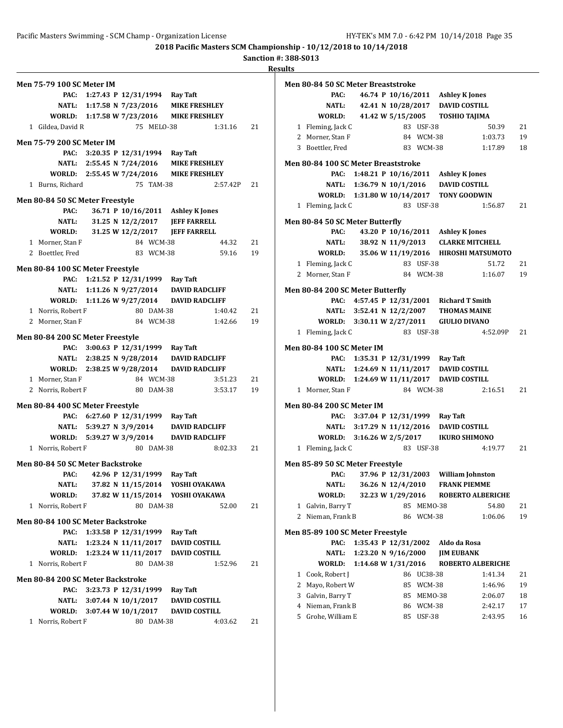**2018 Pacific Masters SCM Championship - 10/12/2018 to 10/14/2018**

**Sanction #: 388-S013**

**Results**

### Men 75-79 100 SC Meter IM

| | | | | |
|---|---|---|---|---|
| PAC: | 1:27.43 P 12/31/1994 | Ray Taft | | |
| NATL: | 1:17.58 N 7/23/2016 | MIKE FRESHLEY | | |
| WORLD: | 1:17.58 W 7/23/2016 | MIKE FRESHLEY | | |
| 1 Gildea, David R | 75 | MELO-38 | 1:31.16 | 21 |

### Men 75-79 200 SC Meter IM

| | | | | |
|---|---|---|---|---|
| PAC: | 3:20.35 P 12/31/1994 | Ray Taft | | |
| NATL: | 2:55.45 N 7/24/2016 | MIKE FRESHLEY | | |
| WORLD: | 2:55.45 W 7/24/2016 | MIKE FRESHLEY | | |
| 1 Burns, Richard | 75 | TAM-38 | 2:57.42P | 21 |

### Men 80-84 50 SC Meter Freestyle

| | | | | |
|---|---|---|---|---|
| PAC: | 36.71 P 10/16/2011 | Ashley K Jones | | |
| NATL: | 31.25 N 12/2/2017 | JEFF FARRELL | | |
| WORLD: | 31.25 W 12/2/2017 | JEFF FARRELL | | |
| 1 Morner, Stan F | 84 | WCM-38 | 44.32 | 21 |
| 2 Boettler, Fred | 83 | WCM-38 | 59.16 | 19 |

### Men 80-84 100 SC Meter Freestyle

| | | | | |
|---|---|---|---|---|
| PAC: | 1:21.52 P 12/31/1999 | Ray Taft | | |
| NATL: | 1:11.26 N 9/27/2014 | DAVID RADCLIFF | | |
| WORLD: | 1:11.26 W 9/27/2014 | DAVID RADCLIFF | | |
| 1 Norris, Robert F | 80 | DAM-38 | 1:40.42 | 21 |
| 2 Morner, Stan F | 84 | WCM-38 | 1:42.66 | 19 |

### Men 80-84 200 SC Meter Freestyle

| | | | | |
|---|---|---|---|---|
| PAC: | 3:00.63 P 12/31/1999 | Ray Taft | | |
| NATL: | 2:38.25 N 9/28/2014 | DAVID RADCLIFF | | |
| WORLD: | 2:38.25 W 9/28/2014 | DAVID RADCLIFF | | |
| 1 Morner, Stan F | 84 | WCM-38 | 3:51.23 | 21 |
| 2 Norris, Robert F | 80 | DAM-38 | 3:53.17 | 19 |

### Men 80-84 400 SC Meter Freestyle

| | | | | |
|---|---|---|---|---|
| PAC: | 6:27.60 P 12/31/1999 | Ray Taft | | |
| NATL: | 5:39.27 N 3/9/2014 | DAVID RADCLIFF | | |
| WORLD: | 5:39.27 W 3/9/2014 | DAVID RADCLIFF | | |
| 1 Norris, Robert F | 80 | DAM-38 | 8:02.33 | 21 |

### Men 80-84 50 SC Meter Backstroke

| | | | | |
|---|---|---|---|---|
| PAC: | 42.96 P 12/31/1999 | Ray Taft | | |
| NATL: | 37.82 N 11/15/2014 | YOSHI OYAKAWA | | |
| WORLD: | 37.82 W 11/15/2014 | YOSHI OYAKAWA | | |
| 1 Norris, Robert F | 80 | DAM-38 | 52.00 | 21 |

### Men 80-84 100 SC Meter Backstroke

| | | | | |
|---|---|---|---|---|
| PAC: | 1:33.58 P 12/31/1999 | Ray Taft | | |
| NATL: | 1:23.24 N 11/11/2017 | DAVID COSTILL | | |
| WORLD: | 1:23.24 W 11/11/2017 | DAVID COSTILL | | |
| 1 Norris, Robert F | 80 | DAM-38 | 1:52.96 | 21 |

### Men 80-84 200 SC Meter Backstroke

| | | | | |
|---|---|---|---|---|
| PAC: | 3:23.73 P 12/31/1999 | Ray Taft | | |
| NATL: | 3:07.44 N 10/1/2017 | DAVID COSTILL | | |
| WORLD: | 3:07.44 W 10/1/2017 | DAVID COSTILL | | |
| 1 Norris, Robert F | 80 | DAM-38 | 4:03.62 | 21 |

### Men 80-84 50 SC Meter Breaststroke

| | | | | |
|---|---|---|---|---|
| PAC: | 46.74 P 10/16/2011 | Ashley K Jones | | |
| NATL: | 42.41 N 10/28/2017 | DAVID COSTILL | | |
| WORLD: | 41.42 W 5/15/2005 | TOSHIO TAJIMA | | |
| 1 Fleming, Jack C | 83 | USF-38 | 50.39 | 21 |
| 2 Morner, Stan F | 84 | WCM-38 | 1:03.73 | 19 |
| 3 Boettler, Fred | 83 | WCM-38 | 1:17.89 | 18 |

### Men 80-84 100 SC Meter Breaststroke

| | | | | |
|---|---|---|---|---|
| PAC: | 1:48.21 P 10/16/2011 | Ashley K Jones | | |
| NATL: | 1:36.79 N 10/1/2016 | DAVID COSTILL | | |
| WORLD: | 1:31.80 W 10/14/2017 | TONY GOODWIN | | |
| 1 Fleming, Jack C | 83 | USF-38 | 1:56.87 | 21 |

### Men 80-84 50 SC Meter Butterfly

| | | | | |
|---|---|---|---|---|
| PAC: | 43.20 P 10/16/2011 | Ashley K Jones | | |
| NATL: | 38.92 N 11/9/2013 | CLARKE MITCHELL | | |
| WORLD: | 35.06 W 11/19/2016 | HIROSHI MATSUMOTO | | |
| 1 Fleming, Jack C | 83 | USF-38 | 51.72 | 21 |
| 2 Morner, Stan F | 84 | WCM-38 | 1:16.07 | 19 |

### Men 80-84 200 SC Meter Butterfly

| | | | | |
|---|---|---|---|---|
| PAC: | 4:57.45 P 12/31/2001 | Richard T Smith | | |
| NATL: | 3:52.41 N 12/2/2007 | THOMAS MAINE | | |
| WORLD: | 3:30.11 W 2/27/2011 | GIULIO DIVANO | | |
| 1 Fleming, Jack C | 83 | USF-38 | 4:52.09P | 21 |

### Men 80-84 100 SC Meter IM

| | | | | |
|---|---|---|---|---|
| PAC: | 1:35.31 P 12/31/1999 | Ray Taft | | |
| NATL: | 1:24.69 N 11/11/2017 | DAVID COSTILL | | |
| WORLD: | 1:24.69 W 11/11/2017 | DAVID COSTILL | | |
| 1 Morner, Stan F | 84 | WCM-38 | 2:16.51 | 21 |

### Men 80-84 200 SC Meter IM

| | | | | |
|---|---|---|---|---|
| PAC: | 3:37.04 P 12/31/1999 | Ray Taft | | |
| NATL: | 3:17.29 N 11/12/2016 | DAVID COSTILL | | |
| WORLD: | 3:16.26 W 2/5/2017 | IKURO SHIMONO | | |
| 1 Fleming, Jack C | 83 | USF-38 | 4:19.77 | 21 |

### Men 85-89 50 SC Meter Freestyle

| | | | | |
|---|---|---|---|---|
| PAC: | 37.96 P 12/31/2003 | William Johnston | | |
| NATL: | 36.26 N 12/4/2010 | FRANK PIEMME | | |
| WORLD: | 32.23 W 1/29/2016 | ROBERTO ALBERICHE | | |
| 1 Galvin, Barry T | 85 | MEMO-38 | 54.80 | 21 |
| 2 Nieman, Frank B | 86 | WCM-38 | 1:06.06 | 19 |

### Men 85-89 100 SC Meter Freestyle

| | | | | |
|---|---|---|---|---|
| PAC: | 1:35.43 P 12/31/2002 | Aldo da Rosa | | |
| NATL: | 1:23.20 N 9/16/2000 | JIM EUBANK | | |
| WORLD: | 1:14.68 W 1/31/2016 | ROBERTO ALBERICHE | | |
| 1 Cook, Robert J | 86 | UC38-38 | 1:41.34 | 21 |
| 2 Mayo, Robert W | 85 | WCM-38 | 1:46.96 | 19 |
| 3 Galvin, Barry T | 85 | MEMO-38 | 2:06.07 | 18 |
| 4 Nieman, Frank B | 86 | WCM-38 | 2:42.17 | 17 |
| 5 Grohe, William E | 85 | USF-38 | 2:43.95 | 16 |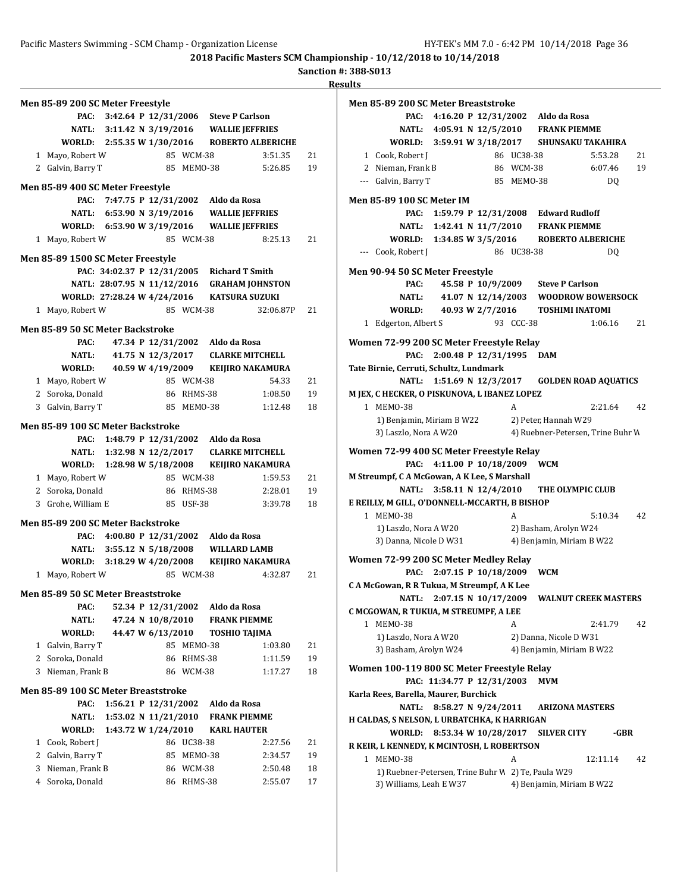# 2018 Pacific Masters SCM Championship - 10/12/2018 to 10/14/2018

**Sanction #: 388-S013**

**Results**

### Men 85-89 200 SC Meter Freestyle

| | | | | |
|---|---|---|---|---|
| PAC: | 3:42.64 P 12/31/2006 | Steve P Carlson | | |
| NATL: | 3:11.42 N 3/19/2016 | WALLIE JEFFRIES | | |
| WORLD: | 2:55.35 W 1/30/2016 | ROBERTO ALBERICHE | | |

| Place | Name | Age | Team | Time | Points |
|---|---|---|---|---|---|
| 1 | Mayo, Robert W | 85 | WCM-38 | 3:51.35 | 21 |
| 2 | Galvin, Barry T | 85 | MEMO-38 | 5:26.85 | 19 |

### Men 85-89 400 SC Meter Freestyle

| | | |
|---|---|---|
| PAC: | 7:47.75 P 12/31/2002 | Aldo da Rosa |
| NATL: | 6:53.90 N 3/19/2016 | WALLIE JEFFRIES |
| WORLD: | 6:53.90 W 3/19/2016 | WALLIE JEFFRIES |

| Place | Name | Age | Team | Time | Points |
|---|---|---|---|---|---|
| 1 | Mayo, Robert W | 85 | WCM-38 | 8:25.13 | 21 |

### Men 85-89 1500 SC Meter Freestyle

| | | |
|---|---|---|
| PAC: | 34:02.37 P 12/31/2005 | Richard T Smith |
| NATL: | 28:07.95 N 11/12/2016 | GRAHAM JOHNSTON |
| WORLD: | 27:28.24 W 4/24/2016 | KATSURA SUZUKI |

| Place | Name | Age | Team | Time | Points |
|---|---|---|---|---|---|
| 1 | Mayo, Robert W | 85 | WCM-38 | 32:06.87P | 21 |

### Men 85-89 50 SC Meter Backstroke

| | | |
|---|---|---|
| PAC: | 47.34 P 12/31/2002 | Aldo da Rosa |
| NATL: | 41.75 N 12/3/2017 | CLARKE MITCHELL |
| WORLD: | 40.59 W 4/19/2009 | KEIJIRO NAKAMURA |

| Place | Name | Age | Team | Time | Points |
|---|---|---|---|---|---|
| 1 | Mayo, Robert W | 85 | WCM-38 | 54.33 | 21 |
| 2 | Soroka, Donald | 86 | RHMS-38 | 1:08.50 | 19 |
| 3 | Galvin, Barry T | 85 | MEMO-38 | 1:12.48 | 18 |

### Men 85-89 100 SC Meter Backstroke

| | | |
|---|---|---|
| PAC: | 1:48.79 P 12/31/2002 | Aldo da Rosa |
| NATL: | 1:32.98 N 12/2/2017 | CLARKE MITCHELL |
| WORLD: | 1:28.98 W 5/18/2008 | KEIJIRO NAKAMURA |

| Place | Name | Age | Team | Time | Points |
|---|---|---|---|---|---|
| 1 | Mayo, Robert W | 85 | WCM-38 | 1:59.53 | 21 |
| 2 | Soroka, Donald | 86 | RHMS-38 | 2:28.01 | 19 |
| 3 | Grohe, William E | 85 | USF-38 | 3:39.78 | 18 |

### Men 85-89 200 SC Meter Backstroke

| | | |
|---|---|---|
| PAC: | 4:00.80 P 12/31/2002 | Aldo da Rosa |
| NATL: | 3:55.12 N 5/18/2008 | WILLARD LAMB |
| WORLD: | 3:18.29 W 4/20/2008 | KEIJIRO NAKAMURA |

| Place | Name | Age | Team | Time | Points |
|---|---|---|---|---|---|
| 1 | Mayo, Robert W | 85 | WCM-38 | 4:32.87 | 21 |

### Men 85-89 50 SC Meter Breaststroke

| | | |
|---|---|---|
| PAC: | 52.34 P 12/31/2002 | Aldo da Rosa |
| NATL: | 47.24 N 10/8/2010 | FRANK PIEMME |
| WORLD: | 44.47 W 6/13/2010 | TOSHIO TAJIMA |

| Place | Name | Age | Team | Time | Points |
|---|---|---|---|---|---|
| 1 | Galvin, Barry T | 85 | MEMO-38 | 1:03.80 | 21 |
| 2 | Soroka, Donald | 86 | RHMS-38 | 1:11.59 | 19 |
| 3 | Nieman, Frank B | 86 | WCM-38 | 1:17.27 | 18 |

### Men 85-89 100 SC Meter Breaststroke

| | | |
|---|---|---|
| PAC: | 1:56.21 P 12/31/2002 | Aldo da Rosa |
| NATL: | 1:53.02 N 11/21/2010 | FRANK PIEMME |
| WORLD: | 1:43.72 W 1/24/2010 | KARL HAUTER |

| Place | Name | Age | Team | Time | Points |
|---|---|---|---|---|---|
| 1 | Cook, Robert J | 86 | UC38-38 | 2:27.56 | 21 |
| 2 | Galvin, Barry T | 85 | MEMO-38 | 2:34.57 | 19 |
| 3 | Nieman, Frank B | 86 | WCM-38 | 2:50.48 | 18 |
| 4 | Soroka, Donald | 86 | RHMS-38 | 2:55.07 | 17 |

### Men 85-89 200 SC Meter Breaststroke

| | | |
|---|---|---|
| PAC: | 4:16.20 P 12/31/2002 | Aldo da Rosa |
| NATL: | 4:05.91 N 12/5/2010 | FRANK PIEMME |
| WORLD: | 3:59.91 W 3/18/2017 | SHUNSAKU TAKAHIRA |

| Place | Name | Age | Team | Time | Points |
|---|---|---|---|---|---|
| 1 | Cook, Robert J | 86 | UC38-38 | 5:53.28 | 21 |
| 2 | Nieman, Frank B | 86 | WCM-38 | 6:07.46 | 19 |
| --- | Galvin, Barry T | 85 | MEMO-38 | DQ | |

### Men 85-89 100 SC Meter IM

| | | |
|---|---|---|
| PAC: | 1:59.79 P 12/31/2008 | Edward Rudloff |
| NATL: | 1:42.41 N 11/7/2010 | FRANK PIEMME |
| WORLD: | 1:34.85 W 3/5/2016 | ROBERTO ALBERICHE |

| Place | Name | Age | Team | Time | Points |
|---|---|---|---|---|---|
| --- | Cook, Robert J | 86 | UC38-38 | DQ | |

### Men 90-94 50 SC Meter Freestyle

| | | |
|---|---|---|
| PAC: | 45.58 P 10/9/2009 | Steve P Carlson |
| NATL: | 41.07 N 12/14/2003 | WOODROW BOWERSOCK |
| WORLD: | 40.93 W 2/7/2016 | TOSHIMI INATOMI |

| Place | Name | Age | Team | Time | Points |
|---|---|---|---|---|---|
| 1 | Edgerton, Albert S | 93 | CCC-38 | 1:06.16 | 21 |

### Women 72-99 200 SC Meter Freestyle Relay

PAC: 2:00.48 P 12/31/1995 DAM
Tate Birnie, Cerruti, Schultz, Lundmark
NATL: 1:51.69 N 12/3/2017 GOLDEN ROAD AQUATICS
M JEX, C HECKER, O PISKUNOVA, L IBANEZ LOPEZ

| Place | Team | Relay | Time | Points |
|---|---|---|---|---|
| 1 | MEMO-38 | A | 2:21.64 | 42 |

1) Benjamin, Miriam B W22 2) Peter, Hannah W29 3) Laszlo, Nora A W20 4) Ruebner-Petersen, Trine Buhr W

### Women 72-99 400 SC Meter Freestyle Relay

PAC: 4:11.00 P 10/18/2009 WCM
M Streumpf, C A McGowan, A K Lee, S Marshall
NATL: 3:58.11 N 12/4/2010 THE OLYMPIC CLUB
E REILLY, M GILL, O'DONNELL-MCCARTH, B BISHOP

| Place | Team | Relay | Time | Points |
|---|---|---|---|---|
| 1 | MEMO-38 | A | 5:10.34 | 42 |

1) Laszlo, Nora A W20 2) Basham, Arolyn W24 3) Danna, Nicole D W31 4) Benjamin, Miriam B W22

### Women 72-99 200 SC Meter Medley Relay

PAC: 2:07.15 P 10/18/2009 WCM
C A McGowan, R R Tukua, M Streumpf, A K Lee
NATL: 2:07.15 N 10/17/2009 WALNUT CREEK MASTERS
C MCGOWAN, R TUKUA, M STREUMPF, A LEE

| Place | Team | Relay | Time | Points |
|---|---|---|---|---|
| 1 | MEMO-38 | A | 2:41.79 | 42 |

1) Laszlo, Nora A W20 2) Danna, Nicole D W31 3) Basham, Arolyn W24 4) Benjamin, Miriam B W22

### Women 100-119 800 SC Meter Freestyle Relay

PAC: 11:34.77 P 12/31/2003 MVM
Karla Rees, Barella, Maurer, Burchick
NATL: 8:58.27 N 9/24/2011 ARIZONA MASTERS
H CALDAS, S NELSON, L URBATCHKA, K HARRIGAN
WORLD: 8:53.34 W 10/28/2017 SILVER CITY -GBR
R KEIR, L KENNEDY, K MCINTOSH, L ROBERTSON

| Place | Team | Relay | Time | Points |
|---|---|---|---|---|
| 1 | MEMO-38 | A | 12:11.14 | 42 |

1) Ruebner-Petersen, Trine Buhr W 2) Te, Paula W29 3) Williams, Leah E W37 4) Benjamin, Miriam B W22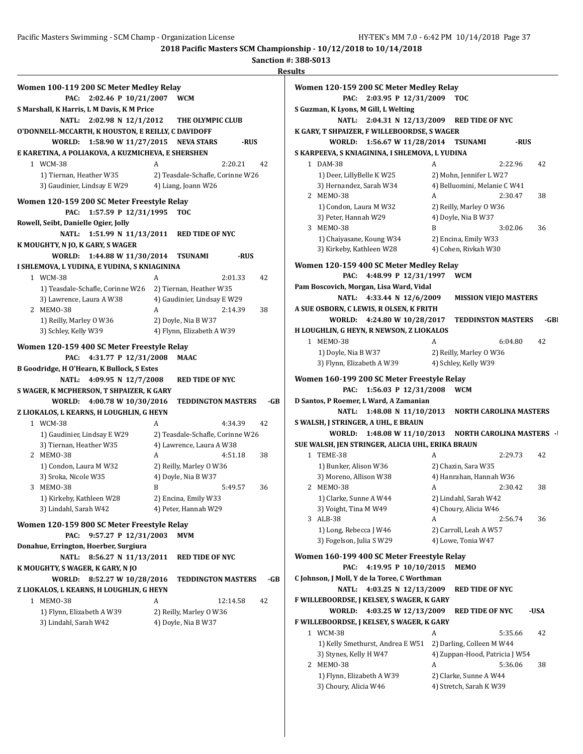**2018 Pacific Masters SCM Championship - 10/12/2018 to 10/14/2018**

**Sanction #: 388-S013**

**Results**

### Women 100-119 200 SC Meter Medley Relay

**PAC: 2:02.46 P 10/21/2007 WCM**
S Marshall, K Harris, L M Davis, K M Price

**NATL: 2:02.98 N 12/1/2012 THE OLYMPIC CLUB**
O'DONNELL-MCCARTH, K HOUSTON, E REILLY, C DAVIDOFF

**WORLD: 1:58.90 W 11/27/2015 NEVA STARS -RUS**
E KARETINA, A POLIAKOVA, A KUZMICHEVA, E SHERSHEN

| | Team | Relay | Time | Points |
|---|---|---|---|---|
| 1 | WCM-38 | A | 2:20.21 | 42 |

1) Tiernan, Heather W35; 2) Teasdale-Schafle, Corinne W26; 3) Gaudinier, Lindsay E W29; 4) Liang, Joann W26

### Women 120-159 200 SC Meter Freestyle Relay

**PAC: 1:57.59 P 12/31/1995 TOC**
Rowell, Seibt, Danielle Ogier, Jolly

**NATL: 1:51.99 N 11/13/2011 RED TIDE OF NYC**
K MOUGHTY, N JO, K GARY, S WAGER

**WORLD: 1:44.88 W 11/30/2014 TSUNAMI -RUS**
I SHLEMOVA, L YUDINA, E YUDINA, S KNIAGININA

| | Team | Relay | Time | Points |
|---|---|---|---|---|
| 1 | WCM-38 | A | 2:01.33 | 42 |
| 2 | MEMO-38 | A | 2:14.39 | 38 |

1. WCM-38 A: 1) Teasdale-Schafle, Corinne W26; 2) Tiernan, Heather W35; 3) Lawrence, Laura A W38; 4) Gaudinier, Lindsay E W29
2. MEMO-38 A: 1) Reilly, Marley O W36; 2) Doyle, Nia B W37; 3) Schley, Kelly W39; 4) Flynn, Elizabeth A W39

### Women 120-159 400 SC Meter Freestyle Relay

**PAC: 4:31.77 P 12/31/2008 MAAC**
B Goodridge, H O'Hearn, K Bullock, S Estes

**NATL: 4:09.95 N 12/7/2008 RED TIDE OF NYC**
S WAGER, K MCPHERSON, T SHPAIZER, K GARY

**WORLD: 4:00.78 W 10/30/2016 TEDDINGTON MASTERS -GB**
Z LIOKALOS, L KEARNS, H LOUGHLIN, G HEYN

| | Team | Relay | Time | Points |
|---|---|---|---|---|
| 1 | WCM-38 | A | 4:34.39 | 42 |
| 2 | MEMO-38 | A | 4:51.18 | 38 |
| 3 | MEMO-38 | B | 5:49.57 | 36 |

1. WCM-38 A: 1) Gaudinier, Lindsay E W29; 2) Teasdale-Schafle, Corinne W26; 3) Tiernan, Heather W35; 4) Lawrence, Laura A W38
2. MEMO-38 A: 1) Condon, Laura M W32; 2) Reilly, Marley O W36; 3) Sroka, Nicole W35; 4) Doyle, Nia B W37
3. MEMO-38 B: 1) Kirkeby, Kathleen W28; 2) Encina, Emily W33; 3) Lindahl, Sarah W42; 4) Peter, Hannah W29

### Women 120-159 800 SC Meter Freestyle Relay

**PAC: 9:57.27 P 12/31/2003 MVM**
Donahue, Errington, Hoerber, Surgiura

**NATL: 8:56.27 N 11/13/2011 RED TIDE OF NYC**
K MOUGHTY, S WAGER, K GARY, N JO

**WORLD: 8:52.27 W 10/28/2016 TEDDINGTON MASTERS -GB**
Z LIOKALOS, L KEARNS, H LOUGHLIN, G HEYN

| | Team | Relay | Time | Points |
|---|---|---|---|---|
| 1 | MEMO-38 | A | 12:14.58 | 42 |

1) Flynn, Elizabeth A W39; 2) Reilly, Marley O W36; 3) Lindahl, Sarah W42; 4) Doyle, Nia B W37

### Women 120-159 200 SC Meter Medley Relay

**PAC: 2:03.95 P 12/31/2009 TOC**
S Guzman, K Lyons, M Gill, L Welting

**NATL: 2:04.31 N 12/13/2009 RED TIDE OF NYC**
K GARY, T SHPAIZER, F WILLEBOORDSE, S WAGER

**WORLD: 1:56.67 W 11/28/2014 TSUNAMI -RUS**
S KARPEEVA, S KNIAGININA, I SHLEMOVA, L YUDINA

| | Team | Relay | Time | Points |
|---|---|---|---|---|
| 1 | DAM-38 | A | 2:22.96 | 42 |
| 2 | MEMO-38 | A | 2:30.47 | 38 |
| 3 | MEMO-38 | B | 3:02.06 | 36 |

1. DAM-38 A: 1) Deer, LillyBelle K W25; 2) Mohn, Jennifer L W27; 3) Hernandez, Sarah W34; 4) Belluomini, Melanie C W41
2. MEMO-38 A: 1) Condon, Laura M W32; 2) Reilly, Marley O W36; 3) Peter, Hannah W29; 4) Doyle, Nia B W37
3. MEMO-38 B: 1) Chaiyasane, Koung W34; 2) Encina, Emily W33; 3) Kirkeby, Kathleen W28; 4) Cohen, Rivkah W30

### Women 120-159 400 SC Meter Medley Relay

**PAC: 4:48.99 P 12/31/1997 WCM**
Pam Boscovich, Morgan, Lisa Ward, Vidal

**NATL: 4:33.44 N 12/6/2009 MISSION VIEJO MASTERS**
A SUE OSBORN, C LEWIS, R OLSEN, K FRITH

**WORLD: 4:24.80 W 10/28/2017 TEDDINSTON MASTERS -GB**
H LOUGHLIN, G HEYN, R NEWSON, Z LIOKALOS

| | Team | Relay | Time | Points |
|---|---|---|---|---|
| 1 | MEMO-38 | A | 6:04.80 | 42 |

1) Doyle, Nia B W37; 2) Reilly, Marley O W36; 3) Flynn, Elizabeth A W39; 4) Schley, Kelly W39

### Women 160-199 200 SC Meter Freestyle Relay

**PAC: 1:56.03 P 12/31/2008 WCM**
D Santos, P Roemer, L Ward, A Zamanian

**NATL: 1:48.08 N 11/10/2013 NORTH CAROLINA MASTERS**
S WALSH, J STRINGER, A UHL, E BRAUN

**WORLD: 1:48.08 W 11/10/2013 NORTH CAROLINA MASTERS -**
SUE WALSH, JEN STRINGER, ALICIA UHL, ERIKA BRAUN

| | Team | Relay | Time | Points |
|---|---|---|---|---|
| 1 | TEME-38 | A | 2:29.73 | 42 |
| 2 | MEMO-38 | A | 2:30.42 | 38 |
| 3 | ALB-38 | A | 2:56.74 | 36 |

1. TEME-38 A: 1) Bunker, Alison W36; 2) Chazin, Sara W35; 3) Moreno, Allison W38; 4) Hanrahan, Hannah W36
2. MEMO-38 A: 1) Clarke, Sunne A W44; 2) Lindahl, Sarah W42; 3) Voight, Tina M W49; 4) Choury, Alicia W46
3. ALB-38 A: 1) Long, Rebecca J W46; 2) Carroll, Leah A W57; 3) Fogelson, Julia S W29; 4) Lowe, Tonia W47

### Women 160-199 400 SC Meter Freestyle Relay

**PAC: 4:19.95 P 10/10/2015 MEMO**
C Johnson, J Moll, Y de la Toree, C Worthman

**NATL: 4:03.25 N 12/13/2009 RED TIDE OF NYC**
F WILLEBOORDSE, J KELSEY, S WAGER, K GARY

**WORLD: 4:03.25 W 12/13/2009 RED TIDE OF NYC -USA**
F WILLEBOORDSE, J KELSEY, S WAGER, K GARY

| | Team | Relay | Time | Points |
|---|---|---|---|---|
| 1 | WCM-38 | A | 5:35.66 | 42 |
| 2 | MEMO-38 | A | 5:36.06 | 38 |

1. WCM-38 A: 1) Kelly Smethurst, Andrea E W51; 2) Darling, Colleen M W44; 3) Stynes, Kelly H W47; 4) Zuppan-Hood, Patricia J W54
2. MEMO-38 A: 1) Flynn, Elizabeth A W39; 2) Clarke, Sunne A W44; 3) Choury, Alicia W46; 4) Stretch, Sarah K W39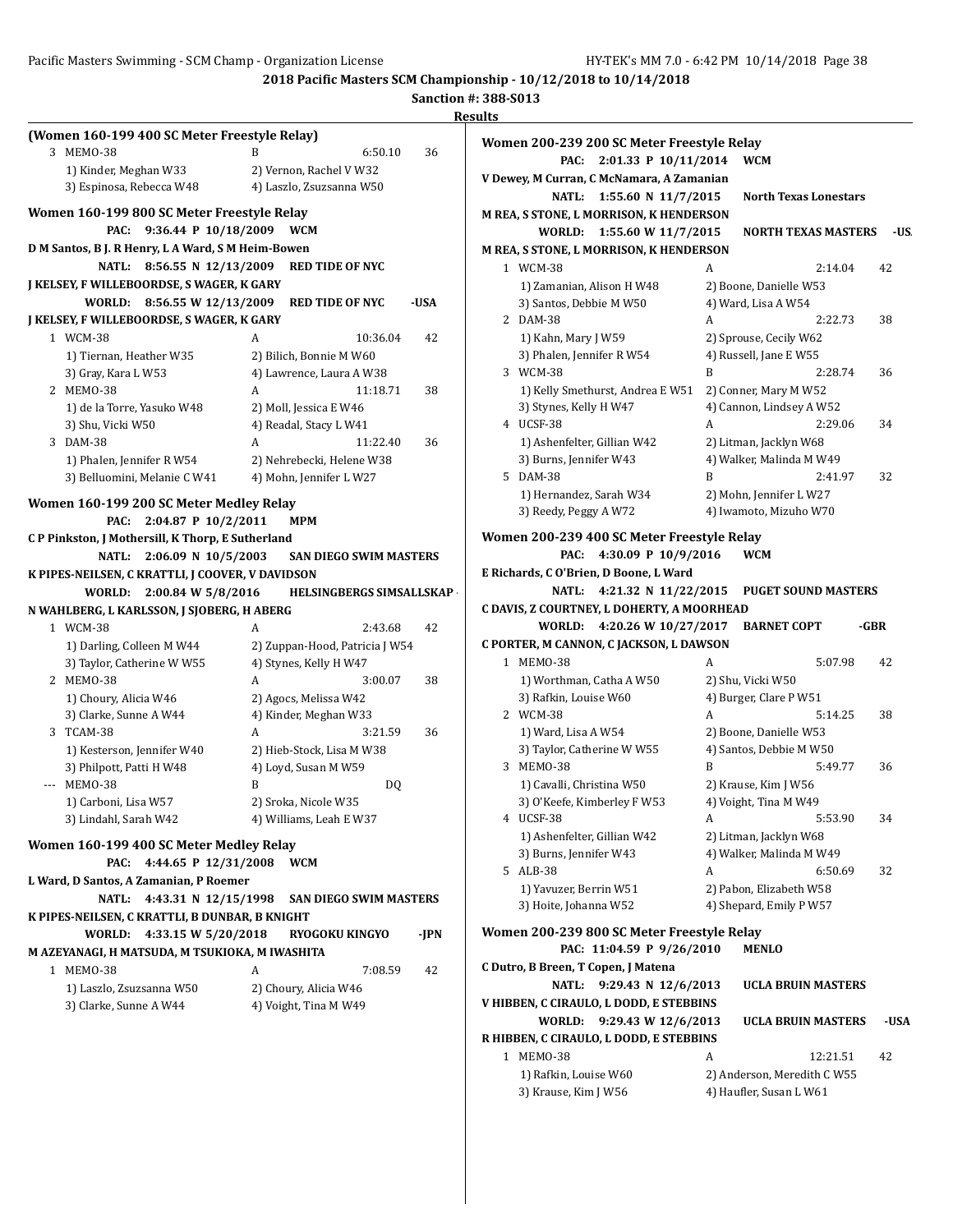## 2018 Pacific Masters SCM Championship - 10/12/2018 to 10/14/2018

**Sanction #: 388-S013**

**Results**

### (Women 160-199 400 SC Meter Freestyle Relay)

| | Team | Relay | Finals Time | Points |
|---|---|---|---|---|
| 3 | MEMO-38 | B | 6:50.10 | 36 |

1) Kinder, Meghan W33 2) Vernon, Rachel V W32
3) Espinosa, Rebecca W48 4) Laszlo, Zsuzsanna W50

### Women 160-199 800 SC Meter Freestyle Relay

**PAC: 9:36.44 P 10/18/2009 WCM**
**D M Santos, B J. R Henry, L A Ward, S M Heim-Bowen**
**NATL: 8:56.55 N 12/13/2009 RED TIDE OF NYC**
**J KELSEY, F WILLEBOORDSE, S WAGER, K GARY**
**WORLD: 8:56.55 W 12/13/2009 RED TIDE OF NYC -USA**
**J KELSEY, F WILLEBOORDSE, S WAGER, K GARY**

| | Team | Relay | Finals Time | Points |
|---|---|---|---|---|
| 1 | WCM-38 | A | 10:36.04 | 42 |
| 2 | MEMO-38 | A | 11:18.71 | 38 |
| 3 | DAM-38 | A | 11:22.40 | 36 |

1. WCM-38 A: 1) Tiernan, Heather W35 2) Bilich, Bonnie M W60 3) Gray, Kara L W53 4) Lawrence, Laura A W38
2. MEMO-38 A: 1) de la Torre, Yasuko W48 2) Moll, Jessica E W46 3) Shu, Vicki W50 4) Readal, Stacy L W41
3. DAM-38 A: 1) Phalen, Jennifer R W54 2) Nehrebecki, Helene W38 3) Belluomini, Melanie C W41 4) Mohn, Jennifer L W27

### Women 160-199 200 SC Meter Medley Relay

**PAC: 2:04.87 P 10/2/2011 MPM**
**C P Pinkston, J Mothersill, K Thorp, E Sutherland**
**NATL: 2:06.09 N 10/5/2003 SAN DIEGO SWIM MASTERS**
**K PIPES-NEILSEN, C KRATTLI, J COOVER, V DAVIDSON**
**WORLD: 2:00.84 W 5/8/2016 HELSINGBERGS SIMSALLSKAP**
**N WAHLBERG, L KARLSSON, J SJOBERG, H ABERG**

| | Team | Relay | Finals Time | Points |
|---|---|---|---|---|
| 1 | WCM-38 | A | 2:43.68 | 42 |
| 2 | MEMO-38 | A | 3:00.07 | 38 |
| 3 | TCAM-38 | A | 3:21.59 | 36 |
| --- | MEMO-38 | B | DQ | |

1. WCM-38 A: 1) Darling, Colleen M W44 2) Zuppan-Hood, Patricia J W54 3) Taylor, Catherine W W55 4) Stynes, Kelly H W47
2. MEMO-38 A: 1) Choury, Alicia W46 2) Agocs, Melissa W42 3) Clarke, Sunne A W44 4) Kinder, Meghan W33
3. TCAM-38 A: 1) Kesterson, Jennifer W40 2) Hieb-Stock, Lisa M W38 3) Philpott, Patti H W48 4) Loyd, Susan M W59
- MEMO-38 B (DQ): 1) Carboni, Lisa W57 2) Sroka, Nicole W35 3) Lindahl, Sarah W42 4) Williams, Leah E W37

### Women 160-199 400 SC Meter Medley Relay

**PAC: 4:44.65 P 12/31/2008 WCM**
**L Ward, D Santos, A Zamanian, P Roemer**
**NATL: 4:43.31 N 12/15/1998 SAN DIEGO SWIM MASTERS**
**K PIPES-NEILSEN, C KRATTLI, B DUNBAR, B KNIGHT**
**WORLD: 4:33.15 W 5/20/2018 RYOGOKU KINGYO -JPN**
**M AZEYANAGI, H MATSUDA, M TSUKIOKA, M IWASHITA**

| | Team | Relay | Finals Time | Points |
|---|---|---|---|---|
| 1 | MEMO-38 | A | 7:08.59 | 42 |

1) Laszlo, Zsuzsanna W50 2) Choury, Alicia W46
3) Clarke, Sunne A W44 4) Voight, Tina M W49

### Women 200-239 200 SC Meter Freestyle Relay

**PAC: 2:01.33 P 10/11/2014 WCM**
**V Dewey, M Curran, C McNamara, A Zamanian**
**NATL: 1:55.60 N 11/7/2015 North Texas Lonestars**
**M REA, S STONE, L MORRISON, K HENDERSON**
**WORLD: 1:55.60 W 11/7/2015 NORTH TEXAS MASTERS -USA**
**M REA, S STONE, L MORRISON, K HENDERSON**

| | Team | Relay | Finals Time | Points |
|---|---|---|---|---|
| 1 | WCM-38 | A | 2:14.04 | 42 |
| 2 | DAM-38 | A | 2:22.73 | 38 |
| 3 | WCM-38 | B | 2:28.74 | 36 |
| 4 | UCSF-38 | A | 2:29.06 | 34 |
| 5 | DAM-38 | B | 2:41.97 | 32 |

1. WCM-38 A: 1) Zamanian, Alison H W48 2) Boone, Danielle W53 3) Santos, Debbie M W50 4) Ward, Lisa A W54
2. DAM-38 A: 1) Kahn, Mary J W59 2) Sprouse, Cecily W62 3) Phalen, Jennifer R W54 4) Russell, Jane E W55
3. WCM-38 B: 1) Kelly Smethurst, Andrea E W51 2) Conner, Mary M W52 3) Stynes, Kelly H W47 4) Cannon, Lindsey A W52
4. UCSF-38 A: 1) Ashenfelter, Gillian W42 2) Litman, Jacklyn W68 3) Burns, Jennifer W43 4) Walker, Malinda M W49
5. DAM-38 B: 1) Hernandez, Sarah W34 2) Mohn, Jennifer L W27 3) Reedy, Peggy A W72 4) Iwamoto, Mizuho W70

### Women 200-239 400 SC Meter Freestyle Relay

**PAC: 4:30.09 P 10/9/2016 WCM**
**E Richards, C O'Brien, D Boone, L Ward**
**NATL: 4:21.32 N 11/22/2015 PUGET SOUND MASTERS**
**C DAVIS, Z COURTNEY, L DOHERTY, A MOORHEAD**
**WORLD: 4:20.26 W 10/27/2017 BARNET COPT -GBR**
**C PORTER, M CANNON, C JACKSON, L DAWSON**

| | Team | Relay | Finals Time | Points |
|---|---|---|---|---|
| 1 | MEMO-38 | A | 5:07.98 | 42 |
| 2 | WCM-38 | A | 5:14.25 | 38 |
| 3 | MEMO-38 | B | 5:49.77 | 36 |
| 4 | UCSF-38 | A | 5:53.90 | 34 |
| 5 | ALB-38 | A | 6:50.69 | 32 |

1. MEMO-38 A: 1) Worthman, Catha A W50 2) Shu, Vicki W50 3) Rafkin, Louise W60 4) Burger, Clare P W51
2. WCM-38 A: 1) Ward, Lisa A W54 2) Boone, Danielle W53 3) Taylor, Catherine W W55 4) Santos, Debbie M W50
3. MEMO-38 B: 1) Cavalli, Christina W50 2) Krause, Kim J W56 3) O'Keefe, Kimberley F W53 4) Voight, Tina M W49
4. UCSF-38 A: 1) Ashenfelter, Gillian W42 2) Litman, Jacklyn W68 3) Burns, Jennifer W43 4) Walker, Malinda M W49
5. ALB-38 A: 1) Yavuzer, Berrin W51 2) Pabon, Elizabeth W58 3) Hoite, Johanna W52 4) Shepard, Emily P W57

### Women 200-239 800 SC Meter Freestyle Relay

**PAC: 11:04.59 P 9/26/2010 MENLO**
**C Dutro, B Breen, T Copen, J Matena**
**NATL: 9:29.43 N 12/6/2013 UCLA BRUIN MASTERS**
**V HIBBEN, C CIRAULO, L DODD, E STEBBINS**
**WORLD: 9:29.43 W 12/6/2013 UCLA BRUIN MASTERS -USA**
**R HIBBEN, C CIRAULO, L DODD, E STEBBINS**

| | Team | Relay | Finals Time | Points |
|---|---|---|---|---|
| 1 | MEMO-38 | A | 12:21.51 | 42 |

1) Rafkin, Louise W60 2) Anderson, Meredith C W55
3) Krause, Kim J W56 4) Haufler, Susan L W61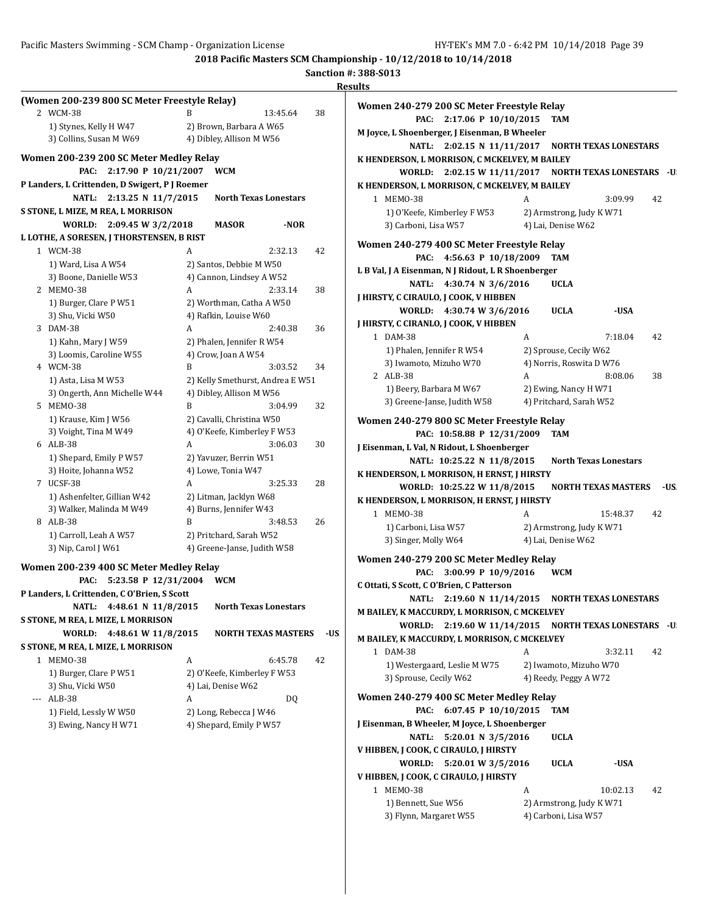## 2018 Pacific Masters SCM Championship - 10/12/2018 to 10/14/2018

**Sanction #: 388-S013**

**Results**

### (Women 200-239 800 SC Meter Freestyle Relay)

| | Team | Relay | Time | Points |
|---|---|---|---|---|
| 2 | WCM-38 | B | 13:45.64 | 38 |
| | 1) Stynes, Kelly H W47 | 2) Brown, Barbara A W65 | | |
| | 3) Collins, Susan M W69 | 4) Dibley, Allison M W56 | | |

### Women 200-239 200 SC Meter Medley Relay

PAC: 2:17.90 P 10/21/2007 WCM
P Landers, L Crittenden, D Swigert, P J Roemer

NATL: 2:13.25 N 11/7/2015 North Texas Lonestars
S STONE, L MIZE, M REA, L MORRISON

WORLD: 2:09.45 W 3/2/2018 MASOR -NOR
L LOTHE, A SORESEN, J THORSTENSEN, B RIST

| | Team | Relay | Time | Points |
|---|---|---|---|---|
| 1 | WCM-38 | A | 2:32.13 | 42 |
| | 1) Ward, Lisa A W54 | 2) Santos, Debbie M W50 | | |
| | 3) Boone, Danielle W53 | 4) Cannon, Lindsey A W52 | | |
| 2 | MEMO-38 | A | 2:33.14 | 38 |
| | 1) Burger, Clare P W51 | 2) Worthman, Catha A W50 | | |
| | 3) Shu, Vicki W50 | 4) Rafkin, Louise W60 | | |
| 3 | DAM-38 | A | 2:40.38 | 36 |
| | 1) Kahn, Mary J W59 | 2) Phalen, Jennifer R W54 | | |
| | 3) Loomis, Caroline W55 | 4) Crow, Joan A W54 | | |
| 4 | WCM-38 | B | 3:03.52 | 34 |
| | 1) Asta, Lisa M W53 | 2) Kelly Smethurst, Andrea E W51 | | |
| | 3) Ongerth, Ann Michelle W44 | 4) Dibley, Allison M W56 | | |
| 5 | MEMO-38 | B | 3:04.99 | 32 |
| | 1) Krause, Kim J W56 | 2) Cavalli, Christina W50 | | |
| | 3) Voight, Tina M W49 | 4) O'Keefe, Kimberley F W53 | | |
| 6 | ALB-38 | A | 3:06.03 | 30 |
| | 1) Shepard, Emily P W57 | 2) Yavuzer, Berrin W51 | | |
| | 3) Hoite, Johanna W52 | 4) Lowe, Tonia W47 | | |
| 7 | UCSF-38 | A | 3:25.33 | 28 |
| | 1) Ashenfelter, Gillian W42 | 2) Litman, Jacklyn W68 | | |
| | 3) Walker, Malinda M W49 | 4) Burns, Jennifer W43 | | |
| 8 | ALB-38 | B | 3:48.53 | 26 |
| | 1) Carroll, Leah A W57 | 2) Pritchard, Sarah W52 | | |
| | 3) Nip, Carol J W61 | 4) Greene-Janse, Judith W58 | | |

### Women 200-239 400 SC Meter Medley Relay

PAC: 5:23.58 P 12/31/2004 WCM
P Landers, L Crittenden, C O'Brien, S Scott

NATL: 4:48.61 N 11/8/2015 North Texas Lonestars
S STONE, M REA, L MIZE, L MORRISON

WORLD: 4:48.61 W 11/8/2015 NORTH TEXAS MASTERS -US
S STONE, M REA, L MIZE, L MORRISON

| | Team | Relay | Time | Points |
|---|---|---|---|---|
| 1 | MEMO-38 | A | 6:45.78 | 42 |
| | 1) Burger, Clare P W51 | 2) O'Keefe, Kimberley F W53 | | |
| | 3) Shu, Vicki W50 | 4) Lai, Denise W62 | | |
| --- | ALB-38 | A | DQ | |
| | 1) Field, Lessly W W50 | 2) Long, Rebecca J W46 | | |
| | 3) Ewing, Nancy H W71 | 4) Shepard, Emily P W57 | | |

### Women 240-279 200 SC Meter Freestyle Relay

PAC: 2:17.06 P 10/10/2015 TAM
M Joyce, L Shoenberger, J Eisenman, B Wheeler

NATL: 2:02.15 N 11/11/2017 NORTH TEXAS LONESTARS
K HENDERSON, L MORRISON, C MCKELVEY, M BAILEY

WORLD: 2:02.15 W 11/11/2017 NORTH TEXAS LONESTARS -US
K HENDERSON, L MORRISON, C MCKELVEY, M BAILEY

| | Team | Relay | Time | Points |
|---|---|---|---|---|
| 1 | MEMO-38 | A | 3:09.99 | 42 |
| | 1) O'Keefe, Kimberley F W53 | 2) Armstrong, Judy K W71 | | |
| | 3) Carboni, Lisa W57 | 4) Lai, Denise W62 | | |

### Women 240-279 400 SC Meter Freestyle Relay

PAC: 4:56.63 P 10/18/2009 TAM
L B Val, J A Eisenman, N J Ridout, L R Shoenberger

NATL: 4:30.74 N 3/6/2016 UCLA
J HIRSTY, C CIRAULO, J COOK, V HIBBEN

WORLD: 4:30.74 W 3/6/2016 UCLA -USA
J HIRSTY, C CIRANLO, J COOK, V HIBBEN

| | Team | Relay | Time | Points |
|---|---|---|---|---|
| 1 | DAM-38 | A | 7:18.04 | 42 |
| | 1) Phalen, Jennifer R W54 | 2) Sprouse, Cecily W62 | | |
| | 3) Iwamoto, Mizuho W70 | 4) Norris, Roswita D W76 | | |
| 2 | ALB-38 | A | 8:08.06 | 38 |
| | 1) Beery, Barbara M W67 | 2) Ewing, Nancy H W71 | | |
| | 3) Greene-Janse, Judith W58 | 4) Pritchard, Sarah W52 | | |

### Women 240-279 800 SC Meter Freestyle Relay

PAC: 10:58.88 P 12/31/2009 TAM
J Eisenman, L Val, N Ridout, L Shoenberger

NATL: 10:25.22 N 11/8/2015 North Texas Lonestars
K HENDERSON, L MORRISON, H ERNST, J HIRSTY

WORLD: 10:25.22 W 11/8/2015 NORTH TEXAS MASTERS -US
K HENDERSON, L MORRISON, H ERNST, J HIRSTY

| | Team | Relay | Time | Points |
|---|---|---|---|---|
| 1 | MEMO-38 | A | 15:48.37 | 42 |
| | 1) Carboni, Lisa W57 | 2) Armstrong, Judy K W71 | | |
| | 3) Singer, Molly W64 | 4) Lai, Denise W62 | | |

### Women 240-279 200 SC Meter Medley Relay

PAC: 3:00.99 P 10/9/2016 WCM
C Ottati, S Scott, C O'Brien, C Patterson

NATL: 2:19.60 N 11/14/2015 NORTH TEXAS LONESTARS
M BAILEY, K MACCURDY, L MORRISON, C MCKELVEY

WORLD: 2:19.60 W 11/14/2015 NORTH TEXAS LONESTARS -US
M BAILEY, K MACCURDY, L MORRISON, C MCKELVEY

| | Team | Relay | Time | Points |
|---|---|---|---|---|
| 1 | DAM-38 | A | 3:32.11 | 42 |
| | 1) Westergaard, Leslie M W75 | 2) Iwamoto, Mizuho W70 | | |
| | 3) Sprouse, Cecily W62 | 4) Reedy, Peggy A W72 | | |

### Women 240-279 400 SC Meter Medley Relay

PAC: 6:07.45 P 10/10/2015 TAM
J Eisenman, B Wheeler, M Joyce, L Shoenberger

NATL: 5:20.01 N 3/5/2016 UCLA
V HIBBEN, J COOK, C CIRAULO, J HIRSTY

WORLD: 5:20.01 W 3/5/2016 UCLA -USA
V HIBBEN, J COOK, C CIRAULO, J HIRSTY

| | Team | Relay | Time | Points |
|---|---|---|---|---|
| 1 | MEMO-38 | A | 10:02.13 | 42 |
| | 1) Bennett, Sue W56 | 2) Armstrong, Judy K W71 | | |
| | 3) Flynn, Margaret W55 | 4) Carboni, Lisa W57 | | |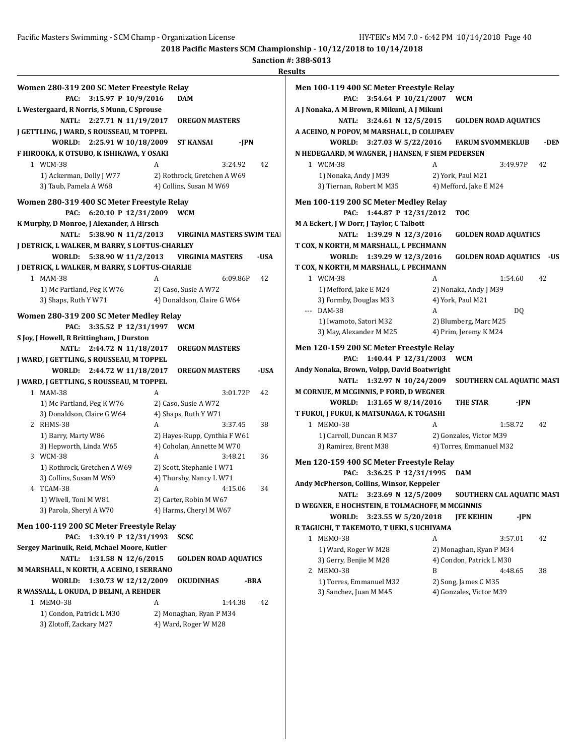**2018 Pacific Masters SCM Championship - 10/12/2018 to 10/14/2018**

**Sanction #: 388-S013**

**Results**

### Women 280-319 200 SC Meter Freestyle Relay

**PAC: 3:15.97 P 10/9/2016 DAM**
L Westergaard, R Norris, S Munn, C Sprouse

**NATL: 2:27.71 N 11/19/2017 OREGON MASTERS**
J GETTLING, J WARD, S ROUSSEAU, M TOPPEL

**WORLD: 2:25.91 W 10/18/2009 ST KANSAI -JPN**
F HIROOKA, K OTSUBO, K ISHIKAWA, Y OSAKI

1 WCM-38 A 3:24.92 42
1) Ackerman, Dolly J W77 2) Rothrock, Gretchen A W69
3) Taub, Pamela A W68 4) Collins, Susan M W69

### Women 280-319 400 SC Meter Freestyle Relay

**PAC: 6:20.10 P 12/31/2009 WCM**
K Murphy, D Monroe, J Alexander, A Hirsch

**NATL: 5:38.90 N 11/2/2013 VIRGINIA MASTERS SWIM TEAM**
J DETRICK, L WALKER, M BARRY, S LOFTUS-CHARLEY

**WORLD: 5:38.90 W 11/2/2013 VIRGINIA MASTERS -USA**
J DETRICK, L WALKER, M BARRY, S LOFTUS-CHARLIE

1 MAM-38 A 6:09.86P 42
1) Mc Partland, Peg K W76 2) Caso, Susie A W72
3) Shaps, Ruth Y W71 4) Donaldson, Claire G W64

### Women 280-319 200 SC Meter Medley Relay

**PAC: 3:35.52 P 12/31/1997 WCM**
S Joy, J Howell, R Brittingham, J Durston

**NATL: 2:44.72 N 11/18/2017 OREGON MASTERS**
J WARD, J GETTLING, S ROUSSEAU, M TOPPEL

**WORLD: 2:44.72 W 11/18/2017 OREGON MASTERS -USA**
J WARD, J GETTLING, S ROUSSEAU, M TOPPEL

1 MAM-38 A 3:01.72P 42
1) Mc Partland, Peg K W76 2) Caso, Susie A W72
3) Donaldson, Claire G W64 4) Shaps, Ruth Y W71

2 RHMS-38 A 3:37.45 38
1) Barry, Marty W86 2) Hayes-Rupp, Cynthia F W61
3) Hepworth, Linda W65 4) Coholan, Annette M W70

3 WCM-38 A 3:48.21 36
1) Rothrock, Gretchen A W69 2) Scott, Stephanie I W71
3) Collins, Susan M W69 4) Thursby, Nancy L W71

4 TCAM-38 A 4:15.06 34
1) Wivell, Toni M W81 2) Carter, Robin M W67
3) Parola, Sheryl A W70 4) Harms, Cheryl M W67

### Men 100-119 200 SC Meter Freestyle Relay

**PAC: 1:39.19 P 12/31/1993 SCSC**
Sergey Marinuik, Reid, Mchael Moore, Kutler

**NATL: 1:31.58 N 12/6/2015 GOLDEN ROAD AQUATICS**
M MARSHALL, N KORTH, A ACEINO, I SERRANO

**WORLD: 1:30.73 W 12/12/2009 OKUDINHAS -BRA**
R WASSALL, L OKUDA, D BELINI, A REHDER

1 MEMO-38 A 1:44.38 42
1) Condon, Patrick L M30 2) Monaghan, Ryan P M34
3) Zlotoff, Zackary M27 4) Ward, Roger W M28

### Men 100-119 400 SC Meter Freestyle Relay

**PAC: 3:54.64 P 10/21/2007 WCM**
A J Nonaka, A M Brown, R Mikuni, A J Mikuni

**NATL: 3:24.61 N 12/5/2015 GOLDEN ROAD AQUATICS**
A ACEINO, N POPOV, M MARSHALL, D COLUPAEV

**WORLD: 3:27.03 W 5/22/2016 FARUM SVOMMEKLUB -DEN**
N HEDEGAARD, M WAGNER, J HANSEN, F SIEM PEDERSEN

1 WCM-38 A 3:49.97P 42
1) Nonaka, Andy J M39 2) York, Paul M21
3) Tiernan, Robert M M35 4) Mefford, Jake E M24

### Men 100-119 200 SC Meter Medley Relay

**PAC: 1:44.87 P 12/31/2012 TOC**
M A Eckert, J W Dorr, J Taylor, C Talbott

**NATL: 1:39.29 N 12/3/2016 GOLDEN ROAD AQUATICS**
T COX, N KORTH, M MARSHALL, L PECHMANN

**WORLD: 1:39.29 W 12/3/2016 GOLDEN ROAD AQUATICS -US**
T COX, N KORTH, M MARSHALL, L PECHMANN

1 WCM-38 A 1:54.60 42
1) Mefford, Jake E M24 2) Nonaka, Andy J M39
3) Formby, Douglas M33 4) York, Paul M21

--- DAM-38 A DQ
1) Iwamoto, Satori M32 2) Blumberg, Marc M25
3) May, Alexander M M25 4) Prim, Jeremy K M24

### Men 120-159 200 SC Meter Freestyle Relay

**PAC: 1:40.44 P 12/31/2003 WCM**
Andy Nonaka, Brown, Volpp, David Boatwright

**NATL: 1:32.97 N 10/24/2009 SOUTHERN CAL AQUATIC MAST**
M CORNUE, M MCGINNIS, P FORD, D WEGNER

**WORLD: 1:31.65 W 8/14/2016 THE STAR -JPN**
T FUKUI, J FUKUI, K MATSUNAGA, K TOGASHI

1 MEMO-38 A 1:58.72 42
1) Carroll, Duncan R M37 2) Gonzales, Victor M39
3) Ramirez, Brent M38 4) Torres, Emmanuel M32

### Men 120-159 400 SC Meter Freestyle Relay

**PAC: 3:36.25 P 12/31/1995 DAM**
Andy McPherson, Collins, Winsor, Keppeler

**NATL: 3:23.69 N 12/5/2009 SOUTHERN CAL AQUATIC MAST**
D WEGNER, E HOCHSTEIN, E TOLMACHOFF, M MCGINNIS

**WORLD: 3:23.55 W 5/20/2018 JFE KEIHIN -JPN**
R TAGUCHI, T TAKEMOTO, T UEKI, S UCHIYAMA

1 MEMO-38 A 3:57.01 42
1) Ward, Roger W M28 2) Monaghan, Ryan P M34
3) Gerry, Benjie M M28 4) Condon, Patrick L M30

2 MEMO-38 B 4:48.65 38
1) Torres, Emmanuel M32 2) Song, James C M35
3) Sanchez, Juan M M45 4) Gonzales, Victor M39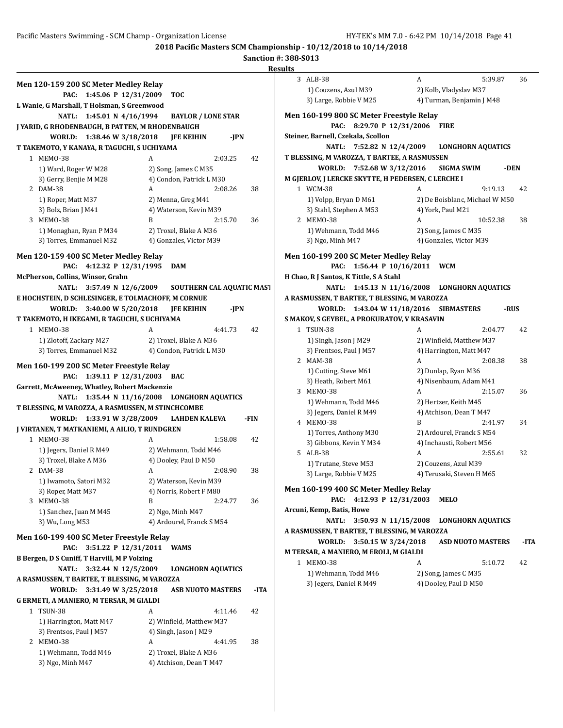**2018 Pacific Masters SCM Championship - 10/12/2018 to 10/14/2018**

**Sanction #: 388-S013**

**Results**

### Men 120-159 200 SC Meter Medley Relay

PAC: 1:45.06 P 12/31/2009 TOC
L Wanie, G Marshall, T Holsman, S Greenwood

NATL: 1:45.01 N 4/16/1994 BAYLOR / LONE STAR
J YARID, G RHODENBAUGH, B PATTEN, M RHODENBAUGH

WORLD: 1:38.46 W 3/18/2018 JFE KEIHIN -JPN
T TAKEMOTO, Y KANAYA, R TAGUCHI, S UCHIYAMA

| Place | Team | Relay | Time | Points |
|---|---|---|---|---|
| 1 | MEMO-38 | A | 2:03.25 | 42 |
| | 1) Ward, Roger W M28 | 2) Song, James C M35 | | |
| | 3) Gerry, Benjie M M28 | 4) Condon, Patrick L M30 | | |
| 2 | DAM-38 | A | 2:08.26 | 38 |
| | 1) Roper, Matt M37 | 2) Menna, Greg M41 | | |
| | 3) Bolz, Brian J M41 | 4) Waterson, Kevin M39 | | |
| 3 | MEMO-38 | B | 2:15.70 | 36 |
| | 1) Monaghan, Ryan P M34 | 2) Troxel, Blake A M36 | | |
| | 3) Torres, Emmanuel M32 | 4) Gonzales, Victor M39 | | |

### Men 120-159 400 SC Meter Medley Relay

PAC: 4:12.32 P 12/31/1995 DAM
McPherson, Collins, Winsor, Grahn

NATL: 3:57.49 N 12/6/2009 SOUTHERN CAL AQUATIC MAST
E HOCHSTEIN, D SCHLESINGER, E TOLMACHOFF, M CORNUE

WORLD: 3:40.00 W 5/20/2018 JFE KEIHIN -JPN
T TAKEMOTO, H IKEGAMI, R TAGUCHI, S UCHIYAMA

| Place | Team | Relay | Time | Points |
|---|---|---|---|---|
| 1 | MEMO-38 | A | 4:41.73 | 42 |
| | 1) Zlotoff, Zackary M27 | 2) Troxel, Blake A M36 | | |
| | 3) Torres, Emmanuel M32 | 4) Condon, Patrick L M30 | | |

### Men 160-199 200 SC Meter Freestyle Relay

PAC: 1:39.11 P 12/31/2003 BAC
Garrett, McAweeney, Whatley, Robert Mackenzie

NATL: 1:35.44 N 11/16/2008 LONGHORN AQUATICS
T BLESSING, M VAROZZA, A RASMUSSEN, M STINCHCOMBE

WORLD: 1:33.91 W 3/28/2009 LAHDEN KALEVA -FIN
J VIRTANEN, T MATKANIEMI, A AILIO, T RUNDGREN

| Place | Team | Relay | Time | Points |
|---|---|---|---|---|
| 1 | MEMO-38 | A | 1:58.08 | 42 |
| | 1) Jegers, Daniel R M49 | 2) Wehmann, Todd M46 | | |
| | 3) Troxel, Blake A M36 | 4) Dooley, Paul D M50 | | |
| 2 | DAM-38 | A | 2:08.90 | 38 |
| | 1) Iwamoto, Satori M32 | 2) Waterson, Kevin M39 | | |
| | 3) Roper, Matt M37 | 4) Norris, Robert F M80 | | |
| 3 | MEMO-38 | B | 2:24.77 | 36 |
| | 1) Sanchez, Juan M M45 | 2) Ngo, Minh M47 | | |
| | 3) Wu, Long M53 | 4) Ardourel, Franck S M54 | | |

### Men 160-199 400 SC Meter Freestyle Relay

PAC: 3:51.22 P 12/31/2011 WAMS
B Bergen, D S Cuniff, T Harvill, M P Volzing

NATL: 3:32.44 N 12/5/2009 LONGHORN AQUATICS
A RASMUSSEN, T BARTEE, T BLESSING, M VAROZZA

WORLD: 3:31.49 W 3/25/2018 ASB NUOTO MASTERS -ITA
G ERMETI, A MANIERO, M TERSAR, M GIALDI

| Place | Team | Relay | Time | Points |
|---|---|---|---|---|
| 1 | TSUN-38 | A | 4:11.46 | 42 |
| | 1) Harrington, Matt M47 | 2) Winfield, Matthew M37 | | |
| | 3) Frentsos, Paul J M57 | 4) Singh, Jason J M29 | | |
| 2 | MEMO-38 | A | 4:41.95 | 38 |
| | 1) Wehmann, Todd M46 | 2) Troxel, Blake A M36 | | |
| | 3) Ngo, Minh M47 | 4) Atchison, Dean T M47 | | |
| 3 | ALB-38 | A | 5:39.87 | 36 |
| | 1) Couzens, Azul M39 | 2) Kolb, Vladyslav M37 | | |
| | 3) Large, Robbie V M25 | 4) Turman, Benjamin J M48 | | |

### Men 160-199 800 SC Meter Freestyle Relay

PAC: 8:29.70 P 12/31/2006 FIRE
Steiner, Barnell, Czekala, Scollon

NATL: 7:52.82 N 12/4/2009 LONGHORN AQUATICS
T BLESSING, M VAROZZA, T BARTEE, A RASMUSSEN

WORLD: 7:52.68 W 3/12/2016 SIGMA SWIM -DEN
M GJERLOV, J LERCKE SKYTTE, H PEDERSEN, C LERCHE I

| Place | Team | Relay | Time | Points |
|---|---|---|---|---|
| 1 | WCM-38 | A | 9:19.13 | 42 |
| | 1) Volpp, Bryan D M61 | 2) De Boisblanc, Michael W M50 | | |
| | 3) Stahl, Stephen A M53 | 4) York, Paul M21 | | |
| 2 | MEMO-38 | A | 10:52.38 | 38 |
| | 1) Wehmann, Todd M46 | 2) Song, James C M35 | | |
| | 3) Ngo, Minh M47 | 4) Gonzales, Victor M39 | | |

### Men 160-199 200 SC Meter Medley Relay

PAC: 1:56.44 P 10/16/2011 WCM
H Chao, R J Santos, K Tittle, S A Stahl

NATL: 1:45.13 N 11/16/2008 LONGHORN AQUATICS
A RASMUSSEN, T BARTEE, T BLESSING, M VAROZZA

WORLD: 1:43.04 W 11/18/2016 SIBMASTERS -RUS
S MAKOV, S GEYBEL, A PROKURATOV, V KRASAVIN

| Place | Team | Relay | Time | Points |
|---|---|---|---|---|
| 1 | TSUN-38 | A | 2:04.77 | 42 |
| | 1) Singh, Jason J M29 | 2) Winfield, Matthew M37 | | |
| | 3) Frentsos, Paul J M57 | 4) Harrington, Matt M47 | | |
| 2 | MAM-38 | A | 2:08.38 | 38 |
| | 1) Cutting, Steve M61 | 2) Dunlap, Ryan M36 | | |
| | 3) Heath, Robert M61 | 4) Nisenbaum, Adam M41 | | |
| 3 | MEMO-38 | A | 2:15.07 | 36 |
| | 1) Wehmann, Todd M46 | 2) Hertzer, Keith M45 | | |
| | 3) Jegers, Daniel R M49 | 4) Atchison, Dean T M47 | | |
| 4 | MEMO-38 | B | 2:41.97 | 34 |
| | 1) Torres, Anthony M30 | 2) Ardourel, Franck S M54 | | |
| | 3) Gibbons, Kevin Y M34 | 4) Inchausti, Robert M56 | | |
| 5 | ALB-38 | A | 2:55.61 | 32 |
| | 1) Trutane, Steve M53 | 2) Couzens, Azul M39 | | |
| | 3) Large, Robbie V M25 | 4) Terusaki, Steven H M65 | | |

### Men 160-199 400 SC Meter Medley Relay

PAC: 4:12.93 P 12/31/2003 MELO
Arcuni, Kemp, Batis, Howe

NATL: 3:50.93 N 11/15/2008 LONGHORN AQUATICS
A RASMUSSEN, T BARTEE, T BLESSING, M VAROZZA

WORLD: 3:50.15 W 3/24/2018 ASD NUOTO MASTERS -ITA
M TERSAR, A MANIERO, M EROLI, M GIALDI

| Place | Team | Relay | Time | Points |
|---|---|---|---|---|
| 1 | MEMO-38 | A | 5:10.72 | 42 |
| | 1) Wehmann, Todd M46 | 2) Song, James C M35 | | |
| | 3) Jegers, Daniel R M49 | 4) Dooley, Paul D M50 | | |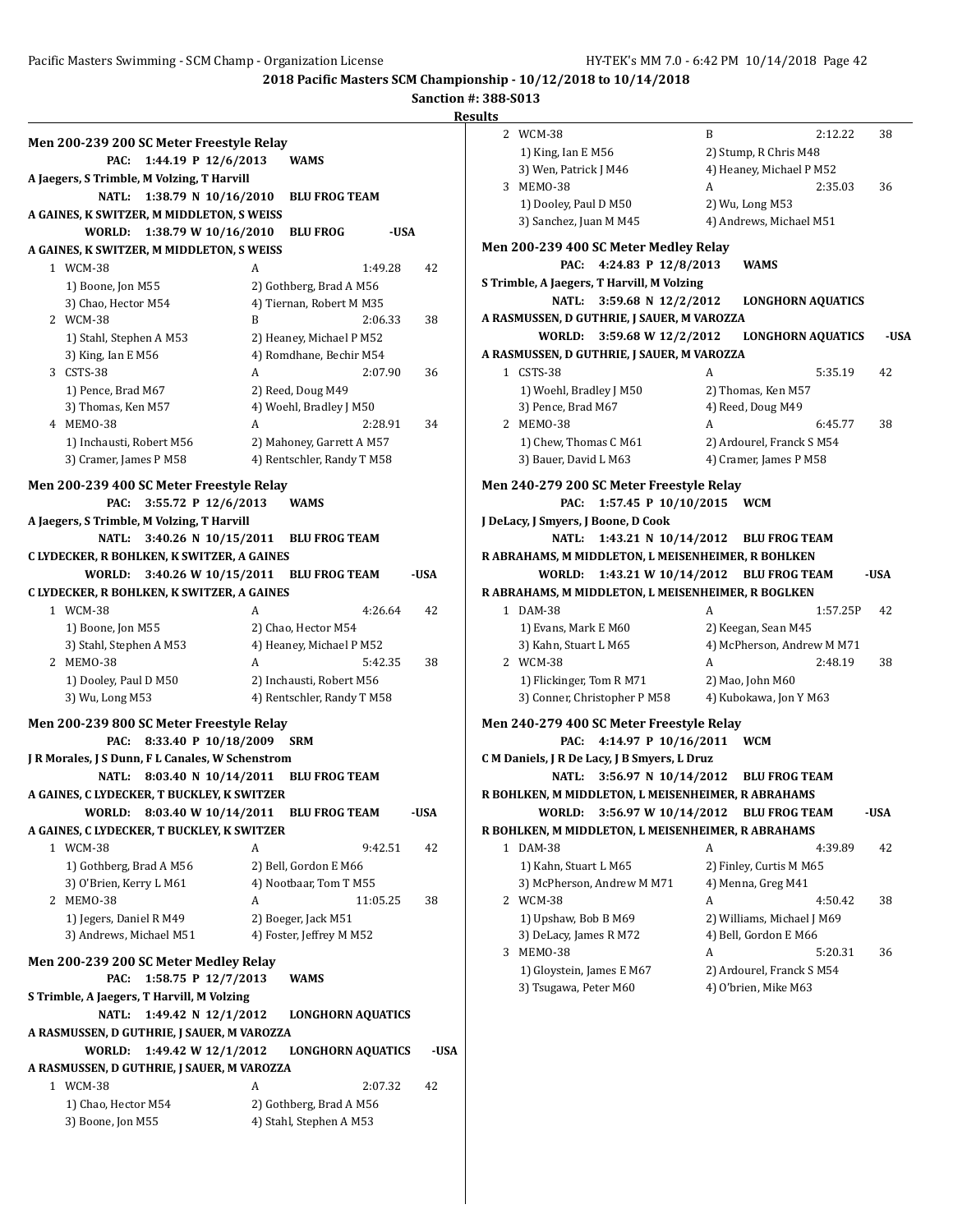**2018 Pacific Masters SCM Championship - 10/12/2018 to 10/14/2018**

**Sanction #: 388-S013**

**Results**

### Men 200-239 200 SC Meter Freestyle Relay

PAC: 1:44.19 P 12/6/2013 WAMS
A Jaegers, S Trimble, M Volzing, T Harvill

NATL: 1:38.79 N 10/16/2010 BLU FROG TEAM
A GAINES, K SWITZER, M MIDDLETON, S WEISS

WORLD: 1:38.79 W 10/16/2010 BLU FROG -USA
A GAINES, K SWITZER, M MIDDLETON, S WEISS

1. WCM-38 A 1:49.28 42
   1) Boone, Jon M55 2) Gothberg, Brad A M56 3) Chao, Hector M54 4) Tiernan, Robert M M35
2. WCM-38 B 2:06.33 38
   1) Stahl, Stephen A M53 2) Heaney, Michael P M52 3) King, Ian E M56 4) Romdhane, Bechir M54
3. CSTS-38 A 2:07.90 36
   1) Pence, Brad M67 2) Reed, Doug M49 3) Thomas, Ken M57 4) Woehl, Bradley J M50
4. MEMO-38 A 2:28.91 34
   1) Inchausti, Robert M56 2) Mahoney, Garrett A M57 3) Cramer, James P M58 4) Rentschler, Randy T M58

### Men 200-239 400 SC Meter Freestyle Relay

PAC: 3:55.72 P 12/6/2013 WAMS
A Jaegers, S Trimble, M Volzing, T Harvill

NATL: 3:40.26 N 10/15/2011 BLU FROG TEAM
C LYDECKER, R BOHLKEN, K SWITZER, A GAINES

WORLD: 3:40.26 W 10/15/2011 BLU FROG TEAM -USA
C LYDECKER, R BOHLKEN, K SWITZER, A GAINES

1. WCM-38 A 4:26.64 42
   1) Boone, Jon M55 2) Chao, Hector M54 3) Stahl, Stephen A M53 4) Heaney, Michael P M52
2. MEMO-38 A 5:42.35 38
   1) Dooley, Paul D M50 2) Inchausti, Robert M56 3) Wu, Long M53 4) Rentschler, Randy T M58

### Men 200-239 800 SC Meter Freestyle Relay

PAC: 8:33.40 P 10/18/2009 SRM
J R Morales, J S Dunn, F L Canales, W Schenstrom

NATL: 8:03.40 N 10/14/2011 BLU FROG TEAM
A GAINES, C LYDECKER, T BUCKLEY, K SWITZER

WORLD: 8:03.40 W 10/14/2011 BLU FROG TEAM -USA
A GAINES, C LYDECKER, T BUCKLEY, K SWITZER

1. WCM-38 A 9:42.51 42
   1) Gothberg, Brad A M56 2) Bell, Gordon E M66 3) O'Brien, Kerry L M61 4) Nootbaar, Tom T M55
2. MEMO-38 A 11:05.25 38
   1) Jegers, Daniel R M49 2) Boeger, Jack M51 3) Andrews, Michael M51 4) Foster, Jeffrey M M52

### Men 200-239 200 SC Meter Medley Relay

PAC: 1:58.75 P 12/7/2013 WAMS
S Trimble, A Jaegers, T Harvill, M Volzing

NATL: 1:49.42 N 12/1/2012 LONGHORN AQUATICS
A RASMUSSEN, D GUTHRIE, J SAUER, M VAROZZA

WORLD: 1:49.42 W 12/1/2012 LONGHORN AQUATICS -USA
A RASMUSSEN, D GUTHRIE, J SAUER, M VAROZZA

1. WCM-38 A 2:07.32 42
   1) Chao, Hector M54 2) Gothberg, Brad A M56 3) Boone, Jon M55 4) Stahl, Stephen A M53
2. WCM-38 B 2:12.22 38
   1) King, Ian E M56 2) Stump, R Chris M48 3) Wen, Patrick J M46 4) Heaney, Michael P M52
3. MEMO-38 A 2:35.03 36
   1) Dooley, Paul D M50 2) Wu, Long M53 3) Sanchez, Juan M M45 4) Andrews, Michael M51

### Men 200-239 400 SC Meter Medley Relay

PAC: 4:24.83 P 12/8/2013 WAMS
S Trimble, A Jaegers, T Harvill, M Volzing

NATL: 3:59.68 N 12/2/2012 LONGHORN AQUATICS
A RASMUSSEN, D GUTHRIE, J SAUER, M VAROZZA

WORLD: 3:59.68 W 12/2/2012 LONGHORN AQUATICS -USA
A RASMUSSEN, D GUTHRIE, J SAUER, M VAROZZA

1. CSTS-38 A 5:35.19 42
   1) Woehl, Bradley J M50 2) Thomas, Ken M57 3) Pence, Brad M67 4) Reed, Doug M49
2. MEMO-38 A 6:45.77 38
   1) Chew, Thomas C M61 2) Ardourel, Franck S M54 3) Bauer, David L M63 4) Cramer, James P M58

### Men 240-279 200 SC Meter Freestyle Relay

PAC: 1:57.45 P 10/10/2015 WCM
J DeLacy, J Smyers, J Boone, D Cook

NATL: 1:43.21 N 10/14/2012 BLU FROG TEAM
R ABRAHAMS, M MIDDLETON, L MEISENHEIMER, R BOHLKEN

WORLD: 1:43.21 W 10/14/2012 BLU FROG TEAM -USA
R ABRAHAMS, M MIDDLETON, L MEISENHEIMER, R BOGLKEN

1. DAM-38 A 1:57.25P 42
   1) Evans, Mark E M60 2) Keegan, Sean M45 3) Kahn, Stuart L M65 4) McPherson, Andrew M M71
2. WCM-38 A 2:48.19 38
   1) Flickinger, Tom R M71 2) Mao, John M60 3) Conner, Christopher P M58 4) Kubokawa, Jon Y M63

### Men 240-279 400 SC Meter Freestyle Relay

PAC: 4:14.97 P 10/16/2011 WCM
C M Daniels, J R De Lacy, J B Smyers, L Druz

NATL: 3:56.97 N 10/14/2012 BLU FROG TEAM
R BOHLKEN, M MIDDLETON, L MEISENHEIMER, R ABRAHAMS

WORLD: 3:56.97 W 10/14/2012 BLU FROG TEAM -USA
R BOHLKEN, M MIDDLETON, L MEISENHEIMER, R ABRAHAMS

1. DAM-38 A 4:39.89 42
   1) Kahn, Stuart L M65 2) Finley, Curtis M M65 3) McPherson, Andrew M M71 4) Menna, Greg M41
2. WCM-38 A 4:50.42 38
   1) Upshaw, Bob B M69 2) Williams, Michael J M69 3) DeLacy, James R M72 4) Bell, Gordon E M66
3. MEMO-38 A 5:20.31 36
   1) Gloystein, James E M67 2) Ardourel, Franck S M54 3) Tsugawa, Peter M60 4) O'brien, Mike M63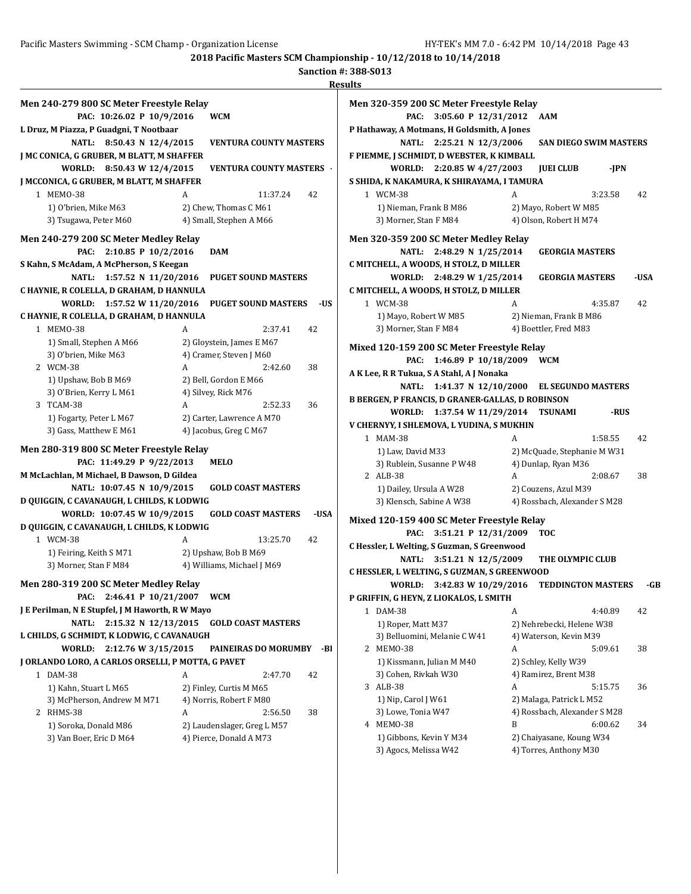**2018 Pacific Masters SCM Championship - 10/12/2018 to 10/14/2018**

**Sanction #: 388-S013**

**Results**

### Men 240-279 800 SC Meter Freestyle Relay

PAC: 10:26.02 P 10/9/2016 WCM
L Druz, M Piazza, P Guadgni, T Nootbaar

NATL: 8:50.43 N 12/4/2015 VENTURA COUNTY MASTERS
J MC CONICA, G GRUBER, M BLATT, M SHAFFER

WORLD: 8:50.43 W 12/4/2015 VENTURA COUNTY MASTERS -
J MCCONICA, G GRUBER, M BLATT, M SHAFFER

1 MEMO-38 A 11:37.24 42
1) O'brien, Mike M63 2) Chew, Thomas C M61
3) Tsugawa, Peter M60 4) Small, Stephen A M66

### Men 240-279 200 SC Meter Medley Relay

PAC: 2:10.85 P 10/2/2016 DAM
S Kahn, S McAdam, A McPherson, S Keegan

NATL: 1:57.52 N 11/20/2016 PUGET SOUND MASTERS
C HAYNIE, R COLELLA, D GRAHAM, D HANNULA

WORLD: 1:57.52 W 11/20/2016 PUGET SOUND MASTERS -US
C HAYNIE, R COLELLA, D GRAHAM, D HANNULA

1 MEMO-38 A 2:37.41 42
1) Small, Stephen A M66 2) Gloystein, James E M67
3) O'brien, Mike M63 4) Cramer, Steven J M60

2 WCM-38 A 2:42.60 38
1) Upshaw, Bob B M69 2) Bell, Gordon E M66
3) O'Brien, Kerry L M61 4) Silvey, Rick M76

3 TCAM-38 A 2:52.33 36
1) Fogarty, Peter L M67 2) Carter, Lawrence A M70
3) Gass, Matthew E M61 4) Jacobus, Greg C M67

### Men 280-319 800 SC Meter Freestyle Relay

PAC: 11:49.29 P 9/22/2013 MELO
M McLachlan, M Michael, B Dawson, D Gildea

NATL: 10:07.45 N 10/9/2015 GOLD COAST MASTERS
D QUIGGIN, C CAVANAUGH, L CHILDS, K LODWIG

WORLD: 10:07.45 W 10/9/2015 GOLD COAST MASTERS -USA
D QUIGGIN, C CAVANAUGH, L CHILDS, K LODWIG

1 WCM-38 A 13:25.70 42
1) Feiring, Keith S M71 2) Upshaw, Bob B M69
3) Morner, Stan F M84 4) Williams, Michael J M69

### Men 280-319 200 SC Meter Medley Relay

PAC: 2:46.41 P 10/21/2007 WCM
J E Perilman, N E Stupfel, J M Haworth, R W Mayo

NATL: 2:15.32 N 12/13/2015 GOLD COAST MASTERS
L CHILDS, G SCHMIDT, K LODWIG, C CAVANAUGH

WORLD: 2:12.76 W 3/15/2015 PAINEIRAS DO MORUMBY -BI
J ORLANDO LORO, A CARLOS ORSELLI, P MOTTA, G PAVET

1 DAM-38 A 2:47.70 42
1) Kahn, Stuart L M65 2) Finley, Curtis M M65
3) McPherson, Andrew M M71 4) Norris, Robert F M80

2 RHMS-38 A 2:56.50 38
1) Soroka, Donald M86 2) Laudenslager, Greg L M57
3) Van Boer, Eric D M64 4) Pierce, Donald A M73

### Men 320-359 200 SC Meter Freestyle Relay

PAC: 3:05.60 P 12/31/2012 AAM
P Hathaway, A Motmans, H Goldsmith, A Jones

NATL: 2:25.21 N 12/3/2006 SAN DIEGO SWIM MASTERS
F PIEMME, J SCHMIDT, D WEBSTER, K KIMBALL

WORLD: 2:20.85 W 4/27/2003 JUEI CLUB -JPN
S SHIDA, K NAKAMURA, K SHIRAYAMA, I TAMURA

1 WCM-38 A 3:23.58 42
1) Nieman, Frank B M86 2) Mayo, Robert W M85
3) Morner, Stan F M84 4) Olson, Robert H M74

### Men 320-359 200 SC Meter Medley Relay

NATL: 2:48.29 N 1/25/2014 GEORGIA MASTERS
C MITCHELL, A WOODS, H STOLZ, D MILLER

WORLD: 2:48.29 W 1/25/2014 GEORGIA MASTERS -USA
C MITCHELL, A WOODS, H STOLZ, D MILLER

1 WCM-38 A 4:35.87 42
1) Mayo, Robert W M85 2) Nieman, Frank B M86
3) Morner, Stan F M84 4) Boettler, Fred M83

### Mixed 120-159 200 SC Meter Freestyle Relay

PAC: 1:46.89 P 10/18/2009 WCM
A K Lee, R R Tukua, S A Stahl, A J Nonaka

NATL: 1:41.37 N 12/10/2000 EL SEGUNDO MASTERS
B BERGEN, P FRANCIS, D GRANER-GALLAS, D ROBINSON

WORLD: 1:37.54 W 11/29/2014 TSUNAMI -RUS
V CHERNYY, I SHLEMOVA, L YUDINA, S MUKHIN

1 MAM-38 A 1:58.55 42
1) Law, David M33 2) McQuade, Stephanie M W31
3) Rublein, Susanne P W48 4) Dunlap, Ryan M36

2 ALB-38 A 2:08.67 38
1) Dailey, Ursula A W28 2) Couzens, Azul M39
3) Klensch, Sabine A W38 4) Rossbach, Alexander S M28

### Mixed 120-159 400 SC Meter Freestyle Relay

PAC: 3:51.21 P 12/31/2009 TOC
C Hessler, L Welting, S Guzman, S Greenwood

NATL: 3:51.21 N 12/5/2009 THE OLYMPIC CLUB
C HESSLER, L WELTING, S GUZMAN, S GREENWOOD

WORLD: 3:42.83 W 10/29/2016 TEDDINGTON MASTERS -GB
P GRIFFIN, G HEYN, Z LIOKALOS, L SMITH

1 DAM-38 A 4:40.89 42
1) Roper, Matt M37 2) Nehrebecki, Helene W38
3) Belluomini, Melanie C W41 4) Waterson, Kevin M39

2 MEMO-38 A 5:09.61 38
1) Kissmann, Julian M M40 2) Schley, Kelly W39
3) Cohen, Rivkah W30 4) Ramirez, Brent M38

3 ALB-38 A 5:15.75 36
1) Nip, Carol J W61 2) Malaga, Patrick L M52
3) Lowe, Tonia W47 4) Rossbach, Alexander S M28

4 MEMO-38 B 6:00.62 34
1) Gibbons, Kevin Y M34 2) Chaiyasane, Koung W34
3) Agocs, Melissa W42 4) Torres, Anthony M30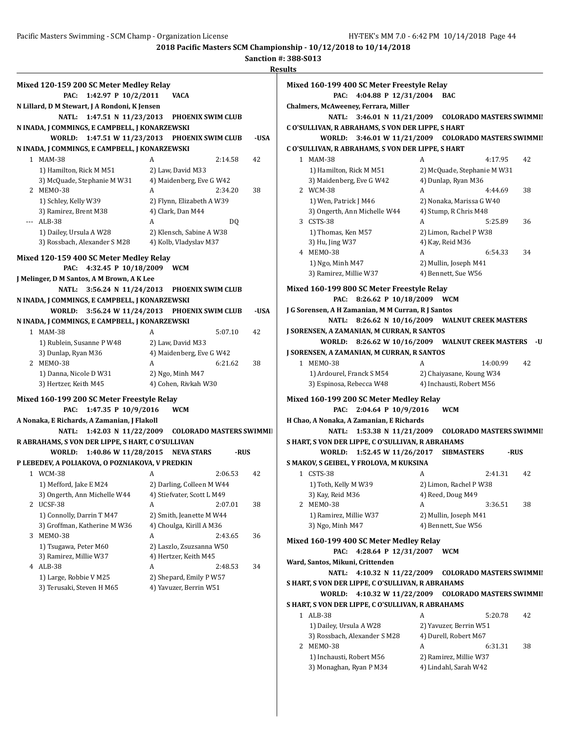**2018 Pacific Masters SCM Championship - 10/12/2018 to 10/14/2018**

**Sanction #: 388-S013**

**Results**

### Mixed 120-159 200 SC Meter Medley Relay

**PAC: 1:42.97 P 10/2/2011 VACA**
N Lillard, D M Stewart, J A Rondoni, K Jensen

**NATL: 1:47.51 N 11/23/2013 PHOENIX SWIM CLUB**
N INADA, J COMMINGS, E CAMPBELL, J KONARZEWSKI

**WORLD: 1:47.51 W 11/23/2013 PHOENIX SWIM CLUB -USA**
N INADA, J COMMINGS, E CAMPBELL, J KONARZEWSKI

| Place | Team | Relay | Time | Points |
|---|---|---|---|---|
| 1 | MAM-38 | A | 2:14.58 | 42 |
| | 1) Hamilton, Rick M M51 | 2) Law, David M33 | | |
| | 3) McQuade, Stephanie M W31 | 4) Maidenberg, Eve G W42 | | |
| 2 | MEMO-38 | A | 2:34.20 | 38 |
| | 1) Schley, Kelly W39 | 2) Flynn, Elizabeth A W39 | | |
| | 3) Ramirez, Brent M38 | 4) Clark, Dan M44 | | |
| --- | ALB-38 | A | DQ | |
| | 1) Dailey, Ursula A W28 | 2) Klensch, Sabine A W38 | | |
| | 3) Rossbach, Alexander S M28 | 4) Kolb, Vladyslav M37 | | |

### Mixed 120-159 400 SC Meter Medley Relay

**PAC: 4:32.45 P 10/18/2009 WCM**
J Melinger, D M Santos, A M Brown, A K Lee

**NATL: 3:56.24 N 11/24/2013 PHOENIX SWIM CLUB**
N INADA, J COMMINGS, E CAMPBELL, J KONARZEWSKI

**WORLD: 3:56.24 W 11/24/2013 PHOENIX SWIM CLUB -USA**
N INADA, J COMMINGS, E CAMPBELL, J KONARZEWSKI

| Place | Team | Relay | Time | Points |
|---|---|---|---|---|
| 1 | MAM-38 | A | 5:07.10 | 42 |
| | 1) Rublein, Susanne P W48 | 2) Law, David M33 | | |
| | 3) Dunlap, Ryan M36 | 4) Maidenberg, Eve G W42 | | |
| 2 | MEMO-38 | A | 6:21.62 | 38 |
| | 1) Danna, Nicole D W31 | 2) Ngo, Minh M47 | | |
| | 3) Hertzer, Keith M45 | 4) Cohen, Rivkah W30 | | |

### Mixed 160-199 200 SC Meter Freestyle Relay

**PAC: 1:47.35 P 10/9/2016 WCM**
A Nonaka, E Richards, A Zamanian, J Flakoll

**NATL: 1:42.03 N 11/22/2009 COLORADO MASTERS SWIMMI**
R ABRAHAMS, S VON DER LIPPE, S HART, C O'SULLIVAN

**WORLD: 1:40.86 W 11/28/2015 NEVA STARS -RUS**
P LEBEDEV, A POLIAKOVA, O POZNIAKOVA, V PREDKIN

| Place | Team | Relay | Time | Points |
|---|---|---|---|---|
| 1 | WCM-38 | A | 2:06.53 | 42 |
| | 1) Mefford, Jake E M24 | 2) Darling, Colleen M W44 | | |
| | 3) Ongerth, Ann Michelle W44 | 4) Stiefvater, Scott L M49 | | |
| 2 | UCSF-38 | A | 2:07.01 | 38 |
| | 1) Connolly, Darrin T M47 | 2) Smith, Jeanette M W44 | | |
| | 3) Groffman, Katherine M W36 | 4) Choulga, Kirill A M36 | | |
| 3 | MEMO-38 | A | 2:43.65 | 36 |
| | 1) Tsugawa, Peter M60 | 2) Laszlo, Zsuzsanna W50 | | |
| | 3) Ramirez, Millie W37 | 4) Hertzer, Keith M45 | | |
| 4 | ALB-38 | A | 2:48.53 | 34 |
| | 1) Large, Robbie V M25 | 2) Shepard, Emily P W57 | | |
| | 3) Terusaki, Steven H M65 | 4) Yavuzer, Berrin W51 | | |

### Mixed 160-199 400 SC Meter Freestyle Relay

**PAC: 4:04.88 P 12/31/2004 BAC**
Chalmers, McAweeney, Ferrara, Miller

**NATL: 3:46.01 N 11/21/2009 COLORADO MASTERS SWIMMI**
C O'SULLIVAN, R ABRAHAMS, S VON DER LIPPE, S HART

**WORLD: 3:46.01 W 11/21/2009 COLORADO MASTERS SWIMMI**
C O'SULLIVAN, R ABRAHAMS, S VON DER LIPPE, S HART

| Place | Team | Relay | Time | Points |
|---|---|---|---|---|
| 1 | MAM-38 | A | 4:17.95 | 42 |
| | 1) Hamilton, Rick M M51 | 2) McQuade, Stephanie M W31 | | |
| | 3) Maidenberg, Eve G W42 | 4) Dunlap, Ryan M36 | | |
| 2 | WCM-38 | A | 4:44.69 | 38 |
| | 1) Wen, Patrick J M46 | 2) Nonaka, Marissa G W40 | | |
| | 3) Ongerth, Ann Michelle W44 | 4) Stump, R Chris M48 | | |
| 3 | CSTS-38 | A | 5:25.89 | 36 |
| | 1) Thomas, Ken M57 | 2) Limon, Rachel P W38 | | |
| | 3) Hu, Jing W37 | 4) Kay, Reid M36 | | |
| 4 | MEMO-38 | A | 6:54.33 | 34 |
| | 1) Ngo, Minh M47 | 2) Mullin, Joseph M41 | | |
| | 3) Ramirez, Millie W37 | 4) Bennett, Sue W56 | | |

### Mixed 160-199 800 SC Meter Freestyle Relay

**PAC: 8:26.62 P 10/18/2009 WCM**
J G Sorensen, A H Zamanian, M M Curran, R J Santos

**NATL: 8:26.62 N 10/16/2009 WALNUT CREEK MASTERS**
J SORENSEN, A ZAMANIAN, M CURRAN, R SANTOS

**WORLD: 8:26.62 W 10/16/2009 WALNUT CREEK MASTERS -U**
J SORENSEN, A ZAMANIAN, M CURRAN, R SANTOS

| Place | Team | Relay | Time | Points |
|---|---|---|---|---|
| 1 | MEMO-38 | A | 14:00.99 | 42 |
| | 1) Ardourel, Franck S M54 | 2) Chaiyasane, Koung W34 | | |
| | 3) Espinosa, Rebecca W48 | 4) Inchausti, Robert M56 | | |

### Mixed 160-199 200 SC Meter Medley Relay

**PAC: 2:04.64 P 10/9/2016 WCM**
H Chao, A Nonaka, A Zamanian, E Richards

**NATL: 1:53.38 N 11/21/2009 COLORADO MASTERS SWIMMI**
S HART, S VON DER LIPPE, C O'SULLIVAN, R ABRAHAMS

**WORLD: 1:52.45 W 11/26/2017 SIBMASTERS -RUS**
S MAKOV, S GEIBEL, Y FROLOVA, M KUKSINA

| Place | Team | Relay | Time | Points |
|---|---|---|---|---|
| 1 | CSTS-38 | A | 2:41.31 | 42 |
| | 1) Toth, Kelly M W39 | 2) Limon, Rachel P W38 | | |
| | 3) Kay, Reid M36 | 4) Reed, Doug M49 | | |
| 2 | MEMO-38 | A | 3:36.51 | 38 |
| | 1) Ramirez, Millie W37 | 2) Mullin, Joseph M41 | | |
| | 3) Ngo, Minh M47 | 4) Bennett, Sue W56 | | |

### Mixed 160-199 400 SC Meter Medley Relay

**PAC: 4:28.64 P 12/31/2007 WCM**
Ward, Santos, Mikuni, Crittenden

**NATL: 4:10.32 N 11/22/2009 COLORADO MASTERS SWIMMI**
S HART, S VON DER LIPPE, C O'SULLIVAN, R ABRAHAMS

**WORLD: 4:10.32 W 11/22/2009 COLORADO MASTERS SWIMMI**
S HART, S VON DER LIPPE, C O'SULLIVAN, R ABRAHAMS

| Place | Team | Relay | Time | Points |
|---|---|---|---|---|
| 1 | ALB-38 | A | 5:20.78 | 42 |
| | 1) Dailey, Ursula A W28 | 2) Yavuzer, Berrin W51 | | |
| | 3) Rossbach, Alexander S M28 | 4) Durell, Robert M67 | | |
| 2 | MEMO-38 | A | 6:31.31 | 38 |
| | 1) Inchausti, Robert M56 | 2) Ramirez, Millie W37 | | |
| | 3) Monaghan, Ryan P M34 | 4) Lindahl, Sarah W42 | | |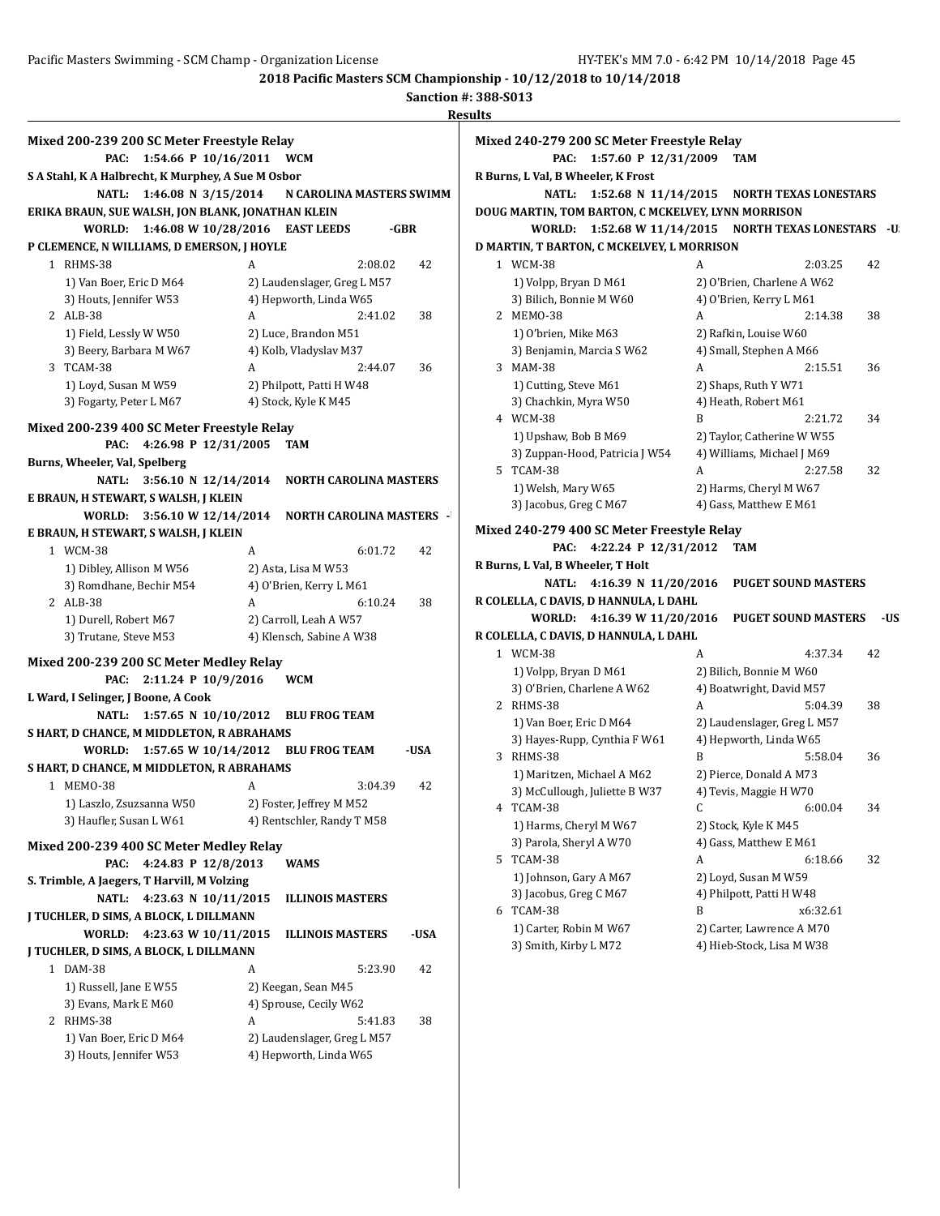# 2018 Pacific Masters SCM Championship - 10/12/2018 to 10/14/2018

**Sanction #: 388-S013**

**Results**

### Mixed 200-239 200 SC Meter Freestyle Relay

PAC: 1:54.66 P 10/16/2011 WCM
S A Stahl, K A Halbrecht, K Murphey, A Sue M Osbor

NATL: 1:46.08 N 3/15/2014 N CAROLINA MASTERS SWIMM
ERIKA BRAUN, SUE WALSH, JON BLANK, JONATHAN KLEIN

WORLD: 1:46.08 W 10/28/2016 EAST LEEDS -GBR
P CLEMENCE, N WILLIAMS, D EMERSON, J HOYLE

1 RHMS-38 A 2:08.02 42
1) Van Boer, Eric D M64 2) Laudenslager, Greg L M57
3) Houts, Jennifer W53 4) Hepworth, Linda W65

2 ALB-38 A 2:41.02 38
1) Field, Lessly W W50 2) Luce, Brandon M51
3) Beery, Barbara M W67 4) Kolb, Vladyslav M37

3 TCAM-38 A 2:44.07 36
1) Loyd, Susan M W59 2) Philpott, Patti H W48
3) Fogarty, Peter L M67 4) Stock, Kyle K M45

### Mixed 200-239 400 SC Meter Freestyle Relay

PAC: 4:26.98 P 12/31/2005 TAM
Burns, Wheeler, Val, Spelberg

NATL: 3:56.10 N 12/14/2014 NORTH CAROLINA MASTERS
E BRAUN, H STEWART, S WALSH, J KLEIN

WORLD: 3:56.10 W 12/14/2014 NORTH CAROLINA MASTERS -
E BRAUN, H STEWART, S WALSH, J KLEIN

1 WCM-38 A 6:01.72 42
1) Dibley, Allison M W56 2) Asta, Lisa M W53
3) Romdhane, Bechir M54 4) O'Brien, Kerry L M61

2 ALB-38 A 6:10.24 38
1) Durell, Robert M67 2) Carroll, Leah A W57
3) Trutane, Steve M53 4) Klensch, Sabine A W38

### Mixed 200-239 200 SC Meter Medley Relay

PAC: 2:11.24 P 10/9/2016 WCM
L Ward, I Selinger, J Boone, A Cook

NATL: 1:57.65 N 10/10/2012 BLU FROG TEAM
S HART, D CHANCE, M MIDDLETON, R ABRAHAMS

WORLD: 1:57.65 W 10/14/2012 BLU FROG TEAM -USA
S HART, D CHANCE, M MIDDLETON, R ABRAHAMS

1 MEMO-38 A 3:04.39 42
1) Laszlo, Zsuzsanna W50 2) Foster, Jeffrey M M52
3) Haufler, Susan L W61 4) Rentschler, Randy T M58

### Mixed 200-239 400 SC Meter Medley Relay

PAC: 4:24.83 P 12/8/2013 WAMS
S. Trimble, A Jaegers, T Harvill, M Volzing

NATL: 4:23.63 N 10/11/2015 ILLINOIS MASTERS
J TUCHLER, D SIMS, A BLOCK, L DILLMANN

WORLD: 4:23.63 W 10/11/2015 ILLINOIS MASTERS -USA
J TUCHLER, D SIMS, A BLOCK, L DILLMANN

1 DAM-38 A 5:23.90 42
1) Russell, Jane E W55 2) Keegan, Sean M45
3) Evans, Mark E M60 4) Sprouse, Cecily W62

2 RHMS-38 A 5:41.83 38
1) Van Boer, Eric D M64 2) Laudenslager, Greg L M57
3) Houts, Jennifer W53 4) Hepworth, Linda W65

### Mixed 240-279 200 SC Meter Freestyle Relay

PAC: 1:57.60 P 12/31/2009 TAM
R Burns, L Val, B Wheeler, K Frost

NATL: 1:52.68 N 11/14/2015 NORTH TEXAS LONESTARS
DOUG MARTIN, TOM BARTON, C MCKELVEY, LYNN MORRISON

WORLD: 1:52.68 W 11/14/2015 NORTH TEXAS LONESTARS -U
D MARTIN, T BARTON, C MCKELVEY, L MORRISON

1 WCM-38 A 2:03.25 42
1) Volpp, Bryan D M61 2) O'Brien, Charlene A W62
3) Bilich, Bonnie M W60 4) O'Brien, Kerry L M61

2 MEMO-38 A 2:14.38 38
1) O'brien, Mike M63 2) Rafkin, Louise W60
3) Benjamin, Marcia S W62 4) Small, Stephen A M66

3 MAM-38 A 2:15.51 36
1) Cutting, Steve M61 2) Shaps, Ruth Y W71
3) Chachkin, Myra W50 4) Heath, Robert M61

4 WCM-38 B 2:21.72 34
1) Upshaw, Bob B M69 2) Taylor, Catherine W W55
3) Zuppan-Hood, Patricia J W54 4) Williams, Michael J M69

5 TCAM-38 A 2:27.58 32
1) Welsh, Mary W65 2) Harms, Cheryl M W67
3) Jacobus, Greg C M67 4) Gass, Matthew E M61

### Mixed 240-279 400 SC Meter Freestyle Relay

PAC: 4:22.24 P 12/31/2012 TAM
R Burns, L Val, B Wheeler, T Holt

NATL: 4:16.39 N 11/20/2016 PUGET SOUND MASTERS
R COLELLA, C DAVIS, D HANNULA, L DAHL

WORLD: 4:16.39 W 11/20/2016 PUGET SOUND MASTERS -US
R COLELLA, C DAVIS, D HANNULA, L DAHL

1 WCM-38 A 4:37.34 42
1) Volpp, Bryan D M61 2) Bilich, Bonnie M W60
3) O'Brien, Charlene A W62 4) Boatwright, David M57

2 RHMS-38 A 5:04.39 38
1) Van Boer, Eric D M64 2) Laudenslager, Greg L M57
3) Hayes-Rupp, Cynthia F W61 4) Hepworth, Linda W65

3 RHMS-38 B 5:58.04 36
1) Maritzen, Michael A M62 2) Pierce, Donald A M73
3) McCullough, Juliette B W37 4) Tevis, Maggie H W70

4 TCAM-38 C 6:00.04 34
1) Harms, Cheryl M W67 2) Stock, Kyle K M45
3) Parola, Sheryl A W70 4) Gass, Matthew E M61

5 TCAM-38 A 6:18.66 32
1) Johnson, Gary A M67 2) Loyd, Susan M W59
3) Jacobus, Greg C M67 4) Philpott, Patti H W48

6 TCAM-38 B x6:32.61
1) Carter, Robin M W67 2) Carter, Lawrence A M70
3) Smith, Kirby L M72 4) Hieb-Stock, Lisa M W38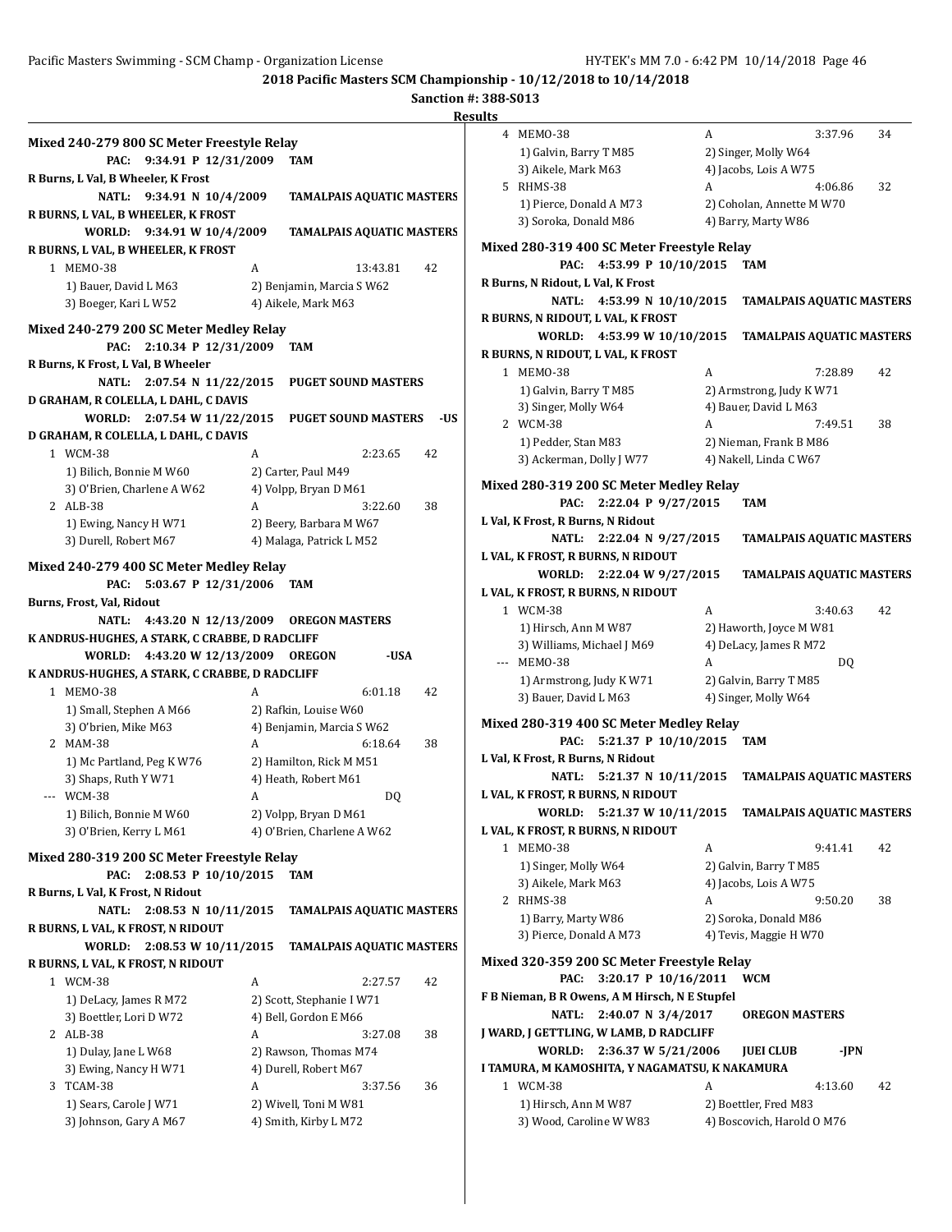**2018 Pacific Masters SCM Championship - 10/12/2018 to 10/14/2018**

**Sanction #: 388-S013**

**Results**

### Mixed 240-279 800 SC Meter Freestyle Relay

PAC: 9:34.91 P 12/31/2009 TAM
R Burns, L Val, B Wheeler, K Frost
NATL: 9:34.91 N 10/4/2009 TAMALPAIS AQUATIC MASTERS
R BURNS, L VAL, B WHEELER, K FROST
WORLD: 9:34.91 W 10/4/2009 TAMALPAIS AQUATIC MASTERS
R BURNS, L VAL, B WHEELER, K FROST

| Place | Team | Relay | Time | Points |
|---|---|---|---|---|
| 1 | MEMO-38 | A | 13:43.81 | 42 |
| | 1) Bauer, David L M63 | 2) Benjamin, Marcia S W62 | | |
| | 3) Boeger, Kari L W52 | 4) Aikele, Mark M63 | | |

### Mixed 240-279 200 SC Meter Medley Relay

PAC: 2:10.34 P 12/31/2009 TAM
R Burns, K Frost, L Val, B Wheeler
NATL: 2:07.54 N 11/22/2015 PUGET SOUND MASTERS
D GRAHAM, R COLELLA, L DAHL, C DAVIS
WORLD: 2:07.54 W 11/22/2015 PUGET SOUND MASTERS -US
D GRAHAM, R COLELLA, L DAHL, C DAVIS

| Place | Team | Relay | Time | Points |
|---|---|---|---|---|
| 1 | WCM-38 | A | 2:23.65 | 42 |
| | 1) Bilich, Bonnie M W60 | 2) Carter, Paul M49 | | |
| | 3) O'Brien, Charlene A W62 | 4) Volpp, Bryan D M61 | | |
| 2 | ALB-38 | A | 3:22.60 | 38 |
| | 1) Ewing, Nancy H W71 | 2) Beery, Barbara M W67 | | |
| | 3) Durell, Robert M67 | 4) Malaga, Patrick L M52 | | |

### Mixed 240-279 400 SC Meter Medley Relay

PAC: 5:03.67 P 12/31/2006 TAM
Burns, Frost, Val, Ridout
NATL: 4:43.20 N 12/13/2009 OREGON MASTERS
K ANDRUS-HUGHES, A STARK, C CRABBE, D RADCLIFF
WORLD: 4:43.20 W 12/13/2009 OREGON -USA
K ANDRUS-HUGHES, A STARK, C CRABBE, D RADCLIFF

| Place | Team | Relay | Time | Points |
|---|---|---|---|---|
| 1 | MEMO-38 | A | 6:01.18 | 42 |
| | 1) Small, Stephen A M66 | 2) Rafkin, Louise W60 | | |
| | 3) O'brien, Mike M63 | 4) Benjamin, Marcia S W62 | | |
| 2 | MAM-38 | A | 6:18.64 | 38 |
| | 1) Mc Partland, Peg K W76 | 2) Hamilton, Rick M M51 | | |
| | 3) Shaps, Ruth Y W71 | 4) Heath, Robert M61 | | |
| --- | WCM-38 | A | DQ | |
| | 1) Bilich, Bonnie M W60 | 2) Volpp, Bryan D M61 | | |
| | 3) O'Brien, Kerry L M61 | 4) O'Brien, Charlene A W62 | | |

### Mixed 280-319 200 SC Meter Freestyle Relay

PAC: 2:08.53 P 10/10/2015 TAM
R Burns, L Val, K Frost, N Ridout
NATL: 2:08.53 N 10/11/2015 TAMALPAIS AQUATIC MASTERS
R BURNS, L VAL, K FROST, N RIDOUT
WORLD: 2:08.53 W 10/11/2015 TAMALPAIS AQUATIC MASTERS
R BURNS, L VAL, K FROST, N RIDOUT

| Place | Team | Relay | Time | Points |
|---|---|---|---|---|
| 1 | WCM-38 | A | 2:27.57 | 42 |
| | 1) DeLacy, James R M72 | 2) Scott, Stephanie I W71 | | |
| | 3) Boettler, Lori D W72 | 4) Bell, Gordon E M66 | | |
| 2 | ALB-38 | A | 3:27.08 | 38 |
| | 1) Dulay, Jane L W68 | 2) Rawson, Thomas M74 | | |
| | 3) Ewing, Nancy H W71 | 4) Durell, Robert M67 | | |
| 3 | TCAM-38 | A | 3:37.56 | 36 |
| | 1) Sears, Carole J W71 | 2) Wivell, Toni M W81 | | |
| | 3) Johnson, Gary A M67 | 4) Smith, Kirby L M72 | | |
| 4 | MEMO-38 | A | 3:37.96 | 34 |
| | 1) Galvin, Barry T M85 | 2) Singer, Molly W64 | | |
| | 3) Aikele, Mark M63 | 4) Jacobs, Lois A W75 | | |
| 5 | RHMS-38 | A | 4:06.86 | 32 |
| | 1) Pierce, Donald A M73 | 2) Coholan, Annette M W70 | | |
| | 3) Soroka, Donald M86 | 4) Barry, Marty W86 | | |

### Mixed 280-319 400 SC Meter Freestyle Relay

PAC: 4:53.99 P 10/10/2015 TAM
R Burns, N Ridout, L Val, K Frost
NATL: 4:53.99 N 10/10/2015 TAMALPAIS AQUATIC MASTERS
R BURNS, N RIDOUT, L VAL, K FROST
WORLD: 4:53.99 W 10/10/2015 TAMALPAIS AQUATIC MASTERS
R BURNS, N RIDOUT, L VAL, K FROST

| Place | Team | Relay | Time | Points |
|---|---|---|---|---|
| 1 | MEMO-38 | A | 7:28.89 | 42 |
| | 1) Galvin, Barry T M85 | 2) Armstrong, Judy K W71 | | |
| | 3) Singer, Molly W64 | 4) Bauer, David L M63 | | |
| 2 | WCM-38 | A | 7:49.51 | 38 |
| | 1) Pedder, Stan M83 | 2) Nieman, Frank B M86 | | |
| | 3) Ackerman, Dolly J W77 | 4) Nakell, Linda C W67 | | |

### Mixed 280-319 200 SC Meter Medley Relay

PAC: 2:22.04 P 9/27/2015 TAM
L Val, K Frost, R Burns, N Ridout
NATL: 2:22.04 N 9/27/2015 TAMALPAIS AQUATIC MASTERS
L VAL, K FROST, R BURNS, N RIDOUT
WORLD: 2:22.04 W 9/27/2015 TAMALPAIS AQUATIC MASTERS
L VAL, K FROST, R BURNS, N RIDOUT

| Place | Team | Relay | Time | Points |
|---|---|---|---|---|
| 1 | WCM-38 | A | 3:40.63 | 42 |
| | 1) Hirsch, Ann M W87 | 2) Haworth, Joyce M W81 | | |
| | 3) Williams, Michael J M69 | 4) DeLacy, James R M72 | | |
| --- | MEMO-38 | A | DQ | |
| | 1) Armstrong, Judy K W71 | 2) Galvin, Barry T M85 | | |
| | 3) Bauer, David L M63 | 4) Singer, Molly W64 | | |

### Mixed 280-319 400 SC Meter Medley Relay

PAC: 5:21.37 P 10/10/2015 TAM
L Val, K Frost, R Burns, N Ridout
NATL: 5:21.37 N 10/11/2015 TAMALPAIS AQUATIC MASTERS
L VAL, K FROST, R BURNS, N RIDOUT
WORLD: 5:21.37 W 10/11/2015 TAMALPAIS AQUATIC MASTERS
L VAL, K FROST, R BURNS, N RIDOUT

| Place | Team | Relay | Time | Points |
|---|---|---|---|---|
| 1 | MEMO-38 | A | 9:41.41 | 42 |
| | 1) Singer, Molly W64 | 2) Galvin, Barry T M85 | | |
| | 3) Aikele, Mark M63 | 4) Jacobs, Lois A W75 | | |
| 2 | RHMS-38 | A | 9:50.20 | 38 |
| | 1) Barry, Marty W86 | 2) Soroka, Donald M86 | | |
| | 3) Pierce, Donald A M73 | 4) Tevis, Maggie H W70 | | |

### Mixed 320-359 200 SC Meter Freestyle Relay

PAC: 3:20.17 P 10/16/2011 WCM
F B Nieman, B R Owens, A M Hirsch, N E Stupfel
NATL: 2:40.07 N 3/4/2017 OREGON MASTERS
J WARD, J GETTLING, W LAMB, D RADCLIFF
WORLD: 2:36.37 W 5/21/2006 JUEI CLUB -JPN
I TAMURA, M KAMOSHITA, Y NAGAMATSU, K NAKAMURA

| Place | Team | Relay | Time | Points |
|---|---|---|---|---|
| 1 | WCM-38 | A | 4:13.60 | 42 |
| | 1) Hirsch, Ann M W87 | 2) Boettler, Fred M83 | | |
| | 3) Wood, Caroline W W83 | 4) Boscovich, Harold O M76 | | |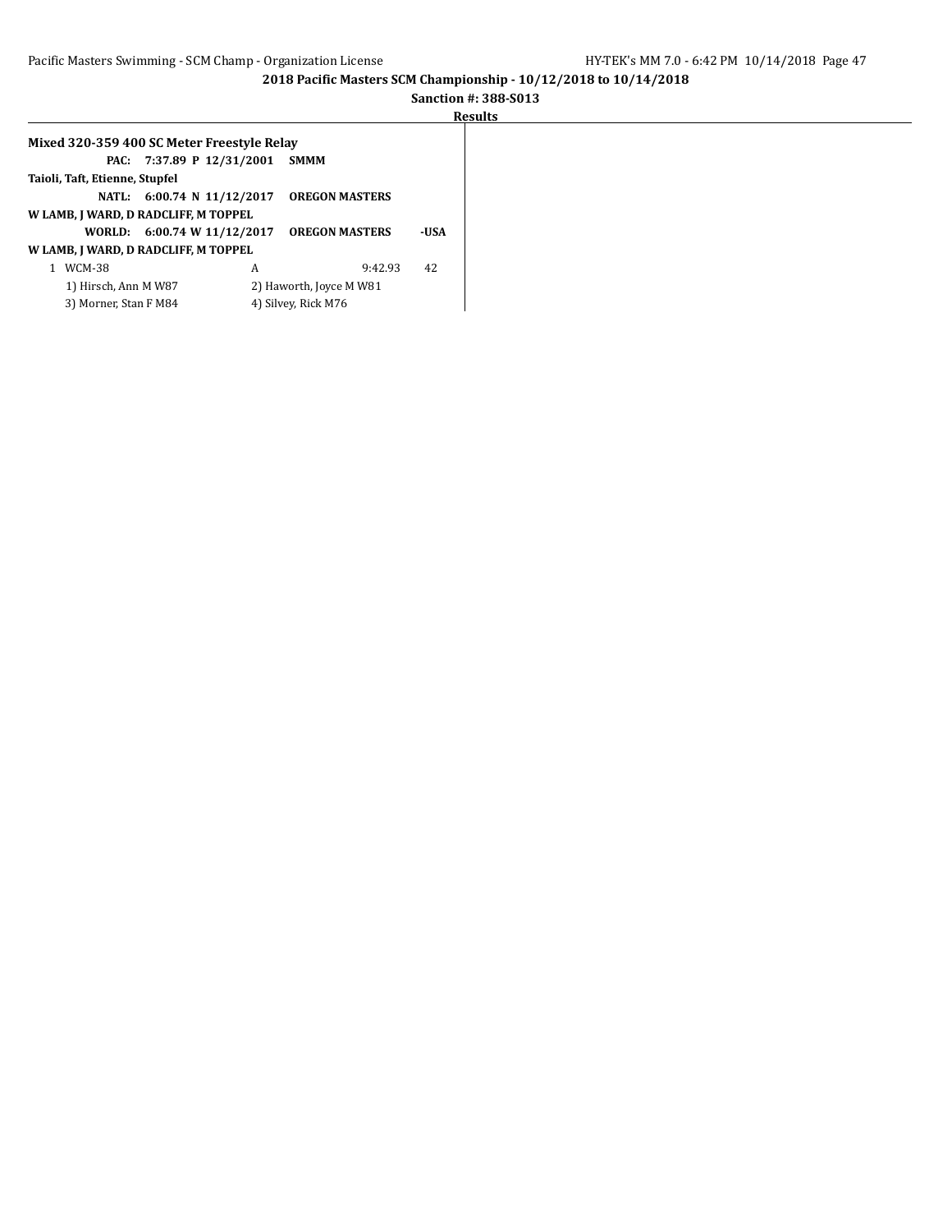2018 Pacific Masters SCM Championship - 10/12/2018 to 10/14/2018

Sanction #: 388-S013

**Results**

**Mixed 320-359 400 SC Meter Freestyle Relay**

**PAC: 7:37.89 P 12/31/2001 SMMM**

**Taioli, Taft, Etienne, Stupfel**

**NATL: 6:00.74 N 11/12/2017 OREGON MASTERS**

**W LAMB, J WARD, D RADCLIFF, M TOPPEL**

**WORLD: 6:00.74 W 11/12/2017 OREGON MASTERS -USA**

**W LAMB, J WARD, D RADCLIFF, M TOPPEL**

1 WCM-38 A 9:42.93 42

1) Hirsch, Ann M W87 2) Haworth, Joyce M W81

3) Morner, Stan F M84 4) Silvey, Rick M76